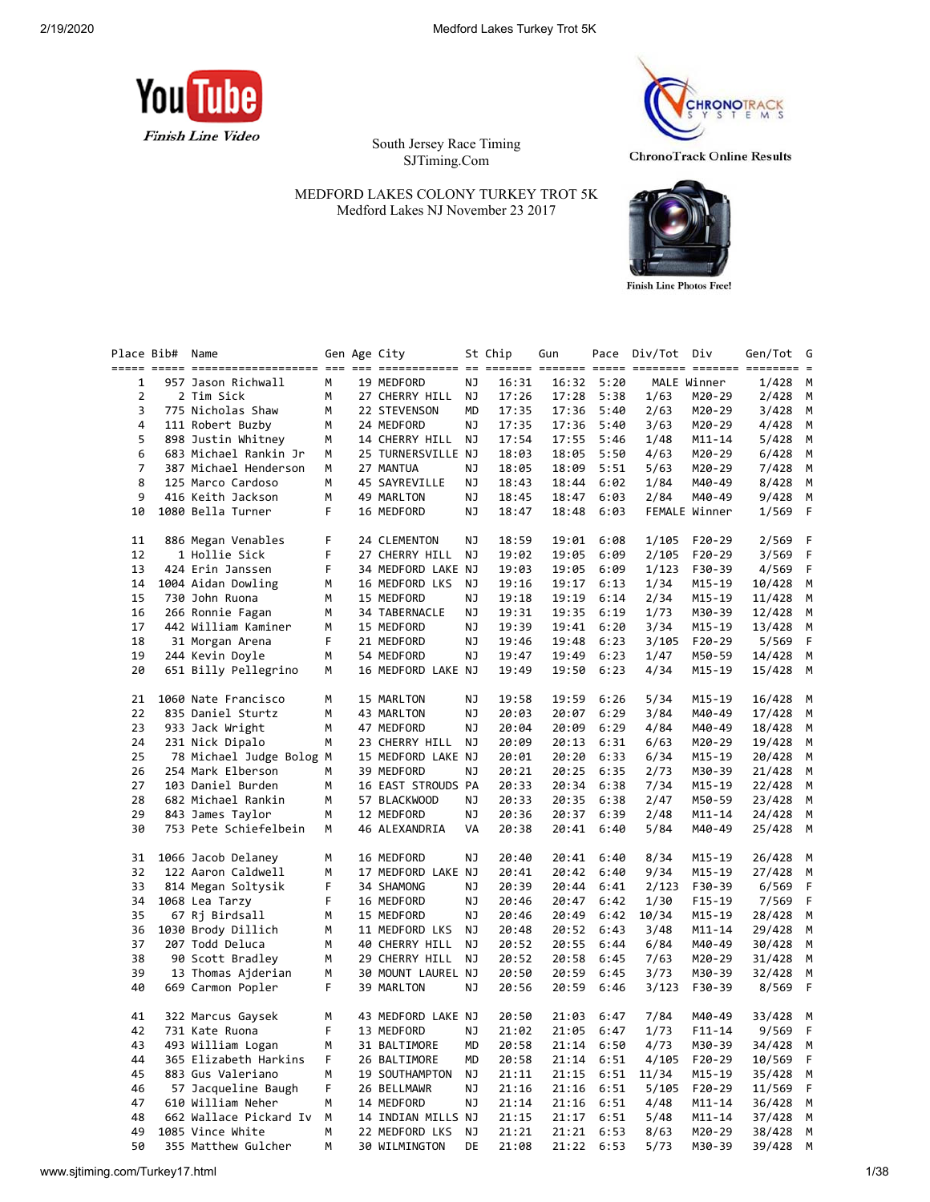YouTube Finish Line Video

South Jersey Race Timing
SJTiming.Com

ChronoTrack Online Results

MEDFORD LAKES COLONY TURKEY TROT 5K
Medford Lakes NJ November 23 2017

Finish Line Photos Free!

| Place | Bib# | Name | Gen | Age | City | St | Chip | Gun | Pace | Div/Tot | Div | Gen/Tot | G |
|---|---|---|---|---|---|---|---|---|---|---|---|---|---|
| 1 | 957 | Jason Richwall | M | 19 | MEDFORD | NJ | 16:31 | 16:32 | 5:20 | MALE Winner | | 1/428 | M |
| 2 | 2 | Tim Sick | M | 27 | CHERRY HILL | NJ | 17:26 | 17:28 | 5:38 | 1/63 | M20-29 | 2/428 | M |
| 3 | 775 | Nicholas Shaw | M | 22 | STEVENSON | MD | 17:35 | 17:36 | 5:40 | 2/63 | M20-29 | 3/428 | M |
| 4 | 111 | Robert Buzby | M | 24 | MEDFORD | NJ | 17:35 | 17:36 | 5:40 | 3/63 | M20-29 | 4/428 | M |
| 5 | 898 | Justin Whitney | M | 14 | CHERRY HILL | NJ | 17:54 | 17:55 | 5:46 | 1/48 | M11-14 | 5/428 | M |
| 6 | 683 | Michael Rankin Jr | M | 25 | TURNERSVILLE | NJ | 18:03 | 18:05 | 5:50 | 4/63 | M20-29 | 6/428 | M |
| 7 | 387 | Michael Henderson | M | 27 | MANTUA | NJ | 18:05 | 18:09 | 5:51 | 5/63 | M20-29 | 7/428 | M |
| 8 | 125 | Marco Cardoso | M | 45 | SAYREVILLE | NJ | 18:43 | 18:44 | 6:02 | 1/84 | M40-49 | 8/428 | M |
| 9 | 416 | Keith Jackson | M | 49 | MARLTON | NJ | 18:45 | 18:47 | 6:03 | 2/84 | M40-49 | 9/428 | M |
| 10 | 1080 | Bella Turner | F | 16 | MEDFORD | NJ | 18:47 | 18:48 | 6:03 | FEMALE Winner | | 1/569 | F |
| 11 | 886 | Megan Venables | F | 24 | CLEMENTON | NJ | 18:59 | 19:01 | 6:08 | 1/105 | F20-29 | 2/569 | F |
| 12 | 1 | Hollie Sick | F | 27 | CHERRY HILL | NJ | 19:02 | 19:05 | 6:09 | 2/105 | F20-29 | 3/569 | F |
| 13 | 424 | Erin Janssen | F | 34 | MEDFORD LAKE | NJ | 19:03 | 19:05 | 6:09 | 1/123 | F30-39 | 4/569 | F |
| 14 | 1004 | Aidan Dowling | M | 16 | MEDFORD LKS | NJ | 19:16 | 19:17 | 6:13 | 1/34 | M15-19 | 10/428 | M |
| 15 | 730 | John Ruona | M | 15 | MEDFORD | NJ | 19:18 | 19:19 | 6:14 | 2/34 | M15-19 | 11/428 | M |
| 16 | 266 | Ronnie Fagan | M | 34 | TABERNACLE | NJ | 19:31 | 19:35 | 6:19 | 1/73 | M30-39 | 12/428 | M |
| 17 | 442 | William Kaminer | M | 15 | MEDFORD | NJ | 19:39 | 19:41 | 6:20 | 3/34 | M15-19 | 13/428 | M |
| 18 | 31 | Morgan Arena | F | 21 | MEDFORD | NJ | 19:46 | 19:48 | 6:23 | 3/105 | F20-29 | 5/569 | F |
| 19 | 244 | Kevin Doyle | M | 54 | MEDFORD | NJ | 19:47 | 19:49 | 6:23 | 1/47 | M50-59 | 14/428 | M |
| 20 | 651 | Billy Pellegrino | M | 16 | MEDFORD LAKE | NJ | 19:49 | 19:50 | 6:23 | 4/34 | M15-19 | 15/428 | M |
| 21 | 1060 | Nate Francisco | M | 15 | MARLTON | NJ | 19:58 | 19:59 | 6:26 | 5/34 | M15-19 | 16/428 | M |
| 22 | 835 | Daniel Sturtz | M | 43 | MARLTON | NJ | 20:03 | 20:07 | 6:29 | 3/84 | M40-49 | 17/428 | M |
| 23 | 933 | Jack Wright | M | 47 | MEDFORD | NJ | 20:04 | 20:09 | 6:29 | 4/84 | M40-49 | 18/428 | M |
| 24 | 231 | Nick Dipalo | M | 23 | CHERRY HILL | NJ | 20:09 | 20:13 | 6:31 | 6/63 | M20-29 | 19/428 | M |
| 25 | 78 | Michael Judge Bolog | M | 15 | MEDFORD LAKE | NJ | 20:01 | 20:20 | 6:33 | 6/34 | M15-19 | 20/428 | M |
| 26 | 254 | Mark Elberson | M | 39 | MEDFORD | NJ | 20:21 | 20:25 | 6:35 | 2/73 | M30-39 | 21/428 | M |
| 27 | 103 | Daniel Burden | M | 16 | EAST STROUDS | PA | 20:33 | 20:34 | 6:38 | 7/34 | M15-19 | 22/428 | M |
| 28 | 682 | Michael Rankin | M | 57 | BLACKWOOD | NJ | 20:33 | 20:35 | 6:38 | 2/47 | M50-59 | 23/428 | M |
| 29 | 843 | James Taylor | M | 12 | MEDFORD | NJ | 20:36 | 20:37 | 6:39 | 2/48 | M11-14 | 24/428 | M |
| 30 | 753 | Pete Schiefelbein | M | 46 | ALEXANDRIA | VA | 20:38 | 20:41 | 6:40 | 5/84 | M40-49 | 25/428 | M |
| 31 | 1066 | Jacob Delaney | M | 16 | MEDFORD | NJ | 20:40 | 20:41 | 6:40 | 8/34 | M15-19 | 26/428 | M |
| 32 | 122 | Aaron Caldwell | M | 17 | MEDFORD LAKE | NJ | 20:41 | 20:42 | 6:40 | 9/34 | M15-19 | 27/428 | M |
| 33 | 814 | Megan Soltysik | F | 34 | SHAMONG | NJ | 20:39 | 20:44 | 6:41 | 2/123 | F30-39 | 6/569 | F |
| 34 | 1068 | Lea Tarzy | F | 16 | MEDFORD | NJ | 20:46 | 20:47 | 6:42 | 1/30 | F15-19 | 7/569 | F |
| 35 | 67 | Rj Birdsall | M | 15 | MEDFORD | NJ | 20:46 | 20:49 | 6:42 | 10/34 | M15-19 | 28/428 | M |
| 36 | 1030 | Brody Dillich | M | 11 | MEDFORD LKS | NJ | 20:48 | 20:52 | 6:43 | 3/48 | M11-14 | 29/428 | M |
| 37 | 207 | Todd Deluca | M | 40 | CHERRY HILL | NJ | 20:52 | 20:55 | 6:44 | 6/84 | M40-49 | 30/428 | M |
| 38 | 90 | Scott Bradley | M | 29 | CHERRY HILL | NJ | 20:52 | 20:58 | 6:45 | 7/63 | M20-29 | 31/428 | M |
| 39 | 13 | Thomas Ajderian | M | 30 | MOUNT LAUREL | NJ | 20:50 | 20:59 | 6:45 | 3/73 | M30-39 | 32/428 | M |
| 40 | 669 | Carmon Popler | F | 39 | MARLTON | NJ | 20:56 | 20:59 | 6:46 | 3/123 | F30-39 | 8/569 | F |
| 41 | 322 | Marcus Gaysek | M | 43 | MEDFORD LAKE | NJ | 20:50 | 21:03 | 6:47 | 7/84 | M40-49 | 33/428 | M |
| 42 | 731 | Kate Ruona | F | 13 | MEDFORD | NJ | 21:02 | 21:05 | 6:47 | 1/73 | F11-14 | 9/569 | F |
| 43 | 493 | William Logan | M | 31 | BALTIMORE | MD | 20:58 | 21:14 | 6:50 | 4/73 | M30-39 | 34/428 | M |
| 44 | 365 | Elizabeth Harkins | F | 26 | BALTIMORE | MD | 20:58 | 21:14 | 6:51 | 4/105 | F20-29 | 10/569 | F |
| 45 | 883 | Gus Valeriano | M | 19 | SOUTHAMPTON | NJ | 21:11 | 21:15 | 6:51 | 11/34 | M15-19 | 35/428 | M |
| 46 | 57 | Jacqueline Baugh | F | 26 | BELLMAWR | NJ | 21:16 | 21:16 | 6:51 | 5/105 | F20-29 | 11/569 | F |
| 47 | 610 | William Neher | M | 14 | MEDFORD | NJ | 21:14 | 21:16 | 6:51 | 4/48 | M11-14 | 36/428 | M |
| 48 | 662 | Wallace Pickard Iv | M | 14 | INDIAN MILLS | NJ | 21:15 | 21:17 | 6:51 | 5/48 | M11-14 | 37/428 | M |
| 49 | 1085 | Vince White | M | 22 | MEDFORD LKS | NJ | 21:21 | 21:21 | 6:53 | 8/63 | M20-29 | 38/428 | M |
| 50 | 355 | Matthew Gulcher | M | 30 | WILMINGTON | DE | 21:08 | 21:22 | 6:53 | 5/73 | M30-39 | 39/428 | M |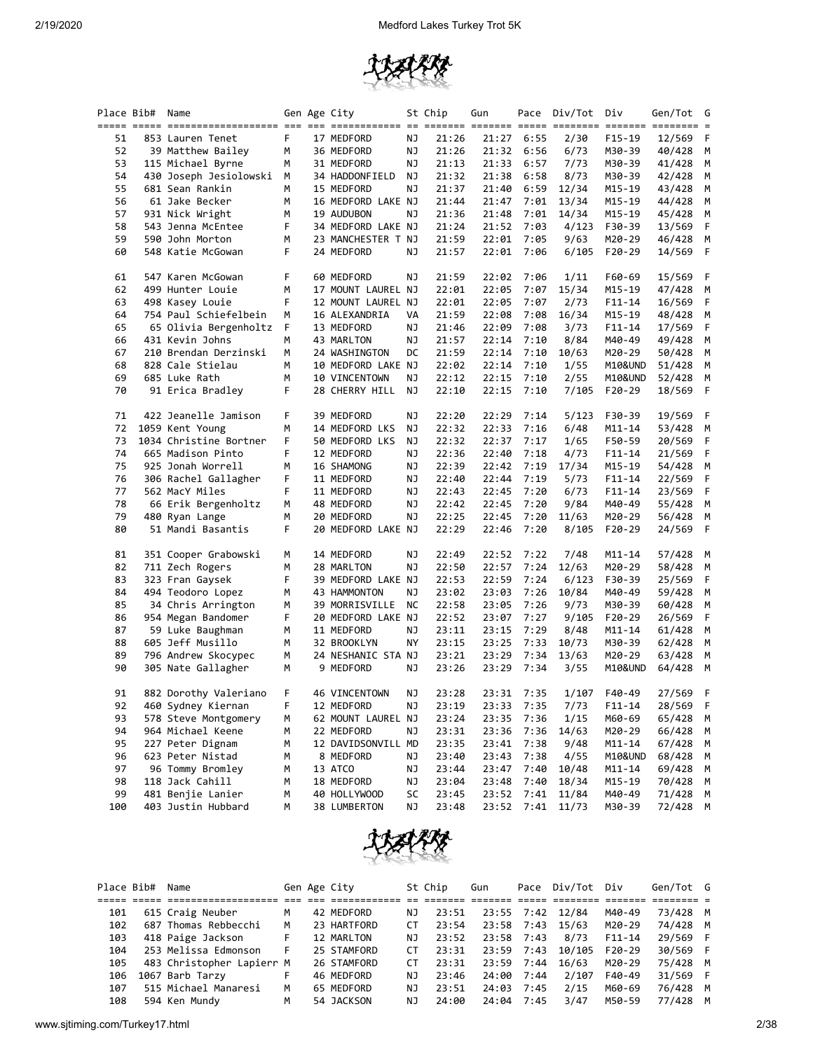| Place | Bib# | Name | Gen | Age | City | St | Chip | Gun | Pace | Div/Tot | Div | Gen/Tot | G |
|---|---|---|---|---|---|---|---|---|---|---|---|---|---|
| 51 | 853 | Lauren Tenet | F | 17 | MEDFORD | NJ | 21:26 | 21:27 | 6:55 | 2/30 | F15-19 | 12/569 | F |
| 52 | 39 | Matthew Bailey | M | 36 | MEDFORD | NJ | 21:26 | 21:32 | 6:56 | 6/73 | M30-39 | 40/428 | M |
| 53 | 115 | Michael Byrne | M | 31 | MEDFORD | NJ | 21:13 | 21:33 | 6:57 | 7/73 | M30-39 | 41/428 | M |
| 54 | 430 | Joseph Jesiolowski | M | 34 | HADDONFIELD | NJ | 21:32 | 21:38 | 6:58 | 8/73 | M30-39 | 42/428 | M |
| 55 | 681 | Sean Rankin | M | 15 | MEDFORD | NJ | 21:37 | 21:40 | 6:59 | 12/34 | M15-19 | 43/428 | M |
| 56 | 61 | Jake Becker | M | 16 | MEDFORD LAKE | NJ | 21:44 | 21:47 | 7:01 | 13/34 | M15-19 | 44/428 | M |
| 57 | 931 | Nick Wright | M | 19 | AUDUBON | NJ | 21:36 | 21:48 | 7:01 | 14/34 | M15-19 | 45/428 | M |
| 58 | 543 | Jenna McEntee | F | 34 | MEDFORD LAKE | NJ | 21:24 | 21:52 | 7:03 | 4/123 | F30-39 | 13/569 | F |
| 59 | 590 | John Morton | M | 23 | MANCHESTER T | NJ | 21:59 | 22:01 | 7:05 | 9/63 | M20-29 | 46/428 | M |
| 60 | 548 | Katie McGowan | F | 24 | MEDFORD | NJ | 21:57 | 22:01 | 7:06 | 6/105 | F20-29 | 14/569 | F |
| 61 | 547 | Karen McGowan | F | 60 | MEDFORD | NJ | 21:59 | 22:02 | 7:06 | 1/11 | F60-69 | 15/569 | F |
| 62 | 499 | Hunter Louie | M | 17 | MOUNT LAUREL | NJ | 22:01 | 22:05 | 7:07 | 15/34 | M15-19 | 47/428 | M |
| 63 | 498 | Kasey Louie | F | 12 | MOUNT LAUREL | NJ | 22:01 | 22:05 | 7:07 | 2/73 | F11-14 | 16/569 | F |
| 64 | 754 | Paul Schiefelbein | M | 16 | ALEXANDRIA | VA | 21:59 | 22:08 | 7:08 | 16/34 | M15-19 | 48/428 | M |
| 65 | 65 | Olivia Bergenholtz | F | 13 | MEDFORD | NJ | 21:46 | 22:09 | 7:08 | 3/73 | F11-14 | 17/569 | F |
| 66 | 431 | Kevin Johns | M | 43 | MARLTON | NJ | 21:57 | 22:14 | 7:10 | 8/84 | M40-49 | 49/428 | M |
| 67 | 210 | Brendan Derzinski | M | 24 | WASHINGTON | DC | 21:59 | 22:14 | 7:10 | 10/63 | M20-29 | 50/428 | M |
| 68 | 828 | Cale Stielau | M | 10 | MEDFORD LAKE | NJ | 22:02 | 22:14 | 7:10 | 1/55 | M10&UND | 51/428 | M |
| 69 | 685 | Luke Rath | M | 10 | VINCENTOWN | NJ | 22:12 | 22:15 | 7:10 | 2/55 | M10&UND | 52/428 | M |
| 70 | 91 | Erica Bradley | F | 28 | CHERRY HILL | NJ | 22:10 | 22:15 | 7:10 | 7/105 | F20-29 | 18/569 | F |
| 71 | 422 | Jeanelle Jamison | F | 39 | MEDFORD | NJ | 22:20 | 22:29 | 7:14 | 5/123 | F30-39 | 19/569 | F |
| 72 | 1059 | Kent Young | M | 14 | MEDFORD LKS | NJ | 22:32 | 22:33 | 7:16 | 6/48 | M11-14 | 53/428 | M |
| 73 | 1034 | Christine Bortner | F | 50 | MEDFORD LKS | NJ | 22:32 | 22:37 | 7:17 | 1/65 | F50-59 | 20/569 | F |
| 74 | 665 | Madison Pinto | F | 12 | MEDFORD | NJ | 22:36 | 22:40 | 7:18 | 4/73 | F11-14 | 21/569 | F |
| 75 | 925 | Jonah Worrell | M | 16 | SHAMONG | NJ | 22:39 | 22:42 | 7:19 | 17/34 | M15-19 | 54/428 | M |
| 76 | 306 | Rachel Gallagher | F | 11 | MEDFORD | NJ | 22:40 | 22:44 | 7:19 | 5/73 | F11-14 | 22/569 | F |
| 77 | 562 | MacY Miles | F | 11 | MEDFORD | NJ | 22:43 | 22:45 | 7:20 | 6/73 | F11-14 | 23/569 | F |
| 78 | 66 | Erik Bergenholtz | M | 48 | MEDFORD | NJ | 22:42 | 22:45 | 7:20 | 9/84 | M40-49 | 55/428 | M |
| 79 | 480 | Ryan Lange | M | 20 | MEDFORD | NJ | 22:25 | 22:45 | 7:20 | 11/63 | M20-29 | 56/428 | M |
| 80 | 51 | Mandi Basantis | F | 20 | MEDFORD LAKE | NJ | 22:29 | 22:46 | 7:20 | 8/105 | F20-29 | 24/569 | F |
| 81 | 351 | Cooper Grabowski | M | 14 | MEDFORD | NJ | 22:49 | 22:52 | 7:22 | 7/48 | M11-14 | 57/428 | M |
| 82 | 711 | Zech Rogers | M | 28 | MARLTON | NJ | 22:50 | 22:57 | 7:24 | 12/63 | M20-29 | 58/428 | M |
| 83 | 323 | Fran Gaysek | F | 39 | MEDFORD LAKE | NJ | 22:53 | 22:59 | 7:24 | 6/123 | F30-39 | 25/569 | F |
| 84 | 494 | Teodoro Lopez | M | 43 | HAMMONTON | NJ | 23:02 | 23:03 | 7:26 | 10/84 | M40-49 | 59/428 | M |
| 85 | 34 | Chris Arrington | M | 39 | MORRISVILLE | NC | 22:58 | 23:05 | 7:26 | 9/73 | M30-39 | 60/428 | M |
| 86 | 954 | Megan Bandomer | F | 20 | MEDFORD LAKE | NJ | 22:52 | 23:07 | 7:27 | 9/105 | F20-29 | 26/569 | F |
| 87 | 59 | Luke Baughman | M | 11 | MEDFORD | NJ | 23:11 | 23:15 | 7:29 | 8/48 | M11-14 | 61/428 | M |
| 88 | 605 | Jeff Musillo | M | 32 | BROOKLYN | NY | 23:15 | 23:25 | 7:33 | 10/73 | M30-39 | 62/428 | M |
| 89 | 796 | Andrew Skocypec | M | 24 | NESHANIC STA | NJ | 23:21 | 23:29 | 7:34 | 13/63 | M20-29 | 63/428 | M |
| 90 | 305 | Nate Gallagher | M | 9 | MEDFORD | NJ | 23:26 | 23:29 | 7:34 | 3/55 | M10&UND | 64/428 | M |
| 91 | 882 | Dorothy Valeriano | F | 46 | VINCENTOWN | NJ | 23:28 | 23:31 | 7:35 | 1/107 | F40-49 | 27/569 | F |
| 92 | 460 | Sydney Kiernan | F | 12 | MEDFORD | NJ | 23:19 | 23:33 | 7:35 | 7/73 | F11-14 | 28/569 | F |
| 93 | 578 | Steve Montgomery | M | 62 | MOUNT LAUREL | NJ | 23:24 | 23:35 | 7:36 | 1/15 | M60-69 | 65/428 | M |
| 94 | 964 | Michael Keene | M | 22 | MEDFORD | NJ | 23:31 | 23:36 | 7:36 | 14/63 | M20-29 | 66/428 | M |
| 95 | 227 | Peter Dignam | M | 12 | DAVIDSONVILL | MD | 23:35 | 23:41 | 7:38 | 9/48 | M11-14 | 67/428 | M |
| 96 | 623 | Peter Nistad | M | 8 | MEDFORD | NJ | 23:40 | 23:43 | 7:38 | 4/55 | M10&UND | 68/428 | M |
| 97 | 96 | Tommy Bromley | M | 13 | ATCO | NJ | 23:44 | 23:47 | 7:40 | 10/48 | M11-14 | 69/428 | M |
| 98 | 118 | Jack Cahill | M | 18 | MEDFORD | NJ | 23:04 | 23:48 | 7:40 | 18/34 | M15-19 | 70/428 | M |
| 99 | 481 | Benjie Lanier | M | 40 | HOLLYWOOD | SC | 23:45 | 23:52 | 7:41 | 11/84 | M40-49 | 71/428 | M |
| 100 | 403 | Justin Hubbard | M | 38 | LUMBERTON | NJ | 23:48 | 23:52 | 7:41 | 11/73 | M30-39 | 72/428 | M |
| 101 | 615 | Craig Neuber | M | 42 | MEDFORD | NJ | 23:51 | 23:55 | 7:42 | 12/84 | M40-49 | 73/428 | M |
| 102 | 687 | Thomas Rebbecchi | M | 23 | HARTFORD | CT | 23:54 | 23:58 | 7:43 | 15/63 | M20-29 | 74/428 | M |
| 103 | 418 | Paige Jackson | F | 12 | MARLTON | NJ | 23:52 | 23:58 | 7:43 | 8/73 | F11-14 | 29/569 | F |
| 104 | 253 | Melissa Edmonson | F | 25 | STAMFORD | CT | 23:31 | 23:59 | 7:43 | 10/105 | F20-29 | 30/569 | F |
| 105 | 483 | Christopher Lapierr | M | 26 | STAMFORD | CT | 23:31 | 23:59 | 7:44 | 16/63 | M20-29 | 75/428 | M |
| 106 | 1067 | Barb Tarzy | F | 46 | MEDFORD | NJ | 23:46 | 24:00 | 7:44 | 2/107 | F40-49 | 31/569 | F |
| 107 | 515 | Michael Manaresi | M | 65 | MEDFORD | NJ | 23:51 | 24:03 | 7:45 | 2/15 | M60-69 | 76/428 | M |
| 108 | 594 | Ken Mundy | M | 54 | JACKSON | NJ | 24:00 | 24:04 | 7:45 | 3/47 | M50-59 | 77/428 | M |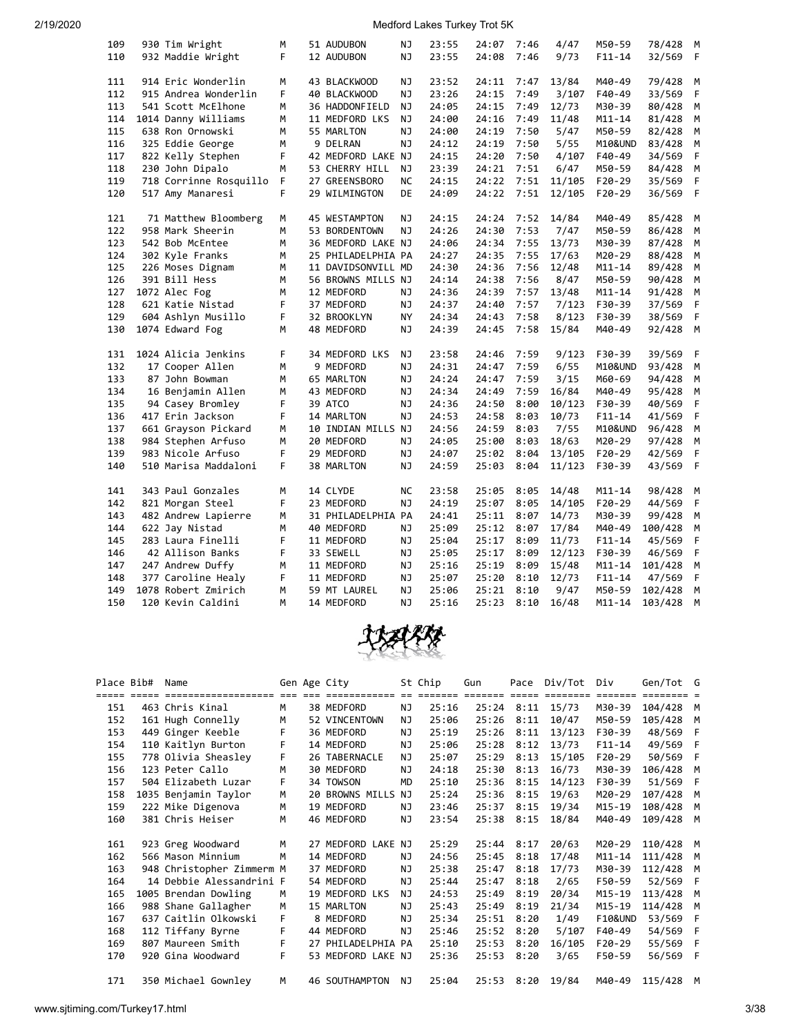| Place | Bib# | Name | Gen | Age | City | St | Chip | Gun | Pace | Div/Tot | Div | Gen/Tot | G |
|---|---|---|---|---|---|---|---|---|---|---|---|---|---|
| 109 | 930 | Tim Wright | M | 51 | AUDUBON | NJ | 23:55 | 24:07 | 7:46 | 4/47 | M50-59 | 78/428 | M |
| 110 | 932 | Maddie Wright | F | 12 | AUDUBON | NJ | 23:55 | 24:08 | 7:46 | 9/73 | F11-14 | 32/569 | F |
| 111 | 914 | Eric Wonderlin | M | 43 | BLACKWOOD | NJ | 23:52 | 24:11 | 7:47 | 13/84 | M40-49 | 79/428 | M |
| 112 | 915 | Andrea Wonderlin | F | 40 | BLACKWOOD | NJ | 23:26 | 24:15 | 7:49 | 3/107 | F40-49 | 33/569 | F |
| 113 | 541 | Scott McElhone | M | 36 | HADDONFIELD | NJ | 24:05 | 24:15 | 7:49 | 12/73 | M30-39 | 80/428 | M |
| 114 | 1014 | Danny Williams | M | 11 | MEDFORD LKS | NJ | 24:00 | 24:16 | 7:49 | 11/48 | M11-14 | 81/428 | M |
| 115 | 638 | Ron Ornowski | M | 55 | MARLTON | NJ | 24:00 | 24:19 | 7:50 | 5/47 | M50-59 | 82/428 | M |
| 116 | 325 | Eddie George | M | 9 | DELRAN | NJ | 24:12 | 24:19 | 7:50 | 5/55 | M10&UND | 83/428 | M |
| 117 | 822 | Kelly Stephen | F | 42 | MEDFORD LAKE | NJ | 24:15 | 24:20 | 7:50 | 4/107 | F40-49 | 34/569 | F |
| 118 | 230 | John Dipalo | M | 53 | CHERRY HILL | NJ | 23:39 | 24:21 | 7:51 | 6/47 | M50-59 | 84/428 | M |
| 119 | 718 | Corrinne Rosquillo | F | 27 | GREENSBORO | NC | 24:15 | 24:22 | 7:51 | 11/105 | F20-29 | 35/569 | F |
| 120 | 517 | Amy Manaresi | F | 29 | WILMINGTON | DE | 24:09 | 24:22 | 7:51 | 12/105 | F20-29 | 36/569 | F |
| 121 | 71 | Matthew Bloomberg | M | 45 | WESTAMPTON | NJ | 24:15 | 24:24 | 7:52 | 14/84 | M40-49 | 85/428 | M |
| 122 | 958 | Mark Sheerin | M | 53 | BORDENTOWN | NJ | 24:26 | 24:30 | 7:53 | 7/47 | M50-59 | 86/428 | M |
| 123 | 542 | Bob McEntee | M | 36 | MEDFORD LAKE | NJ | 24:06 | 24:34 | 7:55 | 13/73 | M30-39 | 87/428 | M |
| 124 | 302 | Kyle Franks | M | 25 | PHILADELPHIA | PA | 24:27 | 24:35 | 7:55 | 17/63 | M20-29 | 88/428 | M |
| 125 | 226 | Moses Dignam | M | 11 | DAVIDSONVILL | MD | 24:30 | 24:36 | 7:56 | 12/48 | M11-14 | 89/428 | M |
| 126 | 391 | Bill Hess | M | 56 | BROWNS MILLS | NJ | 24:14 | 24:38 | 7:56 | 8/47 | M50-59 | 90/428 | M |
| 127 | 1072 | Alec Fog | M | 12 | MEDFORD | NJ | 24:36 | 24:39 | 7:57 | 13/48 | M11-14 | 91/428 | M |
| 128 | 621 | Katie Nistad | F | 37 | MEDFORD | NJ | 24:37 | 24:40 | 7:57 | 7/123 | F30-39 | 37/569 | F |
| 129 | 604 | Ashlyn Musillo | F | 32 | BROOKLYN | NY | 24:34 | 24:43 | 7:58 | 8/123 | F30-39 | 38/569 | F |
| 130 | 1074 | Edward Fog | M | 48 | MEDFORD | NJ | 24:39 | 24:45 | 7:58 | 15/84 | M40-49 | 92/428 | M |
| 131 | 1024 | Alicia Jenkins | F | 34 | MEDFORD LKS | NJ | 23:58 | 24:46 | 7:59 | 9/123 | F30-39 | 39/569 | F |
| 132 | 17 | Cooper Allen | M | 9 | MEDFORD | NJ | 24:31 | 24:47 | 7:59 | 6/55 | M10&UND | 93/428 | M |
| 133 | 87 | John Bowman | M | 65 | MARLTON | NJ | 24:24 | 24:47 | 7:59 | 3/15 | M60-69 | 94/428 | M |
| 134 | 16 | Benjamin Allen | M | 43 | MEDFORD | NJ | 24:34 | 24:49 | 7:59 | 16/84 | M40-49 | 95/428 | M |
| 135 | 94 | Casey Bromley | F | 39 | ATCO | NJ | 24:36 | 24:50 | 8:00 | 10/123 | F30-39 | 40/569 | F |
| 136 | 417 | Erin Jackson | F | 14 | MARLTON | NJ | 24:53 | 24:58 | 8:03 | 10/73 | F11-14 | 41/569 | F |
| 137 | 661 | Grayson Pickard | M | 10 | INDIAN MILLS | NJ | 24:56 | 24:59 | 8:03 | 7/55 | M10&UND | 96/428 | M |
| 138 | 984 | Stephen Arfuso | M | 20 | MEDFORD | NJ | 24:05 | 25:00 | 8:03 | 18/63 | M20-29 | 97/428 | M |
| 139 | 983 | Nicole Arfuso | F | 29 | MEDFORD | NJ | 24:07 | 25:02 | 8:04 | 13/105 | F20-29 | 42/569 | F |
| 140 | 510 | Marisa Maddaloni | F | 38 | MARLTON | NJ | 24:59 | 25:03 | 8:04 | 11/123 | F30-39 | 43/569 | F |
| 141 | 343 | Paul Gonzales | M | 14 | CLYDE | NC | 23:58 | 25:05 | 8:05 | 14/48 | M11-14 | 98/428 | M |
| 142 | 821 | Morgan Steel | F | 23 | MEDFORD | NJ | 24:19 | 25:07 | 8:05 | 14/105 | F20-29 | 44/569 | F |
| 143 | 482 | Andrew Lapierre | M | 31 | PHILADELPHIA | PA | 24:41 | 25:11 | 8:07 | 14/73 | M30-39 | 99/428 | M |
| 144 | 622 | Jay Nistad | M | 40 | MEDFORD | NJ | 25:09 | 25:12 | 8:07 | 17/84 | M40-49 | 100/428 | M |
| 145 | 283 | Laura Finelli | F | 11 | MEDFORD | NJ | 25:04 | 25:17 | 8:09 | 11/73 | F11-14 | 45/569 | F |
| 146 | 42 | Allison Banks | F | 33 | SEWELL | NJ | 25:05 | 25:17 | 8:09 | 12/123 | F30-39 | 46/569 | F |
| 147 | 247 | Andrew Duffy | M | 11 | MEDFORD | NJ | 25:16 | 25:19 | 8:09 | 15/48 | M11-14 | 101/428 | M |
| 148 | 377 | Caroline Healy | F | 11 | MEDFORD | NJ | 25:07 | 25:20 | 8:10 | 12/73 | F11-14 | 47/569 | F |
| 149 | 1078 | Robert Zmirich | M | 59 | MT LAUREL | NJ | 25:06 | 25:21 | 8:10 | 9/47 | M50-59 | 102/428 | M |
| 150 | 120 | Kevin Caldini | M | 14 | MEDFORD | NJ | 25:16 | 25:23 | 8:10 | 16/48 | M11-14 | 103/428 | M |

| Place | Bib# | Name | Gen | Age | City | St | Chip | Gun | Pace | Div/Tot | Div | Gen/Tot | G |
|---|---|---|---|---|---|---|---|---|---|---|---|---|---|
| 151 | 463 | Chris Kinal | M | 38 | MEDFORD | NJ | 25:16 | 25:24 | 8:11 | 15/73 | M30-39 | 104/428 | M |
| 152 | 161 | Hugh Connelly | M | 52 | VINCENTOWN | NJ | 25:06 | 25:26 | 8:11 | 10/47 | M50-59 | 105/428 | M |
| 153 | 449 | Ginger Keeble | F | 36 | MEDFORD | NJ | 25:19 | 25:26 | 8:11 | 13/123 | F30-39 | 48/569 | F |
| 154 | 110 | Kaitlyn Burton | F | 14 | MEDFORD | NJ | 25:06 | 25:28 | 8:12 | 13/73 | F11-14 | 49/569 | F |
| 155 | 778 | Olivia Sheasley | F | 26 | TABERNACLE | NJ | 25:07 | 25:29 | 8:13 | 15/105 | F20-29 | 50/569 | F |
| 156 | 123 | Peter Callo | M | 30 | MEDFORD | NJ | 24:18 | 25:30 | 8:13 | 16/73 | M30-39 | 106/428 | M |
| 157 | 504 | Elizabeth Luzar | F | 34 | TOWSON | MD | 25:10 | 25:36 | 8:15 | 14/123 | F30-39 | 51/569 | F |
| 158 | 1035 | Benjamin Taylor | M | 20 | BROWNS MILLS | NJ | 25:24 | 25:36 | 8:15 | 19/63 | M20-29 | 107/428 | M |
| 159 | 222 | Mike Digenova | M | 19 | MEDFORD | NJ | 23:46 | 25:37 | 8:15 | 19/34 | M15-19 | 108/428 | M |
| 160 | 381 | Chris Heiser | M | 46 | MEDFORD | NJ | 23:54 | 25:38 | 8:15 | 18/84 | M40-49 | 109/428 | M |
| 161 | 923 | Greg Woodward | M | 27 | MEDFORD LAKE | NJ | 25:29 | 25:44 | 8:17 | 20/63 | M20-29 | 110/428 | M |
| 162 | 566 | Mason Minnium | M | 14 | MEDFORD | NJ | 24:56 | 25:45 | 8:18 | 17/48 | M11-14 | 111/428 | M |
| 163 | 948 | Christopher Zimmerm | M | 37 | MEDFORD | NJ | 25:38 | 25:47 | 8:18 | 17/73 | M30-39 | 112/428 | M |
| 164 | 14 | Debbie Alessandrini | F | 54 | MEDFORD | NJ | 25:44 | 25:47 | 8:18 | 2/65 | F50-59 | 52/569 | F |
| 165 | 1005 | Brendan Dowling | M | 19 | MEDFORD LKS | NJ | 24:53 | 25:49 | 8:19 | 20/34 | M15-19 | 113/428 | M |
| 166 | 988 | Shane Gallagher | M | 15 | MARLTON | NJ | 25:43 | 25:49 | 8:19 | 21/34 | M15-19 | 114/428 | M |
| 167 | 637 | Caitlin Olkowski | F | 8 | MEDFORD | NJ | 25:34 | 25:51 | 8:20 | 1/49 | F10&UND | 53/569 | F |
| 168 | 112 | Tiffany Byrne | F | 44 | MEDFORD | NJ | 25:46 | 25:52 | 8:20 | 5/107 | F40-49 | 54/569 | F |
| 169 | 807 | Maureen Smith | F | 27 | PHILADELPHIA | PA | 25:10 | 25:53 | 8:20 | 16/105 | F20-29 | 55/569 | F |
| 170 | 920 | Gina Woodward | F | 53 | MEDFORD LAKE | NJ | 25:36 | 25:53 | 8:20 | 3/65 | F50-59 | 56/569 | F |
| 171 | 350 | Michael Gownley | M | 46 | SOUTHAMPTON | NJ | 25:04 | 25:53 | 8:20 | 19/84 | M40-49 | 115/428 | M |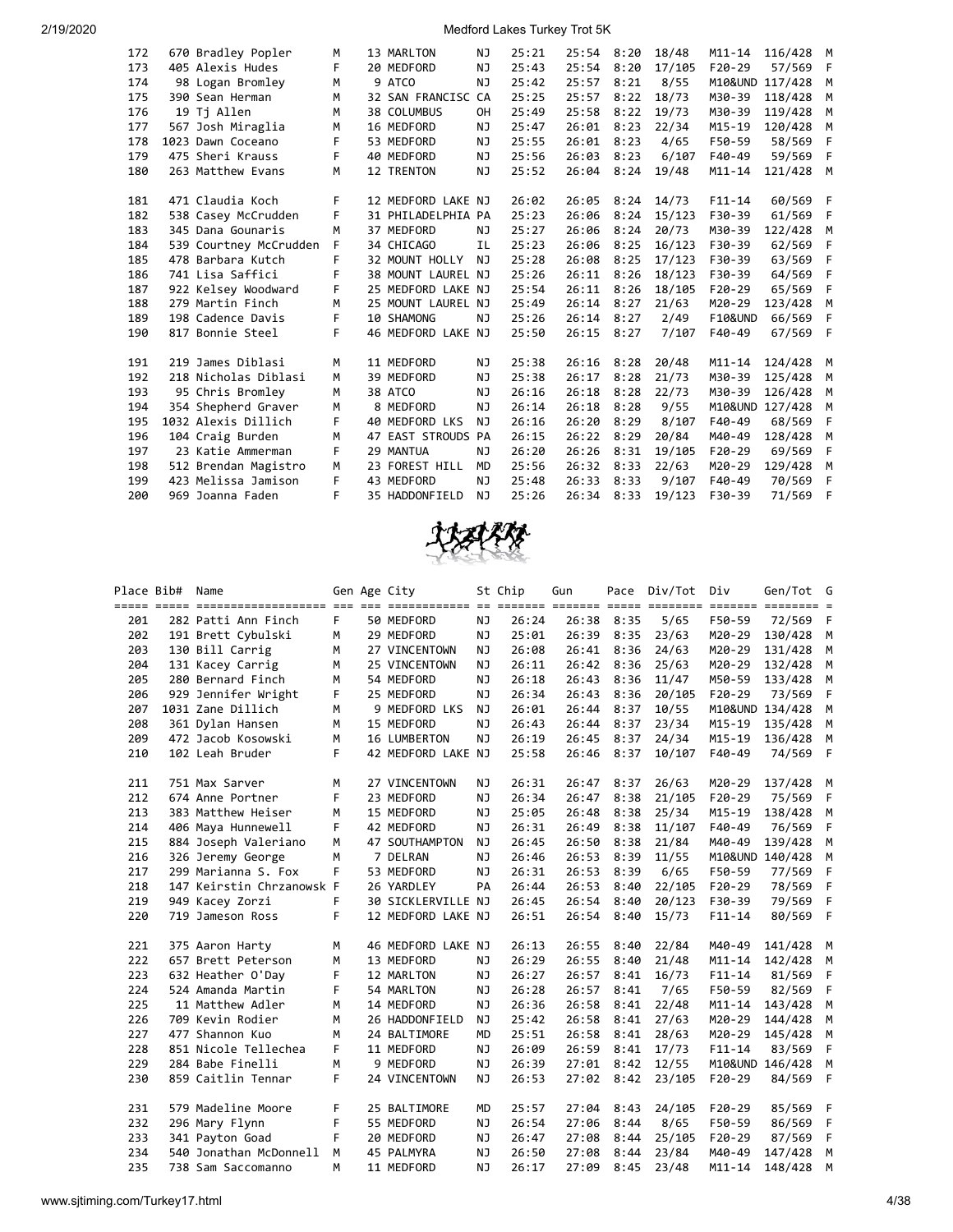| Place | Bib# | Name | Gen | Age | City | St | Chip | Gun | Pace | Div/Tot | Div | Gen/Tot | G |
|---|---|---|---|---|---|---|---|---|---|---|---|---|---|
| 172 | 670 | Bradley Popler | M | 13 | MARLTON | NJ | 25:21 | 25:54 | 8:20 | 18/48 | M11-14 | 116/428 | M |
| 173 | 405 | Alexis Hudes | F | 20 | MEDFORD | NJ | 25:43 | 25:54 | 8:20 | 17/105 | F20-29 | 57/569 | F |
| 174 | 98 | Logan Bromley | M | 9 | ATCO | NJ | 25:42 | 25:57 | 8:21 | 8/55 | M10&UND | 117/428 | M |
| 175 | 390 | Sean Herman | M | 32 | SAN FRANCISC | CA | 25:25 | 25:57 | 8:22 | 18/73 | M30-39 | 118/428 | M |
| 176 | 19 | Tj Allen | M | 38 | COLUMBUS | OH | 25:49 | 25:58 | 8:22 | 19/73 | M30-39 | 119/428 | M |
| 177 | 567 | Josh Miraglia | M | 16 | MEDFORD | NJ | 25:47 | 26:01 | 8:23 | 22/34 | M15-19 | 120/428 | M |
| 178 | 1023 | Dawn Coceano | F | 53 | MEDFORD | NJ | 25:55 | 26:01 | 8:23 | 4/65 | F50-59 | 58/569 | F |
| 179 | 475 | Sheri Krauss | F | 40 | MEDFORD | NJ | 25:56 | 26:03 | 8:23 | 6/107 | F40-49 | 59/569 | F |
| 180 | 263 | Matthew Evans | M | 12 | TRENTON | NJ | 25:52 | 26:04 | 8:24 | 19/48 | M11-14 | 121/428 | M |
| 181 | 471 | Claudia Koch | F | 12 | MEDFORD LAKE | NJ | 26:02 | 26:05 | 8:24 | 14/73 | F11-14 | 60/569 | F |
| 182 | 538 | Casey McCrudden | F | 31 | PHILADELPHIA | PA | 25:23 | 26:06 | 8:24 | 15/123 | F30-39 | 61/569 | F |
| 183 | 345 | Dana Gounaris | M | 37 | MEDFORD | NJ | 25:27 | 26:06 | 8:24 | 20/73 | M30-39 | 122/428 | M |
| 184 | 539 | Courtney McCrudden | F | 34 | CHICAGO | IL | 25:23 | 26:06 | 8:25 | 16/123 | F30-39 | 62/569 | F |
| 185 | 478 | Barbara Kutch | F | 32 | MOUNT HOLLY | NJ | 25:28 | 26:08 | 8:25 | 17/123 | F30-39 | 63/569 | F |
| 186 | 741 | Lisa Saffici | F | 38 | MOUNT LAUREL | NJ | 25:26 | 26:11 | 8:26 | 18/123 | F30-39 | 64/569 | F |
| 187 | 922 | Kelsey Woodward | F | 25 | MEDFORD LAKE | NJ | 25:54 | 26:11 | 8:26 | 18/105 | F20-29 | 65/569 | F |
| 188 | 279 | Martin Finch | M | 25 | MOUNT LAUREL | NJ | 25:49 | 26:14 | 8:27 | 21/63 | M20-29 | 123/428 | M |
| 189 | 198 | Cadence Davis | F | 10 | SHAMONG | NJ | 25:26 | 26:14 | 8:27 | 2/49 | F10&UND | 66/569 | F |
| 190 | 817 | Bonnie Steel | F | 46 | MEDFORD LAKE | NJ | 25:50 | 26:15 | 8:27 | 7/107 | F40-49 | 67/569 | F |
| 191 | 219 | James Diblasi | M | 11 | MEDFORD | NJ | 25:38 | 26:16 | 8:28 | 20/48 | M11-14 | 124/428 | M |
| 192 | 218 | Nicholas Diblasi | M | 39 | MEDFORD | NJ | 25:38 | 26:17 | 8:28 | 21/73 | M30-39 | 125/428 | M |
| 193 | 95 | Chris Bromley | M | 38 | ATCO | NJ | 26:16 | 26:18 | 8:28 | 22/73 | M30-39 | 126/428 | M |
| 194 | 354 | Shepherd Graver | M | 8 | MEDFORD | NJ | 26:14 | 26:18 | 8:28 | 9/55 | M10&UND | 127/428 | M |
| 195 | 1032 | Alexis Dillich | F | 40 | MEDFORD LKS | NJ | 26:16 | 26:20 | 8:29 | 8/107 | F40-49 | 68/569 | F |
| 196 | 104 | Craig Burden | M | 47 | EAST STROUDS | PA | 26:15 | 26:22 | 8:29 | 20/84 | M40-49 | 128/428 | M |
| 197 | 23 | Katie Ammerman | F | 29 | MANTUA | NJ | 26:20 | 26:26 | 8:31 | 19/105 | F20-29 | 69/569 | F |
| 198 | 512 | Brendan Magistro | M | 23 | FOREST HILL | MD | 25:56 | 26:32 | 8:33 | 22/63 | M20-29 | 129/428 | M |
| 199 | 423 | Melissa Jamison | F | 43 | MEDFORD | NJ | 25:48 | 26:33 | 8:33 | 9/107 | F40-49 | 70/569 | F |
| 200 | 969 | Joanna Faden | F | 35 | HADDONFIELD | NJ | 25:26 | 26:34 | 8:33 | 19/123 | F30-39 | 71/569 | F |
| 201 | 282 | Patti Ann Finch | F | 50 | MEDFORD | NJ | 26:24 | 26:38 | 8:35 | 5/65 | F50-59 | 72/569 | F |
| 202 | 191 | Brett Cybulski | M | 29 | MEDFORD | NJ | 25:01 | 26:39 | 8:35 | 23/63 | M20-29 | 130/428 | M |
| 203 | 130 | Bill Carrig | M | 27 | VINCENTOWN | NJ | 26:08 | 26:41 | 8:36 | 24/63 | M20-29 | 131/428 | M |
| 204 | 131 | Kacey Carrig | M | 25 | VINCENTOWN | NJ | 26:11 | 26:42 | 8:36 | 25/63 | M20-29 | 132/428 | M |
| 205 | 280 | Bernard Finch | M | 54 | MEDFORD | NJ | 26:18 | 26:43 | 8:36 | 11/47 | M50-59 | 133/428 | M |
| 206 | 929 | Jennifer Wright | F | 25 | MEDFORD | NJ | 26:34 | 26:43 | 8:36 | 20/105 | F20-29 | 73/569 | F |
| 207 | 1031 | Zane Dillich | M | 9 | MEDFORD LKS | NJ | 26:01 | 26:44 | 8:37 | 10/55 | M10&UND | 134/428 | M |
| 208 | 361 | Dylan Hansen | M | 15 | MEDFORD | NJ | 26:43 | 26:44 | 8:37 | 23/34 | M15-19 | 135/428 | M |
| 209 | 472 | Jacob Kosowski | M | 16 | LUMBERTON | NJ | 26:19 | 26:45 | 8:37 | 24/34 | M15-19 | 136/428 | M |
| 210 | 102 | Leah Bruder | F | 42 | MEDFORD LAKE | NJ | 25:58 | 26:46 | 8:37 | 10/107 | F40-49 | 74/569 | F |
| 211 | 751 | Max Sarver | M | 27 | VINCENTOWN | NJ | 26:31 | 26:47 | 8:37 | 26/63 | M20-29 | 137/428 | M |
| 212 | 674 | Anne Portner | F | 23 | MEDFORD | NJ | 26:34 | 26:47 | 8:38 | 21/105 | F20-29 | 75/569 | F |
| 213 | 383 | Matthew Heiser | M | 15 | MEDFORD | NJ | 25:05 | 26:48 | 8:38 | 25/34 | M15-19 | 138/428 | M |
| 214 | 406 | Maya Hunnewell | F | 42 | MEDFORD | NJ | 26:31 | 26:49 | 8:38 | 11/107 | F40-49 | 76/569 | F |
| 215 | 884 | Joseph Valeriano | M | 47 | SOUTHAMPTON | NJ | 26:45 | 26:50 | 8:38 | 21/84 | M40-49 | 139/428 | M |
| 216 | 326 | Jeremy George | M | 7 | DELRAN | NJ | 26:46 | 26:53 | 8:39 | 11/55 | M10&UND | 140/428 | M |
| 217 | 299 | Marianna S. Fox | F | 53 | MEDFORD | NJ | 26:31 | 26:53 | 8:39 | 6/65 | F50-59 | 77/569 | F |
| 218 | 147 | Keirstin Chrzanowsk | F | 26 | YARDLEY | PA | 26:44 | 26:53 | 8:40 | 22/105 | F20-29 | 78/569 | F |
| 219 | 949 | Kacey Zorzi | F | 30 | SICKLERVILLE | NJ | 26:45 | 26:54 | 8:40 | 20/123 | F30-39 | 79/569 | F |
| 220 | 719 | Jameson Ross | F | 12 | MEDFORD LAKE | NJ | 26:51 | 26:54 | 8:40 | 15/73 | F11-14 | 80/569 | F |
| 221 | 375 | Aaron Harty | M | 46 | MEDFORD LAKE | NJ | 26:13 | 26:55 | 8:40 | 22/84 | M40-49 | 141/428 | M |
| 222 | 657 | Brett Peterson | M | 13 | MEDFORD | NJ | 26:29 | 26:55 | 8:40 | 21/48 | M11-14 | 142/428 | M |
| 223 | 632 | Heather O'Day | F | 12 | MARLTON | NJ | 26:27 | 26:57 | 8:41 | 16/73 | F11-14 | 81/569 | F |
| 224 | 524 | Amanda Martin | F | 54 | MARLTON | NJ | 26:28 | 26:57 | 8:41 | 7/65 | F50-59 | 82/569 | F |
| 225 | 11 | Matthew Adler | M | 14 | MEDFORD | NJ | 26:36 | 26:58 | 8:41 | 22/48 | M11-14 | 143/428 | M |
| 226 | 709 | Kevin Rodier | M | 26 | HADDONFIELD | NJ | 25:42 | 26:58 | 8:41 | 27/63 | M20-29 | 144/428 | M |
| 227 | 477 | Shannon Kuo | M | 24 | BALTIMORE | MD | 25:51 | 26:58 | 8:41 | 28/63 | M20-29 | 145/428 | M |
| 228 | 851 | Nicole Tellechea | F | 11 | MEDFORD | NJ | 26:09 | 26:59 | 8:41 | 17/73 | F11-14 | 83/569 | F |
| 229 | 284 | Babe Finelli | M | 9 | MEDFORD | NJ | 26:39 | 27:01 | 8:42 | 12/55 | M10&UND | 146/428 | M |
| 230 | 859 | Caitlin Tennar | F | 24 | VINCENTOWN | NJ | 26:53 | 27:02 | 8:42 | 23/105 | F20-29 | 84/569 | F |
| 231 | 579 | Madeline Moore | F | 25 | BALTIMORE | MD | 25:57 | 27:04 | 8:43 | 24/105 | F20-29 | 85/569 | F |
| 232 | 296 | Mary Flynn | F | 55 | MEDFORD | NJ | 26:54 | 27:06 | 8:44 | 8/65 | F50-59 | 86/569 | F |
| 233 | 341 | Payton Goad | F | 20 | MEDFORD | NJ | 26:47 | 27:08 | 8:44 | 25/105 | F20-29 | 87/569 | F |
| 234 | 540 | Jonathan McDonnell | M | 45 | PALMYRA | NJ | 26:50 | 27:08 | 8:44 | 23/84 | M40-49 | 147/428 | M |
| 235 | 738 | Sam Saccomanno | M | 11 | MEDFORD | NJ | 26:17 | 27:09 | 8:45 | 23/48 | M11-14 | 148/428 | M |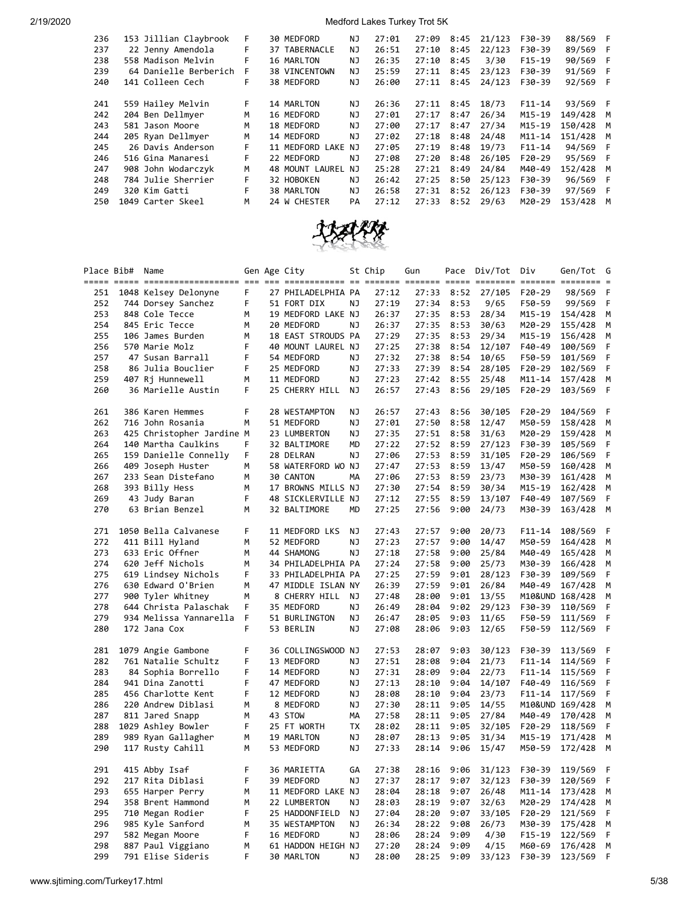| Place | Bib# | Name | Gen | Age | City | St | Chip | Gun | Pace | Div/Tot | Div | Gen/Tot | G |
|---|---|---|---|---|---|---|---|---|---|---|---|---|---|
| 236 | 153 | Jillian Claybrook | F | 30 | MEDFORD | NJ | 27:01 | 27:09 | 8:45 | 21/123 | F30-39 | 88/569 | F |
| 237 | 22 | Jenny Amendola | F | 37 | TABERNACLE | NJ | 26:51 | 27:10 | 8:45 | 22/123 | F30-39 | 89/569 | F |
| 238 | 558 | Madison Melvin | F | 16 | MARLTON | NJ | 26:35 | 27:10 | 8:45 | 3/30 | F15-19 | 90/569 | F |
| 239 | 64 | Danielle Berberich | F | 38 | VINCENTOWN | NJ | 25:59 | 27:11 | 8:45 | 23/123 | F30-39 | 91/569 | F |
| 240 | 141 | Colleen Cech | F | 38 | MEDFORD | NJ | 26:00 | 27:11 | 8:45 | 24/123 | F30-39 | 92/569 | F |
| 241 | 559 | Hailey Melvin | F | 14 | MARLTON | NJ | 26:36 | 27:11 | 8:45 | 18/73 | F11-14 | 93/569 | F |
| 242 | 204 | Ben Dellmyer | M | 16 | MEDFORD | NJ | 27:01 | 27:17 | 8:47 | 26/34 | M15-19 | 149/428 | M |
| 243 | 581 | Jason Moore | M | 18 | MEDFORD | NJ | 27:00 | 27:17 | 8:47 | 27/34 | M15-19 | 150/428 | M |
| 244 | 205 | Ryan Dellmyer | M | 14 | MEDFORD | NJ | 27:02 | 27:18 | 8:48 | 24/48 | M11-14 | 151/428 | M |
| 245 | 26 | Davis Anderson | F | 11 | MEDFORD LAKE | NJ | 27:05 | 27:19 | 8:48 | 19/73 | F11-14 | 94/569 | F |
| 246 | 516 | Gina Manaresi | F | 22 | MEDFORD | NJ | 27:08 | 27:20 | 8:48 | 26/105 | F20-29 | 95/569 | F |
| 247 | 908 | John Wodarczyk | M | 48 | MOUNT LAUREL | NJ | 25:28 | 27:21 | 8:49 | 24/84 | M40-49 | 152/428 | M |
| 248 | 784 | Julie Sherrier | F | 32 | HOBOKEN | NJ | 26:42 | 27:25 | 8:50 | 25/123 | F30-39 | 96/569 | F |
| 249 | 320 | Kim Gatti | F | 38 | MARLTON | NJ | 26:58 | 27:31 | 8:52 | 26/123 | F30-39 | 97/569 | F |
| 250 | 1049 | Carter Skeel | M | 24 | W CHESTER | PA | 27:12 | 27:33 | 8:52 | 29/63 | M20-29 | 153/428 | M |
| 251 | 1048 | Kelsey Delonyne | F | 27 | PHILADELPHIA | PA | 27:12 | 27:33 | 8:52 | 27/105 | F20-29 | 98/569 | F |
| 252 | 744 | Dorsey Sanchez | F | 51 | FORT DIX | NJ | 27:19 | 27:34 | 8:53 | 9/65 | F50-59 | 99/569 | F |
| 253 | 848 | Cole Tecce | M | 19 | MEDFORD LAKE | NJ | 26:37 | 27:35 | 8:53 | 28/34 | M15-19 | 154/428 | M |
| 254 | 845 | Eric Tecce | M | 20 | MEDFORD | NJ | 26:37 | 27:35 | 8:53 | 30/63 | M20-29 | 155/428 | M |
| 255 | 106 | James Burden | M | 18 | EAST STROUDS | PA | 27:29 | 27:35 | 8:53 | 29/34 | M15-19 | 156/428 | M |
| 256 | 570 | Marie Molz | F | 40 | MOUNT LAUREL | NJ | 27:25 | 27:38 | 8:54 | 12/107 | F40-49 | 100/569 | F |
| 257 | 47 | Susan Barrall | F | 54 | MEDFORD | NJ | 27:32 | 27:38 | 8:54 | 10/65 | F50-59 | 101/569 | F |
| 258 | 86 | Julia Bouclier | F | 25 | MEDFORD | NJ | 27:33 | 27:39 | 8:54 | 28/105 | F20-29 | 102/569 | F |
| 259 | 407 | Rj Hunnewell | M | 11 | MEDFORD | NJ | 27:23 | 27:42 | 8:55 | 25/48 | M11-14 | 157/428 | M |
| 260 | 36 | Marielle Austin | F | 25 | CHERRY HILL | NJ | 26:57 | 27:43 | 8:56 | 29/105 | F20-29 | 103/569 | F |
| 261 | 386 | Karen Hemmes | F | 28 | WESTAMPTON | NJ | 26:57 | 27:43 | 8:56 | 30/105 | F20-29 | 104/569 | F |
| 262 | 716 | John Rosania | M | 51 | MEDFORD | NJ | 27:01 | 27:50 | 8:58 | 12/47 | M50-59 | 158/428 | M |
| 263 | 425 | Christopher Jardine | M | 23 | LUMBERTON | NJ | 27:35 | 27:51 | 8:58 | 31/63 | M20-29 | 159/428 | M |
| 264 | 140 | Martha Caulkins | F | 32 | BALTIMORE | MD | 27:22 | 27:52 | 8:59 | 27/123 | F30-39 | 105/569 | F |
| 265 | 159 | Danielle Connelly | F | 28 | DELRAN | NJ | 27:06 | 27:53 | 8:59 | 31/105 | F20-29 | 106/569 | F |
| 266 | 409 | Joseph Huster | M | 58 | WATERFORD WO | NJ | 27:47 | 27:53 | 8:59 | 13/47 | M50-59 | 160/428 | M |
| 267 | 233 | Sean Distefano | M | 30 | CANTON | MA | 27:06 | 27:53 | 8:59 | 23/73 | M30-39 | 161/428 | M |
| 268 | 393 | Billy Hess | M | 17 | BROWNS MILLS | NJ | 27:30 | 27:54 | 8:59 | 30/34 | M15-19 | 162/428 | M |
| 269 | 43 | Judy Baran | F | 48 | SICKLERVILLE | NJ | 27:12 | 27:55 | 8:59 | 13/107 | F40-49 | 107/569 | F |
| 270 | 63 | Brian Benzel | M | 32 | BALTIMORE | MD | 27:25 | 27:56 | 9:00 | 24/73 | M30-39 | 163/428 | M |
| 271 | 1050 | Bella Calvanese | F | 11 | MEDFORD LKS | NJ | 27:43 | 27:57 | 9:00 | 20/73 | F11-14 | 108/569 | F |
| 272 | 411 | Bill Hyland | M | 52 | MEDFORD | NJ | 27:23 | 27:57 | 9:00 | 14/47 | M50-59 | 164/428 | M |
| 273 | 633 | Eric Offner | M | 44 | SHAMONG | NJ | 27:18 | 27:58 | 9:00 | 25/84 | M40-49 | 165/428 | M |
| 274 | 620 | Jeff Nichols | M | 34 | PHILADELPHIA | PA | 27:24 | 27:58 | 9:00 | 25/73 | M30-39 | 166/428 | M |
| 275 | 619 | Lindsey Nichols | F | 33 | PHILADELPHIA | PA | 27:25 | 27:59 | 9:01 | 28/123 | F30-39 | 109/569 | F |
| 276 | 630 | Edward O'Brien | M | 47 | MIDDLE ISLAN | NY | 26:39 | 27:59 | 9:01 | 26/84 | M40-49 | 167/428 | M |
| 277 | 900 | Tyler Whitney | M | 8 | CHERRY HILL | NJ | 27:48 | 28:00 | 9:01 | 13/55 | M10&UND | 168/428 | M |
| 278 | 644 | Christa Palaschak | F | 35 | MEDFORD | NJ | 26:49 | 28:04 | 9:02 | 29/123 | F30-39 | 110/569 | F |
| 279 | 934 | Melissa Yannarella | F | 51 | BURLINGTON | NJ | 26:47 | 28:05 | 9:03 | 11/65 | F50-59 | 111/569 | F |
| 280 | 172 | Jana Cox | F | 53 | BERLIN | NJ | 27:08 | 28:06 | 9:03 | 12/65 | F50-59 | 112/569 | F |
| 281 | 1079 | Angie Gambone | F | 36 | COLLINGSWOOD | NJ | 27:53 | 28:07 | 9:03 | 30/123 | F30-39 | 113/569 | F |
| 282 | 761 | Natalie Schultz | F | 13 | MEDFORD | NJ | 27:51 | 28:08 | 9:04 | 21/73 | F11-14 | 114/569 | F |
| 283 | 84 | Sophia Borrello | F | 14 | MEDFORD | NJ | 27:31 | 28:09 | 9:04 | 22/73 | F11-14 | 115/569 | F |
| 284 | 941 | Dina Zanotti | F | 47 | MEDFORD | NJ | 27:13 | 28:10 | 9:04 | 14/107 | F40-49 | 116/569 | F |
| 285 | 456 | Charlotte Kent | F | 12 | MEDFORD | NJ | 28:08 | 28:10 | 9:04 | 23/73 | F11-14 | 117/569 | F |
| 286 | 220 | Andrew Diblasi | M | 8 | MEDFORD | NJ | 27:30 | 28:11 | 9:05 | 14/55 | M10&UND | 169/428 | M |
| 287 | 811 | Jared Snapp | M | 43 | STOW | MA | 27:58 | 28:11 | 9:05 | 27/84 | M40-49 | 170/428 | M |
| 288 | 1029 | Ashley Bowler | F | 25 | FT WORTH | TX | 28:02 | 28:11 | 9:05 | 32/105 | F20-29 | 118/569 | F |
| 289 | 989 | Ryan Gallagher | M | 19 | MARLTON | NJ | 28:07 | 28:13 | 9:05 | 31/34 | M15-19 | 171/428 | M |
| 290 | 117 | Rusty Cahill | M | 53 | MEDFORD | NJ | 27:33 | 28:14 | 9:06 | 15/47 | M50-59 | 172/428 | M |
| 291 | 415 | Abby Isaf | F | 36 | MARIETTA | GA | 27:38 | 28:16 | 9:06 | 31/123 | F30-39 | 119/569 | F |
| 292 | 217 | Rita Diblasi | F | 39 | MEDFORD | NJ | 27:37 | 28:17 | 9:07 | 32/123 | F30-39 | 120/569 | F |
| 293 | 655 | Harper Perry | M | 11 | MEDFORD LAKE | NJ | 28:04 | 28:18 | 9:07 | 26/48 | M11-14 | 173/428 | M |
| 294 | 358 | Brent Hammond | M | 22 | LUMBERTON | NJ | 28:03 | 28:19 | 9:07 | 32/63 | M20-29 | 174/428 | M |
| 295 | 710 | Megan Rodier | F | 25 | HADDONFIELD | NJ | 27:04 | 28:20 | 9:07 | 33/105 | F20-29 | 121/569 | F |
| 296 | 985 | Kyle Sanford | M | 35 | WESTAMPTON | NJ | 26:34 | 28:22 | 9:08 | 26/73 | M30-39 | 175/428 | M |
| 297 | 582 | Megan Moore | F | 16 | MEDFORD | NJ | 28:06 | 28:24 | 9:09 | 4/30 | F15-19 | 122/569 | F |
| 298 | 887 | Paul Viggiano | M | 61 | HADDON HEIGH | NJ | 27:20 | 28:24 | 9:09 | 4/15 | M60-69 | 176/428 | M |
| 299 | 791 | Elise Sideris | F | 30 | MARLTON | NJ | 28:00 | 28:25 | 9:09 | 33/123 | F30-39 | 123/569 | F |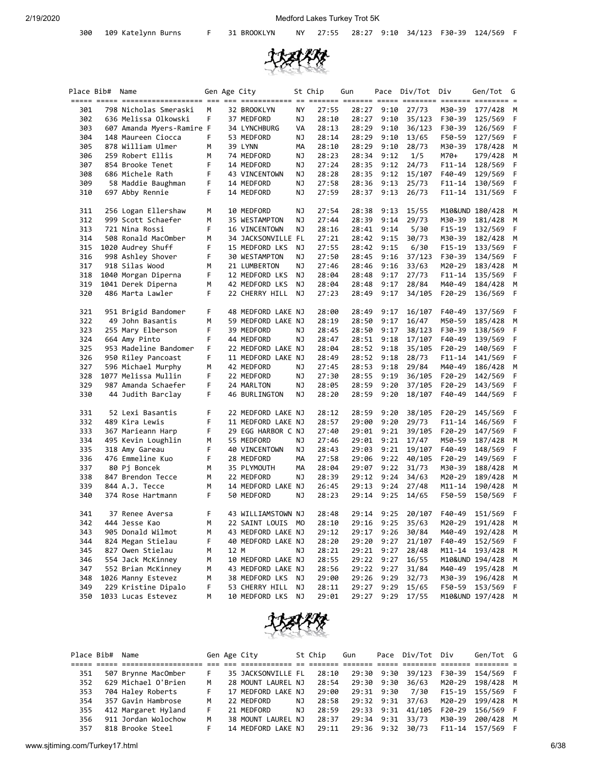| Place | Bib# | Name | Gen | Age | City | St | Chip | Gun | Pace | Div/Tot | Div | Gen/Tot | G |
|---|---|---|---|---|---|---|---|---|---|---|---|---|---|
| 300 | 109 | Katelynn Burns | F | 31 | BROOKLYN | NY | 27:55 | 28:27 | 9:10 | 34/123 | F30-39 | 124/569 | F |
| 301 | 798 | Nicholas Smeraski | M | 32 | BROOKLYN | NY | 27:55 | 28:27 | 9:10 | 27/73 | M30-39 | 177/428 | M |
| 302 | 636 | Melissa Olkowski | F | 37 | MEDFORD | NJ | 28:10 | 28:27 | 9:10 | 35/123 | F30-39 | 125/569 | F |
| 303 | 607 | Amanda Myers-Ramire | F | 34 | LYNCHBURG | VA | 28:13 | 28:29 | 9:10 | 36/123 | F30-39 | 126/569 | F |
| 304 | 148 | Maureen Ciocca | F | 53 | MEDFORD | NJ | 28:14 | 28:29 | 9:10 | 13/65 | F50-59 | 127/569 | F |
| 305 | 878 | William Ulmer | M | 39 | LYNN | MA | 28:10 | 28:29 | 9:10 | 28/73 | M30-39 | 178/428 | M |
| 306 | 259 | Robert Ellis | M | 74 | MEDFORD | NJ | 28:23 | 28:34 | 9:12 | 1/5 | M70+ | 179/428 | M |
| 307 | 854 | Brooke Tenet | F | 14 | MEDFORD | NJ | 27:24 | 28:35 | 9:12 | 24/73 | F11-14 | 128/569 | F |
| 308 | 686 | Michele Rath | F | 43 | VINCENTOWN | NJ | 28:28 | 28:35 | 9:12 | 15/107 | F40-49 | 129/569 | F |
| 309 | 58 | Maddie Baughman | F | 14 | MEDFORD | NJ | 27:58 | 28:36 | 9:13 | 25/73 | F11-14 | 130/569 | F |
| 310 | 697 | Abby Rennie | F | 14 | MEDFORD | NJ | 27:59 | 28:37 | 9:13 | 26/73 | F11-14 | 131/569 | F |
| 311 | 256 | Logan Ellershaw | M | 10 | MEDFORD | NJ | 27:54 | 28:38 | 9:13 | 15/55 | M10&UND | 180/428 | M |
| 312 | 999 | Scott Schaefer | M | 35 | WESTAMPTON | NJ | 27:44 | 28:39 | 9:14 | 29/73 | M30-39 | 181/428 | M |
| 313 | 721 | Nina Rossi | F | 16 | VINCENTOWN | NJ | 28:16 | 28:41 | 9:14 | 5/30 | F15-19 | 132/569 | F |
| 314 | 508 | Ronald MacOmber | M | 34 | JACKSONVILLE | FL | 27:21 | 28:42 | 9:15 | 30/73 | M30-39 | 182/428 | M |
| 315 | 1020 | Audrey Shuff | F | 15 | MEDFORD LKS | NJ | 27:55 | 28:42 | 9:15 | 6/30 | F15-19 | 133/569 | F |
| 316 | 998 | Ashley Shover | F | 30 | WESTAMPTON | NJ | 27:50 | 28:45 | 9:16 | 37/123 | F30-39 | 134/569 | F |
| 317 | 918 | Silas Wood | M | 21 | LUMBERTON | NJ | 27:46 | 28:46 | 9:16 | 33/63 | M20-29 | 183/428 | M |
| 318 | 1040 | Morgan Diperna | F | 12 | MEDFORD LKS | NJ | 28:04 | 28:48 | 9:17 | 27/73 | F11-14 | 135/569 | F |
| 319 | 1041 | Derek Diperna | M | 42 | MEDFORD LKS | NJ | 28:04 | 28:48 | 9:17 | 28/84 | M40-49 | 184/428 | M |
| 320 | 486 | Marta Lawler | F | 22 | CHERRY HILL | NJ | 27:23 | 28:49 | 9:17 | 34/105 | F20-29 | 136/569 | F |
| 321 | 951 | Brigid Bandomer | F | 48 | MEDFORD LAKE | NJ | 28:00 | 28:49 | 9:17 | 16/107 | F40-49 | 137/569 | F |
| 322 | 49 | John Basantis | M | 59 | MEDFORD LAKE | NJ | 28:19 | 28:50 | 9:17 | 16/47 | M50-59 | 185/428 | M |
| 323 | 255 | Mary Elberson | F | 39 | MEDFORD | NJ | 28:45 | 28:50 | 9:17 | 38/123 | F30-39 | 138/569 | F |
| 324 | 664 | Amy Pinto | F | 44 | MEDFORD | NJ | 28:47 | 28:51 | 9:18 | 17/107 | F40-49 | 139/569 | F |
| 325 | 953 | Madeline Bandomer | F | 22 | MEDFORD LAKE | NJ | 28:04 | 28:52 | 9:18 | 35/105 | F20-29 | 140/569 | F |
| 326 | 950 | Riley Pancoast | F | 11 | MEDFORD LAKE | NJ | 28:49 | 28:52 | 9:18 | 28/73 | F11-14 | 141/569 | F |
| 327 | 596 | Michael Murphy | M | 42 | MEDFORD | NJ | 27:45 | 28:53 | 9:18 | 29/84 | M40-49 | 186/428 | M |
| 328 | 1077 | Melissa Mullin | F | 22 | MEDFORD | NJ | 27:30 | 28:55 | 9:19 | 36/105 | F20-29 | 142/569 | F |
| 329 | 987 | Amanda Schaefer | F | 24 | MARLTON | NJ | 28:05 | 28:59 | 9:20 | 37/105 | F20-29 | 143/569 | F |
| 330 | 44 | Judith Barclay | F | 46 | BURLINGTON | NJ | 28:20 | 28:59 | 9:20 | 18/107 | F40-49 | 144/569 | F |
| 331 | 52 | Lexi Basantis | F | 22 | MEDFORD LAKE | NJ | 28:12 | 28:59 | 9:20 | 38/105 | F20-29 | 145/569 | F |
| 332 | 489 | Kira Lewis | F | 11 | MEDFORD LAKE | NJ | 28:57 | 29:00 | 9:20 | 29/73 | F11-14 | 146/569 | F |
| 333 | 367 | Marieann Harp | F | 29 | EGG HARBOR C | NJ | 27:40 | 29:01 | 9:21 | 39/105 | F20-29 | 147/569 | F |
| 334 | 495 | Kevin Loughlin | M | 55 | MEDFORD | NJ | 27:46 | 29:01 | 9:21 | 17/47 | M50-59 | 187/428 | M |
| 335 | 318 | Amy Gareau | F | 40 | VINCENTOWN | NJ | 28:43 | 29:03 | 9:21 | 19/107 | F40-49 | 148/569 | F |
| 336 | 476 | Emmeline Kuo | F | 28 | MEDFORD | MA | 27:58 | 29:06 | 9:22 | 40/105 | F20-29 | 149/569 | F |
| 337 | 80 | Pj Boncek | M | 35 | PLYMOUTH | MA | 28:04 | 29:07 | 9:22 | 31/73 | M30-39 | 188/428 | M |
| 338 | 847 | Brendon Tecce | M | 22 | MEDFORD | NJ | 28:39 | 29:12 | 9:24 | 34/63 | M20-29 | 189/428 | M |
| 339 | 844 | A.J. Tecce | M | 14 | MEDFORD LAKE | NJ | 26:45 | 29:13 | 9:24 | 27/48 | M11-14 | 190/428 | M |
| 340 | 374 | Rose Hartmann | F | 50 | MEDFORD | NJ | 28:23 | 29:14 | 9:25 | 14/65 | F50-59 | 150/569 | F |
| 341 | 37 | Renee Aversa | F | 43 | WILLIAMSTOWN | NJ | 28:48 | 29:14 | 9:25 | 20/107 | F40-49 | 151/569 | F |
| 342 | 444 | Jesse Kao | M | 22 | SAINT LOUIS | MO | 28:10 | 29:16 | 9:25 | 35/63 | M20-29 | 191/428 | M |
| 343 | 905 | Donald Wilmot | M | 43 | MEDFORD LAKE | NJ | 29:12 | 29:17 | 9:26 | 30/84 | M40-49 | 192/428 | M |
| 344 | 824 | Megan Stielau | F | 40 | MEDFORD LAKE | NJ | 28:20 | 29:20 | 9:27 | 21/107 | F40-49 | 152/569 | F |
| 345 | 827 | Owen Stielau | M | 12 | M | NJ | 28:21 | 29:21 | 9:27 | 28/48 | M11-14 | 193/428 | M |
| 346 | 554 | Jack McKinney | M | 10 | MEDFORD LAKE | NJ | 28:55 | 29:22 | 9:27 | 16/55 | M10&UND | 194/428 | M |
| 347 | 552 | Brian McKinney | M | 43 | MEDFORD LAKE | NJ | 28:56 | 29:22 | 9:27 | 31/84 | M40-49 | 195/428 | M |
| 348 | 1026 | Manny Estevez | M | 38 | MEDFORD LKS | NJ | 29:00 | 29:26 | 9:29 | 32/73 | M30-39 | 196/428 | M |
| 349 | 229 | Kristine Dipalo | F | 53 | CHERRY HILL | NJ | 28:11 | 29:27 | 9:29 | 15/65 | F50-59 | 153/569 | F |
| 350 | 1033 | Lucas Estevez | M | 10 | MEDFORD LKS | NJ | 29:01 | 29:27 | 9:29 | 17/55 | M10&UND | 197/428 | M |
| 351 | 507 | Brynne MacOmber | F | 35 | JACKSONVILLE | FL | 28:10 | 29:30 | 9:30 | 39/123 | F30-39 | 154/569 | F |
| 352 | 629 | Michael O'Brien | M | 28 | MOUNT LAUREL | NJ | 28:54 | 29:30 | 9:30 | 36/63 | M20-29 | 198/428 | M |
| 353 | 704 | Haley Roberts | F | 17 | MEDFORD LAKE | NJ | 29:00 | 29:31 | 9:30 | 7/30 | F15-19 | 155/569 | F |
| 354 | 357 | Gavin Hambrose | M | 22 | MEDFORD | NJ | 28:58 | 29:32 | 9:31 | 37/63 | M20-29 | 199/428 | M |
| 355 | 412 | Margaret Hyland | F | 21 | MEDFORD | NJ | 28:59 | 29:33 | 9:31 | 41/105 | F20-29 | 156/569 | F |
| 356 | 911 | Jordan Wolochow | M | 38 | MOUNT LAUREL | NJ | 28:37 | 29:34 | 9:31 | 33/73 | M30-39 | 200/428 | M |
| 357 | 818 | Brooke Steel | F | 14 | MEDFORD LAKE | NJ | 29:11 | 29:36 | 9:32 | 30/73 | F11-14 | 157/569 | F |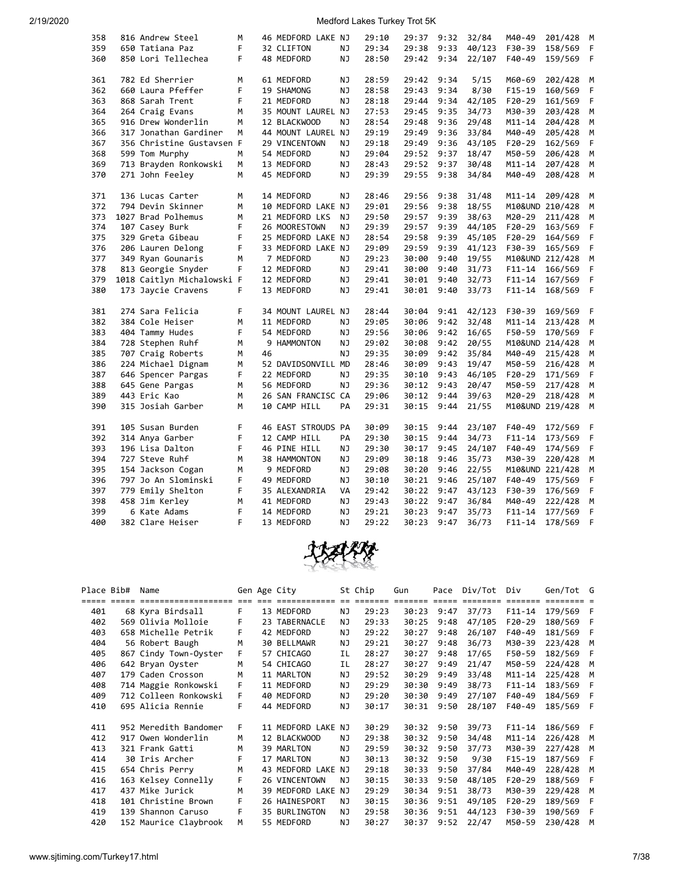| Place | Bib# | Name | Gen | Age | City | St | Chip | Gun | Pace | Div/Tot | Div | Gen/Tot | G |
|---|---|---|---|---|---|---|---|---|---|---|---|---|---|
| 358 | 816 | Andrew Steel | M | 46 | MEDFORD LAKE | NJ | 29:10 | 29:37 | 9:32 | 32/84 | M40-49 | 201/428 | M |
| 359 | 650 | Tatiana Paz | F | 32 | CLIFTON | NJ | 29:34 | 29:38 | 9:33 | 40/123 | F30-39 | 158/569 | F |
| 360 | 850 | Lori Tellechea | F | 48 | MEDFORD | NJ | 28:50 | 29:42 | 9:34 | 22/107 | F40-49 | 159/569 | F |
| 361 | 782 | Ed Sherrier | M | 61 | MEDFORD | NJ | 28:59 | 29:42 | 9:34 | 5/15 | M60-69 | 202/428 | M |
| 362 | 660 | Laura Pfeffer | F | 19 | SHAMONG | NJ | 28:58 | 29:43 | 9:34 | 8/30 | F15-19 | 160/569 | F |
| 363 | 868 | Sarah Trent | F | 21 | MEDFORD | NJ | 28:18 | 29:44 | 9:34 | 42/105 | F20-29 | 161/569 | F |
| 364 | 264 | Craig Evans | M | 35 | MOUNT LAUREL | NJ | 27:53 | 29:45 | 9:35 | 34/73 | M30-39 | 203/428 | M |
| 365 | 916 | Drew Wonderlin | M | 12 | BLACKWOOD | NJ | 28:54 | 29:48 | 9:36 | 29/48 | M11-14 | 204/428 | M |
| 366 | 317 | Jonathan Gardiner | M | 44 | MOUNT LAUREL | NJ | 29:19 | 29:49 | 9:36 | 33/84 | M40-49 | 205/428 | M |
| 367 | 356 | Christine Gustavsen | F | 29 | VINCENTOWN | NJ | 29:18 | 29:49 | 9:36 | 43/105 | F20-29 | 162/569 | F |
| 368 | 599 | Tom Murphy | M | 54 | MEDFORD | NJ | 29:04 | 29:52 | 9:37 | 18/47 | M50-59 | 206/428 | M |
| 369 | 713 | Brayden Ronkowski | M | 13 | MEDFORD | NJ | 28:43 | 29:52 | 9:37 | 30/48 | M11-14 | 207/428 | M |
| 370 | 271 | John Feeley | M | 45 | MEDFORD | NJ | 29:39 | 29:55 | 9:38 | 34/84 | M40-49 | 208/428 | M |
| 371 | 136 | Lucas Carter | M | 14 | MEDFORD | NJ | 28:46 | 29:56 | 9:38 | 31/48 | M11-14 | 209/428 | M |
| 372 | 794 | Devin Skinner | M | 10 | MEDFORD LAKE | NJ | 29:01 | 29:56 | 9:38 | 18/55 | M10&UND | 210/428 | M |
| 373 | 1027 | Brad Polhemus | M | 21 | MEDFORD LKS | NJ | 29:50 | 29:57 | 9:39 | 38/63 | M20-29 | 211/428 | M |
| 374 | 107 | Casey Burk | F | 26 | MOORESTOWN | NJ | 29:39 | 29:57 | 9:39 | 44/105 | F20-29 | 163/569 | F |
| 375 | 329 | Greta Gibeau | F | 25 | MEDFORD LAKE | NJ | 28:54 | 29:58 | 9:39 | 45/105 | F20-29 | 164/569 | F |
| 376 | 206 | Lauren Delong | F | 33 | MEDFORD LAKE | NJ | 29:09 | 29:59 | 9:39 | 41/123 | F30-39 | 165/569 | F |
| 377 | 349 | Ryan Gounaris | M | 7 | MEDFORD | NJ | 29:23 | 30:00 | 9:40 | 19/55 | M10&UND | 212/428 | M |
| 378 | 813 | Georgie Snyder | F | 12 | MEDFORD | NJ | 29:41 | 30:00 | 9:40 | 31/73 | F11-14 | 166/569 | F |
| 379 | 1018 | Caitlyn Michalowski | F | 12 | MEDFORD | NJ | 29:41 | 30:01 | 9:40 | 32/73 | F11-14 | 167/569 | F |
| 380 | 173 | Jaycie Cravens | F | 13 | MEDFORD | NJ | 29:41 | 30:01 | 9:40 | 33/73 | F11-14 | 168/569 | F |
| 381 | 274 | Sara Felicia | F | 34 | MOUNT LAUREL | NJ | 28:44 | 30:04 | 9:41 | 42/123 | F30-39 | 169/569 | F |
| 382 | 384 | Cole Heiser | M | 11 | MEDFORD | NJ | 29:05 | 30:06 | 9:42 | 32/48 | M11-14 | 213/428 | M |
| 383 | 404 | Tammy Hudes | F | 54 | MEDFORD | NJ | 29:56 | 30:06 | 9:42 | 16/65 | F50-59 | 170/569 | F |
| 384 | 728 | Stephen Ruhf | M | 9 | HAMMONTON | NJ | 29:02 | 30:08 | 9:42 | 20/55 | M10&UND | 214/428 | M |
| 385 | 707 | Craig Roberts | M | 46 | | NJ | 29:35 | 30:09 | 9:42 | 35/84 | M40-49 | 215/428 | M |
| 386 | 224 | Michael Dignam | M | 52 | DAVIDSONVILL | MD | 28:46 | 30:09 | 9:43 | 19/47 | M50-59 | 216/428 | M |
| 387 | 646 | Spencer Pargas | F | 22 | MEDFORD | NJ | 29:35 | 30:10 | 9:43 | 46/105 | F20-29 | 171/569 | F |
| 388 | 645 | Gene Pargas | M | 56 | MEDFORD | NJ | 29:36 | 30:12 | 9:43 | 20/47 | M50-59 | 217/428 | M |
| 389 | 443 | Eric Kao | M | 26 | SAN FRANCISC | CA | 29:06 | 30:12 | 9:44 | 39/63 | M20-29 | 218/428 | M |
| 390 | 315 | Josiah Garber | M | 10 | CAMP HILL | PA | 29:31 | 30:15 | 9:44 | 21/55 | M10&UND | 219/428 | M |
| 391 | 105 | Susan Burden | F | 46 | EAST STROUDS | PA | 30:09 | 30:15 | 9:44 | 23/107 | F40-49 | 172/569 | F |
| 392 | 314 | Anya Garber | F | 12 | CAMP HILL | PA | 29:30 | 30:15 | 9:44 | 34/73 | F11-14 | 173/569 | F |
| 393 | 196 | Lisa Dalton | F | 46 | PINE HILL | NJ | 29:30 | 30:17 | 9:45 | 24/107 | F40-49 | 174/569 | F |
| 394 | 727 | Steve Ruhf | M | 38 | HAMMONTON | NJ | 29:09 | 30:18 | 9:46 | 35/73 | M30-39 | 220/428 | M |
| 395 | 154 | Jackson Cogan | M | 9 | MEDFORD | NJ | 29:08 | 30:20 | 9:46 | 22/55 | M10&UND | 221/428 | M |
| 396 | 797 | Jo An Slominski | F | 49 | MEDFORD | NJ | 30:10 | 30:21 | 9:46 | 25/107 | F40-49 | 175/569 | F |
| 397 | 779 | Emily Shelton | F | 35 | ALEXANDRIA | VA | 29:42 | 30:22 | 9:47 | 43/123 | F30-39 | 176/569 | F |
| 398 | 458 | Jim Kerley | M | 41 | MEDFORD | NJ | 29:43 | 30:22 | 9:47 | 36/84 | M40-49 | 222/428 | M |
| 399 | 6 | Kate Adams | F | 14 | MEDFORD | NJ | 29:21 | 30:23 | 9:47 | 35/73 | F11-14 | 177/569 | F |
| 400 | 382 | Clare Heiser | F | 13 | MEDFORD | NJ | 29:22 | 30:23 | 9:47 | 36/73 | F11-14 | 178/569 | F |
| 401 | 68 | Kyra Birdsall | F | 13 | MEDFORD | NJ | 29:23 | 30:23 | 9:47 | 37/73 | F11-14 | 179/569 | F |
| 402 | 569 | Olivia Molloie | F | 23 | TABERNACLE | NJ | 29:33 | 30:25 | 9:48 | 47/105 | F20-29 | 180/569 | F |
| 403 | 658 | Michelle Petrik | F | 42 | MEDFORD | NJ | 29:22 | 30:27 | 9:48 | 26/107 | F40-49 | 181/569 | F |
| 404 | 56 | Robert Baugh | M | 30 | BELLMAWR | NJ | 29:21 | 30:27 | 9:48 | 36/73 | M30-39 | 223/428 | M |
| 405 | 867 | Cindy Town-Oyster | F | 57 | CHICAGO | IL | 28:27 | 30:27 | 9:48 | 17/65 | F50-59 | 182/569 | F |
| 406 | 642 | Bryan Oyster | M | 54 | CHICAGO | IL | 28:27 | 30:27 | 9:49 | 21/47 | M50-59 | 224/428 | M |
| 407 | 179 | Caden Crosson | M | 11 | MARLTON | NJ | 29:52 | 30:29 | 9:49 | 33/48 | M11-14 | 225/428 | M |
| 408 | 714 | Maggie Ronkowski | F | 11 | MEDFORD | NJ | 29:29 | 30:30 | 9:49 | 38/73 | F11-14 | 183/569 | F |
| 409 | 712 | Colleen Ronkowski | F | 40 | MEDFORD | NJ | 29:20 | 30:30 | 9:49 | 27/107 | F40-49 | 184/569 | F |
| 410 | 695 | Alicia Rennie | F | 44 | MEDFORD | NJ | 30:17 | 30:31 | 9:50 | 28/107 | F40-49 | 185/569 | F |
| 411 | 952 | Meredith Bandomer | F | 11 | MEDFORD LAKE | NJ | 30:29 | 30:32 | 9:50 | 39/73 | F11-14 | 186/569 | F |
| 412 | 917 | Owen Wonderlin | M | 12 | BLACKWOOD | NJ | 29:38 | 30:32 | 9:50 | 34/48 | M11-14 | 226/428 | M |
| 413 | 321 | Frank Gatti | M | 39 | MARLTON | NJ | 29:59 | 30:32 | 9:50 | 37/73 | M30-39 | 227/428 | M |
| 414 | 30 | Iris Archer | F | 17 | MARLTON | NJ | 30:13 | 30:32 | 9:50 | 9/30 | F15-19 | 187/569 | F |
| 415 | 654 | Chris Perry | M | 43 | MEDFORD LAKE | NJ | 29:18 | 30:33 | 9:50 | 37/84 | M40-49 | 228/428 | M |
| 416 | 163 | Kelsey Connelly | F | 26 | VINCENTOWN | NJ | 30:15 | 30:33 | 9:50 | 48/105 | F20-29 | 188/569 | F |
| 417 | 437 | Mike Jurick | M | 39 | MEDFORD LAKE | NJ | 29:29 | 30:34 | 9:51 | 38/73 | M30-39 | 229/428 | M |
| 418 | 101 | Christine Brown | F | 26 | HAINESPORT | NJ | 30:15 | 30:36 | 9:51 | 49/105 | F20-29 | 189/569 | F |
| 419 | 139 | Shannon Caruso | F | 35 | BURLINGTON | NJ | 29:58 | 30:36 | 9:51 | 44/123 | F30-39 | 190/569 | F |
| 420 | 152 | Maurice Claybrook | M | 55 | MEDFORD | NJ | 30:27 | 30:37 | 9:52 | 22/47 | M50-59 | 230/428 | M |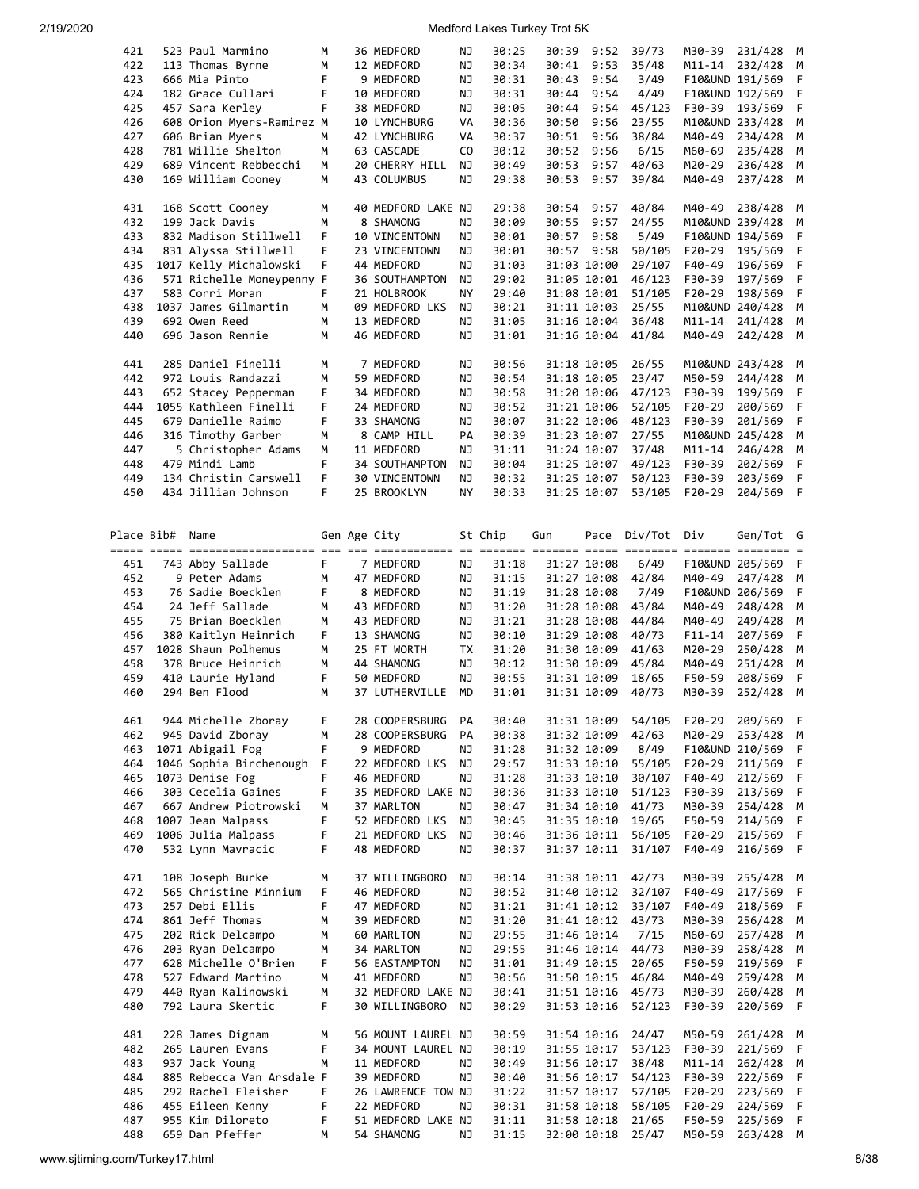# Medford Lakes Turkey Trot 5K

| Place | Bib# | Name | Gen | Age | City | St | Chip | Gun | Pace | Div/Tot | Div | Gen/Tot | G |
|---|---|---|---|---|---|---|---|---|---|---|---|---|---|
| 421 | 523 | Paul Marmino | M | 36 | MEDFORD | NJ | 30:25 | 30:39 | 9:52 | 39/73 | M30-39 | 231/428 | M |
| 422 | 113 | Thomas Byrne | M | 12 | MEDFORD | NJ | 30:34 | 30:41 | 9:53 | 35/48 | M11-14 | 232/428 | M |
| 423 | 666 | Mia Pinto | F | 9 | MEDFORD | NJ | 30:31 | 30:43 | 9:54 | 3/49 | F10&UND | 191/569 | F |
| 424 | 182 | Grace Cullari | F | 10 | MEDFORD | NJ | 30:31 | 30:44 | 9:54 | 4/49 | F10&UND | 192/569 | F |
| 425 | 457 | Sara Kerley | F | 38 | MEDFORD | NJ | 30:05 | 30:44 | 9:54 | 45/123 | F30-39 | 193/569 | F |
| 426 | 608 | Orion Myers-Ramirez | M | 10 | LYNCHBURG | VA | 30:36 | 30:50 | 9:56 | 23/55 | M10&UND | 233/428 | M |
| 427 | 606 | Brian Myers | M | 42 | LYNCHBURG | VA | 30:37 | 30:51 | 9:56 | 38/84 | M40-49 | 234/428 | M |
| 428 | 781 | Willie Shelton | M | 63 | CASCADE | CO | 30:12 | 30:52 | 9:56 | 6/15 | M60-69 | 235/428 | M |
| 429 | 689 | Vincent Rebbecchi | M | 20 | CHERRY HILL | NJ | 30:49 | 30:53 | 9:57 | 40/63 | M20-29 | 236/428 | M |
| 430 | 169 | William Cooney | M | 43 | COLUMBUS | NJ | 29:38 | 30:53 | 9:57 | 39/84 | M40-49 | 237/428 | M |
| 431 | 168 | Scott Cooney | M | 40 | MEDFORD LAKE | NJ | 29:38 | 30:54 | 9:57 | 40/84 | M40-49 | 238/428 | M |
| 432 | 199 | Jack Davis | M | 8 | SHAMONG | NJ | 30:09 | 30:55 | 9:57 | 24/55 | M10&UND | 239/428 | M |
| 433 | 832 | Madison Stillwell | F | 10 | VINCENTOWN | NJ | 30:01 | 30:57 | 9:58 | 5/49 | F10&UND | 194/569 | F |
| 434 | 831 | Alyssa Stillwell | F | 23 | VINCENTOWN | NJ | 30:01 | 30:57 | 9:58 | 50/105 | F20-29 | 195/569 | F |
| 435 | 1017 | Kelly Michalowski | F | 44 | MEDFORD | NJ | 31:03 | 31:03 | 10:00 | 29/107 | F40-49 | 196/569 | F |
| 436 | 571 | Richelle Moneypenny | F | 36 | SOUTHAMPTON | NJ | 29:02 | 31:05 | 10:01 | 46/123 | F30-39 | 197/569 | F |
| 437 | 583 | Corri Moran | F | 21 | HOLBROOK | NY | 29:40 | 31:08 | 10:01 | 51/105 | F20-29 | 198/569 | F |
| 438 | 1037 | James Gilmartin | M | 09 | MEDFORD LKS | NJ | 30:21 | 31:11 | 10:03 | 25/55 | M10&UND | 240/428 | M |
| 439 | 692 | Owen Reed | M | 13 | MEDFORD | NJ | 31:05 | 31:16 | 10:04 | 36/48 | M11-14 | 241/428 | M |
| 440 | 696 | Jason Rennie | M | 46 | MEDFORD | NJ | 31:01 | 31:16 | 10:04 | 41/84 | M40-49 | 242/428 | M |
| 441 | 285 | Daniel Finelli | M | 7 | MEDFORD | NJ | 30:56 | 31:18 | 10:05 | 26/55 | M10&UND | 243/428 | M |
| 442 | 972 | Louis Randazzi | M | 59 | MEDFORD | NJ | 30:54 | 31:18 | 10:05 | 23/47 | M50-59 | 244/428 | M |
| 443 | 652 | Stacey Pepperman | F | 34 | MEDFORD | NJ | 30:58 | 31:20 | 10:06 | 47/123 | F30-39 | 199/569 | F |
| 444 | 1055 | Kathleen Finelli | F | 24 | MEDFORD | NJ | 30:52 | 31:21 | 10:06 | 52/105 | F20-29 | 200/569 | F |
| 445 | 679 | Danielle Raimo | F | 33 | SHAMONG | NJ | 30:07 | 31:22 | 10:06 | 48/123 | F30-39 | 201/569 | F |
| 446 | 316 | Timothy Garber | M | 8 | CAMP HILL | PA | 30:39 | 31:23 | 10:07 | 27/55 | M10&UND | 245/428 | M |
| 447 | 5 | Christopher Adams | M | 11 | MEDFORD | NJ | 31:11 | 31:24 | 10:07 | 37/48 | M11-14 | 246/428 | M |
| 448 | 479 | Mindi Lamb | F | 34 | SOUTHAMPTON | NJ | 30:04 | 31:25 | 10:07 | 49/123 | F30-39 | 202/569 | F |
| 449 | 134 | Christin Carswell | F | 30 | VINCENTOWN | NJ | 30:32 | 31:25 | 10:07 | 50/123 | F30-39 | 203/569 | F |
| 450 | 434 | Jillian Johnson | F | 25 | BROOKLYN | NY | 30:33 | 31:25 | 10:07 | 53/105 | F20-29 | 204/569 | F |
| 451 | 743 | Abby Sallade | F | 7 | MEDFORD | NJ | 31:18 | 31:27 | 10:08 | 6/49 | F10&UND | 205/569 | F |
| 452 | 9 | Peter Adams | M | 47 | MEDFORD | NJ | 31:15 | 31:27 | 10:08 | 42/84 | M40-49 | 247/428 | M |
| 453 | 76 | Sadie Boecklen | F | 8 | MEDFORD | NJ | 31:19 | 31:28 | 10:08 | 7/49 | F10&UND | 206/569 | F |
| 454 | 24 | Jeff Sallade | M | 43 | MEDFORD | NJ | 31:20 | 31:28 | 10:08 | 43/84 | M40-49 | 248/428 | M |
| 455 | 75 | Brian Boecklen | M | 43 | MEDFORD | NJ | 31:21 | 31:28 | 10:08 | 44/84 | M40-49 | 249/428 | M |
| 456 | 380 | Kaitlyn Heinrich | F | 13 | SHAMONG | NJ | 30:10 | 31:29 | 10:08 | 40/73 | F11-14 | 207/569 | F |
| 457 | 1028 | Shaun Polhemus | M | 25 | FT WORTH | TX | 31:20 | 31:30 | 10:09 | 41/63 | M20-29 | 250/428 | M |
| 458 | 378 | Bruce Heinrich | M | 44 | SHAMONG | NJ | 30:12 | 31:30 | 10:09 | 45/84 | M40-49 | 251/428 | M |
| 459 | 410 | Laurie Hyland | F | 50 | MEDFORD | NJ | 30:55 | 31:31 | 10:09 | 18/65 | F50-59 | 208/569 | F |
| 460 | 294 | Ben Flood | M | 37 | LUTHERVILLE | MD | 31:01 | 31:31 | 10:09 | 40/73 | M30-39 | 252/428 | M |
| 461 | 944 | Michelle Zboray | F | 28 | COOPERSBURG | PA | 30:40 | 31:31 | 10:09 | 54/105 | F20-29 | 209/569 | F |
| 462 | 945 | David Zboray | M | 28 | COOPERSBURG | PA | 30:38 | 31:32 | 10:09 | 42/63 | M20-29 | 253/428 | M |
| 463 | 1071 | Abigail Fog | F | 9 | MEDFORD | NJ | 31:28 | 31:32 | 10:09 | 8/49 | F10&UND | 210/569 | F |
| 464 | 1046 | Sophia Birchenough | F | 22 | MEDFORD LKS | NJ | 29:57 | 31:33 | 10:10 | 55/105 | F20-29 | 211/569 | F |
| 465 | 1073 | Denise Fog | F | 46 | MEDFORD | NJ | 31:28 | 31:33 | 10:10 | 30/107 | F40-49 | 212/569 | F |
| 466 | 303 | Cecelia Gaines | F | 35 | MEDFORD LAKE | NJ | 30:36 | 31:33 | 10:10 | 51/123 | F30-39 | 213/569 | F |
| 467 | 667 | Andrew Piotrowski | M | 37 | MARLTON | NJ | 30:47 | 31:34 | 10:10 | 41/73 | M30-39 | 254/428 | M |
| 468 | 1007 | Jean Malpass | F | 52 | MEDFORD LKS | NJ | 30:45 | 31:35 | 10:10 | 19/65 | F50-59 | 214/569 | F |
| 469 | 1006 | Julia Malpass | F | 21 | MEDFORD LKS | NJ | 30:46 | 31:36 | 10:11 | 56/105 | F20-29 | 215/569 | F |
| 470 | 532 | Lynn Mavracic | F | 48 | MEDFORD | NJ | 30:37 | 31:37 | 10:11 | 31/107 | F40-49 | 216/569 | F |
| 471 | 108 | Joseph Burke | M | 37 | WILLINGBORO | NJ | 30:14 | 31:38 | 10:11 | 42/73 | M30-39 | 255/428 | M |
| 472 | 565 | Christine Minnium | F | 46 | MEDFORD | NJ | 30:52 | 31:40 | 10:12 | 32/107 | F40-49 | 217/569 | F |
| 473 | 257 | Debi Ellis | F | 47 | MEDFORD | NJ | 31:21 | 31:41 | 10:12 | 33/107 | F40-49 | 218/569 | F |
| 474 | 861 | Jeff Thomas | M | 39 | MEDFORD | NJ | 31:20 | 31:41 | 10:12 | 43/73 | M30-39 | 256/428 | M |
| 475 | 202 | Rick Delcampo | M | 60 | MARLTON | NJ | 29:55 | 31:46 | 10:14 | 7/15 | M60-69 | 257/428 | M |
| 476 | 203 | Ryan Delcampo | M | 34 | MARLTON | NJ | 29:55 | 31:46 | 10:14 | 44/73 | M30-39 | 258/428 | M |
| 477 | 628 | Michelle O'Brien | F | 56 | EASTAMPTON | NJ | 31:01 | 31:49 | 10:15 | 20/65 | F50-59 | 219/569 | F |
| 478 | 527 | Edward Martino | M | 41 | MEDFORD | NJ | 30:56 | 31:50 | 10:15 | 46/84 | M40-49 | 259/428 | M |
| 479 | 440 | Ryan Kalinowski | M | 32 | MEDFORD LAKE | NJ | 30:41 | 31:51 | 10:16 | 45/73 | M30-39 | 260/428 | M |
| 480 | 792 | Laura Skertic | F | 30 | WILLINGBORO | NJ | 30:29 | 31:53 | 10:16 | 52/123 | F30-39 | 220/569 | F |
| 481 | 228 | James Dignam | M | 56 | MOUNT LAUREL | NJ | 30:59 | 31:54 | 10:16 | 24/47 | M50-59 | 261/428 | M |
| 482 | 265 | Lauren Evans | F | 34 | MOUNT LAUREL | NJ | 30:19 | 31:55 | 10:17 | 53/123 | F30-39 | 221/569 | F |
| 483 | 937 | Jack Young | M | 11 | MEDFORD | NJ | 30:49 | 31:56 | 10:17 | 38/48 | M11-14 | 262/428 | M |
| 484 | 885 | Rebecca Van Arsdale | F | 39 | MEDFORD | NJ | 30:40 | 31:56 | 10:17 | 54/123 | F30-39 | 222/569 | F |
| 485 | 292 | Rachel Fleisher | F | 26 | LAWRENCE TOW | NJ | 31:22 | 31:57 | 10:17 | 57/105 | F20-29 | 223/569 | F |
| 486 | 455 | Eileen Kenny | F | 22 | MEDFORD | NJ | 30:31 | 31:58 | 10:18 | 58/105 | F20-29 | 224/569 | F |
| 487 | 955 | Kim Diloreto | F | 51 | MEDFORD LAKE | NJ | 31:11 | 31:58 | 10:18 | 21/65 | F50-59 | 225/569 | F |
| 488 | 659 | Dan Pfeffer | M | 54 | SHAMONG | NJ | 31:15 | 32:00 | 10:18 | 25/47 | M50-59 | 263/428 | M |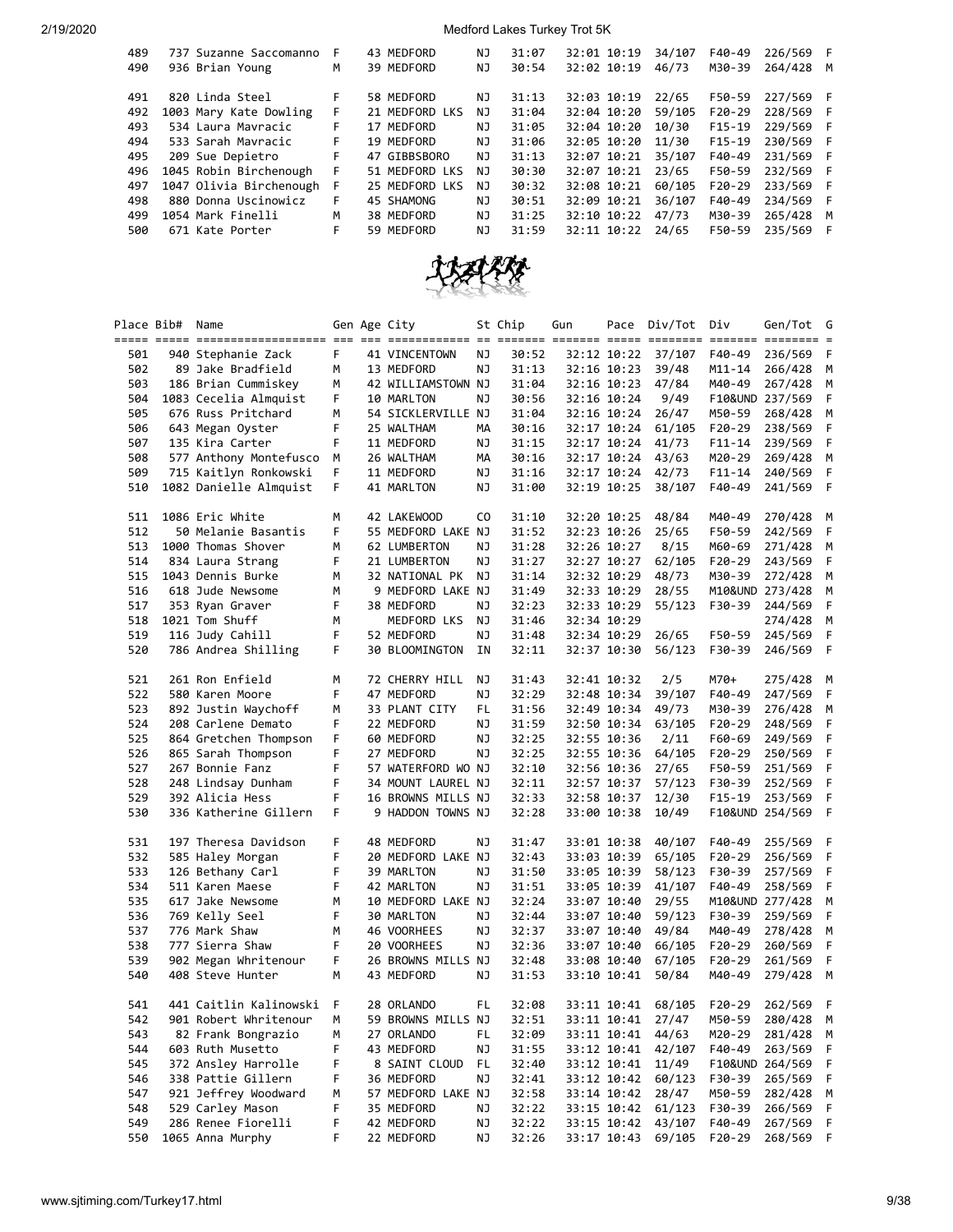| Place | Bib# | Name | Gen | Age | City | St | Chip | Gun | Pace | Div/Tot | Div | Gen/Tot | G |
|---|---|---|---|---|---|---|---|---|---|---|---|---|---|
| 489 | 737 | Suzanne Saccomanno | F | 43 | MEDFORD | NJ | 31:07 | 32:01 | 10:19 | 34/107 | F40-49 | 226/569 | F |
| 490 | 936 | Brian Young | M | 39 | MEDFORD | NJ | 30:54 | 32:02 | 10:19 | 46/73 | M30-39 | 264/428 | M |
| 491 | 820 | Linda Steel | F | 58 | MEDFORD | NJ | 31:13 | 32:03 | 10:19 | 22/65 | F50-59 | 227/569 | F |
| 492 | 1003 | Mary Kate Dowling | F | 21 | MEDFORD LKS | NJ | 31:04 | 32:04 | 10:20 | 59/105 | F20-29 | 228/569 | F |
| 493 | 534 | Laura Mavracic | F | 17 | MEDFORD | NJ | 31:05 | 32:04 | 10:20 | 10/30 | F15-19 | 229/569 | F |
| 494 | 533 | Sarah Mavracic | F | 19 | MEDFORD | NJ | 31:06 | 32:05 | 10:20 | 11/30 | F15-19 | 230/569 | F |
| 495 | 209 | Sue Depietro | F | 47 | GIBBSBORO | NJ | 31:13 | 32:07 | 10:21 | 35/107 | F40-49 | 231/569 | F |
| 496 | 1045 | Robin Birchenough | F | 51 | MEDFORD LKS | NJ | 30:30 | 32:07 | 10:21 | 23/65 | F50-59 | 232/569 | F |
| 497 | 1047 | Olivia Birchenough | F | 25 | MEDFORD LKS | NJ | 30:32 | 32:08 | 10:21 | 60/105 | F20-29 | 233/569 | F |
| 498 | 880 | Donna Uscinowicz | F | 45 | SHAMONG | NJ | 30:51 | 32:09 | 10:21 | 36/107 | F40-49 | 234/569 | F |
| 499 | 1054 | Mark Finelli | M | 38 | MEDFORD | NJ | 31:25 | 32:10 | 10:22 | 47/73 | M30-39 | 265/428 | M |
| 500 | 671 | Kate Porter | F | 59 | MEDFORD | NJ | 31:59 | 32:11 | 10:22 | 24/65 | F50-59 | 235/569 | F |
| 501 | 940 | Stephanie Zack | F | 41 | VINCENTOWN | NJ | 30:52 | 32:12 | 10:22 | 37/107 | F40-49 | 236/569 | F |
| 502 | 89 | Jake Bradfield | M | 13 | MEDFORD | NJ | 31:13 | 32:16 | 10:23 | 39/48 | M11-14 | 266/428 | M |
| 503 | 186 | Brian Cummiskey | M | 42 | WILLIAMSTOWN | NJ | 31:04 | 32:16 | 10:23 | 47/84 | M40-49 | 267/428 | M |
| 504 | 1083 | Cecelia Almquist | F | 10 | MARLTON | NJ | 30:56 | 32:16 | 10:24 | 9/49 | F10&UND | 237/569 | F |
| 505 | 676 | Russ Pritchard | M | 54 | SICKLERVILLE | NJ | 31:04 | 32:16 | 10:24 | 26/47 | M50-59 | 268/428 | M |
| 506 | 643 | Megan Oyster | F | 25 | WALTHAM | MA | 30:16 | 32:17 | 10:24 | 61/105 | F20-29 | 238/569 | F |
| 507 | 135 | Kira Carter | F | 11 | MEDFORD | NJ | 31:15 | 32:17 | 10:24 | 41/73 | F11-14 | 239/569 | F |
| 508 | 577 | Anthony Montefusco | M | 26 | WALTHAM | MA | 30:16 | 32:17 | 10:24 | 43/63 | M20-29 | 269/428 | M |
| 509 | 715 | Kaitlyn Ronkowski | F | 11 | MEDFORD | NJ | 31:16 | 32:17 | 10:24 | 42/73 | F11-14 | 240/569 | F |
| 510 | 1082 | Danielle Almquist | F | 41 | MARLTON | NJ | 31:00 | 32:19 | 10:25 | 38/107 | F40-49 | 241/569 | F |
| 511 | 1086 | Eric White | M | 42 | LAKEWOOD | CO | 31:10 | 32:20 | 10:25 | 48/84 | M40-49 | 270/428 | M |
| 512 | 50 | Melanie Basantis | F | 55 | MEDFORD LAKE | NJ | 31:52 | 32:23 | 10:26 | 25/65 | F50-59 | 242/569 | F |
| 513 | 1000 | Thomas Shover | M | 62 | LUMBERTON | NJ | 31:28 | 32:26 | 10:27 | 8/15 | M60-69 | 271/428 | M |
| 514 | 834 | Laura Strang | F | 21 | LUMBERTON | NJ | 31:27 | 32:27 | 10:27 | 62/105 | F20-29 | 243/569 | F |
| 515 | 1043 | Dennis Burke | M | 32 | NATIONAL PK | NJ | 31:14 | 32:32 | 10:29 | 48/73 | M30-39 | 272/428 | M |
| 516 | 618 | Jude Newsome | M | 9 | MEDFORD LAKE | NJ | 31:49 | 32:33 | 10:29 | 28/55 | M10&UND | 273/428 | M |
| 517 | 353 | Ryan Graver | F | 38 | MEDFORD | NJ | 32:23 | 32:33 | 10:29 | 55/123 | F30-39 | 244/569 | F |
| 518 | 1021 | Tom Shuff | M | | MEDFORD LKS | NJ | 31:46 | 32:34 | 10:29 | | | 274/428 | M |
| 519 | 116 | Judy Cahill | F | 52 | MEDFORD | NJ | 31:48 | 32:34 | 10:29 | 26/65 | F50-59 | 245/569 | F |
| 520 | 786 | Andrea Shilling | F | 30 | BLOOMINGTON | IN | 32:11 | 32:37 | 10:30 | 56/123 | F30-39 | 246/569 | F |
| 521 | 261 | Ron Enfield | M | 72 | CHERRY HILL | NJ | 31:43 | 32:41 | 10:32 | 2/5 | M70+ | 275/428 | M |
| 522 | 580 | Karen Moore | F | 47 | MEDFORD | NJ | 32:29 | 32:48 | 10:34 | 39/107 | F40-49 | 247/569 | F |
| 523 | 892 | Justin Waychoff | M | 33 | PLANT CITY | FL | 31:56 | 32:49 | 10:34 | 49/73 | M30-39 | 276/428 | M |
| 524 | 208 | Carlene Demato | F | 22 | MEDFORD | NJ | 31:59 | 32:50 | 10:34 | 63/105 | F20-29 | 248/569 | F |
| 525 | 864 | Gretchen Thompson | F | 60 | MEDFORD | NJ | 32:25 | 32:55 | 10:36 | 2/11 | F60-69 | 249/569 | F |
| 526 | 865 | Sarah Thompson | F | 27 | MEDFORD | NJ | 32:25 | 32:55 | 10:36 | 64/105 | F20-29 | 250/569 | F |
| 527 | 267 | Bonnie Fanz | F | 57 | WATERFORD WO | NJ | 32:10 | 32:56 | 10:36 | 27/65 | F50-59 | 251/569 | F |
| 528 | 248 | Lindsay Dunham | F | 34 | MOUNT LAUREL | NJ | 32:11 | 32:57 | 10:37 | 57/123 | F30-39 | 252/569 | F |
| 529 | 392 | Alicia Hess | F | 16 | BROWNS MILLS | NJ | 32:33 | 32:58 | 10:37 | 12/30 | F15-19 | 253/569 | F |
| 530 | 336 | Katherine Gillern | F | 9 | HADDON TOWNS | NJ | 32:28 | 33:00 | 10:38 | 10/49 | F10&UND | 254/569 | F |
| 531 | 197 | Theresa Davidson | F | 48 | MEDFORD | NJ | 31:47 | 33:01 | 10:38 | 40/107 | F40-49 | 255/569 | F |
| 532 | 585 | Haley Morgan | F | 20 | MEDFORD LAKE | NJ | 32:43 | 33:03 | 10:39 | 65/105 | F20-29 | 256/569 | F |
| 533 | 126 | Bethany Carl | F | 39 | MARLTON | NJ | 31:50 | 33:05 | 10:39 | 58/123 | F30-39 | 257/569 | F |
| 534 | 511 | Karen Maese | F | 42 | MARLTON | NJ | 31:51 | 33:05 | 10:39 | 41/107 | F40-49 | 258/569 | F |
| 535 | 617 | Jake Newsome | M | 10 | MEDFORD LAKE | NJ | 32:24 | 33:07 | 10:40 | 29/55 | M10&UND | 277/428 | M |
| 536 | 769 | Kelly Seel | F | 30 | MARLTON | NJ | 32:44 | 33:07 | 10:40 | 59/123 | F30-39 | 259/569 | F |
| 537 | 776 | Mark Shaw | M | 46 | VOORHEES | NJ | 32:37 | 33:07 | 10:40 | 49/84 | M40-49 | 278/428 | M |
| 538 | 777 | Sierra Shaw | F | 20 | VOORHEES | NJ | 32:36 | 33:07 | 10:40 | 66/105 | F20-29 | 260/569 | F |
| 539 | 902 | Megan Whritenour | F | 26 | BROWNS MILLS | NJ | 32:48 | 33:08 | 10:40 | 67/105 | F20-29 | 261/569 | F |
| 540 | 408 | Steve Hunter | M | 43 | MEDFORD | NJ | 31:53 | 33:10 | 10:41 | 50/84 | M40-49 | 279/428 | M |
| 541 | 441 | Caitlin Kalinowski | F | 28 | ORLANDO | FL | 32:08 | 33:11 | 10:41 | 68/105 | F20-29 | 262/569 | F |
| 542 | 901 | Robert Whritenour | M | 59 | BROWNS MILLS | NJ | 32:51 | 33:11 | 10:41 | 27/47 | M50-59 | 280/428 | M |
| 543 | 82 | Frank Bongrazio | M | 27 | ORLANDO | FL | 32:09 | 33:11 | 10:41 | 44/63 | M20-29 | 281/428 | M |
| 544 | 603 | Ruth Musetto | F | 43 | MEDFORD | NJ | 31:55 | 33:12 | 10:41 | 42/107 | F40-49 | 263/569 | F |
| 545 | 372 | Ansley Harrolle | F | 8 | SAINT CLOUD | FL | 32:40 | 33:12 | 10:41 | 11/49 | F10&UND | 264/569 | F |
| 546 | 338 | Pattie Gillern | F | 36 | MEDFORD | NJ | 32:41 | 33:12 | 10:42 | 60/123 | F30-39 | 265/569 | F |
| 547 | 921 | Jeffrey Woodward | M | 57 | MEDFORD LAKE | NJ | 32:58 | 33:14 | 10:42 | 28/47 | M50-59 | 282/428 | M |
| 548 | 529 | Carley Mason | F | 35 | MEDFORD | NJ | 32:22 | 33:15 | 10:42 | 61/123 | F30-39 | 266/569 | F |
| 549 | 286 | Renee Fiorelli | F | 42 | MEDFORD | NJ | 32:22 | 33:15 | 10:42 | 43/107 | F40-49 | 267/569 | F |
| 550 | 1065 | Anna Murphy | F | 22 | MEDFORD | NJ | 32:26 | 33:17 | 10:43 | 69/105 | F20-29 | 268/569 | F |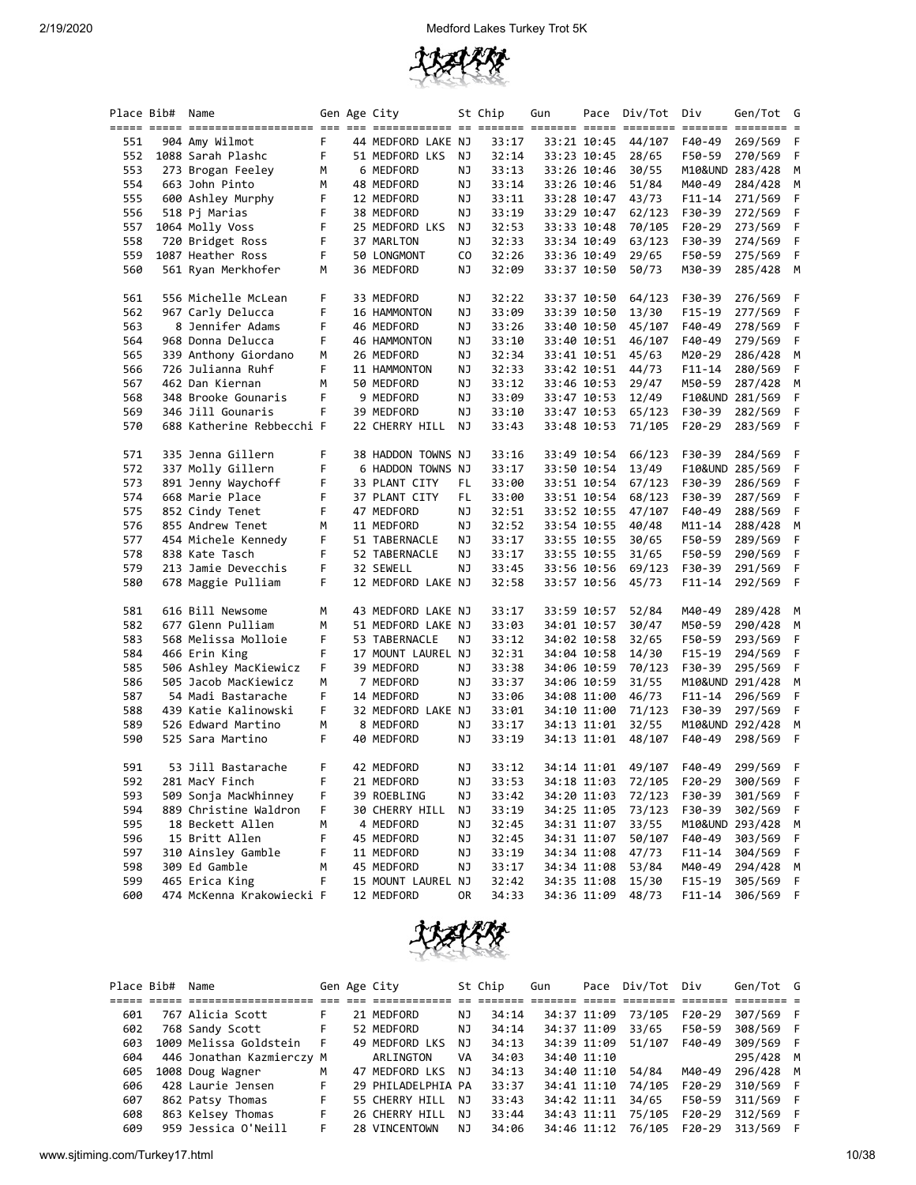| Place | Bib# | Name | Gen | Age | City | St | Chip | Gun | Pace | Div/Tot | Div | Gen/Tot | G |
|---|---|---|---|---|---|---|---|---|---|---|---|---|---|
| 551 | 904 | Amy Wilmot | F | 44 | MEDFORD LAKE | NJ | 33:17 | 33:21 | 10:45 | 44/107 | F40-49 | 269/569 | F |
| 552 | 1088 | Sarah Plashc | F | 51 | MEDFORD LKS | NJ | 32:14 | 33:23 | 10:45 | 28/65 | F50-59 | 270/569 | F |
| 553 | 273 | Brogan Feeley | M | 6 | MEDFORD | NJ | 33:13 | 33:26 | 10:46 | 30/55 | M10&UND | 283/428 | M |
| 554 | 663 | John Pinto | M | 48 | MEDFORD | NJ | 33:14 | 33:26 | 10:46 | 51/84 | M40-49 | 284/428 | M |
| 555 | 600 | Ashley Murphy | F | 12 | MEDFORD | NJ | 33:11 | 33:28 | 10:47 | 43/73 | F11-14 | 271/569 | F |
| 556 | 518 | Pj Marias | F | 38 | MEDFORD | NJ | 33:19 | 33:29 | 10:47 | 62/123 | F30-39 | 272/569 | F |
| 557 | 1064 | Molly Voss | F | 25 | MEDFORD LKS | NJ | 32:53 | 33:33 | 10:48 | 70/105 | F20-29 | 273/569 | F |
| 558 | 720 | Bridget Ross | F | 37 | MARLTON | NJ | 32:33 | 33:34 | 10:49 | 63/123 | F30-39 | 274/569 | F |
| 559 | 1087 | Heather Ross | F | 50 | LONGMONT | CO | 32:26 | 33:36 | 10:49 | 29/65 | F50-59 | 275/569 | F |
| 560 | 561 | Ryan Merkhofer | M | 36 | MEDFORD | NJ | 32:09 | 33:37 | 10:50 | 50/73 | M30-39 | 285/428 | M |
| 561 | 556 | Michelle McLean | F | 33 | MEDFORD | NJ | 32:22 | 33:37 | 10:50 | 64/123 | F30-39 | 276/569 | F |
| 562 | 967 | Carly Delucca | F | 16 | HAMMONTON | NJ | 33:09 | 33:39 | 10:50 | 13/30 | F15-19 | 277/569 | F |
| 563 | 8 | Jennifer Adams | F | 46 | MEDFORD | NJ | 33:26 | 33:40 | 10:50 | 45/107 | F40-49 | 278/569 | F |
| 564 | 968 | Donna Delucca | F | 46 | HAMMONTON | NJ | 33:10 | 33:40 | 10:51 | 46/107 | F40-49 | 279/569 | F |
| 565 | 339 | Anthony Giordano | M | 26 | MEDFORD | NJ | 32:34 | 33:41 | 10:51 | 45/63 | M20-29 | 286/428 | M |
| 566 | 726 | Julianna Ruhf | F | 11 | HAMMONTON | NJ | 32:33 | 33:42 | 10:51 | 44/73 | F11-14 | 280/569 | F |
| 567 | 462 | Dan Kiernan | M | 50 | MEDFORD | NJ | 33:12 | 33:46 | 10:53 | 29/47 | M50-59 | 287/428 | M |
| 568 | 348 | Brooke Gounaris | F | 9 | MEDFORD | NJ | 33:09 | 33:47 | 10:53 | 12/49 | F10&UND | 281/569 | F |
| 569 | 346 | Jill Gounaris | F | 39 | MEDFORD | NJ | 33:10 | 33:47 | 10:53 | 65/123 | F30-39 | 282/569 | F |
| 570 | 688 | Katherine Rebbecchi | F | 22 | CHERRY HILL | NJ | 33:43 | 33:48 | 10:53 | 71/105 | F20-29 | 283/569 | F |
| 571 | 335 | Jenna Gillern | F | 38 | HADDON TOWNS | NJ | 33:16 | 33:49 | 10:54 | 66/123 | F30-39 | 284/569 | F |
| 572 | 337 | Molly Gillern | F | 6 | HADDON TOWNS | NJ | 33:17 | 33:50 | 10:54 | 13/49 | F10&UND | 285/569 | F |
| 573 | 891 | Jenny Waychoff | F | 33 | PLANT CITY | FL | 33:00 | 33:51 | 10:54 | 67/123 | F30-39 | 286/569 | F |
| 574 | 668 | Marie Place | F | 37 | PLANT CITY | FL | 33:00 | 33:51 | 10:54 | 68/123 | F30-39 | 287/569 | F |
| 575 | 852 | Cindy Tenet | F | 47 | MEDFORD | NJ | 32:51 | 33:52 | 10:55 | 47/107 | F40-49 | 288/569 | F |
| 576 | 855 | Andrew Tenet | M | 11 | MEDFORD | NJ | 32:52 | 33:54 | 10:55 | 40/48 | M11-14 | 288/428 | M |
| 577 | 454 | Michele Kennedy | F | 51 | TABERNACLE | NJ | 33:17 | 33:55 | 10:55 | 30/65 | F50-59 | 289/569 | F |
| 578 | 838 | Kate Tasch | F | 52 | TABERNACLE | NJ | 33:17 | 33:55 | 10:55 | 31/65 | F50-59 | 290/569 | F |
| 579 | 213 | Jamie Devecchis | F | 32 | SEWELL | NJ | 33:45 | 33:56 | 10:56 | 69/123 | F30-39 | 291/569 | F |
| 580 | 678 | Maggie Pulliam | F | 12 | MEDFORD LAKE | NJ | 32:58 | 33:57 | 10:56 | 45/73 | F11-14 | 292/569 | F |
| 581 | 616 | Bill Newsome | M | 43 | MEDFORD LAKE | NJ | 33:17 | 33:59 | 10:57 | 52/84 | M40-49 | 289/428 | M |
| 582 | 677 | Glenn Pulliam | M | 51 | MEDFORD LAKE | NJ | 33:03 | 34:01 | 10:57 | 30/47 | M50-59 | 290/428 | M |
| 583 | 568 | Melissa Molloie | F | 53 | TABERNACLE | NJ | 33:12 | 34:02 | 10:58 | 32/65 | F50-59 | 293/569 | F |
| 584 | 466 | Erin King | F | 17 | MOUNT LAUREL | NJ | 32:31 | 34:04 | 10:58 | 14/30 | F15-19 | 294/569 | F |
| 585 | 506 | Ashley MacKiewicz | F | 39 | MEDFORD | NJ | 33:38 | 34:06 | 10:59 | 70/123 | F30-39 | 295/569 | F |
| 586 | 505 | Jacob MacKiewicz | M | 7 | MEDFORD | NJ | 33:37 | 34:06 | 10:59 | 31/55 | M10&UND | 291/428 | M |
| 587 | 54 | Madi Bastarache | F | 14 | MEDFORD | NJ | 33:06 | 34:08 | 11:00 | 46/73 | F11-14 | 296/569 | F |
| 588 | 439 | Katie Kalinowski | F | 32 | MEDFORD LAKE | NJ | 33:01 | 34:10 | 11:00 | 71/123 | F30-39 | 297/569 | F |
| 589 | 526 | Edward Martino | M | 8 | MEDFORD | NJ | 33:17 | 34:13 | 11:01 | 32/55 | M10&UND | 292/428 | M |
| 590 | 525 | Sara Martino | F | 40 | MEDFORD | NJ | 33:19 | 34:13 | 11:01 | 48/107 | F40-49 | 298/569 | F |
| 591 | 53 | Jill Bastarache | F | 42 | MEDFORD | NJ | 33:12 | 34:14 | 11:01 | 49/107 | F40-49 | 299/569 | F |
| 592 | 281 | MacY Finch | F | 21 | MEDFORD | NJ | 33:53 | 34:18 | 11:03 | 72/105 | F20-29 | 300/569 | F |
| 593 | 509 | Sonja MacWhinney | F | 39 | ROEBLING | NJ | 33:42 | 34:20 | 11:03 | 72/123 | F30-39 | 301/569 | F |
| 594 | 889 | Christine Waldron | F | 30 | CHERRY HILL | NJ | 33:19 | 34:25 | 11:05 | 73/123 | F30-39 | 302/569 | F |
| 595 | 18 | Beckett Allen | M | 4 | MEDFORD | NJ | 32:45 | 34:31 | 11:07 | 33/55 | M10&UND | 293/428 | M |
| 596 | 15 | Britt Allen | F | 45 | MEDFORD | NJ | 32:45 | 34:31 | 11:07 | 50/107 | F40-49 | 303/569 | F |
| 597 | 310 | Ainsley Gamble | F | 11 | MEDFORD | NJ | 33:19 | 34:34 | 11:08 | 47/73 | F11-14 | 304/569 | F |
| 598 | 309 | Ed Gamble | M | 45 | MEDFORD | NJ | 33:17 | 34:34 | 11:08 | 53/84 | M40-49 | 294/428 | M |
| 599 | 465 | Erica King | F | 15 | MOUNT LAUREL | NJ | 32:42 | 34:35 | 11:08 | 15/30 | F15-19 | 305/569 | F |
| 600 | 474 | McKenna Krakowiecki | F | 12 | MEDFORD | OR | 34:33 | 34:36 | 11:09 | 48/73 | F11-14 | 306/569 | F |
| 601 | 767 | Alicia Scott | F | 21 | MEDFORD | NJ | 34:14 | 34:37 | 11:09 | 73/105 | F20-29 | 307/569 | F |
| 602 | 768 | Sandy Scott | F | 52 | MEDFORD | NJ | 34:14 | 34:37 | 11:09 | 33/65 | F50-59 | 308/569 | F |
| 603 | 1009 | Melissa Goldstein | F | 49 | MEDFORD LKS | NJ | 34:13 | 34:39 | 11:09 | 51/107 | F40-49 | 309/569 | F |
| 604 | 446 | Jonathan Kazmierczy | M | | ARLINGTON | VA | 34:03 | 34:40 | 11:10 | | | 295/428 | M |
| 605 | 1008 | Doug Wagner | M | 47 | MEDFORD LKS | NJ | 34:13 | 34:40 | 11:10 | 54/84 | M40-49 | 296/428 | M |
| 606 | 428 | Laurie Jensen | F | 29 | PHILADELPHIA | PA | 33:37 | 34:41 | 11:10 | 74/105 | F20-29 | 310/569 | F |
| 607 | 862 | Patsy Thomas | F | 55 | CHERRY HILL | NJ | 33:43 | 34:42 | 11:11 | 34/65 | F50-59 | 311/569 | F |
| 608 | 863 | Kelsey Thomas | F | 26 | CHERRY HILL | NJ | 33:44 | 34:43 | 11:11 | 75/105 | F20-29 | 312/569 | F |
| 609 | 959 | Jessica O'Neill | F | 28 | VINCENTOWN | NJ | 34:06 | 34:46 | 11:12 | 76/105 | F20-29 | 313/569 | F |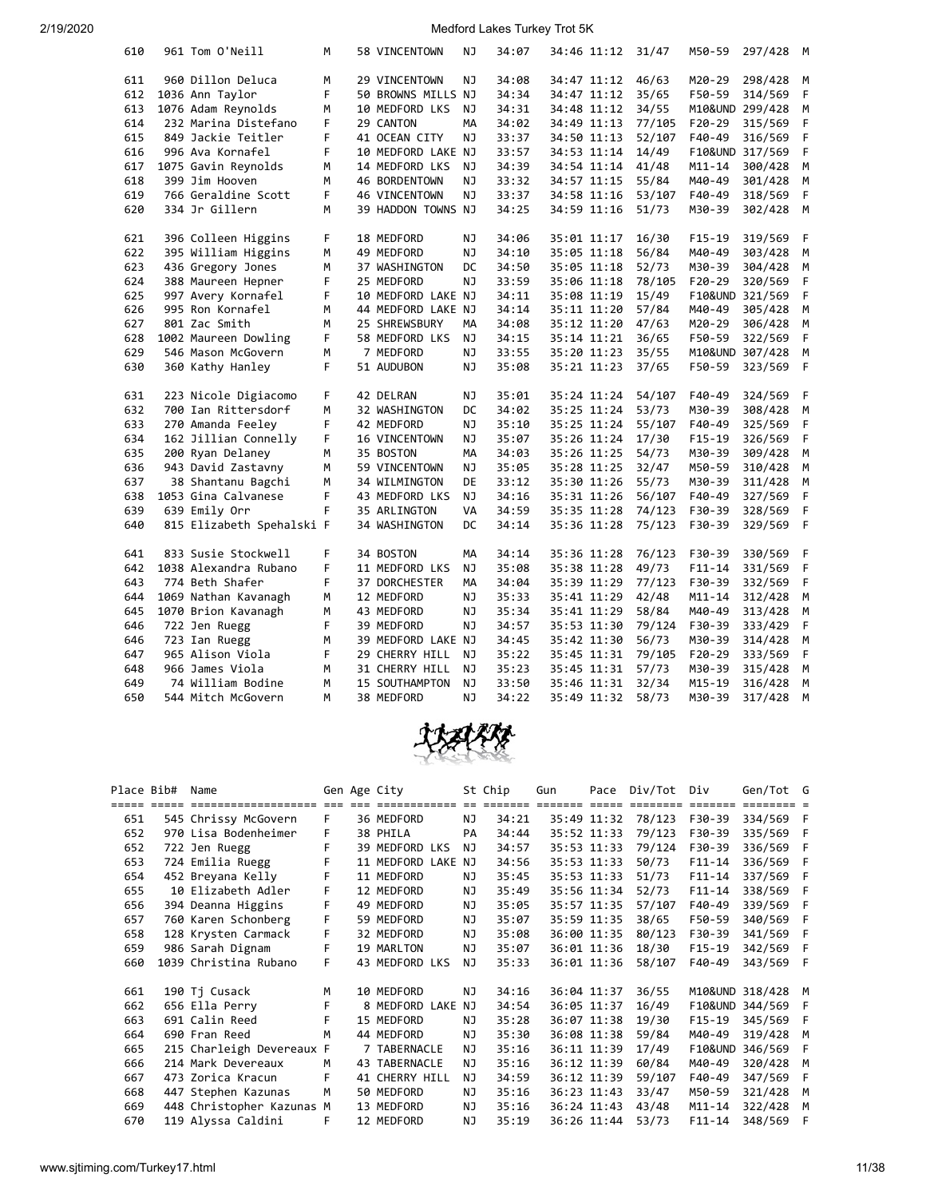# Medford Lakes Turkey Trot 5K

| Place | Bib# | Name | Gen | Age | City | St | Chip | Gun | Pace | Div/Tot | Div | Gen/Tot | G |
|---|---|---|---|---|---|---|---|---|---|---|---|---|---|
| 610 | 961 | Tom O'Neill | M | 58 | VINCENTOWN | NJ | 34:07 | 34:46 | 11:12 | 31/47 | M50-59 | 297/428 | M |
| 611 | 960 | Dillon Deluca | M | 29 | VINCENTOWN | NJ | 34:08 | 34:47 | 11:12 | 46/63 | M20-29 | 298/428 | M |
| 612 | 1036 | Ann Taylor | F | 50 | BROWNS MILLS | NJ | 34:34 | 34:47 | 11:12 | 35/65 | F50-59 | 314/569 | F |
| 613 | 1076 | Adam Reynolds | M | 10 | MEDFORD LKS | NJ | 34:31 | 34:48 | 11:12 | 34/55 | M10&UND | 299/428 | M |
| 614 | 232 | Marina Distefano | F | 29 | CANTON | MA | 34:02 | 34:49 | 11:13 | 77/105 | F20-29 | 315/569 | F |
| 615 | 849 | Jackie Teitler | F | 41 | OCEAN CITY | NJ | 33:37 | 34:50 | 11:13 | 52/107 | F40-49 | 316/569 | F |
| 616 | 996 | Ava Kornafel | F | 10 | MEDFORD LAKE | NJ | 33:57 | 34:53 | 11:14 | 14/49 | F10&UND | 317/569 | F |
| 617 | 1075 | Gavin Reynolds | M | 14 | MEDFORD LKS | NJ | 34:39 | 34:54 | 11:14 | 41/48 | M11-14 | 300/428 | M |
| 618 | 399 | Jim Hooven | M | 46 | BORDENTOWN | NJ | 33:32 | 34:57 | 11:15 | 55/84 | M40-49 | 301/428 | M |
| 619 | 766 | Geraldine Scott | F | 46 | VINCENTOWN | NJ | 33:37 | 34:58 | 11:16 | 53/107 | F40-49 | 318/569 | F |
| 620 | 334 | Jr Gillern | M | 39 | HADDON TOWNS | NJ | 34:25 | 34:59 | 11:16 | 51/73 | M30-39 | 302/428 | M |
| 621 | 396 | Colleen Higgins | F | 18 | MEDFORD | NJ | 34:06 | 35:01 | 11:17 | 16/30 | F15-19 | 319/569 | F |
| 622 | 395 | William Higgins | M | 49 | MEDFORD | NJ | 34:10 | 35:05 | 11:18 | 56/84 | M40-49 | 303/428 | M |
| 623 | 436 | Gregory Jones | M | 37 | WASHINGTON | DC | 34:50 | 35:05 | 11:18 | 52/73 | M30-39 | 304/428 | M |
| 624 | 388 | Maureen Hepner | F | 25 | MEDFORD | NJ | 33:59 | 35:06 | 11:18 | 78/105 | F20-29 | 320/569 | F |
| 625 | 997 | Avery Kornafel | F | 10 | MEDFORD LAKE | NJ | 34:11 | 35:08 | 11:19 | 15/49 | F10&UND | 321/569 | F |
| 626 | 995 | Ron Kornafel | M | 44 | MEDFORD LAKE | NJ | 34:14 | 35:11 | 11:20 | 57/84 | M40-49 | 305/428 | M |
| 627 | 801 | Zac Smith | M | 25 | SHREWSBURY | MA | 34:08 | 35:12 | 11:20 | 47/63 | M20-29 | 306/428 | M |
| 628 | 1002 | Maureen Dowling | F | 58 | MEDFORD LKS | NJ | 34:15 | 35:14 | 11:21 | 36/65 | F50-59 | 322/569 | F |
| 629 | 546 | Mason McGovern | M | 7 | MEDFORD | NJ | 33:55 | 35:20 | 11:23 | 35/55 | M10&UND | 307/428 | M |
| 630 | 360 | Kathy Hanley | F | 51 | AUDUBON | NJ | 35:08 | 35:21 | 11:23 | 37/65 | F50-59 | 323/569 | F |
| 631 | 223 | Nicole Digiacomo | F | 42 | DELRAN | NJ | 35:01 | 35:24 | 11:24 | 54/107 | F40-49 | 324/569 | F |
| 632 | 700 | Ian Rittersdorf | M | 32 | WASHINGTON | DC | 34:02 | 35:25 | 11:24 | 53/73 | M30-39 | 308/428 | M |
| 633 | 270 | Amanda Feeley | F | 42 | MEDFORD | NJ | 35:10 | 35:25 | 11:24 | 55/107 | F40-49 | 325/569 | F |
| 634 | 162 | Jillian Connelly | F | 16 | VINCENTOWN | NJ | 35:07 | 35:26 | 11:24 | 17/30 | F15-19 | 326/569 | F |
| 635 | 200 | Ryan Delaney | M | 35 | BOSTON | MA | 34:03 | 35:26 | 11:25 | 54/73 | M30-39 | 309/428 | M |
| 636 | 943 | David Zastavny | M | 59 | VINCENTOWN | NJ | 35:05 | 35:28 | 11:25 | 32/47 | M50-59 | 310/428 | M |
| 637 | 38 | Shantanu Bagchi | M | 34 | WILMINGTON | DE | 33:12 | 35:30 | 11:26 | 55/73 | M30-39 | 311/428 | M |
| 638 | 1053 | Gina Calvanese | F | 43 | MEDFORD LKS | NJ | 34:16 | 35:31 | 11:26 | 56/107 | F40-49 | 327/569 | F |
| 639 | 639 | Emily Orr | F | 35 | ARLINGTON | VA | 34:59 | 35:35 | 11:28 | 74/123 | F30-39 | 328/569 | F |
| 640 | 815 | Elizabeth Spehalski | F | 34 | WASHINGTON | DC | 34:14 | 35:36 | 11:28 | 75/123 | F30-39 | 329/569 | F |
| 641 | 833 | Susie Stockwell | F | 34 | BOSTON | MA | 34:14 | 35:36 | 11:28 | 76/123 | F30-39 | 330/569 | F |
| 642 | 1038 | Alexandra Rubano | F | 11 | MEDFORD LKS | NJ | 35:08 | 35:38 | 11:28 | 49/73 | F11-14 | 331/569 | F |
| 643 | 774 | Beth Shafer | F | 37 | DORCHESTER | MA | 34:04 | 35:39 | 11:29 | 77/123 | F30-39 | 332/569 | F |
| 644 | 1069 | Nathan Kavanagh | M | 12 | MEDFORD | NJ | 35:33 | 35:41 | 11:29 | 42/48 | M11-14 | 312/428 | M |
| 645 | 1070 | Brion Kavanagh | M | 43 | MEDFORD | NJ | 35:34 | 35:41 | 11:29 | 58/84 | M40-49 | 313/428 | M |
| 646 | 722 | Jen Ruegg | F | 39 | MEDFORD | NJ | 34:57 | 35:53 | 11:30 | 79/124 | F30-39 | 333/429 | F |
| 646 | 723 | Ian Ruegg | M | 39 | MEDFORD LAKE | NJ | 34:45 | 35:42 | 11:30 | 56/73 | M30-39 | 314/428 | M |
| 647 | 965 | Alison Viola | F | 29 | CHERRY HILL | NJ | 35:22 | 35:45 | 11:31 | 79/105 | F20-29 | 333/569 | F |
| 648 | 966 | James Viola | M | 31 | CHERRY HILL | NJ | 35:23 | 35:45 | 11:31 | 57/73 | M30-39 | 315/428 | M |
| 649 | 74 | William Bodine | M | 15 | SOUTHAMPTON | NJ | 33:50 | 35:46 | 11:31 | 32/34 | M15-19 | 316/428 | M |
| 650 | 544 | Mitch McGovern | M | 38 | MEDFORD | NJ | 34:22 | 35:49 | 11:32 | 58/73 | M30-39 | 317/428 | M |
| 651 | 545 | Chrissy McGovern | F | 36 | MEDFORD | NJ | 34:21 | 35:49 | 11:32 | 78/123 | F30-39 | 334/569 | F |
| 652 | 970 | Lisa Bodenheimer | F | 38 | PHILA | PA | 34:44 | 35:52 | 11:33 | 79/123 | F30-39 | 335/569 | F |
| 652 | 722 | Jen Ruegg | F | 39 | MEDFORD LKS | NJ | 34:57 | 35:53 | 11:33 | 79/124 | F30-39 | 336/569 | F |
| 653 | 724 | Emilia Ruegg | F | 11 | MEDFORD LAKE | NJ | 34:56 | 35:53 | 11:33 | 50/73 | F11-14 | 336/569 | F |
| 654 | 452 | Breyana Kelly | F | 11 | MEDFORD | NJ | 35:45 | 35:53 | 11:33 | 51/73 | F11-14 | 337/569 | F |
| 655 | 10 | Elizabeth Adler | F | 12 | MEDFORD | NJ | 35:49 | 35:56 | 11:34 | 52/73 | F11-14 | 338/569 | F |
| 656 | 394 | Deanna Higgins | F | 49 | MEDFORD | NJ | 35:05 | 35:57 | 11:35 | 57/107 | F40-49 | 339/569 | F |
| 657 | 760 | Karen Schonberg | F | 59 | MEDFORD | NJ | 35:07 | 35:59 | 11:35 | 38/65 | F50-59 | 340/569 | F |
| 658 | 128 | Krysten Carmack | F | 32 | MEDFORD | NJ | 35:08 | 36:00 | 11:35 | 80/123 | F30-39 | 341/569 | F |
| 659 | 986 | Sarah Dignam | F | 19 | MARLTON | NJ | 35:07 | 36:01 | 11:36 | 18/30 | F15-19 | 342/569 | F |
| 660 | 1039 | Christina Rubano | F | 43 | MEDFORD LKS | NJ | 35:33 | 36:01 | 11:36 | 58/107 | F40-49 | 343/569 | F |
| 661 | 190 | Tj Cusack | M | 10 | MEDFORD | NJ | 34:16 | 36:04 | 11:37 | 36/55 | M10&UND | 318/428 | M |
| 662 | 656 | Ella Perry | F | 8 | MEDFORD LAKE | NJ | 34:54 | 36:05 | 11:37 | 16/49 | F10&UND | 344/569 | F |
| 663 | 691 | Calin Reed | F | 15 | MEDFORD | NJ | 35:28 | 36:07 | 11:38 | 19/30 | F15-19 | 345/569 | F |
| 664 | 690 | Fran Reed | M | 44 | MEDFORD | NJ | 35:30 | 36:08 | 11:38 | 59/84 | M40-49 | 319/428 | M |
| 665 | 215 | Charleigh Devereaux | F | 7 | TABERNACLE | NJ | 35:16 | 36:11 | 11:39 | 17/49 | F10&UND | 346/569 | F |
| 666 | 214 | Mark Devereaux | M | 43 | TABERNACLE | NJ | 35:16 | 36:12 | 11:39 | 60/84 | M40-49 | 320/428 | M |
| 667 | 473 | Zorica Kracun | F | 41 | CHERRY HILL | NJ | 34:59 | 36:12 | 11:39 | 59/107 | F40-49 | 347/569 | F |
| 668 | 447 | Stephen Kazunas | M | 50 | MEDFORD | NJ | 35:16 | 36:23 | 11:43 | 33/47 | M50-59 | 321/428 | M |
| 669 | 448 | Christopher Kazunas | M | 13 | MEDFORD | NJ | 35:16 | 36:24 | 11:43 | 43/48 | M11-14 | 322/428 | M |
| 670 | 119 | Alyssa Caldini | F | 12 | MEDFORD | NJ | 35:19 | 36:26 | 11:44 | 53/73 | F11-14 | 348/569 | F |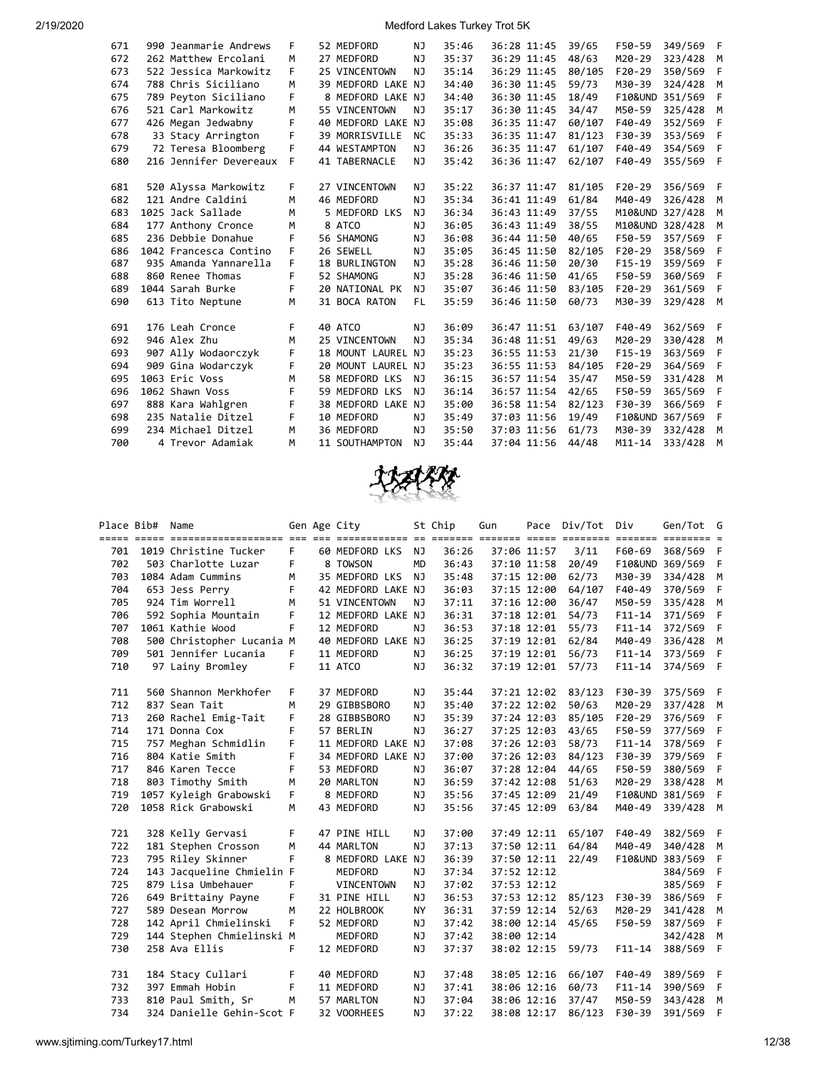| Place | Bib# | Name | Gen | Age | City | St | Chip | Gun | Pace | Div/Tot | Div | Gen/Tot | G |
|---|---|---|---|---|---|---|---|---|---|---|---|---|---|
| 671 | 990 | Jeanmarie Andrews | F | 52 | MEDFORD | NJ | 35:46 | 36:28 | 11:45 | 39/65 | F50-59 | 349/569 | F |
| 672 | 262 | Matthew Ercolani | M | 27 | MEDFORD | NJ | 35:37 | 36:29 | 11:45 | 48/63 | M20-29 | 323/428 | M |
| 673 | 522 | Jessica Markowitz | F | 25 | VINCENTOWN | NJ | 35:14 | 36:29 | 11:45 | 80/105 | F20-29 | 350/569 | F |
| 674 | 788 | Chris Siciliano | M | 39 | MEDFORD LAKE | NJ | 34:40 | 36:30 | 11:45 | 59/73 | M30-39 | 324/428 | M |
| 675 | 789 | Peyton Siciliano | F | 8 | MEDFORD LAKE | NJ | 34:40 | 36:30 | 11:45 | 18/49 | F10&UND | 351/569 | F |
| 676 | 521 | Carl Markowitz | M | 55 | VINCENTOWN | NJ | 35:17 | 36:30 | 11:45 | 34/47 | M50-59 | 325/428 | M |
| 677 | 426 | Megan Jedwabny | F | 40 | MEDFORD LAKE | NJ | 35:08 | 36:35 | 11:47 | 60/107 | F40-49 | 352/569 | F |
| 678 | 33 | Stacy Arrington | F | 39 | MORRISVILLE | NC | 35:33 | 36:35 | 11:47 | 81/123 | F30-39 | 353/569 | F |
| 679 | 72 | Teresa Bloomberg | F | 44 | WESTAMPTON | NJ | 36:26 | 36:35 | 11:47 | 61/107 | F40-49 | 354/569 | F |
| 680 | 216 | Jennifer Devereaux | F | 41 | TABERNACLE | NJ | 35:42 | 36:36 | 11:47 | 62/107 | F40-49 | 355/569 | F |
| 681 | 520 | Alyssa Markowitz | F | 27 | VINCENTOWN | NJ | 35:22 | 36:37 | 11:47 | 81/105 | F20-29 | 356/569 | F |
| 682 | 121 | Andre Caldini | M | 46 | MEDFORD | NJ | 35:34 | 36:41 | 11:49 | 61/84 | M40-49 | 326/428 | M |
| 683 | 1025 | Jack Sallade | M | 5 | MEDFORD LKS | NJ | 36:34 | 36:43 | 11:49 | 37/55 | M10&UND | 327/428 | M |
| 684 | 177 | Anthony Cronce | M | 8 | ATCO | NJ | 36:05 | 36:43 | 11:49 | 38/55 | M10&UND | 328/428 | M |
| 685 | 236 | Debbie Donahue | F | 56 | SHAMONG | NJ | 36:08 | 36:44 | 11:50 | 40/65 | F50-59 | 357/569 | F |
| 686 | 1042 | Francesca Contino | F | 26 | SEWELL | NJ | 35:05 | 36:45 | 11:50 | 82/105 | F20-29 | 358/569 | F |
| 687 | 935 | Amanda Yannarella | F | 18 | BURLINGTON | NJ | 35:28 | 36:46 | 11:50 | 20/30 | F15-19 | 359/569 | F |
| 688 | 860 | Renee Thomas | F | 52 | SHAMONG | NJ | 35:28 | 36:46 | 11:50 | 41/65 | F50-59 | 360/569 | F |
| 689 | 1044 | Sarah Burke | F | 20 | NATIONAL PK | NJ | 35:07 | 36:46 | 11:50 | 83/105 | F20-29 | 361/569 | F |
| 690 | 613 | Tito Neptune | M | 31 | BOCA RATON | FL | 35:59 | 36:46 | 11:50 | 60/73 | M30-39 | 329/428 | M |
| 691 | 176 | Leah Cronce | F | 40 | ATCO | NJ | 36:09 | 36:47 | 11:51 | 63/107 | F40-49 | 362/569 | F |
| 692 | 946 | Alex Zhu | M | 25 | VINCENTOWN | NJ | 35:34 | 36:48 | 11:51 | 49/63 | M20-29 | 330/428 | M |
| 693 | 907 | Ally Wodaorczyk | F | 18 | MOUNT LAUREL | NJ | 35:23 | 36:55 | 11:53 | 21/30 | F15-19 | 363/569 | F |
| 694 | 909 | Gina Wodarczyk | F | 20 | MOUNT LAUREL | NJ | 35:23 | 36:55 | 11:53 | 84/105 | F20-29 | 364/569 | F |
| 695 | 1063 | Eric Voss | M | 58 | MEDFORD LKS | NJ | 36:15 | 36:57 | 11:54 | 35/47 | M50-59 | 331/428 | M |
| 696 | 1062 | Shawn Voss | F | 59 | MEDFORD LKS | NJ | 36:14 | 36:57 | 11:54 | 42/65 | F50-59 | 365/569 | F |
| 697 | 888 | Kara Wahlgren | F | 38 | MEDFORD LAKE | NJ | 35:00 | 36:58 | 11:54 | 82/123 | F30-39 | 366/569 | F |
| 698 | 235 | Natalie Ditzel | F | 10 | MEDFORD | NJ | 35:49 | 37:03 | 11:56 | 19/49 | F10&UND | 367/569 | F |
| 699 | 234 | Michael Ditzel | M | 36 | MEDFORD | NJ | 35:50 | 37:03 | 11:56 | 61/73 | M30-39 | 332/428 | M |
| 700 | 4 | Trevor Adamiak | M | 11 | SOUTHAMPTON | NJ | 35:44 | 37:04 | 11:56 | 44/48 | M11-14 | 333/428 | M |
| 701 | 1019 | Christine Tucker | F | 60 | MEDFORD LKS | NJ | 36:26 | 37:06 | 11:57 | 3/11 | F60-69 | 368/569 | F |
| 702 | 503 | Charlotte Luzar | F | 8 | TOWSON | MD | 36:43 | 37:10 | 11:58 | 20/49 | F10&UND | 369/569 | F |
| 703 | 1084 | Adam Cummins | M | 35 | MEDFORD LKS | NJ | 35:48 | 37:15 | 12:00 | 62/73 | M30-39 | 334/428 | M |
| 704 | 653 | Jess Perry | F | 42 | MEDFORD LAKE | NJ | 36:03 | 37:15 | 12:00 | 64/107 | F40-49 | 370/569 | F |
| 705 | 924 | Tim Worrell | M | 51 | VINCENTOWN | NJ | 37:11 | 37:16 | 12:00 | 36/47 | M50-59 | 335/428 | M |
| 706 | 592 | Sophia Mountain | F | 12 | MEDFORD LAKE | NJ | 36:31 | 37:18 | 12:01 | 54/73 | F11-14 | 371/569 | F |
| 707 | 1061 | Kathie Wood | F | 12 | MEDFORD | NJ | 36:53 | 37:18 | 12:01 | 55/73 | F11-14 | 372/569 | F |
| 708 | 500 | Christopher Lucania | M | 40 | MEDFORD LAKE | NJ | 36:25 | 37:19 | 12:01 | 62/84 | M40-49 | 336/428 | M |
| 709 | 501 | Jennifer Lucania | F | 11 | MEDFORD | NJ | 36:25 | 37:19 | 12:01 | 56/73 | F11-14 | 373/569 | F |
| 710 | 97 | Lainy Bromley | F | 11 | ATCO | NJ | 36:32 | 37:19 | 12:01 | 57/73 | F11-14 | 374/569 | F |
| 711 | 560 | Shannon Merkhofer | F | 37 | MEDFORD | NJ | 35:44 | 37:21 | 12:02 | 83/123 | F30-39 | 375/569 | F |
| 712 | 837 | Sean Tait | M | 29 | GIBBSBORO | NJ | 35:40 | 37:22 | 12:02 | 50/63 | M20-29 | 337/428 | M |
| 713 | 260 | Rachel Emig-Tait | F | 28 | GIBBSBORO | NJ | 35:39 | 37:24 | 12:03 | 85/105 | F20-29 | 376/569 | F |
| 714 | 171 | Donna Cox | F | 57 | BERLIN | NJ | 36:27 | 37:25 | 12:03 | 43/65 | F50-59 | 377/569 | F |
| 715 | 757 | Meghan Schmidlin | F | 11 | MEDFORD LAKE | NJ | 37:08 | 37:26 | 12:03 | 58/73 | F11-14 | 378/569 | F |
| 716 | 804 | Katie Smith | F | 34 | MEDFORD LAKE | NJ | 37:00 | 37:26 | 12:03 | 84/123 | F30-39 | 379/569 | F |
| 717 | 846 | Karen Tecce | F | 53 | MEDFORD | NJ | 36:07 | 37:28 | 12:04 | 44/65 | F50-59 | 380/569 | F |
| 718 | 803 | Timothy Smith | M | 20 | MARLTON | NJ | 36:59 | 37:42 | 12:08 | 51/63 | M20-29 | 338/428 | M |
| 719 | 1057 | Kyleigh Grabowski | F | 8 | MEDFORD | NJ | 35:56 | 37:45 | 12:09 | 21/49 | F10&UND | 381/569 | F |
| 720 | 1058 | Rick Grabowski | M | 43 | MEDFORD | NJ | 35:56 | 37:45 | 12:09 | 63/84 | M40-49 | 339/428 | M |
| 721 | 328 | Kelly Gervasi | F | 47 | PINE HILL | NJ | 37:00 | 37:49 | 12:11 | 65/107 | F40-49 | 382/569 | F |
| 722 | 181 | Stephen Crosson | M | 44 | MARLTON | NJ | 37:13 | 37:50 | 12:11 | 64/84 | M40-49 | 340/428 | M |
| 723 | 795 | Riley Skinner | F | 8 | MEDFORD LAKE | NJ | 36:39 | 37:50 | 12:11 | 22/49 | F10&UND | 383/569 | F |
| 724 | 143 | Jacqueline Chmielin | F |  | MEDFORD | NJ | 37:34 | 37:52 | 12:12 |  |  | 384/569 | F |
| 725 | 879 | Lisa Umbehauer | F |  | VINCENTOWN | NJ | 37:02 | 37:53 | 12:12 |  |  | 385/569 | F |
| 726 | 649 | Brittainy Payne | F | 31 | PINE HILL | NJ | 36:53 | 37:53 | 12:12 | 85/123 | F30-39 | 386/569 | F |
| 727 | 589 | Desean Morrow | M | 22 | HOLBROOK | NY | 36:31 | 37:59 | 12:14 | 52/63 | M20-29 | 341/428 | M |
| 728 | 142 | April Chmielinski | F | 52 | MEDFORD | NJ | 37:42 | 38:00 | 12:14 | 45/65 | F50-59 | 387/569 | F |
| 729 | 144 | Stephen Chmielinski | M |  | MEDFORD | NJ | 37:42 | 38:00 | 12:14 |  |  | 342/428 | M |
| 730 | 258 | Ava Ellis | F | 12 | MEDFORD | NJ | 37:37 | 38:02 | 12:15 | 59/73 | F11-14 | 388/569 | F |
| 731 | 184 | Stacy Cullari | F | 40 | MEDFORD | NJ | 37:48 | 38:05 | 12:16 | 66/107 | F40-49 | 389/569 | F |
| 732 | 397 | Emmah Hobin | F | 11 | MEDFORD | NJ | 37:41 | 38:06 | 12:16 | 60/73 | F11-14 | 390/569 | F |
| 733 | 810 | Paul Smith, Sr | M | 57 | MARLTON | NJ | 37:04 | 38:06 | 12:16 | 37/47 | M50-59 | 343/428 | M |
| 734 | 324 | Danielle Gehin-Scot | F | 32 | VOORHEES | NJ | 37:22 | 38:08 | 12:17 | 86/123 | F30-39 | 391/569 | F |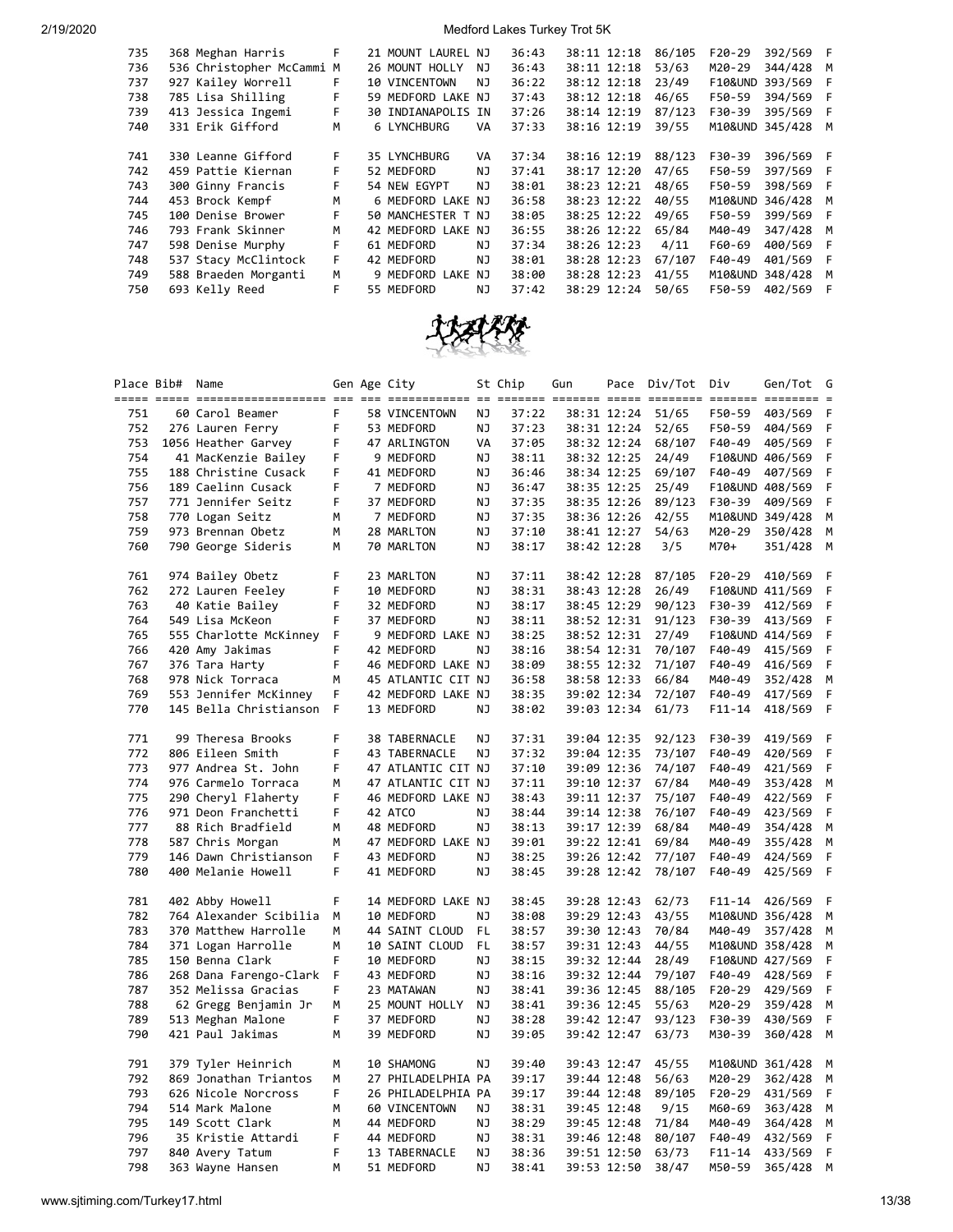| Place | Bib# | Name | Gen | Age | City | St | Chip | Gun | Pace | Div/Tot | Div | Gen/Tot | G |
|---|---|---|---|---|---|---|---|---|---|---|---|---|---|
| 735 | 368 | Meghan Harris | F | 21 | MOUNT LAUREL | NJ | 36:43 | 38:11 | 12:18 | 86/105 | F20-29 | 392/569 | F |
| 736 | 536 | Christopher McCammi | M | 26 | MOUNT HOLLY | NJ | 36:43 | 38:11 | 12:18 | 53/63 | M20-29 | 344/428 | M |
| 737 | 927 | Kailey Worrell | F | 10 | VINCENTOWN | NJ | 36:22 | 38:12 | 12:18 | 23/49 | F10&UND | 393/569 | F |
| 738 | 785 | Lisa Shilling | F | 59 | MEDFORD LAKE | NJ | 37:43 | 38:12 | 12:18 | 46/65 | F50-59 | 394/569 | F |
| 739 | 413 | Jessica Ingemi | F | 30 | INDIANAPOLIS | IN | 37:26 | 38:14 | 12:19 | 87/123 | F30-39 | 395/569 | F |
| 740 | 331 | Erik Gifford | M | 6 | LYNCHBURG | VA | 37:33 | 38:16 | 12:19 | 39/55 | M10&UND | 345/428 | M |
| 741 | 330 | Leanne Gifford | F | 35 | LYNCHBURG | VA | 37:34 | 38:16 | 12:19 | 88/123 | F30-39 | 396/569 | F |
| 742 | 459 | Pattie Kiernan | F | 52 | MEDFORD | NJ | 37:41 | 38:17 | 12:20 | 47/65 | F50-59 | 397/569 | F |
| 743 | 300 | Ginny Francis | F | 54 | NEW EGYPT | NJ | 38:01 | 38:23 | 12:21 | 48/65 | F50-59 | 398/569 | F |
| 744 | 453 | Brock Kempf | M | 6 | MEDFORD LAKE | NJ | 36:58 | 38:23 | 12:22 | 40/55 | M10&UND | 346/428 | M |
| 745 | 100 | Denise Brower | F | 50 | MANCHESTER T | NJ | 38:05 | 38:25 | 12:22 | 49/65 | F50-59 | 399/569 | F |
| 746 | 793 | Frank Skinner | M | 42 | MEDFORD LAKE | NJ | 36:55 | 38:26 | 12:22 | 65/84 | M40-49 | 347/428 | M |
| 747 | 598 | Denise Murphy | F | 61 | MEDFORD | NJ | 37:34 | 38:26 | 12:23 | 4/11 | F60-69 | 400/569 | F |
| 748 | 537 | Stacy McClintock | F | 42 | MEDFORD | NJ | 38:01 | 38:28 | 12:23 | 67/107 | F40-49 | 401/569 | F |
| 749 | 588 | Braeden Morganti | M | 9 | MEDFORD LAKE | NJ | 38:00 | 38:28 | 12:23 | 41/55 | M10&UND | 348/428 | M |
| 750 | 693 | Kelly Reed | F | 55 | MEDFORD | NJ | 37:42 | 38:29 | 12:24 | 50/65 | F50-59 | 402/569 | F |
| 751 | 60 | Carol Beamer | F | 58 | VINCENTOWN | NJ | 37:22 | 38:31 | 12:24 | 51/65 | F50-59 | 403/569 | F |
| 752 | 276 | Lauren Ferry | F | 53 | MEDFORD | NJ | 37:23 | 38:31 | 12:24 | 52/65 | F50-59 | 404/569 | F |
| 753 | 1056 | Heather Garvey | F | 47 | ARLINGTON | VA | 37:05 | 38:32 | 12:24 | 68/107 | F40-49 | 405/569 | F |
| 754 | 41 | MacKenzie Bailey | F | 9 | MEDFORD | NJ | 38:11 | 38:32 | 12:25 | 24/49 | F10&UND | 406/569 | F |
| 755 | 188 | Christine Cusack | F | 41 | MEDFORD | NJ | 36:46 | 38:34 | 12:25 | 69/107 | F40-49 | 407/569 | F |
| 756 | 189 | Caelinn Cusack | F | 7 | MEDFORD | NJ | 36:47 | 38:35 | 12:25 | 25/49 | F10&UND | 408/569 | F |
| 757 | 771 | Jennifer Seitz | F | 37 | MEDFORD | NJ | 37:35 | 38:35 | 12:26 | 89/123 | F30-39 | 409/569 | F |
| 758 | 770 | Logan Seitz | M | 7 | MEDFORD | NJ | 37:35 | 38:36 | 12:26 | 42/55 | M10&UND | 349/428 | M |
| 759 | 973 | Brennan Obetz | M | 28 | MARLTON | NJ | 37:10 | 38:41 | 12:27 | 54/63 | M20-29 | 350/428 | M |
| 760 | 790 | George Sideris | M | 70 | MARLTON | NJ | 38:17 | 38:42 | 12:28 | 3/5 | M70+ | 351/428 | M |
| 761 | 974 | Bailey Obetz | F | 23 | MARLTON | NJ | 37:11 | 38:42 | 12:28 | 87/105 | F20-29 | 410/569 | F |
| 762 | 272 | Lauren Feeley | F | 10 | MEDFORD | NJ | 38:31 | 38:43 | 12:28 | 26/49 | F10&UND | 411/569 | F |
| 763 | 40 | Katie Bailey | F | 32 | MEDFORD | NJ | 38:17 | 38:45 | 12:29 | 90/123 | F30-39 | 412/569 | F |
| 764 | 549 | Lisa McKeon | F | 37 | MEDFORD | NJ | 38:11 | 38:52 | 12:31 | 91/123 | F30-39 | 413/569 | F |
| 765 | 555 | Charlotte McKinney | F | 9 | MEDFORD LAKE | NJ | 38:25 | 38:52 | 12:31 | 27/49 | F10&UND | 414/569 | F |
| 766 | 420 | Amy Jakimas | F | 42 | MEDFORD | NJ | 38:16 | 38:54 | 12:31 | 70/107 | F40-49 | 415/569 | F |
| 767 | 376 | Tara Harty | F | 46 | MEDFORD LAKE | NJ | 38:09 | 38:55 | 12:32 | 71/107 | F40-49 | 416/569 | F |
| 768 | 978 | Nick Torraca | M | 45 | ATLANTIC CIT | NJ | 36:58 | 38:58 | 12:33 | 66/84 | M40-49 | 352/428 | M |
| 769 | 553 | Jennifer McKinney | F | 42 | MEDFORD LAKE | NJ | 38:35 | 39:02 | 12:34 | 72/107 | F40-49 | 417/569 | F |
| 770 | 145 | Bella Christianson | F | 13 | MEDFORD | NJ | 38:02 | 39:03 | 12:34 | 61/73 | F11-14 | 418/569 | F |
| 771 | 99 | Theresa Brooks | F | 38 | TABERNACLE | NJ | 37:31 | 39:04 | 12:35 | 92/123 | F30-39 | 419/569 | F |
| 772 | 806 | Eileen Smith | F | 43 | TABERNACLE | NJ | 37:32 | 39:04 | 12:35 | 73/107 | F40-49 | 420/569 | F |
| 773 | 977 | Andrea St. John | F | 47 | ATLANTIC CIT | NJ | 37:10 | 39:09 | 12:36 | 74/107 | F40-49 | 421/569 | F |
| 774 | 976 | Carmelo Torraca | M | 47 | ATLANTIC CIT | NJ | 37:11 | 39:10 | 12:37 | 67/84 | M40-49 | 353/428 | M |
| 775 | 290 | Cheryl Flaherty | F | 46 | MEDFORD LAKE | NJ | 38:43 | 39:11 | 12:37 | 75/107 | F40-49 | 422/569 | F |
| 776 | 971 | Deon Franchetti | F | 42 | ATCO | NJ | 38:44 | 39:14 | 12:38 | 76/107 | F40-49 | 423/569 | F |
| 777 | 88 | Rich Bradfield | M | 48 | MEDFORD | NJ | 38:13 | 39:17 | 12:39 | 68/84 | M40-49 | 354/428 | M |
| 778 | 587 | Chris Morgan | M | 47 | MEDFORD LAKE | NJ | 39:01 | 39:22 | 12:41 | 69/84 | M40-49 | 355/428 | M |
| 779 | 146 | Dawn Christianson | F | 43 | MEDFORD | NJ | 38:25 | 39:26 | 12:42 | 77/107 | F40-49 | 424/569 | F |
| 780 | 400 | Melanie Howell | F | 41 | MEDFORD | NJ | 38:45 | 39:28 | 12:42 | 78/107 | F40-49 | 425/569 | F |
| 781 | 402 | Abby Howell | F | 14 | MEDFORD LAKE | NJ | 38:45 | 39:28 | 12:43 | 62/73 | F11-14 | 426/569 | F |
| 782 | 764 | Alexander Scibilia | M | 10 | MEDFORD | NJ | 38:08 | 39:29 | 12:43 | 43/55 | M10&UND | 356/428 | M |
| 783 | 370 | Matthew Harrolle | M | 44 | SAINT CLOUD | FL | 38:57 | 39:30 | 12:43 | 70/84 | M40-49 | 357/428 | M |
| 784 | 371 | Logan Harrolle | M | 10 | SAINT CLOUD | FL | 38:57 | 39:31 | 12:43 | 44/55 | M10&UND | 358/428 | M |
| 785 | 150 | Benna Clark | F | 10 | MEDFORD | NJ | 38:15 | 39:32 | 12:44 | 28/49 | F10&UND | 427/569 | F |
| 786 | 268 | Dana Farengo-Clark | F | 43 | MEDFORD | NJ | 38:16 | 39:32 | 12:44 | 79/107 | F40-49 | 428/569 | F |
| 787 | 352 | Melissa Gracias | F | 23 | MATAWAN | NJ | 38:41 | 39:36 | 12:45 | 88/105 | F20-29 | 429/569 | F |
| 788 | 62 | Gregg Benjamin Jr | M | 25 | MOUNT HOLLY | NJ | 38:41 | 39:36 | 12:45 | 55/63 | M20-29 | 359/428 | M |
| 789 | 513 | Meghan Malone | F | 37 | MEDFORD | NJ | 38:28 | 39:42 | 12:47 | 93/123 | F30-39 | 430/569 | F |
| 790 | 421 | Paul Jakimas | M | 39 | MEDFORD | NJ | 39:05 | 39:42 | 12:47 | 63/73 | M30-39 | 360/428 | M |
| 791 | 379 | Tyler Heinrich | M | 10 | SHAMONG | NJ | 39:40 | 39:43 | 12:47 | 45/55 | M10&UND | 361/428 | M |
| 792 | 869 | Jonathan Triantos | M | 27 | PHILADELPHIA | PA | 39:17 | 39:44 | 12:48 | 56/63 | M20-29 | 362/428 | M |
| 793 | 626 | Nicole Norcross | F | 26 | PHILADELPHIA | PA | 39:17 | 39:44 | 12:48 | 89/105 | F20-29 | 431/569 | F |
| 794 | 514 | Mark Malone | M | 60 | VINCENTOWN | NJ | 38:31 | 39:45 | 12:48 | 9/15 | M60-69 | 363/428 | M |
| 795 | 149 | Scott Clark | M | 44 | MEDFORD | NJ | 38:29 | 39:45 | 12:48 | 71/84 | M40-49 | 364/428 | M |
| 796 | 35 | Kristie Attardi | F | 44 | MEDFORD | NJ | 38:31 | 39:46 | 12:48 | 80/107 | F40-49 | 432/569 | F |
| 797 | 840 | Avery Tatum | F | 13 | TABERNACLE | NJ | 38:36 | 39:51 | 12:50 | 63/73 | F11-14 | 433/569 | F |
| 798 | 363 | Wayne Hansen | M | 51 | MEDFORD | NJ | 38:41 | 39:53 | 12:50 | 38/47 | M50-59 | 365/428 | M |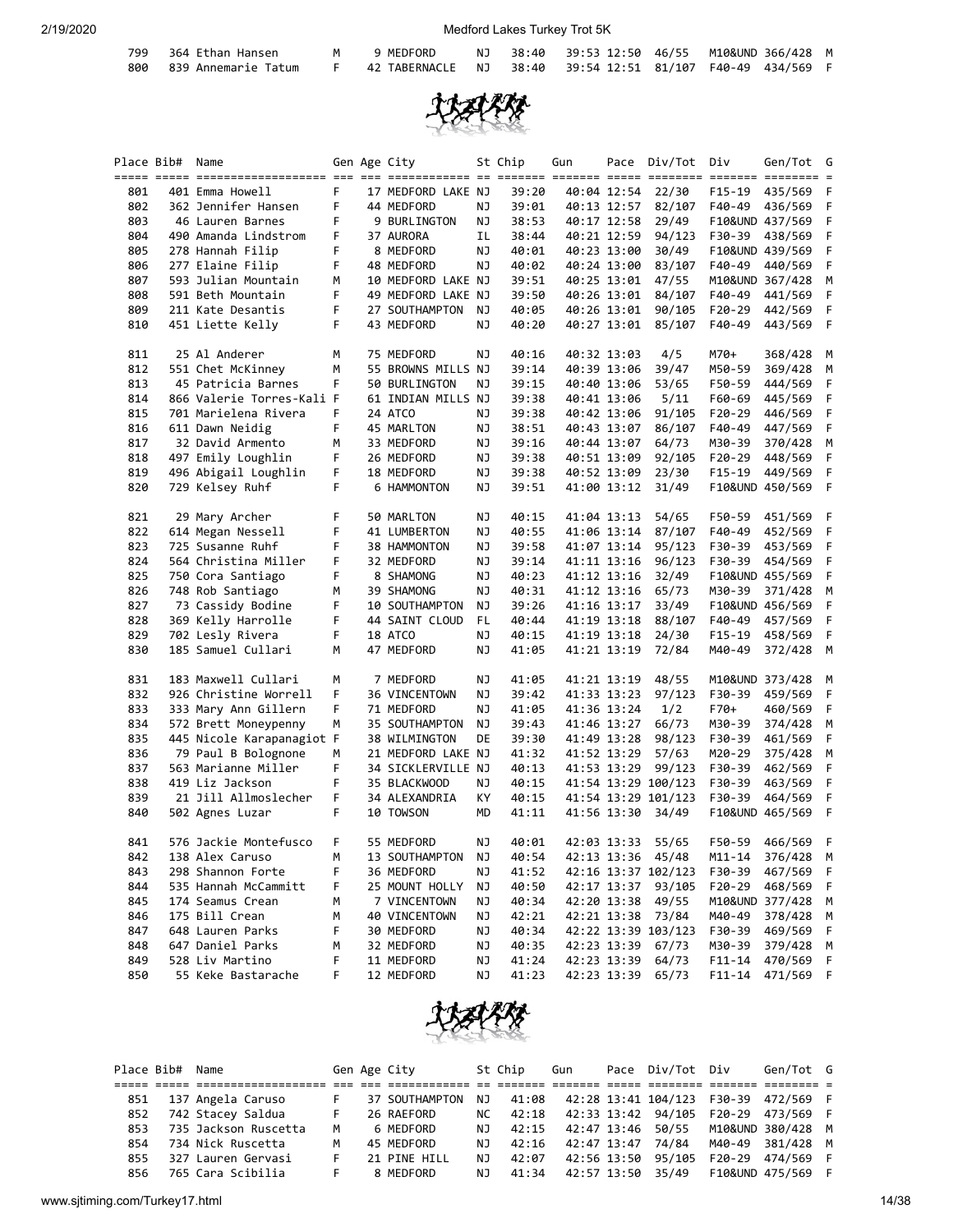| Place | Bib# | Name | Gen | Age | City | St | Chip | Gun | Pace | Div/Tot | Div | Gen/Tot | G |
|---|---|---|---|---|---|---|---|---|---|---|---|---|---|
| 799 | 364 | Ethan Hansen | M | 9 | MEDFORD | NJ | 38:40 | 39:53 | 12:50 | 46/55 | M10&UND | 366/428 | M |
| 800 | 839 | Annemarie Tatum | F | 42 | TABERNACLE | NJ | 38:40 | 39:54 | 12:51 | 81/107 | F40-49 | 434/569 | F |
| 801 | 401 | Emma Howell | F | 17 | MEDFORD LAKE | NJ | 39:20 | 40:04 | 12:54 | 22/30 | F15-19 | 435/569 | F |
| 802 | 362 | Jennifer Hansen | F | 44 | MEDFORD | NJ | 39:01 | 40:13 | 12:57 | 82/107 | F40-49 | 436/569 | F |
| 803 | 46 | Lauren Barnes | F | 9 | BURLINGTON | NJ | 38:53 | 40:17 | 12:58 | 29/49 | F10&UND | 437/569 | F |
| 804 | 490 | Amanda Lindstrom | F | 37 | AURORA | IL | 38:44 | 40:21 | 12:59 | 94/123 | F30-39 | 438/569 | F |
| 805 | 278 | Hannah Filip | F | 8 | MEDFORD | NJ | 40:01 | 40:23 | 13:00 | 30/49 | F10&UND | 439/569 | F |
| 806 | 277 | Elaine Filip | F | 48 | MEDFORD | NJ | 40:02 | 40:24 | 13:00 | 83/107 | F40-49 | 440/569 | F |
| 807 | 593 | Julian Mountain | M | 10 | MEDFORD LAKE | NJ | 39:51 | 40:25 | 13:01 | 47/55 | M10&UND | 367/428 | M |
| 808 | 591 | Beth Mountain | F | 49 | MEDFORD LAKE | NJ | 39:50 | 40:26 | 13:01 | 84/107 | F40-49 | 441/569 | F |
| 809 | 211 | Kate Desantis | F | 27 | SOUTHAMPTON | NJ | 40:05 | 40:26 | 13:01 | 90/105 | F20-29 | 442/569 | F |
| 810 | 451 | Liette Kelly | F | 43 | MEDFORD | NJ | 40:20 | 40:27 | 13:01 | 85/107 | F40-49 | 443/569 | F |
| 811 | 25 | Al Anderer | M | 75 | MEDFORD | NJ | 40:16 | 40:32 | 13:03 | 4/5 | M70+ | 368/428 | M |
| 812 | 551 | Chet McKinney | M | 55 | BROWNS MILLS | NJ | 39:14 | 40:39 | 13:06 | 39/47 | M50-59 | 369/428 | M |
| 813 | 45 | Patricia Barnes | F | 50 | BURLINGTON | NJ | 39:15 | 40:40 | 13:06 | 53/65 | F50-59 | 444/569 | F |
| 814 | 866 | Valerie Torres-Kali | F | 61 | INDIAN MILLS | NJ | 39:38 | 40:41 | 13:06 | 5/11 | F60-69 | 445/569 | F |
| 815 | 701 | Marielena Rivera | F | 24 | ATCO | NJ | 39:38 | 40:42 | 13:06 | 91/105 | F20-29 | 446/569 | F |
| 816 | 611 | Dawn Neidig | F | 45 | MARLTON | NJ | 38:51 | 40:43 | 13:07 | 86/107 | F40-49 | 447/569 | F |
| 817 | 32 | David Armento | M | 33 | MEDFORD | NJ | 39:16 | 40:44 | 13:07 | 64/73 | M30-39 | 370/428 | M |
| 818 | 497 | Emily Loughlin | F | 26 | MEDFORD | NJ | 39:38 | 40:51 | 13:09 | 92/105 | F20-29 | 448/569 | F |
| 819 | 496 | Abigail Loughlin | F | 18 | MEDFORD | NJ | 39:38 | 40:52 | 13:09 | 23/30 | F15-19 | 449/569 | F |
| 820 | 729 | Kelsey Ruhf | F | 6 | HAMMONTON | NJ | 39:51 | 41:00 | 13:12 | 31/49 | F10&UND | 450/569 | F |
| 821 | 29 | Mary Archer | F | 50 | MARLTON | NJ | 40:15 | 41:04 | 13:13 | 54/65 | F50-59 | 451/569 | F |
| 822 | 614 | Megan Nessell | F | 41 | LUMBERTON | NJ | 40:55 | 41:06 | 13:14 | 87/107 | F40-49 | 452/569 | F |
| 823 | 725 | Susanne Ruhf | F | 38 | HAMMONTON | NJ | 39:58 | 41:07 | 13:14 | 95/123 | F30-39 | 453/569 | F |
| 824 | 564 | Christina Miller | F | 32 | MEDFORD | NJ | 39:14 | 41:11 | 13:16 | 96/123 | F30-39 | 454/569 | F |
| 825 | 750 | Cora Santiago | F | 8 | SHAMONG | NJ | 40:23 | 41:12 | 13:16 | 32/49 | F10&UND | 455/569 | F |
| 826 | 748 | Rob Santiago | M | 39 | SHAMONG | NJ | 40:31 | 41:12 | 13:16 | 65/73 | M30-39 | 371/428 | M |
| 827 | 73 | Cassidy Bodine | F | 10 | SOUTHAMPTON | NJ | 39:26 | 41:16 | 13:17 | 33/49 | F10&UND | 456/569 | F |
| 828 | 369 | Kelly Harrolle | F | 44 | SAINT CLOUD | FL | 40:44 | 41:19 | 13:18 | 88/107 | F40-49 | 457/569 | F |
| 829 | 702 | Lesly Rivera | F | 18 | ATCO | NJ | 40:15 | 41:19 | 13:18 | 24/30 | F15-19 | 458/569 | F |
| 830 | 185 | Samuel Cullari | M | 47 | MEDFORD | NJ | 41:05 | 41:21 | 13:19 | 72/84 | M40-49 | 372/428 | M |
| 831 | 183 | Maxwell Cullari | M | 7 | MEDFORD | NJ | 41:05 | 41:21 | 13:19 | 48/55 | M10&UND | 373/428 | M |
| 832 | 926 | Christine Worrell | F | 36 | VINCENTOWN | NJ | 39:42 | 41:33 | 13:23 | 97/123 | F30-39 | 459/569 | F |
| 833 | 333 | Mary Ann Gillern | F | 71 | MEDFORD | NJ | 41:05 | 41:36 | 13:24 | 1/2 | F70+ | 460/569 | F |
| 834 | 572 | Brett Moneypenny | M | 35 | SOUTHAMPTON | NJ | 39:43 | 41:46 | 13:27 | 66/73 | M30-39 | 374/428 | M |
| 835 | 445 | Nicole Karapanagiot | F | 38 | WILMINGTON | DE | 39:30 | 41:49 | 13:28 | 98/123 | F30-39 | 461/569 | F |
| 836 | 79 | Paul B Bolognone | M | 21 | MEDFORD LAKE | NJ | 41:32 | 41:52 | 13:29 | 57/63 | M20-29 | 375/428 | M |
| 837 | 563 | Marianne Miller | F | 34 | SICKLERVILLE | NJ | 40:13 | 41:53 | 13:29 | 99/123 | F30-39 | 462/569 | F |
| 838 | 419 | Liz Jackson | F | 35 | BLACKWOOD | NJ | 40:15 | 41:54 | 13:29 | 100/123 | F30-39 | 463/569 | F |
| 839 | 21 | Jill Allmoslecher | F | 34 | ALEXANDRIA | KY | 40:15 | 41:54 | 13:29 | 101/123 | F30-39 | 464/569 | F |
| 840 | 502 | Agnes Luzar | F | 10 | TOWSON | MD | 41:11 | 41:56 | 13:30 | 34/49 | F10&UND | 465/569 | F |
| 841 | 576 | Jackie Montefusco | F | 55 | MEDFORD | NJ | 40:01 | 42:03 | 13:33 | 55/65 | F50-59 | 466/569 | F |
| 842 | 138 | Alex Caruso | M | 13 | SOUTHAMPTON | NJ | 40:54 | 42:13 | 13:36 | 45/48 | M11-14 | 376/428 | M |
| 843 | 298 | Shannon Forte | F | 36 | MEDFORD | NJ | 41:52 | 42:16 | 13:37 | 102/123 | F30-39 | 467/569 | F |
| 844 | 535 | Hannah McCammitt | F | 25 | MOUNT HOLLY | NJ | 40:50 | 42:17 | 13:37 | 93/105 | F20-29 | 468/569 | F |
| 845 | 174 | Seamus Crean | M | 7 | VINCENTOWN | NJ | 40:34 | 42:20 | 13:38 | 49/55 | M10&UND | 377/428 | M |
| 846 | 175 | Bill Crean | M | 40 | VINCENTOWN | NJ | 42:21 | 42:21 | 13:38 | 73/84 | M40-49 | 378/428 | M |
| 847 | 648 | Lauren Parks | F | 30 | MEDFORD | NJ | 40:34 | 42:22 | 13:39 | 103/123 | F30-39 | 469/569 | F |
| 848 | 647 | Daniel Parks | M | 32 | MEDFORD | NJ | 40:35 | 42:23 | 13:39 | 67/73 | M30-39 | 379/428 | M |
| 849 | 528 | Liv Martino | F | 11 | MEDFORD | NJ | 41:24 | 42:23 | 13:39 | 64/73 | F11-14 | 470/569 | F |
| 850 | 55 | Keke Bastarache | F | 12 | MEDFORD | NJ | 41:23 | 42:23 | 13:39 | 65/73 | F11-14 | 471/569 | F |
| 851 | 137 | Angela Caruso | F | 37 | SOUTHAMPTON | NJ | 41:08 | 42:28 | 13:41 | 104/123 | F30-39 | 472/569 | F |
| 852 | 742 | Stacey Saldua | F | 26 | RAEFORD | NC | 42:18 | 42:33 | 13:42 | 94/105 | F20-29 | 473/569 | F |
| 853 | 735 | Jackson Ruscetta | M | 6 | MEDFORD | NJ | 42:15 | 42:47 | 13:46 | 50/55 | M10&UND | 380/428 | M |
| 854 | 734 | Nick Ruscetta | M | 45 | MEDFORD | NJ | 42:16 | 42:47 | 13:47 | 74/84 | M40-49 | 381/428 | M |
| 855 | 327 | Lauren Gervasi | F | 21 | PINE HILL | NJ | 42:07 | 42:56 | 13:50 | 95/105 | F20-29 | 474/569 | F |
| 856 | 765 | Cara Scibilia | F | 8 | MEDFORD | NJ | 41:34 | 42:57 | 13:50 | 35/49 | F10&UND | 475/569 | F |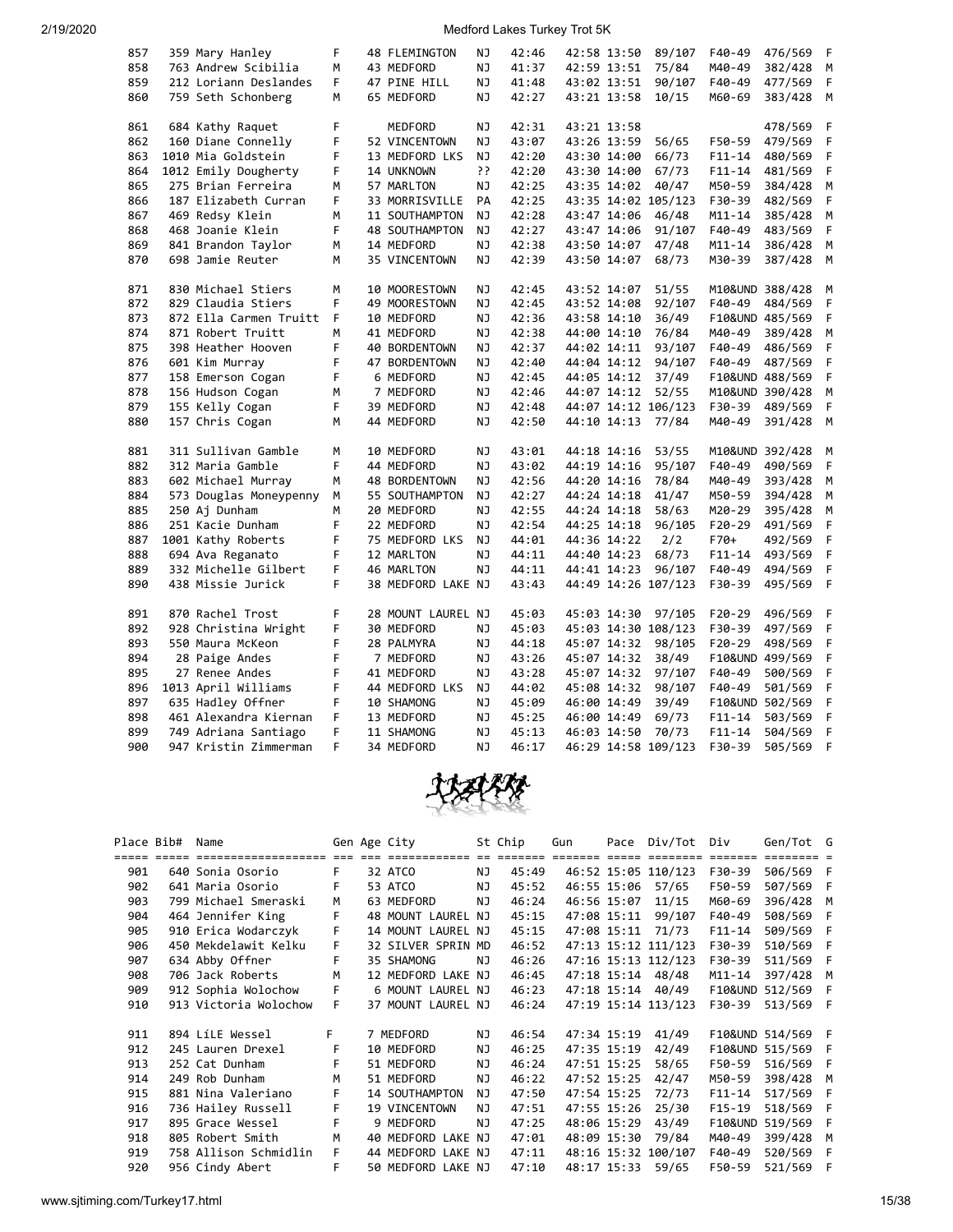| Place | Bib# | Name | Gen | Age | City | St | Chip | Gun | Pace | Div/Tot | Div | Gen/Tot | G |
|---|---|---|---|---|---|---|---|---|---|---|---|---|---|
| 857 | 359 | Mary Hanley | F | 48 | FLEMINGTON | NJ | 42:46 | 42:58 | 13:50 | 89/107 | F40-49 | 476/569 | F |
| 858 | 763 | Andrew Scibilia | M | 43 | MEDFORD | NJ | 41:37 | 42:59 | 13:51 | 75/84 | M40-49 | 382/428 | M |
| 859 | 212 | Loriann Deslandes | F | 47 | PINE HILL | NJ | 41:48 | 43:02 | 13:51 | 90/107 | F40-49 | 477/569 | F |
| 860 | 759 | Seth Schonberg | M | 65 | MEDFORD | NJ | 42:27 | 43:21 | 13:58 | 10/15 | M60-69 | 383/428 | M |
| 861 | 684 | Kathy Raquet | F | | MEDFORD | NJ | 42:31 | 43:21 | 13:58 | | | 478/569 | F |
| 862 | 160 | Diane Connelly | F | 52 | VINCENTOWN | NJ | 43:07 | 43:26 | 13:59 | 56/65 | F50-59 | 479/569 | F |
| 863 | 1010 | Mia Goldstein | F | 13 | MEDFORD LKS | NJ | 42:20 | 43:30 | 14:00 | 66/73 | F11-14 | 480/569 | F |
| 864 | 1012 | Emily Dougherty | F | 14 | UNKNOWN | ?? | 42:20 | 43:30 | 14:00 | 67/73 | F11-14 | 481/569 | F |
| 865 | 275 | Brian Ferreira | M | 57 | MARLTON | NJ | 42:25 | 43:35 | 14:02 | 40/47 | M50-59 | 384/428 | M |
| 866 | 187 | Elizabeth Curran | F | 33 | MORRISVILLE | PA | 42:25 | 43:35 | 14:02 | 105/123 | F30-39 | 482/569 | F |
| 867 | 469 | Redsy Klein | M | 11 | SOUTHAMPTON | NJ | 42:28 | 43:47 | 14:06 | 46/48 | M11-14 | 385/428 | M |
| 868 | 468 | Joanie Klein | F | 48 | SOUTHAMPTON | NJ | 42:27 | 43:47 | 14:06 | 91/107 | F40-49 | 483/569 | F |
| 869 | 841 | Brandon Taylor | M | 14 | MEDFORD | NJ | 42:38 | 43:50 | 14:07 | 47/48 | M11-14 | 386/428 | M |
| 870 | 698 | Jamie Reuter | M | 35 | VINCENTOWN | NJ | 42:39 | 43:50 | 14:07 | 68/73 | M30-39 | 387/428 | M |
| 871 | 830 | Michael Stiers | M | 10 | MOORESTOWN | NJ | 42:45 | 43:52 | 14:07 | 51/55 | M10&UND | 388/428 | M |
| 872 | 829 | Claudia Stiers | F | 49 | MOORESTOWN | NJ | 42:45 | 43:52 | 14:08 | 92/107 | F40-49 | 484/569 | F |
| 873 | 872 | Ella Carmen Truitt | F | 10 | MEDFORD | NJ | 42:36 | 43:58 | 14:10 | 36/49 | F10&UND | 485/569 | F |
| 874 | 871 | Robert Truitt | M | 41 | MEDFORD | NJ | 42:38 | 44:00 | 14:10 | 76/84 | M40-49 | 389/428 | M |
| 875 | 398 | Heather Hooven | F | 40 | BORDENTOWN | NJ | 42:37 | 44:02 | 14:11 | 93/107 | F40-49 | 486/569 | F |
| 876 | 601 | Kim Murray | F | 47 | BORDENTOWN | NJ | 42:40 | 44:04 | 14:12 | 94/107 | F40-49 | 487/569 | F |
| 877 | 158 | Emerson Cogan | F | 6 | MEDFORD | NJ | 42:45 | 44:05 | 14:12 | 37/49 | F10&UND | 488/569 | F |
| 878 | 156 | Hudson Cogan | M | 7 | MEDFORD | NJ | 42:46 | 44:07 | 14:12 | 52/55 | M10&UND | 390/428 | M |
| 879 | 155 | Kelly Cogan | F | 39 | MEDFORD | NJ | 42:48 | 44:07 | 14:12 | 106/123 | F30-39 | 489/569 | F |
| 880 | 157 | Chris Cogan | M | 44 | MEDFORD | NJ | 42:50 | 44:10 | 14:13 | 77/84 | M40-49 | 391/428 | M |
| 881 | 311 | Sullivan Gamble | M | 10 | MEDFORD | NJ | 43:01 | 44:18 | 14:16 | 53/55 | M10&UND | 392/428 | M |
| 882 | 312 | Maria Gamble | F | 44 | MEDFORD | NJ | 43:02 | 44:19 | 14:16 | 95/107 | F40-49 | 490/569 | F |
| 883 | 602 | Michael Murray | M | 48 | BORDENTOWN | NJ | 42:56 | 44:20 | 14:16 | 78/84 | M40-49 | 393/428 | M |
| 884 | 573 | Douglas Moneypenny | M | 55 | SOUTHAMPTON | NJ | 42:27 | 44:24 | 14:18 | 41/47 | M50-59 | 394/428 | M |
| 885 | 250 | Aj Dunham | M | 20 | MEDFORD | NJ | 42:55 | 44:24 | 14:18 | 58/63 | M20-29 | 395/428 | M |
| 886 | 251 | Kacie Dunham | F | 22 | MEDFORD | NJ | 42:54 | 44:25 | 14:18 | 96/105 | F20-29 | 491/569 | F |
| 887 | 1001 | Kathy Roberts | F | 75 | MEDFORD LKS | NJ | 44:01 | 44:36 | 14:22 | 2/2 | F70+ | 492/569 | F |
| 888 | 694 | Ava Reganato | F | 12 | MARLTON | NJ | 44:11 | 44:40 | 14:23 | 68/73 | F11-14 | 493/569 | F |
| 889 | 332 | Michelle Gilbert | F | 46 | MARLTON | NJ | 44:11 | 44:41 | 14:23 | 96/107 | F40-49 | 494/569 | F |
| 890 | 438 | Missie Jurick | F | 38 | MEDFORD LAKE | NJ | 43:43 | 44:49 | 14:26 | 107/123 | F30-39 | 495/569 | F |
| 891 | 870 | Rachel Trost | F | 28 | MOUNT LAUREL | NJ | 45:03 | 45:03 | 14:30 | 97/105 | F20-29 | 496/569 | F |
| 892 | 928 | Christina Wright | F | 30 | MEDFORD | NJ | 45:03 | 45:03 | 14:30 | 108/123 | F30-39 | 497/569 | F |
| 893 | 550 | Maura McKeon | F | 28 | PALMYRA | NJ | 44:18 | 45:07 | 14:32 | 98/105 | F20-29 | 498/569 | F |
| 894 | 28 | Paige Andes | F | 7 | MEDFORD | NJ | 43:26 | 45:07 | 14:32 | 38/49 | F10&UND | 499/569 | F |
| 895 | 27 | Renee Andes | F | 41 | MEDFORD | NJ | 43:28 | 45:07 | 14:32 | 97/107 | F40-49 | 500/569 | F |
| 896 | 1013 | April Williams | F | 44 | MEDFORD LKS | NJ | 44:02 | 45:08 | 14:32 | 98/107 | F40-49 | 501/569 | F |
| 897 | 635 | Hadley Offner | F | 10 | SHAMONG | NJ | 45:09 | 46:00 | 14:49 | 39/49 | F10&UND | 502/569 | F |
| 898 | 461 | Alexandra Kiernan | F | 13 | MEDFORD | NJ | 45:25 | 46:00 | 14:49 | 69/73 | F11-14 | 503/569 | F |
| 899 | 749 | Adriana Santiago | F | 11 | SHAMONG | NJ | 45:13 | 46:03 | 14:50 | 70/73 | F11-14 | 504/569 | F |
| 900 | 947 | Kristin Zimmerman | F | 34 | MEDFORD | NJ | 46:17 | 46:29 | 14:58 | 109/123 | F30-39 | 505/569 | F |

| Place | Bib# | Name | Gen | Age | City | St | Chip | Gun | Pace | Div/Tot | Div | Gen/Tot | G |
|---|---|---|---|---|---|---|---|---|---|---|---|---|---|
| 901 | 640 | Sonia Osorio | F | 32 | ATCO | NJ | 45:49 | 46:52 | 15:05 | 110/123 | F30-39 | 506/569 | F |
| 902 | 641 | Maria Osorio | F | 53 | ATCO | NJ | 45:52 | 46:55 | 15:06 | 57/65 | F50-59 | 507/569 | F |
| 903 | 799 | Michael Smeraski | M | 63 | MEDFORD | NJ | 46:24 | 46:56 | 15:07 | 11/15 | M60-69 | 396/428 | M |
| 904 | 464 | Jennifer King | F | 48 | MOUNT LAUREL | NJ | 45:15 | 47:08 | 15:11 | 99/107 | F40-49 | 508/569 | F |
| 905 | 910 | Erica Wodarczyk | F | 14 | MOUNT LAUREL | NJ | 45:15 | 47:08 | 15:11 | 71/73 | F11-14 | 509/569 | F |
| 906 | 450 | Mekdelawit Kelku | F | 32 | SILVER SPRIN | MD | 46:52 | 47:13 | 15:12 | 111/123 | F30-39 | 510/569 | F |
| 907 | 634 | Abby Offner | F | 35 | SHAMONG | NJ | 46:26 | 47:16 | 15:13 | 112/123 | F30-39 | 511/569 | F |
| 908 | 706 | Jack Roberts | M | 12 | MEDFORD LAKE | NJ | 46:45 | 47:18 | 15:14 | 48/48 | M11-14 | 397/428 | M |
| 909 | 912 | Sophia Wolochow | F | 6 | MOUNT LAUREL | NJ | 46:23 | 47:18 | 15:14 | 40/49 | F10&UND | 512/569 | F |
| 910 | 913 | Victoria Wolochow | F | 37 | MOUNT LAUREL | NJ | 46:24 | 47:19 | 15:14 | 113/123 | F30-39 | 513/569 | F |
| 911 | 894 | LiLE Wessel | F | 7 | MEDFORD | NJ | 46:54 | 47:34 | 15:19 | 41/49 | F10&UND | 514/569 | F |
| 912 | 245 | Lauren Drexel | F | 10 | MEDFORD | NJ | 46:25 | 47:35 | 15:19 | 42/49 | F10&UND | 515/569 | F |
| 913 | 252 | Cat Dunham | F | 51 | MEDFORD | NJ | 46:24 | 47:51 | 15:25 | 58/65 | F50-59 | 516/569 | F |
| 914 | 249 | Rob Dunham | M | 51 | MEDFORD | NJ | 46:22 | 47:52 | 15:25 | 42/47 | M50-59 | 398/428 | M |
| 915 | 881 | Nina Valeriano | F | 14 | SOUTHAMPTON | NJ | 47:50 | 47:54 | 15:25 | 72/73 | F11-14 | 517/569 | F |
| 916 | 736 | Hailey Russell | F | 19 | VINCENTOWN | NJ | 47:51 | 47:55 | 15:26 | 25/30 | F15-19 | 518/569 | F |
| 917 | 895 | Grace Wessel | F | 9 | MEDFORD | NJ | 47:25 | 48:06 | 15:29 | 43/49 | F10&UND | 519/569 | F |
| 918 | 805 | Robert Smith | M | 40 | MEDFORD LAKE | NJ | 47:01 | 48:09 | 15:30 | 79/84 | M40-49 | 399/428 | M |
| 919 | 758 | Allison Schmidlin | F | 44 | MEDFORD LAKE | NJ | 47:11 | 48:16 | 15:32 | 100/107 | F40-49 | 520/569 | F |
| 920 | 956 | Cindy Abert | F | 50 | MEDFORD LAKE | NJ | 47:10 | 48:17 | 15:33 | 59/65 | F50-59 | 521/569 | F |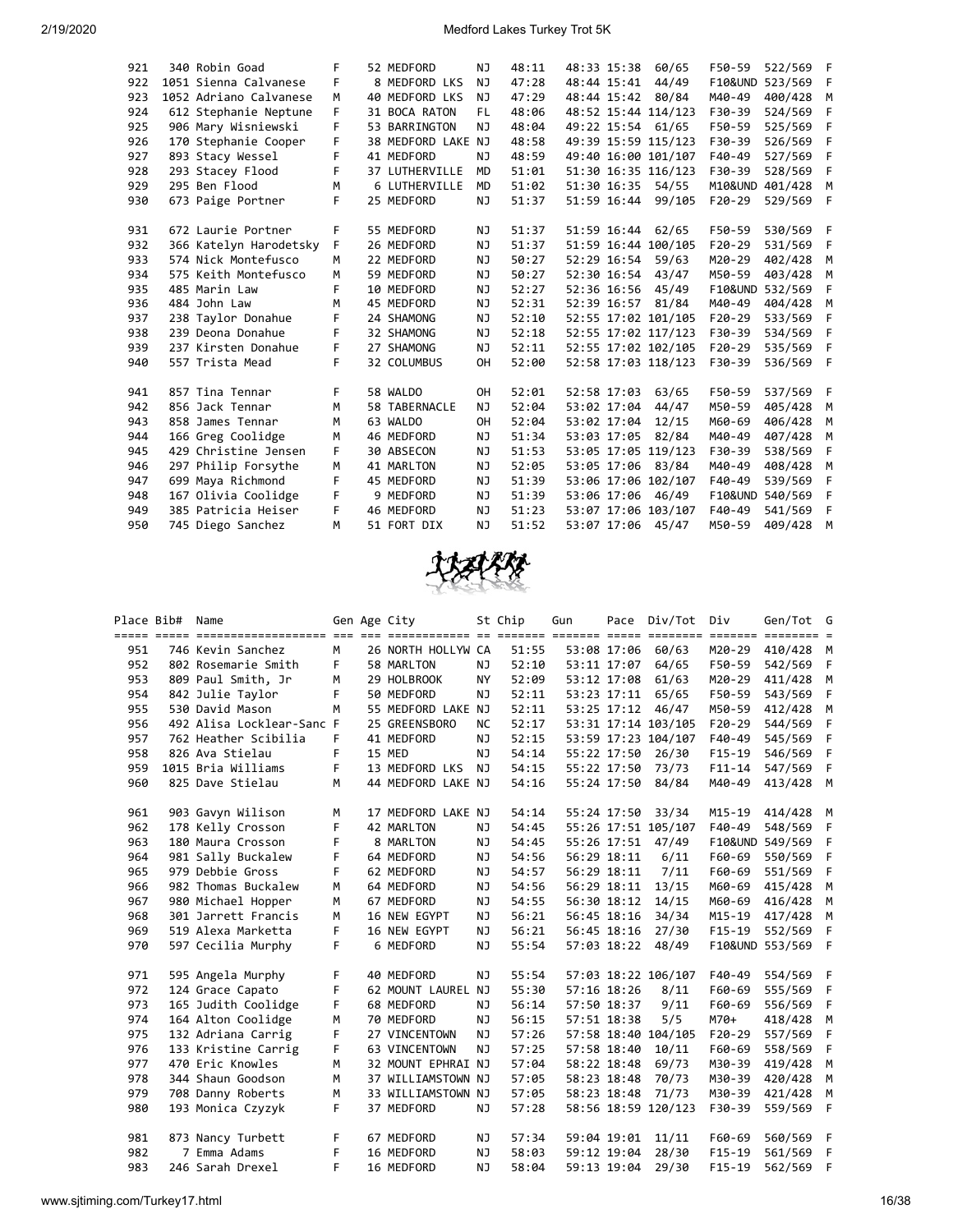| Place | Bib# | Name | Gen | Age | City | St | Chip | Gun | Pace | Div/Tot | Div | Gen/Tot | G |
|---|---|---|---|---|---|---|---|---|---|---|---|---|---|
| 921 | 340 | Robin Goad | F | 52 | MEDFORD | NJ | 48:11 | 48:33 | 15:38 | 60/65 | F50-59 | 522/569 | F |
| 922 | 1051 | Sienna Calvanese | F | 8 | MEDFORD LKS | NJ | 47:28 | 48:44 | 15:41 | 44/49 | F10&UND | 523/569 | F |
| 923 | 1052 | Adriano Calvanese | M | 40 | MEDFORD LKS | NJ | 47:29 | 48:44 | 15:42 | 80/84 | M40-49 | 400/428 | M |
| 924 | 612 | Stephanie Neptune | F | 31 | BOCA RATON | FL | 48:06 | 48:52 | 15:44 | 114/123 | F30-39 | 524/569 | F |
| 925 | 906 | Mary Wisniewski | F | 53 | BARRINGTON | NJ | 48:04 | 49:22 | 15:54 | 61/65 | F50-59 | 525/569 | F |
| 926 | 170 | Stephanie Cooper | F | 38 | MEDFORD LAKE | NJ | 48:58 | 49:39 | 15:59 | 115/123 | F30-39 | 526/569 | F |
| 927 | 893 | Stacy Wessel | F | 41 | MEDFORD | NJ | 48:59 | 49:40 | 16:00 | 101/107 | F40-49 | 527/569 | F |
| 928 | 293 | Stacey Flood | F | 37 | LUTHERVILLE | MD | 51:01 | 51:30 | 16:35 | 116/123 | F30-39 | 528/569 | F |
| 929 | 295 | Ben Flood | M | 6 | LUTHERVILLE | MD | 51:02 | 51:30 | 16:35 | 54/55 | M10&UND | 401/428 | M |
| 930 | 673 | Paige Portner | F | 25 | MEDFORD | NJ | 51:37 | 51:59 | 16:44 | 99/105 | F20-29 | 529/569 | F |
| 931 | 672 | Laurie Portner | F | 55 | MEDFORD | NJ | 51:37 | 51:59 | 16:44 | 62/65 | F50-59 | 530/569 | F |
| 932 | 366 | Katelyn Harodetsky | F | 26 | MEDFORD | NJ | 51:37 | 51:59 | 16:44 | 100/105 | F20-29 | 531/569 | F |
| 933 | 574 | Nick Montefusco | M | 22 | MEDFORD | NJ | 50:27 | 52:29 | 16:54 | 59/63 | M20-29 | 402/428 | M |
| 934 | 575 | Keith Montefusco | M | 59 | MEDFORD | NJ | 50:27 | 52:30 | 16:54 | 43/47 | M50-59 | 403/428 | M |
| 935 | 485 | Marin Law | F | 10 | MEDFORD | NJ | 52:27 | 52:36 | 16:56 | 45/49 | F10&UND | 532/569 | F |
| 936 | 484 | John Law | M | 45 | MEDFORD | NJ | 52:31 | 52:39 | 16:57 | 81/84 | M40-49 | 404/428 | M |
| 937 | 238 | Taylor Donahue | F | 24 | SHAMONG | NJ | 52:10 | 52:55 | 17:02 | 101/105 | F20-29 | 533/569 | F |
| 938 | 239 | Deona Donahue | F | 32 | SHAMONG | NJ | 52:18 | 52:55 | 17:02 | 117/123 | F30-39 | 534/569 | F |
| 939 | 237 | Kirsten Donahue | F | 27 | SHAMONG | NJ | 52:11 | 52:55 | 17:02 | 102/105 | F20-29 | 535/569 | F |
| 940 | 557 | Trista Mead | F | 32 | COLUMBUS | OH | 52:00 | 52:58 | 17:03 | 118/123 | F30-39 | 536/569 | F |
| 941 | 857 | Tina Tennar | F | 58 | WALDO | OH | 52:01 | 52:58 | 17:03 | 63/65 | F50-59 | 537/569 | F |
| 942 | 856 | Jack Tennar | M | 58 | TABERNACLE | NJ | 52:04 | 53:02 | 17:04 | 44/47 | M50-59 | 405/428 | M |
| 943 | 858 | James Tennar | M | 63 | WALDO | OH | 52:04 | 53:02 | 17:04 | 12/15 | M60-69 | 406/428 | M |
| 944 | 166 | Greg Coolidge | M | 46 | MEDFORD | NJ | 51:34 | 53:03 | 17:05 | 82/84 | M40-49 | 407/428 | M |
| 945 | 429 | Christine Jensen | F | 30 | ABSECON | NJ | 51:53 | 53:05 | 17:05 | 119/123 | F30-39 | 538/569 | F |
| 946 | 297 | Philip Forsythe | M | 41 | MARLTON | NJ | 52:05 | 53:05 | 17:06 | 83/84 | M40-49 | 408/428 | M |
| 947 | 699 | Maya Richmond | F | 45 | MEDFORD | NJ | 51:39 | 53:06 | 17:06 | 102/107 | F40-49 | 539/569 | F |
| 948 | 167 | Olivia Coolidge | F | 9 | MEDFORD | NJ | 51:39 | 53:06 | 17:06 | 46/49 | F10&UND | 540/569 | F |
| 949 | 385 | Patricia Heiser | F | 46 | MEDFORD | NJ | 51:23 | 53:07 | 17:06 | 103/107 | F40-49 | 541/569 | F |
| 950 | 745 | Diego Sanchez | M | 51 | FORT DIX | NJ | 51:52 | 53:07 | 17:06 | 45/47 | M50-59 | 409/428 | M |
| 951 | 746 | Kevin Sanchez | M | 26 | NORTH HOLLYW | CA | 51:55 | 53:08 | 17:06 | 60/63 | M20-29 | 410/428 | M |
| 952 | 802 | Rosemarie Smith | F | 58 | MARLTON | NJ | 52:10 | 53:11 | 17:07 | 64/65 | F50-59 | 542/569 | F |
| 953 | 809 | Paul Smith, Jr | M | 29 | HOLBROOK | NY | 52:09 | 53:12 | 17:08 | 61/63 | M20-29 | 411/428 | M |
| 954 | 842 | Julie Taylor | F | 50 | MEDFORD | NJ | 52:11 | 53:23 | 17:11 | 65/65 | F50-59 | 543/569 | F |
| 955 | 530 | David Mason | M | 55 | MEDFORD LAKE | NJ | 52:11 | 53:25 | 17:12 | 46/47 | M50-59 | 412/428 | M |
| 956 | 492 | Alisa Locklear-Sanc | F | 25 | GREENSBORO | NC | 52:17 | 53:31 | 17:14 | 103/105 | F20-29 | 544/569 | F |
| 957 | 762 | Heather Scibilia | F | 41 | MEDFORD | NJ | 52:15 | 53:59 | 17:23 | 104/107 | F40-49 | 545/569 | F |
| 958 | 826 | Ava Stielau | F | 15 | MED | NJ | 54:14 | 55:22 | 17:50 | 26/30 | F15-19 | 546/569 | F |
| 959 | 1015 | Bria Williams | F | 13 | MEDFORD LKS | NJ | 54:15 | 55:22 | 17:50 | 73/73 | F11-14 | 547/569 | F |
| 960 | 825 | Dave Stielau | M | 44 | MEDFORD LAKE | NJ | 54:16 | 55:24 | 17:50 | 84/84 | M40-49 | 413/428 | M |
| 961 | 903 | Gavyn Wilison | M | 17 | MEDFORD LAKE | NJ | 54:14 | 55:24 | 17:50 | 33/34 | M15-19 | 414/428 | M |
| 962 | 178 | Kelly Crosson | F | 42 | MARLTON | NJ | 54:45 | 55:26 | 17:51 | 105/107 | F40-49 | 548/569 | F |
| 963 | 180 | Maura Crosson | F | 8 | MARLTON | NJ | 54:45 | 55:26 | 17:51 | 47/49 | F10&UND | 549/569 | F |
| 964 | 981 | Sally Buckalew | F | 64 | MEDFORD | NJ | 54:56 | 56:29 | 18:11 | 6/11 | F60-69 | 550/569 | F |
| 965 | 979 | Debbie Gross | F | 62 | MEDFORD | NJ | 54:57 | 56:29 | 18:11 | 7/11 | F60-69 | 551/569 | F |
| 966 | 982 | Thomas Buckalew | M | 64 | MEDFORD | NJ | 54:56 | 56:29 | 18:11 | 13/15 | M60-69 | 415/428 | M |
| 967 | 980 | Michael Hopper | M | 67 | MEDFORD | NJ | 54:55 | 56:30 | 18:12 | 14/15 | M60-69 | 416/428 | M |
| 968 | 301 | Jarrett Francis | M | 16 | NEW EGYPT | NJ | 56:21 | 56:45 | 18:16 | 34/34 | M15-19 | 417/428 | M |
| 969 | 519 | Alexa Marketta | F | 16 | NEW EGYPT | NJ | 56:21 | 56:45 | 18:16 | 27/30 | F15-19 | 552/569 | F |
| 970 | 597 | Cecilia Murphy | F | 6 | MEDFORD | NJ | 55:54 | 57:03 | 18:22 | 48/49 | F10&UND | 553/569 | F |
| 971 | 595 | Angela Murphy | F | 40 | MEDFORD | NJ | 55:54 | 57:03 | 18:22 | 106/107 | F40-49 | 554/569 | F |
| 972 | 124 | Grace Capato | F | 62 | MOUNT LAUREL | NJ | 55:30 | 57:16 | 18:26 | 8/11 | F60-69 | 555/569 | F |
| 973 | 165 | Judith Coolidge | F | 68 | MEDFORD | NJ | 56:14 | 57:50 | 18:37 | 9/11 | F60-69 | 556/569 | F |
| 974 | 164 | Alton Coolidge | M | 70 | MEDFORD | NJ | 56:15 | 57:51 | 18:38 | 5/5 | M70+ | 418/428 | M |
| 975 | 132 | Adriana Carrig | F | 27 | VINCENTOWN | NJ | 57:26 | 57:58 | 18:40 | 104/105 | F20-29 | 557/569 | F |
| 976 | 133 | Kristine Carrig | F | 63 | VINCENTOWN | NJ | 57:25 | 57:58 | 18:40 | 10/11 | F60-69 | 558/569 | F |
| 977 | 470 | Eric Knowles | M | 32 | MOUNT EPHRAI | NJ | 57:04 | 58:22 | 18:48 | 69/73 | M30-39 | 419/428 | M |
| 978 | 344 | Shaun Goodson | M | 37 | WILLIAMSTOWN | NJ | 57:05 | 58:23 | 18:48 | 70/73 | M30-39 | 420/428 | M |
| 979 | 708 | Danny Roberts | M | 33 | WILLIAMSTOWN | NJ | 57:05 | 58:23 | 18:48 | 71/73 | M30-39 | 421/428 | M |
| 980 | 193 | Monica Czyzyk | F | 37 | MEDFORD | NJ | 57:28 | 58:56 | 18:59 | 120/123 | F30-39 | 559/569 | F |
| 981 | 873 | Nancy Turbett | F | 67 | MEDFORD | NJ | 57:34 | 59:04 | 19:01 | 11/11 | F60-69 | 560/569 | F |
| 982 | 7 | Emma Adams | F | 16 | MEDFORD | NJ | 58:03 | 59:12 | 19:04 | 28/30 | F15-19 | 561/569 | F |
| 983 | 246 | Sarah Drexel | F | 16 | MEDFORD | NJ | 58:04 | 59:13 | 19:04 | 29/30 | F15-19 | 562/569 | F |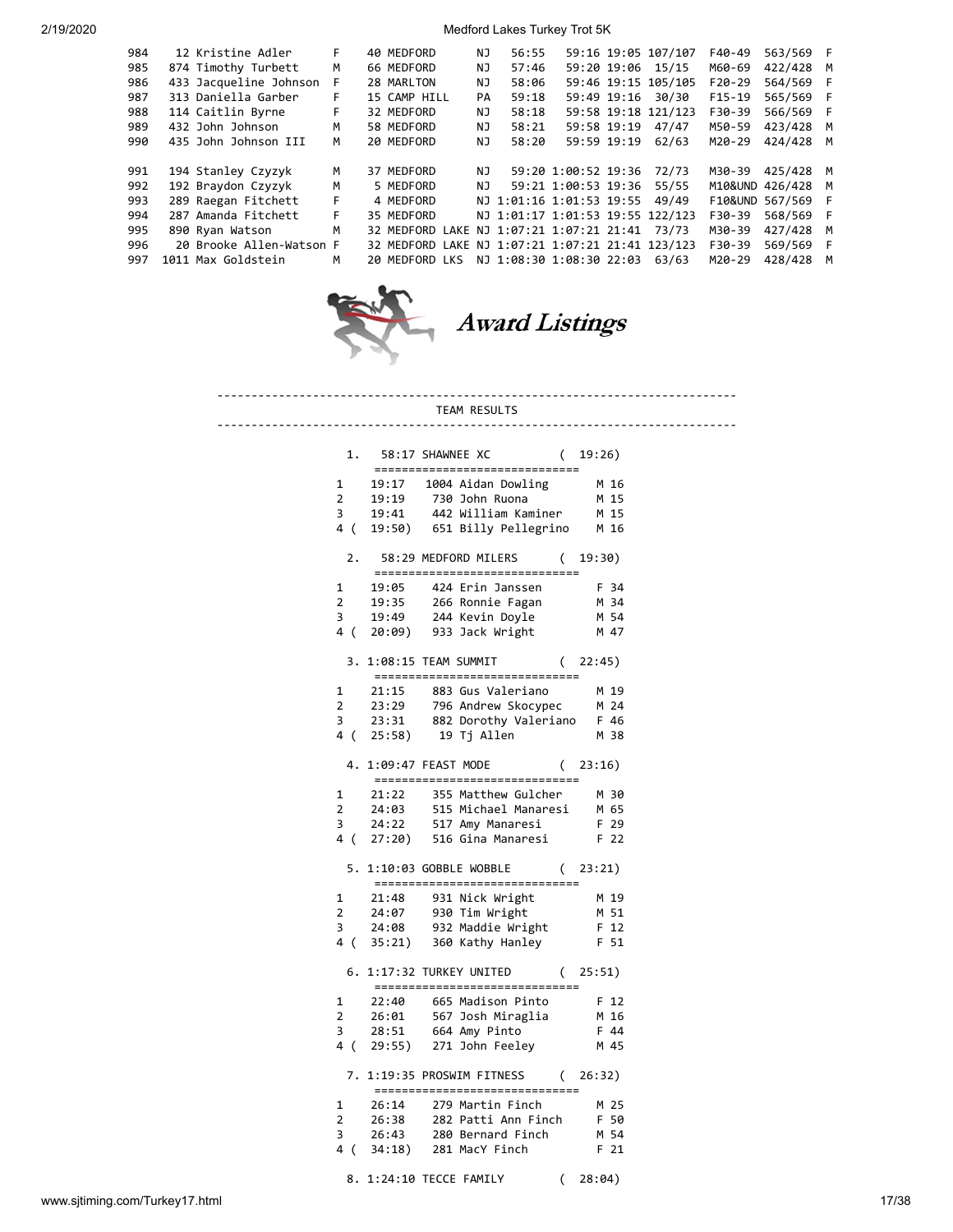| | | | | | | | | | | | | |
|---|---|---|---|---|---|---|---|---|---|---|---|---|
| 984 | 12 | Kristine Adler | F | 40 | MEDFORD | NJ | 56:55 | 59:16 | 19:05 | 107/107 | F40-49 | 563/569 F |
| 985 | 874 | Timothy Turbett | M | 66 | MEDFORD | NJ | 57:46 | 59:20 | 19:06 | 15/15 | M60-69 | 422/428 M |
| 986 | 433 | Jacqueline Johnson | F | 28 | MARLTON | NJ | 58:06 | 59:46 | 19:15 | 105/105 | F20-29 | 564/569 F |
| 987 | 313 | Daniella Garber | F | 15 | CAMP HILL | PA | 59:18 | 59:49 | 19:16 | 30/30 | F15-19 | 565/569 F |
| 988 | 114 | Caitlin Byrne | F | 32 | MEDFORD | NJ | 58:18 | 59:58 | 19:18 | 121/123 | F30-39 | 566/569 F |
| 989 | 432 | John Johnson | M | 58 | MEDFORD | NJ | 58:21 | 59:58 | 19:19 | 47/47 | M50-59 | 423/428 M |
| 990 | 435 | John Johnson III | M | 20 | MEDFORD | NJ | 58:20 | 59:59 | 19:19 | 62/63 | M20-29 | 424/428 M |
| 991 | 194 | Stanley Czyzyk | M | 37 | MEDFORD | NJ | 59:20 | 1:00:52 | 19:36 | 72/73 | M30-39 | 425/428 M |
| 992 | 192 | Braydon Czyzyk | M | 5 | MEDFORD | NJ | 59:21 | 1:00:53 | 19:36 | 55/55 | M10&UND | 426/428 M |
| 993 | 289 | Raegan Fitchett | F | 4 | MEDFORD | NJ | 1:01:16 | 1:01:53 | 19:55 | 49/49 | F10&UND | 567/569 F |
| 994 | 287 | Amanda Fitchett | F | 35 | MEDFORD | NJ | 1:01:17 | 1:01:53 | 19:55 | 122/123 | F30-39 | 568/569 F |
| 995 | 890 | Ryan Watson | M | 32 | MEDFORD LAKE | NJ | 1:07:21 | 1:07:21 | 21:41 | 73/73 | M30-39 | 427/428 M |
| 996 | 20 | Brooke Allen-Watson | F | 32 | MEDFORD LAKE | NJ | 1:07:21 | 1:07:21 | 21:41 | 123/123 | F30-39 | 569/569 F |
| 997 | 1011 | Max Goldstein | M | 20 | MEDFORD LKS | NJ | 1:08:30 | 1:08:30 | 22:03 | 63/63 | M20-29 | 428/428 M |

## Award Listings

```
---------------------------------------------------------------------------
                              TEAM RESULTS
---------------------------------------------------------------------------

      1.   58:17 SHAWNEE XC           ( 19:26)
          ==============================
     1    19:17   1004 Aidan Dowling        M 16
     2    19:19    730 John Ruona           M 15
     3    19:41    442 William Kaminer      M 15
     4 (  19:50)   651 Billy Pellegrino     M 16

      2.   58:29 MEDFORD MILERS       ( 19:30)
          ==============================
     1    19:05    424 Erin Janssen         F 34
     2    19:35    266 Ronnie Fagan         M 34
     3    19:49    244 Kevin Doyle          M 54
     4 (  20:09)   933 Jack Wright          M 47

      3. 1:08:15 TEAM SUMMIT          ( 22:45)
          ==============================
     1    21:15    883 Gus Valeriano        M 19
     2    23:29    796 Andrew Skocypec      M 24
     3    23:31    882 Dorothy Valeriano    F 46
     4 (  25:58)    19 Tj Allen             M 38

      4. 1:09:47 FEAST MODE           ( 23:16)
          ==============================
     1    21:22    355 Matthew Gulcher      M 30
     2    24:03    515 Michael Manaresi     M 65
     3    24:22    517 Amy Manaresi         F 29
     4 (  27:20)   516 Gina Manaresi        F 22

      5. 1:10:03 GOBBLE WOBBLE        ( 23:21)
          ==============================
     1    21:48    931 Nick Wright          M 19
     2    24:07    930 Tim Wright           M 51
     3    24:08    932 Maddie Wright        F 12
     4 (  35:21)   360 Kathy Hanley         F 51

      6. 1:17:32 TURKEY UNITED        ( 25:51)
          ==============================
     1    22:40    665 Madison Pinto        F 12
     2    26:01    567 Josh Miraglia        M 16
     3    28:51    664 Amy Pinto            F 44
     4 (  29:55)   271 John Feeley          M 45

      7. 1:19:35 PROSWIM FITNESS      ( 26:32)
          ==============================
     1    26:14    279 Martin Finch         M 25
     2    26:38    282 Patti Ann Finch      F 50
     3    26:43    280 Bernard Finch        M 54
     4 (  34:18)   281 MacY Finch           F 21

      8. 1:24:10 TECCE FAMILY         ( 28:04)
```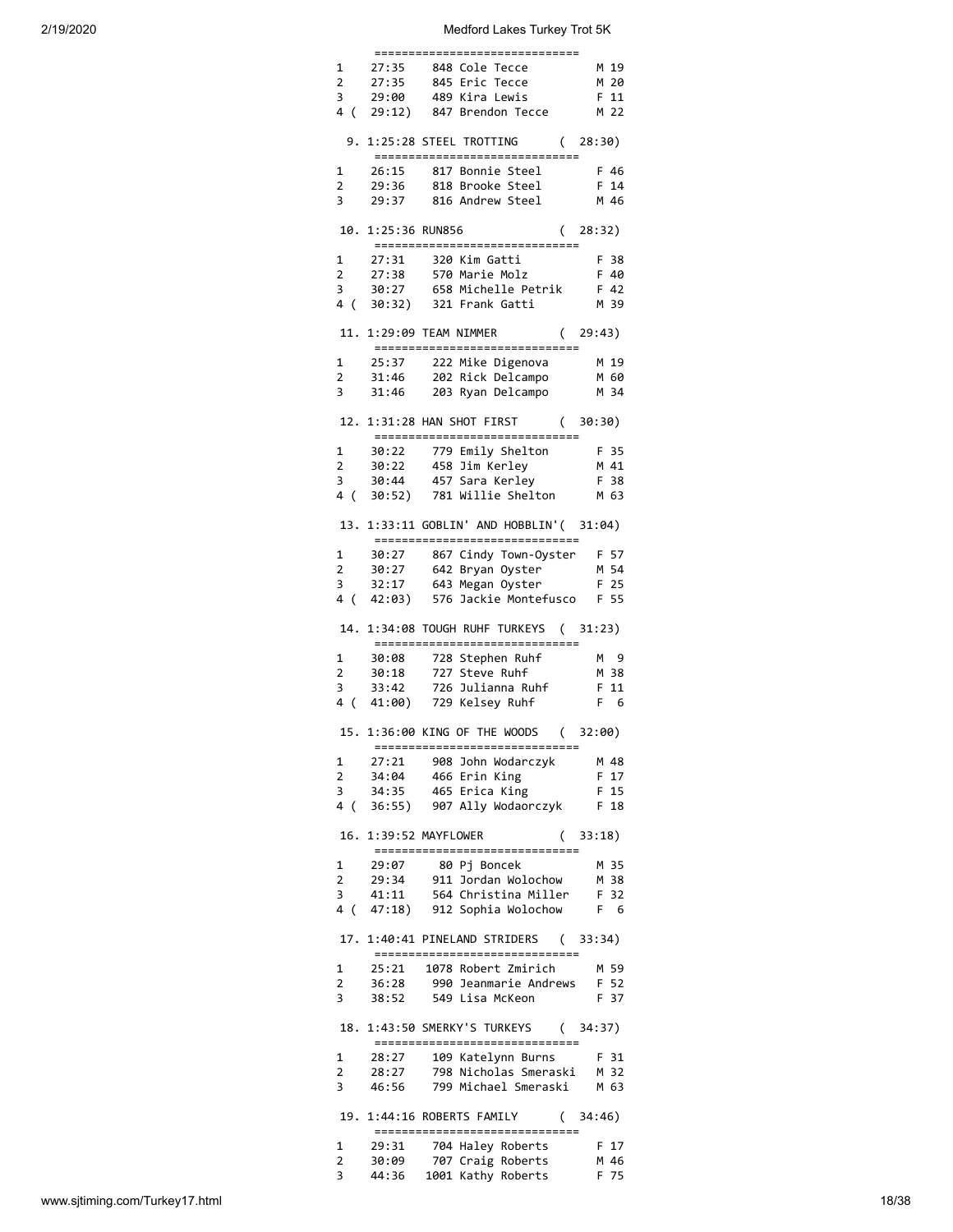```
     ==============================
1    27:35    848 Cole Tecce          M 19
2    27:35    845 Eric Tecce          M 20
3    29:00    489 Kira Lewis          F 11
4 (  29:12)   847 Brendon Tecce       M 22

  9. 1:25:28 STEEL TROTTING      (  28:30)
     ==============================
1    26:15    817 Bonnie Steel        F 46
2    29:36    818 Brooke Steel        F 14
3    29:37    816 Andrew Steel        M 46

 10. 1:25:36 RUN856              (  28:32)
     ==============================
1    27:31    320 Kim Gatti           F 38
2    27:38    570 Marie Molz          F 40
3    30:27    658 Michelle Petrik     F 42
4 (  30:32)   321 Frank Gatti         M 39

 11. 1:29:09 TEAM NIMMER         (  29:43)
     ==============================
1    25:37    222 Mike Digenova       M 19
2    31:46    202 Rick Delcampo       M 60
3    31:46    203 Ryan Delcampo       M 34

 12. 1:31:28 HAN SHOT FIRST      (  30:30)
     ==============================
1    30:22    779 Emily Shelton       F 35
2    30:22    458 Jim Kerley          M 41
3    30:44    457 Sara Kerley         F 38
4 (  30:52)   781 Willie Shelton      M 63

 13. 1:33:11 GOBLIN' AND HOBBLIN'(  31:04)
     ==============================
1    30:27    867 Cindy Town-Oyster   F 57
2    30:27    642 Bryan Oyster        M 54
3    32:17    643 Megan Oyster        F 25
4 (  42:03)   576 Jackie Montefusco   F 55

 14. 1:34:08 TOUGH RUHF TURKEYS  (  31:23)
     ==============================
1    30:08    728 Stephen Ruhf        M  9
2    30:18    727 Steve Ruhf          M 38
3    33:42    726 Julianna Ruhf       F 11
4 (  41:00)   729 Kelsey Ruhf         F  6

 15. 1:36:00 KING OF THE WOODS   (  32:00)
     ==============================
1    27:21    908 John Wodarczyk      M 48
2    34:04    466 Erin King           F 17
3    34:35    465 Erica King          F 15
4 (  36:55)   907 Ally Wodaorczyk     F 18

 16. 1:39:52 MAYFLOWER           (  33:18)
     ==============================
1    29:07     80 Pj Boncek           M 35
2    29:34    911 Jordan Wolochow     M 38
3    41:11    564 Christina Miller    F 32
4 (  47:18)   912 Sophia Wolochow     F  6

 17. 1:40:41 PINELAND STRIDERS   (  33:34)
     ==============================
1    25:21   1078 Robert Zmirich      M 59
2    36:28    990 Jeanmarie Andrews   F 52
3    38:52    549 Lisa McKeon         F 37

 18. 1:43:50 SMERKY'S TURKEYS    (  34:37)
     ==============================
1    28:27    109 Katelynn Burns      F 31
2    28:27    798 Nicholas Smeraski   M 32
3    46:56    799 Michael Smeraski    M 63

 19. 1:44:16 ROBERTS FAMILY      (  34:46)
     ==============================
1    29:31    704 Haley Roberts       F 17
2    30:09    707 Craig Roberts       M 46
3    44:36   1001 Kathy Roberts       F 75
```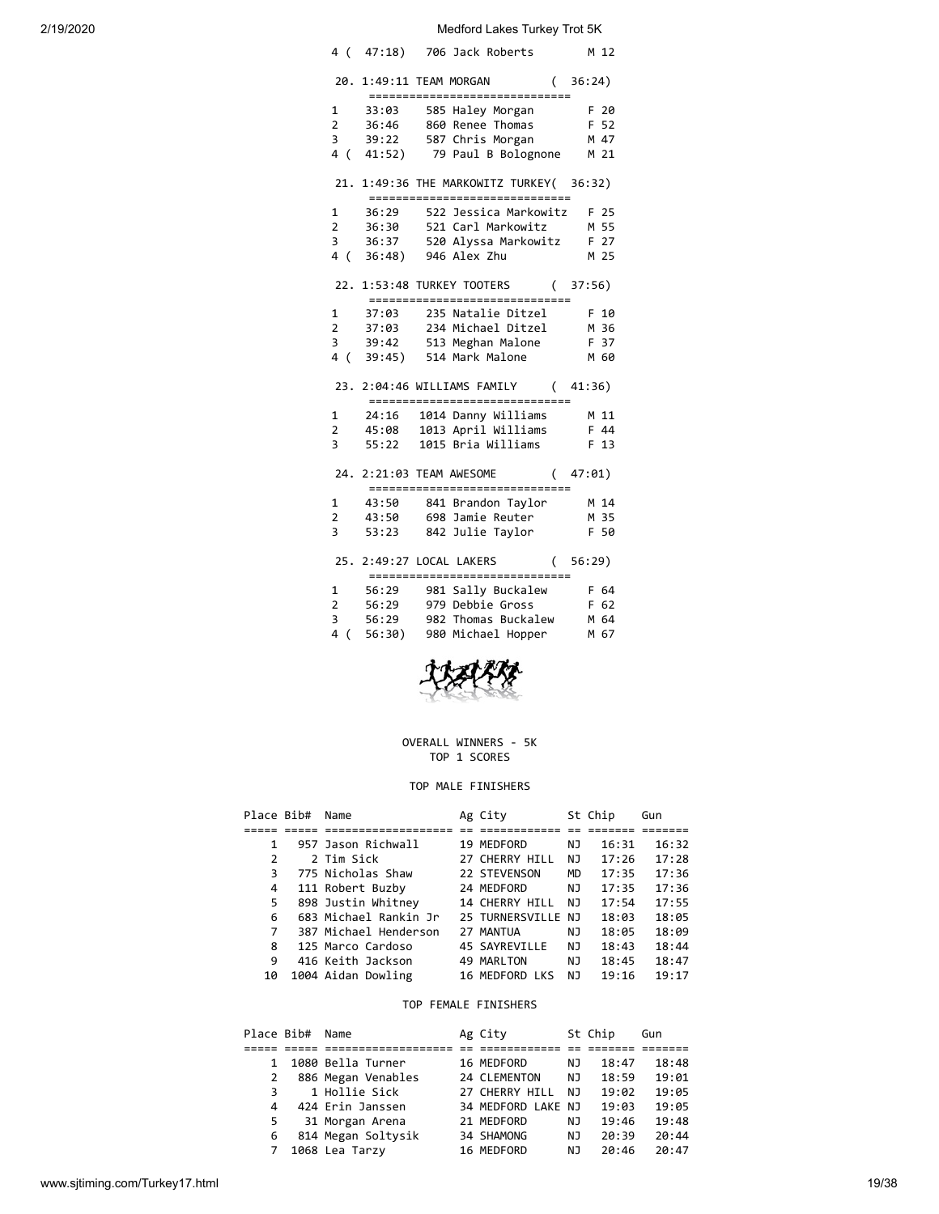4 ( 47:18) 706 Jack Roberts M 12

20. 1:49:11 TEAM MORGAN ( 36:24)

| | Time | Bib | Name | Sex/Age |
|---|---|---|---|---|
| 1 | 33:03 | 585 | Haley Morgan | F 20 |
| 2 | 36:46 | 860 | Renee Thomas | F 52 |
| 3 | 39:22 | 587 | Chris Morgan | M 47 |
| 4 | ( 41:52) | 79 | Paul B Bolognone | M 21 |

21. 1:49:36 THE MARKOWITZ TURKEY( 36:32)

| | Time | Bib | Name | Sex/Age |
|---|---|---|---|---|
| 1 | 36:29 | 522 | Jessica Markowitz | F 25 |
| 2 | 36:30 | 521 | Carl Markowitz | M 55 |
| 3 | 36:37 | 520 | Alyssa Markowitz | F 27 |
| 4 | ( 36:48) | 946 | Alex Zhu | M 25 |

22. 1:53:48 TURKEY TOOTERS ( 37:56)

| | Time | Bib | Name | Sex/Age |
|---|---|---|---|---|
| 1 | 37:03 | 235 | Natalie Ditzel | F 10 |
| 2 | 37:03 | 234 | Michael Ditzel | M 36 |
| 3 | 39:42 | 513 | Meghan Malone | F 37 |
| 4 | ( 39:45) | 514 | Mark Malone | M 60 |

23. 2:04:46 WILLIAMS FAMILY ( 41:36)

| | Time | Bib | Name | Sex/Age |
|---|---|---|---|---|
| 1 | 24:16 | 1014 | Danny Williams | M 11 |
| 2 | 45:08 | 1013 | April Williams | F 44 |
| 3 | 55:22 | 1015 | Bria Williams | F 13 |

24. 2:21:03 TEAM AWESOME ( 47:01)

| | Time | Bib | Name | Sex/Age |
|---|---|---|---|---|
| 1 | 43:50 | 841 | Brandon Taylor | M 14 |
| 2 | 43:50 | 698 | Jamie Reuter | M 35 |
| 3 | 53:23 | 842 | Julie Taylor | F 50 |

25. 2:49:27 LOCAL LAKERS ( 56:29)

| | Time | Bib | Name | Sex/Age |
|---|---|---|---|---|
| 1 | 56:29 | 981 | Sally Buckalew | F 64 |
| 2 | 56:29 | 979 | Debbie Gross | F 62 |
| 3 | 56:29 | 982 | Thomas Buckalew | M 64 |
| 4 | ( 56:30) | 980 | Michael Hopper | M 67 |

OVERALL WINNERS - 5K
TOP 1 SCORES

TOP MALE FINISHERS

| Place | Bib# | Name | Ag | City | St | Chip | Gun |
|---|---|---|---|---|---|---|---|
| 1 | 957 | Jason Richwall | 19 | MEDFORD | NJ | 16:31 | 16:32 |
| 2 | 2 | Tim Sick | 27 | CHERRY HILL | NJ | 17:26 | 17:28 |
| 3 | 775 | Nicholas Shaw | 22 | STEVENSON | MD | 17:35 | 17:36 |
| 4 | 111 | Robert Buzby | 24 | MEDFORD | NJ | 17:35 | 17:36 |
| 5 | 898 | Justin Whitney | 14 | CHERRY HILL | NJ | 17:54 | 17:55 |
| 6 | 683 | Michael Rankin Jr | 25 | TURNERSVILLE | NJ | 18:03 | 18:05 |
| 7 | 387 | Michael Henderson | 27 | MANTUA | NJ | 18:05 | 18:09 |
| 8 | 125 | Marco Cardoso | 45 | SAYREVILLE | NJ | 18:43 | 18:44 |
| 9 | 416 | Keith Jackson | 49 | MARLTON | NJ | 18:45 | 18:47 |
| 10 | 1004 | Aidan Dowling | 16 | MEDFORD LKS | NJ | 19:16 | 19:17 |

TOP FEMALE FINISHERS

| Place | Bib# | Name | Ag | City | St | Chip | Gun |
|---|---|---|---|---|---|---|---|
| 1 | 1080 | Bella Turner | 16 | MEDFORD | NJ | 18:47 | 18:48 |
| 2 | 886 | Megan Venables | 24 | CLEMENTON | NJ | 18:59 | 19:01 |
| 3 | 1 | Hollie Sick | 27 | CHERRY HILL | NJ | 19:02 | 19:05 |
| 4 | 424 | Erin Janssen | 34 | MEDFORD LAKE | NJ | 19:03 | 19:05 |
| 5 | 31 | Morgan Arena | 21 | MEDFORD | NJ | 19:46 | 19:48 |
| 6 | 814 | Megan Soltysik | 34 | SHAMONG | NJ | 20:39 | 20:44 |
| 7 | 1068 | Lea Tarzy | 16 | MEDFORD | NJ | 20:46 | 20:47 |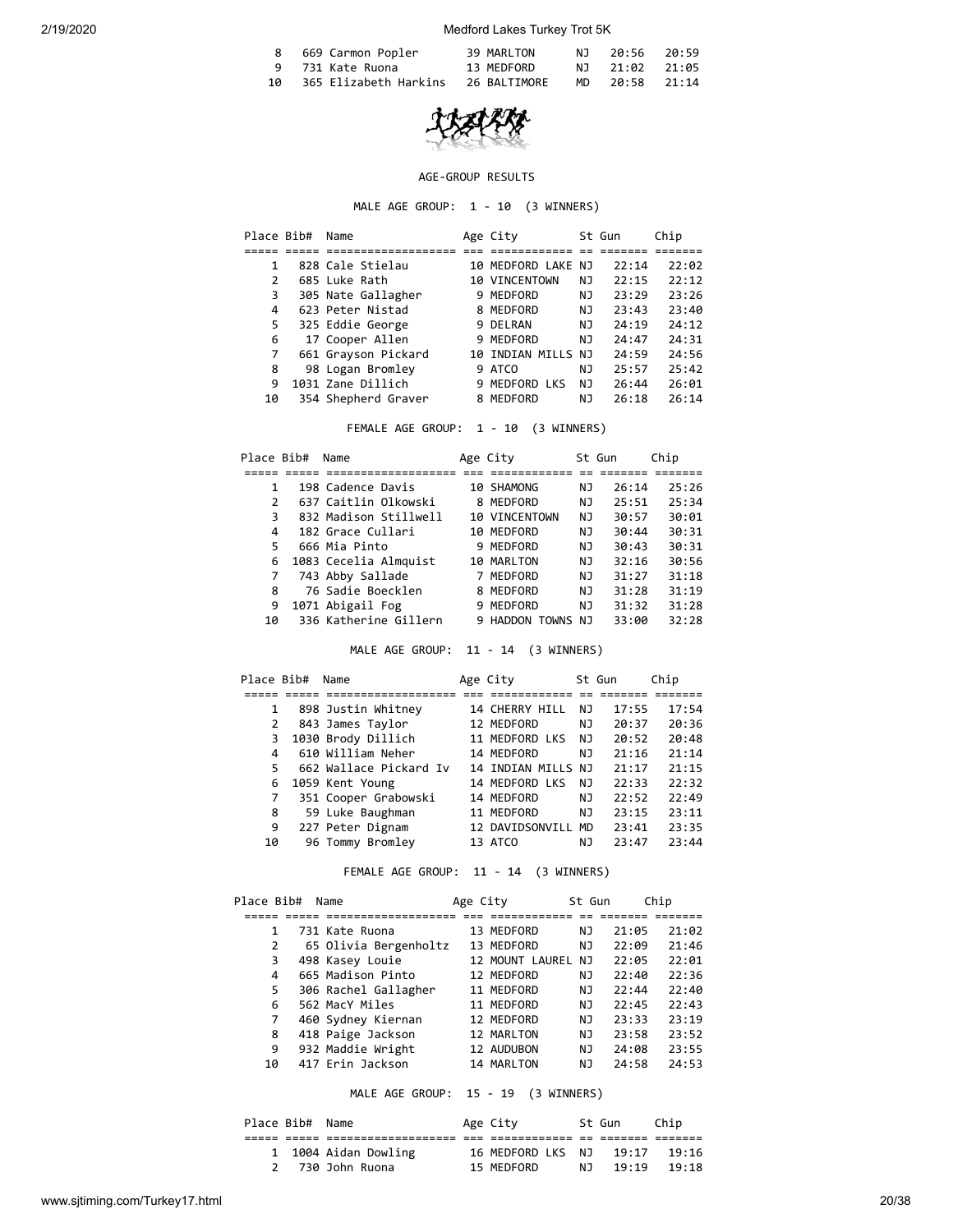| Place | Bib# | Name | Age | City | St | Gun | Chip |
|---|---|---|---|---|---|---|---|
| 8 | 669 | Carmon Popler | 39 | MARLTON | NJ | 20:56 | 20:59 |
| 9 | 731 | Kate Ruona | 13 | MEDFORD | NJ | 21:02 | 21:05 |
| 10 | 365 | Elizabeth Harkins | 26 | BALTIMORE | MD | 20:58 | 21:14 |

AGE-GROUP RESULTS

MALE AGE GROUP: 1 - 10 (3 WINNERS)

| Place | Bib# | Name | Age | City | St | Gun | Chip |
|---|---|---|---|---|---|---|---|
| 1 | 828 | Cale Stielau | 10 | MEDFORD LAKE | NJ | 22:14 | 22:02 |
| 2 | 685 | Luke Rath | 10 | VINCENTOWN | NJ | 22:15 | 22:12 |
| 3 | 305 | Nate Gallagher | 9 | MEDFORD | NJ | 23:29 | 23:26 |
| 4 | 623 | Peter Nistad | 8 | MEDFORD | NJ | 23:43 | 23:40 |
| 5 | 325 | Eddie George | 9 | DELRAN | NJ | 24:19 | 24:12 |
| 6 | 17 | Cooper Allen | 9 | MEDFORD | NJ | 24:47 | 24:31 |
| 7 | 661 | Grayson Pickard | 10 | INDIAN MILLS | NJ | 24:59 | 24:56 |
| 8 | 98 | Logan Bromley | 9 | ATCO | NJ | 25:57 | 25:42 |
| 9 | 1031 | Zane Dillich | 9 | MEDFORD LKS | NJ | 26:44 | 26:01 |
| 10 | 354 | Shepherd Graver | 8 | MEDFORD | NJ | 26:18 | 26:14 |

FEMALE AGE GROUP: 1 - 10 (3 WINNERS)

| Place | Bib# | Name | Age | City | St | Gun | Chip |
|---|---|---|---|---|---|---|---|
| 1 | 198 | Cadence Davis | 10 | SHAMONG | NJ | 26:14 | 25:26 |
| 2 | 637 | Caitlin Olkowski | 8 | MEDFORD | NJ | 25:51 | 25:34 |
| 3 | 832 | Madison Stillwell | 10 | VINCENTOWN | NJ | 30:57 | 30:01 |
| 4 | 182 | Grace Cullari | 10 | MEDFORD | NJ | 30:44 | 30:31 |
| 5 | 666 | Mia Pinto | 9 | MEDFORD | NJ | 30:43 | 30:31 |
| 6 | 1083 | Cecelia Almquist | 10 | MARLTON | NJ | 32:16 | 30:56 |
| 7 | 743 | Abby Sallade | 7 | MEDFORD | NJ | 31:27 | 31:18 |
| 8 | 76 | Sadie Boecklen | 8 | MEDFORD | NJ | 31:28 | 31:19 |
| 9 | 1071 | Abigail Fog | 9 | MEDFORD | NJ | 31:32 | 31:28 |
| 10 | 336 | Katherine Gillern | 9 | HADDON TOWNS | NJ | 33:00 | 32:28 |

MALE AGE GROUP: 11 - 14 (3 WINNERS)

| Place | Bib# | Name | Age | City | St | Gun | Chip |
|---|---|---|---|---|---|---|---|
| 1 | 898 | Justin Whitney | 14 | CHERRY HILL | NJ | 17:55 | 17:54 |
| 2 | 843 | James Taylor | 12 | MEDFORD | NJ | 20:37 | 20:36 |
| 3 | 1030 | Brody Dillich | 11 | MEDFORD LKS | NJ | 20:52 | 20:48 |
| 4 | 610 | William Neher | 14 | MEDFORD | NJ | 21:16 | 21:14 |
| 5 | 662 | Wallace Pickard Iv | 14 | INDIAN MILLS | NJ | 21:17 | 21:15 |
| 6 | 1059 | Kent Young | 14 | MEDFORD LKS | NJ | 22:33 | 22:32 |
| 7 | 351 | Cooper Grabowski | 14 | MEDFORD | NJ | 22:52 | 22:49 |
| 8 | 59 | Luke Baughman | 11 | MEDFORD | NJ | 23:15 | 23:11 |
| 9 | 227 | Peter Dignam | 12 | DAVIDSONVILL | MD | 23:41 | 23:35 |
| 10 | 96 | Tommy Bromley | 13 | ATCO | NJ | 23:47 | 23:44 |

FEMALE AGE GROUP: 11 - 14 (3 WINNERS)

| Place | Bib# | Name | Age | City | St | Gun | Chip |
|---|---|---|---|---|---|---|---|
| 1 | 731 | Kate Ruona | 13 | MEDFORD | NJ | 21:05 | 21:02 |
| 2 | 65 | Olivia Bergenholtz | 13 | MEDFORD | NJ | 22:09 | 21:46 |
| 3 | 498 | Kasey Louie | 12 | MOUNT LAUREL | NJ | 22:05 | 22:01 |
| 4 | 665 | Madison Pinto | 12 | MEDFORD | NJ | 22:40 | 22:36 |
| 5 | 306 | Rachel Gallagher | 11 | MEDFORD | NJ | 22:44 | 22:40 |
| 6 | 562 | MacY Miles | 11 | MEDFORD | NJ | 22:45 | 22:43 |
| 7 | 460 | Sydney Kiernan | 12 | MEDFORD | NJ | 23:33 | 23:19 |
| 8 | 418 | Paige Jackson | 12 | MARLTON | NJ | 23:58 | 23:52 |
| 9 | 932 | Maddie Wright | 12 | AUDUBON | NJ | 24:08 | 23:55 |
| 10 | 417 | Erin Jackson | 14 | MARLTON | NJ | 24:58 | 24:53 |

MALE AGE GROUP: 15 - 19 (3 WINNERS)

| Place | Bib# | Name | Age | City | St | Gun | Chip |
|---|---|---|---|---|---|---|---|
| 1 | 1004 | Aidan Dowling | 16 | MEDFORD LKS | NJ | 19:17 | 19:16 |
| 2 | 730 | John Ruona | 15 | MEDFORD | NJ | 19:19 | 19:18 |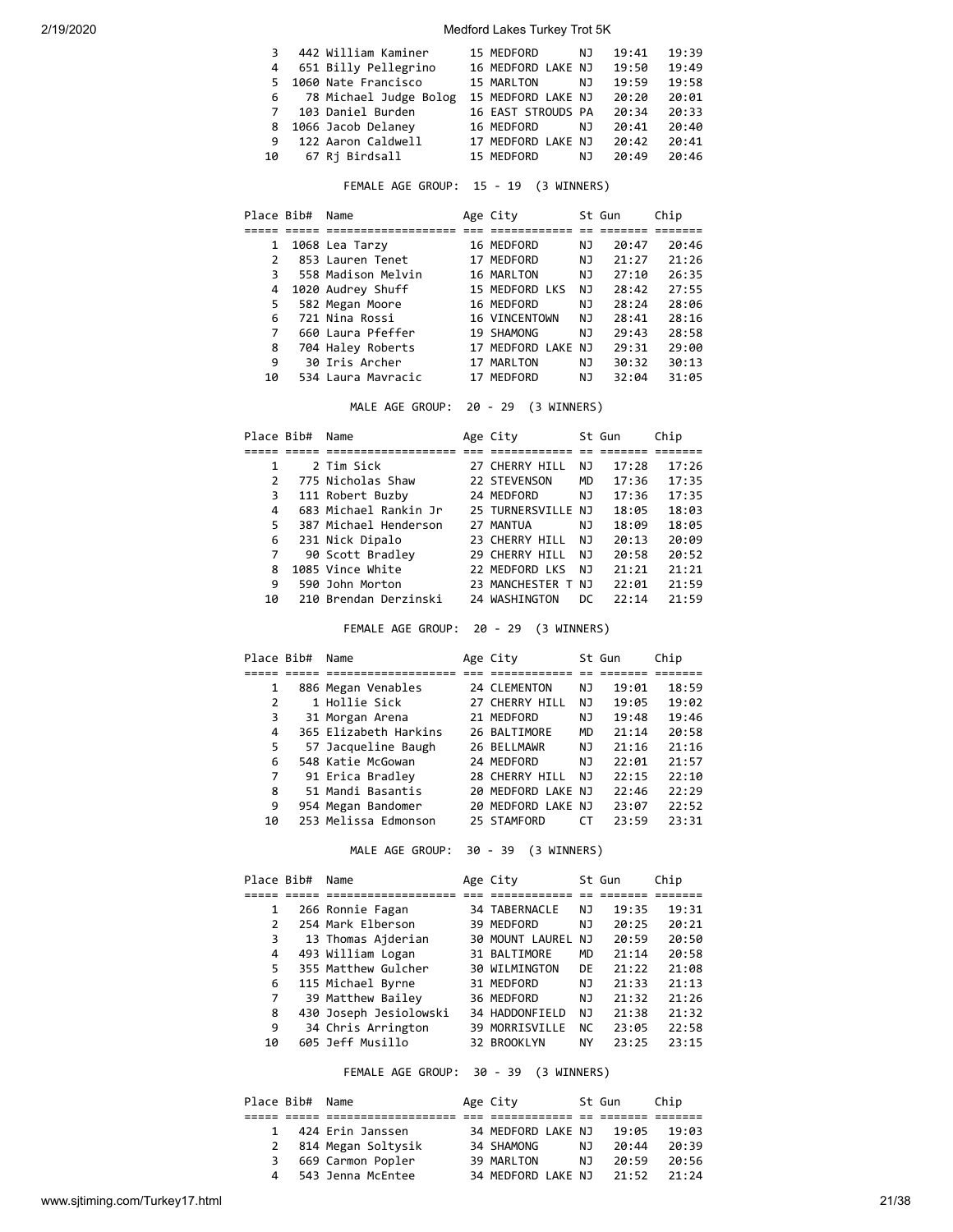| Place | Bib# | Name | Age | City | St | Gun | Chip |
|---|---|---|---|---|---|---|---|
| 3 | 442 | William Kaminer | 15 | MEDFORD | NJ | 19:41 | 19:39 |
| 4 | 651 | Billy Pellegrino | 16 | MEDFORD LAKE | NJ | 19:50 | 19:49 |
| 5 | 1060 | Nate Francisco | 15 | MARLTON | NJ | 19:59 | 19:58 |
| 6 | 78 | Michael Judge Bolog | 15 | MEDFORD LAKE | NJ | 20:20 | 20:01 |
| 7 | 103 | Daniel Burden | 16 | EAST STROUDS | PA | 20:34 | 20:33 |
| 8 | 1066 | Jacob Delaney | 16 | MEDFORD | NJ | 20:41 | 20:40 |
| 9 | 122 | Aaron Caldwell | 17 | MEDFORD LAKE | NJ | 20:42 | 20:41 |
| 10 | 67 | Rj Birdsall | 15 | MEDFORD | NJ | 20:49 | 20:46 |

FEMALE AGE GROUP: 15 - 19 (3 WINNERS)

| Place | Bib# | Name | Age | City | St | Gun | Chip |
|---|---|---|---|---|---|---|---|
| 1 | 1068 | Lea Tarzy | 16 | MEDFORD | NJ | 20:47 | 20:46 |
| 2 | 853 | Lauren Tenet | 17 | MEDFORD | NJ | 21:27 | 21:26 |
| 3 | 558 | Madison Melvin | 16 | MARLTON | NJ | 27:10 | 26:35 |
| 4 | 1020 | Audrey Shuff | 15 | MEDFORD LKS | NJ | 28:42 | 27:55 |
| 5 | 582 | Megan Moore | 16 | MEDFORD | NJ | 28:24 | 28:06 |
| 6 | 721 | Nina Rossi | 16 | VINCENTOWN | NJ | 28:41 | 28:16 |
| 7 | 660 | Laura Pfeffer | 19 | SHAMONG | NJ | 29:43 | 28:58 |
| 8 | 704 | Haley Roberts | 17 | MEDFORD LAKE | NJ | 29:31 | 29:00 |
| 9 | 30 | Iris Archer | 17 | MARLTON | NJ | 30:32 | 30:13 |
| 10 | 534 | Laura Mavracic | 17 | MEDFORD | NJ | 32:04 | 31:05 |

MALE AGE GROUP: 20 - 29 (3 WINNERS)

| Place | Bib# | Name | Age | City | St | Gun | Chip |
|---|---|---|---|---|---|---|---|
| 1 | 2 | Tim Sick | 27 | CHERRY HILL | NJ | 17:28 | 17:26 |
| 2 | 775 | Nicholas Shaw | 22 | STEVENSON | MD | 17:36 | 17:35 |
| 3 | 111 | Robert Buzby | 24 | MEDFORD | NJ | 17:36 | 17:35 |
| 4 | 683 | Michael Rankin Jr | 25 | TURNERSVILLE | NJ | 18:05 | 18:03 |
| 5 | 387 | Michael Henderson | 27 | MANTUA | NJ | 18:09 | 18:05 |
| 6 | 231 | Nick Dipalo | 23 | CHERRY HILL | NJ | 20:13 | 20:09 |
| 7 | 90 | Scott Bradley | 29 | CHERRY HILL | NJ | 20:58 | 20:52 |
| 8 | 1085 | Vince White | 22 | MEDFORD LKS | NJ | 21:21 | 21:21 |
| 9 | 590 | John Morton | 23 | MANCHESTER T | NJ | 22:01 | 21:59 |
| 10 | 210 | Brendan Derzinski | 24 | WASHINGTON | DC | 22:14 | 21:59 |

FEMALE AGE GROUP: 20 - 29 (3 WINNERS)

| Place | Bib# | Name | Age | City | St | Gun | Chip |
|---|---|---|---|---|---|---|---|
| 1 | 886 | Megan Venables | 24 | CLEMENTON | NJ | 19:01 | 18:59 |
| 2 | 1 | Hollie Sick | 27 | CHERRY HILL | NJ | 19:05 | 19:02 |
| 3 | 31 | Morgan Arena | 21 | MEDFORD | NJ | 19:48 | 19:46 |
| 4 | 365 | Elizabeth Harkins | 26 | BALTIMORE | MD | 21:14 | 20:58 |
| 5 | 57 | Jacqueline Baugh | 26 | BELLMAWR | NJ | 21:16 | 21:16 |
| 6 | 548 | Katie McGowan | 24 | MEDFORD | NJ | 22:01 | 21:57 |
| 7 | 91 | Erica Bradley | 28 | CHERRY HILL | NJ | 22:15 | 22:10 |
| 8 | 51 | Mandi Basantis | 20 | MEDFORD LAKE | NJ | 22:46 | 22:29 |
| 9 | 954 | Megan Bandomer | 20 | MEDFORD LAKE | NJ | 23:07 | 22:52 |
| 10 | 253 | Melissa Edmonson | 25 | STAMFORD | CT | 23:59 | 23:31 |

MALE AGE GROUP: 30 - 39 (3 WINNERS)

| Place | Bib# | Name | Age | City | St | Gun | Chip |
|---|---|---|---|---|---|---|---|
| 1 | 266 | Ronnie Fagan | 34 | TABERNACLE | NJ | 19:35 | 19:31 |
| 2 | 254 | Mark Elberson | 39 | MEDFORD | NJ | 20:25 | 20:21 |
| 3 | 13 | Thomas Ajderian | 30 | MOUNT LAUREL | NJ | 20:59 | 20:50 |
| 4 | 493 | William Logan | 31 | BALTIMORE | MD | 21:14 | 20:58 |
| 5 | 355 | Matthew Gulcher | 30 | WILMINGTON | DE | 21:22 | 21:08 |
| 6 | 115 | Michael Byrne | 31 | MEDFORD | NJ | 21:33 | 21:13 |
| 7 | 39 | Matthew Bailey | 36 | MEDFORD | NJ | 21:32 | 21:26 |
| 8 | 430 | Joseph Jesiolowski | 34 | HADDONFIELD | NJ | 21:38 | 21:32 |
| 9 | 34 | Chris Arrington | 39 | MORRISVILLE | NC | 23:05 | 22:58 |
| 10 | 605 | Jeff Musillo | 32 | BROOKLYN | NY | 23:25 | 23:15 |

FEMALE AGE GROUP: 30 - 39 (3 WINNERS)

| Place | Bib# | Name | Age | City | St | Gun | Chip |
|---|---|---|---|---|---|---|---|
| 1 | 424 | Erin Janssen | 34 | MEDFORD LAKE | NJ | 19:05 | 19:03 |
| 2 | 814 | Megan Soltysik | 34 | SHAMONG | NJ | 20:44 | 20:39 |
| 3 | 669 | Carmon Popler | 39 | MARLTON | NJ | 20:59 | 20:56 |
| 4 | 543 | Jenna McEntee | 34 | MEDFORD LAKE | NJ | 21:52 | 21:24 |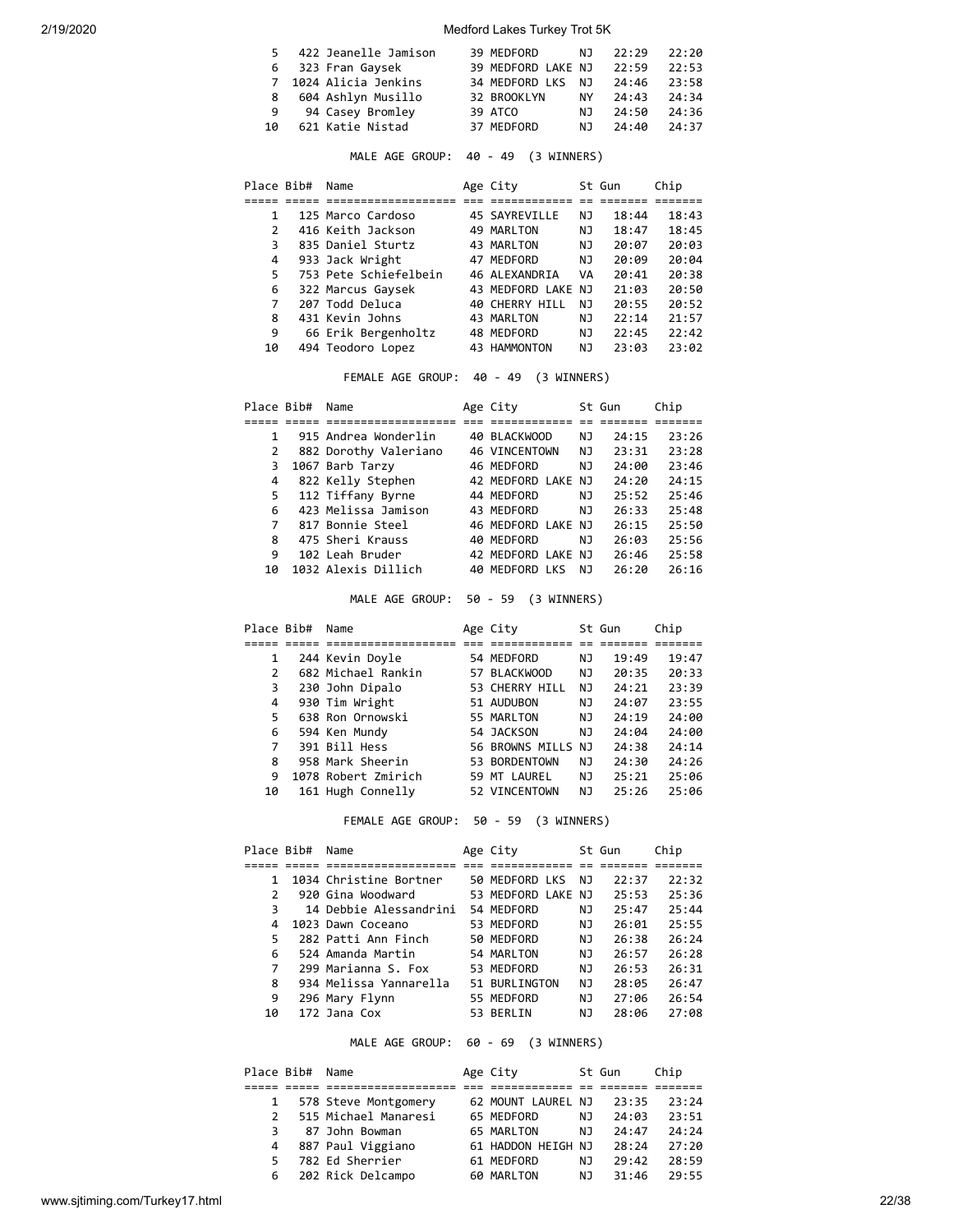| Place | Bib# | Name | Age | City | St | Gun | Chip |
|---|---|---|---|---|---|---|---|
| 5 | 422 | Jeanelle Jamison | 39 | MEDFORD | NJ | 22:29 | 22:20 |
| 6 | 323 | Fran Gaysek | 39 | MEDFORD LAKE | NJ | 22:59 | 22:53 |
| 7 | 1024 | Alicia Jenkins | 34 | MEDFORD LKS | NJ | 24:46 | 23:58 |
| 8 | 604 | Ashlyn Musillo | 32 | BROOKLYN | NY | 24:43 | 24:34 |
| 9 | 94 | Casey Bromley | 39 | ATCO | NJ | 24:50 | 24:36 |
| 10 | 621 | Katie Nistad | 37 | MEDFORD | NJ | 24:40 | 24:37 |

MALE AGE GROUP: 40 - 49 (3 WINNERS)

| Place | Bib# | Name | Age | City | St | Gun | Chip |
|---|---|---|---|---|---|---|---|
| 1 | 125 | Marco Cardoso | 45 | SAYREVILLE | NJ | 18:44 | 18:43 |
| 2 | 416 | Keith Jackson | 49 | MARLTON | NJ | 18:47 | 18:45 |
| 3 | 835 | Daniel Sturtz | 43 | MARLTON | NJ | 20:07 | 20:03 |
| 4 | 933 | Jack Wright | 47 | MEDFORD | NJ | 20:09 | 20:04 |
| 5 | 753 | Pete Schiefelbein | 46 | ALEXANDRIA | VA | 20:41 | 20:38 |
| 6 | 322 | Marcus Gaysek | 43 | MEDFORD LAKE | NJ | 21:03 | 20:50 |
| 7 | 207 | Todd Deluca | 40 | CHERRY HILL | NJ | 20:55 | 20:52 |
| 8 | 431 | Kevin Johns | 43 | MARLTON | NJ | 22:14 | 21:57 |
| 9 | 66 | Erik Bergenholtz | 48 | MEDFORD | NJ | 22:45 | 22:42 |
| 10 | 494 | Teodoro Lopez | 43 | HAMMONTON | NJ | 23:03 | 23:02 |

FEMALE AGE GROUP: 40 - 49 (3 WINNERS)

| Place | Bib# | Name | Age | City | St | Gun | Chip |
|---|---|---|---|---|---|---|---|
| 1 | 915 | Andrea Wonderlin | 40 | BLACKWOOD | NJ | 24:15 | 23:26 |
| 2 | 882 | Dorothy Valeriano | 46 | VINCENTOWN | NJ | 23:31 | 23:28 |
| 3 | 1067 | Barb Tarzy | 46 | MEDFORD | NJ | 24:00 | 23:46 |
| 4 | 822 | Kelly Stephen | 42 | MEDFORD LAKE | NJ | 24:20 | 24:15 |
| 5 | 112 | Tiffany Byrne | 44 | MEDFORD | NJ | 25:52 | 25:46 |
| 6 | 423 | Melissa Jamison | 43 | MEDFORD | NJ | 26:33 | 25:48 |
| 7 | 817 | Bonnie Steel | 46 | MEDFORD LAKE | NJ | 26:15 | 25:50 |
| 8 | 475 | Sheri Krauss | 40 | MEDFORD | NJ | 26:03 | 25:56 |
| 9 | 102 | Leah Bruder | 42 | MEDFORD LAKE | NJ | 26:46 | 25:58 |
| 10 | 1032 | Alexis Dillich | 40 | MEDFORD LKS | NJ | 26:20 | 26:16 |

MALE AGE GROUP: 50 - 59 (3 WINNERS)

| Place | Bib# | Name | Age | City | St | Gun | Chip |
|---|---|---|---|---|---|---|---|
| 1 | 244 | Kevin Doyle | 54 | MEDFORD | NJ | 19:49 | 19:47 |
| 2 | 682 | Michael Rankin | 57 | BLACKWOOD | NJ | 20:35 | 20:33 |
| 3 | 230 | John Dipalo | 53 | CHERRY HILL | NJ | 24:21 | 23:39 |
| 4 | 930 | Tim Wright | 51 | AUDUBON | NJ | 24:07 | 23:55 |
| 5 | 638 | Ron Ornowski | 55 | MARLTON | NJ | 24:19 | 24:00 |
| 6 | 594 | Ken Mundy | 54 | JACKSON | NJ | 24:04 | 24:00 |
| 7 | 391 | Bill Hess | 56 | BROWNS MILLS | NJ | 24:38 | 24:14 |
| 8 | 958 | Mark Sheerin | 53 | BORDENTOWN | NJ | 24:30 | 24:26 |
| 9 | 1078 | Robert Zmirich | 59 | MT LAUREL | NJ | 25:21 | 25:06 |
| 10 | 161 | Hugh Connelly | 52 | VINCENTOWN | NJ | 25:26 | 25:06 |

FEMALE AGE GROUP: 50 - 59 (3 WINNERS)

| Place | Bib# | Name | Age | City | St | Gun | Chip |
|---|---|---|---|---|---|---|---|
| 1 | 1034 | Christine Bortner | 50 | MEDFORD LKS | NJ | 22:37 | 22:32 |
| 2 | 920 | Gina Woodward | 53 | MEDFORD LAKE | NJ | 25:53 | 25:36 |
| 3 | 14 | Debbie Alessandrini | 54 | MEDFORD | NJ | 25:47 | 25:44 |
| 4 | 1023 | Dawn Coceano | 53 | MEDFORD | NJ | 26:01 | 25:55 |
| 5 | 282 | Patti Ann Finch | 50 | MEDFORD | NJ | 26:38 | 26:24 |
| 6 | 524 | Amanda Martin | 54 | MARLTON | NJ | 26:57 | 26:28 |
| 7 | 299 | Marianna S. Fox | 53 | MEDFORD | NJ | 26:53 | 26:31 |
| 8 | 934 | Melissa Yannarella | 51 | BURLINGTON | NJ | 28:05 | 26:47 |
| 9 | 296 | Mary Flynn | 55 | MEDFORD | NJ | 27:06 | 26:54 |
| 10 | 172 | Jana Cox | 53 | BERLIN | NJ | 28:06 | 27:08 |

MALE AGE GROUP: 60 - 69 (3 WINNERS)

| Place | Bib# | Name | Age | City | St | Gun | Chip |
|---|---|---|---|---|---|---|---|
| 1 | 578 | Steve Montgomery | 62 | MOUNT LAUREL | NJ | 23:35 | 23:24 |
| 2 | 515 | Michael Manaresi | 65 | MEDFORD | NJ | 24:03 | 23:51 |
| 3 | 87 | John Bowman | 65 | MARLTON | NJ | 24:47 | 24:24 |
| 4 | 887 | Paul Viggiano | 61 | HADDON HEIGH | NJ | 28:24 | 27:20 |
| 5 | 782 | Ed Sherrier | 61 | MEDFORD | NJ | 29:42 | 28:59 |
| 6 | 202 | Rick Delcampo | 60 | MARLTON | NJ | 31:46 | 29:55 |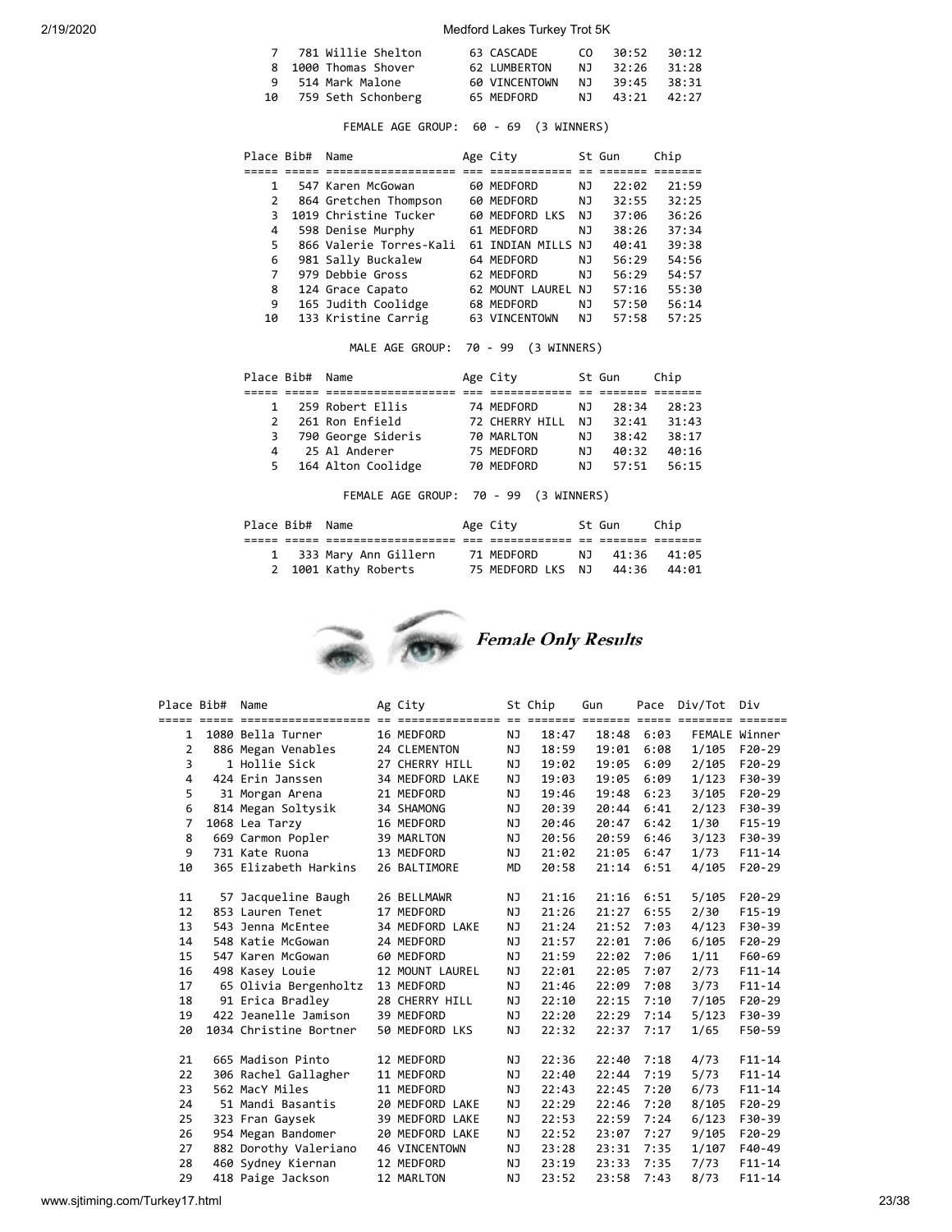| Place | Bib# | Name | Age | City | St | Gun | Chip |
|---|---|---|---|---|---|---|---|
| 7 | 781 | Willie Shelton | 63 | CASCADE | CO | 30:52 | 30:12 |
| 8 | 1000 | Thomas Shover | 62 | LUMBERTON | NJ | 32:26 | 31:28 |
| 9 | 514 | Mark Malone | 60 | VINCENTOWN | NJ | 39:45 | 38:31 |
| 10 | 759 | Seth Schonberg | 65 | MEDFORD | NJ | 43:21 | 42:27 |

FEMALE AGE GROUP: 60 - 69 (3 WINNERS)

| Place | Bib# | Name | Age | City | St | Gun | Chip |
|---|---|---|---|---|---|---|---|
| 1 | 547 | Karen McGowan | 60 | MEDFORD | NJ | 22:02 | 21:59 |
| 2 | 864 | Gretchen Thompson | 60 | MEDFORD | NJ | 32:55 | 32:25 |
| 3 | 1019 | Christine Tucker | 60 | MEDFORD LKS | NJ | 37:06 | 36:26 |
| 4 | 598 | Denise Murphy | 61 | MEDFORD | NJ | 38:26 | 37:34 |
| 5 | 866 | Valerie Torres-Kali | 61 | INDIAN MILLS | NJ | 40:41 | 39:38 |
| 6 | 981 | Sally Buckalew | 64 | MEDFORD | NJ | 56:29 | 54:56 |
| 7 | 979 | Debbie Gross | 62 | MEDFORD | NJ | 56:29 | 54:57 |
| 8 | 124 | Grace Capato | 62 | MOUNT LAUREL | NJ | 57:16 | 55:30 |
| 9 | 165 | Judith Coolidge | 68 | MEDFORD | NJ | 57:50 | 56:14 |
| 10 | 133 | Kristine Carrig | 63 | VINCENTOWN | NJ | 57:58 | 57:25 |

MALE AGE GROUP: 70 - 99 (3 WINNERS)

| Place | Bib# | Name | Age | City | St | Gun | Chip |
|---|---|---|---|---|---|---|---|
| 1 | 259 | Robert Ellis | 74 | MEDFORD | NJ | 28:34 | 28:23 |
| 2 | 261 | Ron Enfield | 72 | CHERRY HILL | NJ | 32:41 | 31:43 |
| 3 | 790 | George Sideris | 70 | MARLTON | NJ | 38:42 | 38:17 |
| 4 | 25 | Al Anderer | 75 | MEDFORD | NJ | 40:32 | 40:16 |
| 5 | 164 | Alton Coolidge | 70 | MEDFORD | NJ | 57:51 | 56:15 |

FEMALE AGE GROUP: 70 - 99 (3 WINNERS)

| Place | Bib# | Name | Age | City | St | Gun | Chip |
|---|---|---|---|---|---|---|---|
| 1 | 333 | Mary Ann Gillern | 71 | MEDFORD | NJ | 41:36 | 41:05 |
| 2 | 1001 | Kathy Roberts | 75 | MEDFORD LKS | NJ | 44:36 | 44:01 |

## *Female Only Results*

| Place | Bib# | Name | Ag | City | St | Chip | Gun | Pace | Div/Tot | Div |
|---|---|---|---|---|---|---|---|---|---|---|
| 1 | 1080 | Bella Turner | 16 | MEDFORD | NJ | 18:47 | 18:48 | 6:03 | FEMALE | Winner |
| 2 | 886 | Megan Venables | 24 | CLEMENTON | NJ | 18:59 | 19:01 | 6:08 | 1/105 | F20-29 |
| 3 | 1 | Hollie Sick | 27 | CHERRY HILL | NJ | 19:02 | 19:05 | 6:09 | 2/105 | F20-29 |
| 4 | 424 | Erin Janssen | 34 | MEDFORD LAKE | NJ | 19:03 | 19:05 | 6:09 | 1/123 | F30-39 |
| 5 | 31 | Morgan Arena | 21 | MEDFORD | NJ | 19:46 | 19:48 | 6:23 | 3/105 | F20-29 |
| 6 | 814 | Megan Soltysik | 34 | SHAMONG | NJ | 20:39 | 20:44 | 6:41 | 2/123 | F30-39 |
| 7 | 1068 | Lea Tarzy | 16 | MEDFORD | NJ | 20:46 | 20:47 | 6:42 | 1/30 | F15-19 |
| 8 | 669 | Carmon Popler | 39 | MARLTON | NJ | 20:56 | 20:59 | 6:46 | 3/123 | F30-39 |
| 9 | 731 | Kate Ruona | 13 | MEDFORD | NJ | 21:02 | 21:05 | 6:47 | 1/73 | F11-14 |
| 10 | 365 | Elizabeth Harkins | 26 | BALTIMORE | MD | 20:58 | 21:14 | 6:51 | 4/105 | F20-29 |
| 11 | 57 | Jacqueline Baugh | 26 | BELLMAWR | NJ | 21:16 | 21:16 | 6:51 | 5/105 | F20-29 |
| 12 | 853 | Lauren Tenet | 17 | MEDFORD | NJ | 21:26 | 21:27 | 6:55 | 2/30 | F15-19 |
| 13 | 543 | Jenna McEntee | 34 | MEDFORD LAKE | NJ | 21:24 | 21:52 | 7:03 | 4/123 | F30-39 |
| 14 | 548 | Katie McGowan | 24 | MEDFORD | NJ | 21:57 | 22:01 | 7:06 | 6/105 | F20-29 |
| 15 | 547 | Karen McGowan | 60 | MEDFORD | NJ | 21:59 | 22:02 | 7:06 | 1/11 | F60-69 |
| 16 | 498 | Kasey Louie | 12 | MOUNT LAUREL | NJ | 22:01 | 22:05 | 7:07 | 2/73 | F11-14 |
| 17 | 65 | Olivia Bergenholtz | 13 | MEDFORD | NJ | 21:46 | 22:09 | 7:08 | 3/73 | F11-14 |
| 18 | 91 | Erica Bradley | 28 | CHERRY HILL | NJ | 22:10 | 22:15 | 7:10 | 7/105 | F20-29 |
| 19 | 422 | Jeanelle Jamison | 39 | MEDFORD | NJ | 22:20 | 22:29 | 7:14 | 5/123 | F30-39 |
| 20 | 1034 | Christine Bortner | 50 | MEDFORD LKS | NJ | 22:32 | 22:37 | 7:17 | 1/65 | F50-59 |
| 21 | 665 | Madison Pinto | 12 | MEDFORD | NJ | 22:36 | 22:40 | 7:18 | 4/73 | F11-14 |
| 22 | 306 | Rachel Gallagher | 11 | MEDFORD | NJ | 22:40 | 22:44 | 7:19 | 5/73 | F11-14 |
| 23 | 562 | MacY Miles | 11 | MEDFORD | NJ | 22:43 | 22:45 | 7:20 | 6/73 | F11-14 |
| 24 | 51 | Mandi Basantis | 20 | MEDFORD LAKE | NJ | 22:29 | 22:46 | 7:20 | 8/105 | F20-29 |
| 25 | 323 | Fran Gaysek | 39 | MEDFORD LAKE | NJ | 22:53 | 22:59 | 7:24 | 6/123 | F30-39 |
| 26 | 954 | Megan Bandomer | 20 | MEDFORD LAKE | NJ | 22:52 | 23:07 | 7:27 | 9/105 | F20-29 |
| 27 | 882 | Dorothy Valeriano | 46 | VINCENTOWN | NJ | 23:28 | 23:31 | 7:35 | 1/107 | F40-49 |
| 28 | 460 | Sydney Kiernan | 12 | MEDFORD | NJ | 23:19 | 23:33 | 7:35 | 7/73 | F11-14 |
| 29 | 418 | Paige Jackson | 12 | MARLTON | NJ | 23:52 | 23:58 | 7:43 | 8/73 | F11-14 |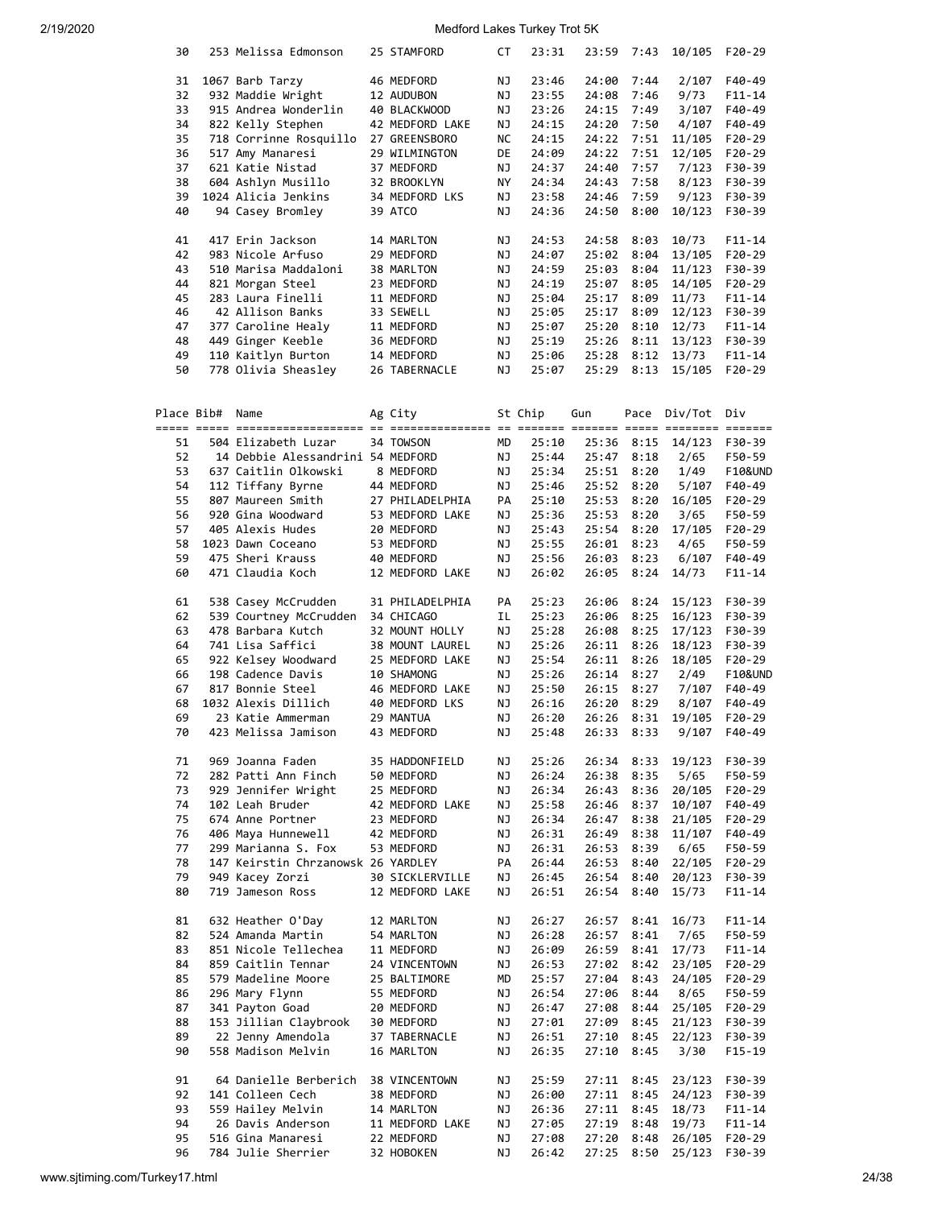| Place | Bib# | Name | Ag | City | St | Chip | Gun | Pace | Div/Tot | Div |
|---|---|---|---|---|---|---|---|---|---|---|
| 30 | 253 | Melissa Edmonson | 25 | STAMFORD | CT | 23:31 | 23:59 | 7:43 | 10/105 | F20-29 |
| 31 | 1067 | Barb Tarzy | 46 | MEDFORD | NJ | 23:46 | 24:00 | 7:44 | 2/107 | F40-49 |
| 32 | 932 | Maddie Wright | 12 | AUDUBON | NJ | 23:55 | 24:08 | 7:46 | 9/73 | F11-14 |
| 33 | 915 | Andrea Wonderlin | 40 | BLACKWOOD | NJ | 23:26 | 24:15 | 7:49 | 3/107 | F40-49 |
| 34 | 822 | Kelly Stephen | 42 | MEDFORD LAKE | NJ | 24:15 | 24:20 | 7:50 | 4/107 | F40-49 |
| 35 | 718 | Corrinne Rosquillo | 27 | GREENSBORO | NC | 24:15 | 24:22 | 7:51 | 11/105 | F20-29 |
| 36 | 517 | Amy Manaresi | 29 | WILMINGTON | DE | 24:09 | 24:22 | 7:51 | 12/105 | F20-29 |
| 37 | 621 | Katie Nistad | 37 | MEDFORD | NJ | 24:37 | 24:40 | 7:57 | 7/123 | F30-39 |
| 38 | 604 | Ashlyn Musillo | 32 | BROOKLYN | NY | 24:34 | 24:43 | 7:58 | 8/123 | F30-39 |
| 39 | 1024 | Alicia Jenkins | 34 | MEDFORD LKS | NJ | 23:58 | 24:46 | 7:59 | 9/123 | F30-39 |
| 40 | 94 | Casey Bromley | 39 | ATCO | NJ | 24:36 | 24:50 | 8:00 | 10/123 | F30-39 |
| 41 | 417 | Erin Jackson | 14 | MARLTON | NJ | 24:53 | 24:58 | 8:03 | 10/73 | F11-14 |
| 42 | 983 | Nicole Arfuso | 29 | MEDFORD | NJ | 24:07 | 25:02 | 8:04 | 13/105 | F20-29 |
| 43 | 510 | Marisa Maddaloni | 38 | MARLTON | NJ | 24:59 | 25:03 | 8:04 | 11/123 | F30-39 |
| 44 | 821 | Morgan Steel | 23 | MEDFORD | NJ | 24:19 | 25:07 | 8:05 | 14/105 | F20-29 |
| 45 | 283 | Laura Finelli | 11 | MEDFORD | NJ | 25:04 | 25:17 | 8:09 | 11/73 | F11-14 |
| 46 | 42 | Allison Banks | 33 | SEWELL | NJ | 25:05 | 25:17 | 8:09 | 12/123 | F30-39 |
| 47 | 377 | Caroline Healy | 11 | MEDFORD | NJ | 25:07 | 25:20 | 8:10 | 12/73 | F11-14 |
| 48 | 449 | Ginger Keeble | 36 | MEDFORD | NJ | 25:19 | 25:26 | 8:11 | 13/123 | F30-39 |
| 49 | 110 | Kaitlyn Burton | 14 | MEDFORD | NJ | 25:06 | 25:28 | 8:12 | 13/73 | F11-14 |
| 50 | 778 | Olivia Sheasley | 26 | TABERNACLE | NJ | 25:07 | 25:29 | 8:13 | 15/105 | F20-29 |

| Place | Bib# | Name | Ag | City | St | Chip | Gun | Pace | Div/Tot | Div |
|---|---|---|---|---|---|---|---|---|---|---|
| 51 | 504 | Elizabeth Luzar | 34 | TOWSON | MD | 25:10 | 25:36 | 8:15 | 14/123 | F30-39 |
| 52 | 14 | Debbie Alessandrini | 54 | MEDFORD | NJ | 25:44 | 25:47 | 8:18 | 2/65 | F50-59 |
| 53 | 637 | Caitlin Olkowski | 8 | MEDFORD | NJ | 25:34 | 25:51 | 8:20 | 1/49 | F10&UND |
| 54 | 112 | Tiffany Byrne | 44 | MEDFORD | NJ | 25:46 | 25:52 | 8:20 | 5/107 | F40-49 |
| 55 | 807 | Maureen Smith | 27 | PHILADELPHIA | PA | 25:10 | 25:53 | 8:20 | 16/105 | F20-29 |
| 56 | 920 | Gina Woodward | 53 | MEDFORD LAKE | NJ | 25:36 | 25:53 | 8:20 | 3/65 | F50-59 |
| 57 | 405 | Alexis Hudes | 20 | MEDFORD | NJ | 25:43 | 25:54 | 8:20 | 17/105 | F20-29 |
| 58 | 1023 | Dawn Coceano | 53 | MEDFORD | NJ | 25:55 | 26:01 | 8:23 | 4/65 | F50-59 |
| 59 | 475 | Sheri Krauss | 40 | MEDFORD | NJ | 25:56 | 26:03 | 8:23 | 6/107 | F40-49 |
| 60 | 471 | Claudia Koch | 12 | MEDFORD LAKE | NJ | 26:02 | 26:05 | 8:24 | 14/73 | F11-14 |
| 61 | 538 | Casey McCrudden | 31 | PHILADELPHIA | PA | 25:23 | 26:06 | 8:24 | 15/123 | F30-39 |
| 62 | 539 | Courtney McCrudden | 34 | CHICAGO | IL | 25:23 | 26:06 | 8:25 | 16/123 | F30-39 |
| 63 | 478 | Barbara Kutch | 32 | MOUNT HOLLY | NJ | 25:28 | 26:08 | 8:25 | 17/123 | F30-39 |
| 64 | 741 | Lisa Saffici | 38 | MOUNT LAUREL | NJ | 25:26 | 26:11 | 8:26 | 18/123 | F30-39 |
| 65 | 922 | Kelsey Woodward | 25 | MEDFORD LAKE | NJ | 25:54 | 26:11 | 8:26 | 18/105 | F20-29 |
| 66 | 198 | Cadence Davis | 10 | SHAMONG | NJ | 25:26 | 26:14 | 8:27 | 2/49 | F10&UND |
| 67 | 817 | Bonnie Steel | 46 | MEDFORD LAKE | NJ | 25:50 | 26:15 | 8:27 | 7/107 | F40-49 |
| 68 | 1032 | Alexis Dillich | 40 | MEDFORD LKS | NJ | 26:16 | 26:20 | 8:29 | 8/107 | F40-49 |
| 69 | 23 | Katie Ammerman | 29 | MANTUA | NJ | 26:20 | 26:26 | 8:31 | 19/105 | F20-29 |
| 70 | 423 | Melissa Jamison | 43 | MEDFORD | NJ | 25:48 | 26:33 | 8:33 | 9/107 | F40-49 |
| 71 | 969 | Joanna Faden | 35 | HADDONFIELD | NJ | 25:26 | 26:34 | 8:33 | 19/123 | F30-39 |
| 72 | 282 | Patti Ann Finch | 50 | MEDFORD | NJ | 26:24 | 26:38 | 8:35 | 5/65 | F50-59 |
| 73 | 929 | Jennifer Wright | 25 | MEDFORD | NJ | 26:34 | 26:43 | 8:36 | 20/105 | F20-29 |
| 74 | 102 | Leah Bruder | 42 | MEDFORD LAKE | NJ | 25:58 | 26:46 | 8:37 | 10/107 | F40-49 |
| 75 | 674 | Anne Portner | 23 | MEDFORD | NJ | 26:34 | 26:47 | 8:38 | 21/105 | F20-29 |
| 76 | 406 | Maya Hunnewell | 42 | MEDFORD | NJ | 26:31 | 26:49 | 8:38 | 11/107 | F40-49 |
| 77 | 299 | Marianna S. Fox | 53 | MEDFORD | NJ | 26:31 | 26:53 | 8:39 | 6/65 | F50-59 |
| 78 | 147 | Keirstin Chrzanowsk | 26 | YARDLEY | PA | 26:44 | 26:53 | 8:40 | 22/105 | F20-29 |
| 79 | 949 | Kacey Zorzi | 30 | SICKLERVILLE | NJ | 26:45 | 26:54 | 8:40 | 20/123 | F30-39 |
| 80 | 719 | Jameson Ross | 12 | MEDFORD LAKE | NJ | 26:51 | 26:54 | 8:40 | 15/73 | F11-14 |
| 81 | 632 | Heather O'Day | 12 | MARLTON | NJ | 26:27 | 26:57 | 8:41 | 16/73 | F11-14 |
| 82 | 524 | Amanda Martin | 54 | MARLTON | NJ | 26:28 | 26:57 | 8:41 | 7/65 | F50-59 |
| 83 | 851 | Nicole Tellechea | 11 | MEDFORD | NJ | 26:09 | 26:59 | 8:41 | 17/73 | F11-14 |
| 84 | 859 | Caitlin Tennar | 24 | VINCENTOWN | NJ | 26:53 | 27:02 | 8:42 | 23/105 | F20-29 |
| 85 | 579 | Madeline Moore | 25 | BALTIMORE | MD | 25:57 | 27:04 | 8:43 | 24/105 | F20-29 |
| 86 | 296 | Mary Flynn | 55 | MEDFORD | NJ | 26:54 | 27:06 | 8:44 | 8/65 | F50-59 |
| 87 | 341 | Payton Goad | 20 | MEDFORD | NJ | 26:47 | 27:08 | 8:44 | 25/105 | F20-29 |
| 88 | 153 | Jillian Claybrook | 30 | MEDFORD | NJ | 27:01 | 27:09 | 8:45 | 21/123 | F30-39 |
| 89 | 22 | Jenny Amendola | 37 | TABERNACLE | NJ | 26:51 | 27:10 | 8:45 | 22/123 | F30-39 |
| 90 | 558 | Madison Melvin | 16 | MARLTON | NJ | 26:35 | 27:10 | 8:45 | 3/30 | F15-19 |
| 91 | 64 | Danielle Berberich | 38 | VINCENTOWN | NJ | 25:59 | 27:11 | 8:45 | 23/123 | F30-39 |
| 92 | 141 | Colleen Cech | 38 | MEDFORD | NJ | 26:00 | 27:11 | 8:45 | 24/123 | F30-39 |
| 93 | 559 | Hailey Melvin | 14 | MARLTON | NJ | 26:36 | 27:11 | 8:45 | 18/73 | F11-14 |
| 94 | 26 | Davis Anderson | 11 | MEDFORD LAKE | NJ | 27:05 | 27:19 | 8:48 | 19/73 | F11-14 |
| 95 | 516 | Gina Manaresi | 22 | MEDFORD | NJ | 27:08 | 27:20 | 8:48 | 26/105 | F20-29 |
| 96 | 784 | Julie Sherrier | 32 | HOBOKEN | NJ | 26:42 | 27:25 | 8:50 | 25/123 | F30-39 |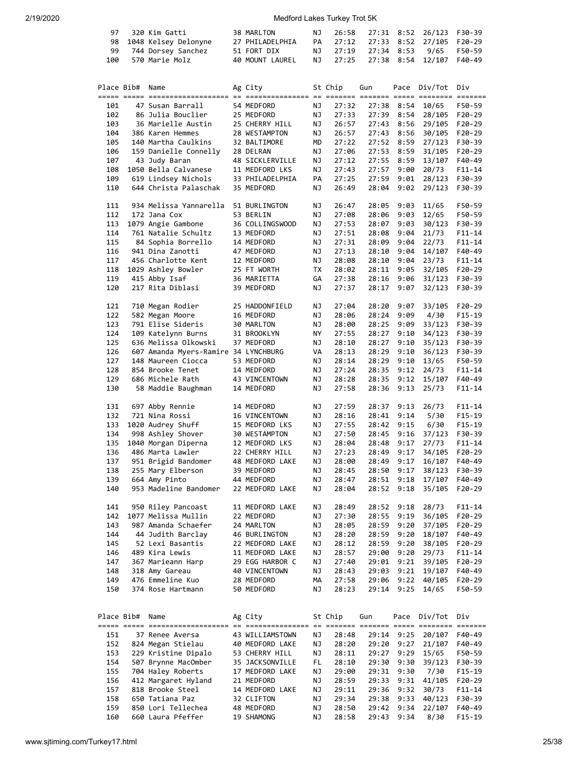| Place | Bib# | Name | Ag | City | St | Chip | Gun | Pace | Div/Tot | Div |
|---|---|---|---|---|---|---|---|---|---|---|
| 97 | 320 | Kim Gatti | 38 | MARLTON | NJ | 26:58 | 27:31 | 8:52 | 26/123 | F30-39 |
| 98 | 1048 | Kelsey Delonyne | 27 | PHILADELPHIA | PA | 27:12 | 27:33 | 8:52 | 27/105 | F20-29 |
| 99 | 744 | Dorsey Sanchez | 51 | FORT DIX | NJ | 27:19 | 27:34 | 8:53 | 9/65 | F50-59 |
| 100 | 570 | Marie Molz | 40 | MOUNT LAUREL | NJ | 27:25 | 27:38 | 8:54 | 12/107 | F40-49 |
| 101 | 47 | Susan Barrall | 54 | MEDFORD | NJ | 27:32 | 27:38 | 8:54 | 10/65 | F50-59 |
| 102 | 86 | Julia Bouclier | 25 | MEDFORD | NJ | 27:33 | 27:39 | 8:54 | 28/105 | F20-29 |
| 103 | 36 | Marielle Austin | 25 | CHERRY HILL | NJ | 26:57 | 27:43 | 8:56 | 29/105 | F20-29 |
| 104 | 386 | Karen Hemmes | 28 | WESTAMPTON | NJ | 26:57 | 27:43 | 8:56 | 30/105 | F20-29 |
| 105 | 140 | Martha Caulkins | 32 | BALTIMORE | MD | 27:22 | 27:52 | 8:59 | 27/123 | F30-39 |
| 106 | 159 | Danielle Connelly | 28 | DELRAN | NJ | 27:06 | 27:53 | 8:59 | 31/105 | F20-29 |
| 107 | 43 | Judy Baran | 48 | SICKLERVILLE | NJ | 27:12 | 27:55 | 8:59 | 13/107 | F40-49 |
| 108 | 1050 | Bella Calvanese | 11 | MEDFORD LKS | NJ | 27:43 | 27:57 | 9:00 | 20/73 | F11-14 |
| 109 | 619 | Lindsey Nichols | 33 | PHILADELPHIA | PA | 27:25 | 27:59 | 9:01 | 28/123 | F30-39 |
| 110 | 644 | Christa Palaschak | 35 | MEDFORD | NJ | 26:49 | 28:04 | 9:02 | 29/123 | F30-39 |
| 111 | 934 | Melissa Yannarella | 51 | BURLINGTON | NJ | 26:47 | 28:05 | 9:03 | 11/65 | F50-59 |
| 112 | 172 | Jana Cox | 53 | BERLIN | NJ | 27:08 | 28:06 | 9:03 | 12/65 | F50-59 |
| 113 | 1079 | Angie Gambone | 36 | COLLINGSWOOD | NJ | 27:53 | 28:07 | 9:03 | 30/123 | F30-39 |
| 114 | 761 | Natalie Schultz | 13 | MEDFORD | NJ | 27:51 | 28:08 | 9:04 | 21/73 | F11-14 |
| 115 | 84 | Sophia Borrello | 14 | MEDFORD | NJ | 27:31 | 28:09 | 9:04 | 22/73 | F11-14 |
| 116 | 941 | Dina Zanotti | 47 | MEDFORD | NJ | 27:13 | 28:10 | 9:04 | 14/107 | F40-49 |
| 117 | 456 | Charlotte Kent | 12 | MEDFORD | NJ | 28:08 | 28:10 | 9:04 | 23/73 | F11-14 |
| 118 | 1029 | Ashley Bowler | 25 | FT WORTH | TX | 28:02 | 28:11 | 9:05 | 32/105 | F20-29 |
| 119 | 415 | Abby Isaf | 36 | MARIETTA | GA | 27:38 | 28:16 | 9:06 | 31/123 | F30-39 |
| 120 | 217 | Rita Diblasi | 39 | MEDFORD | NJ | 27:37 | 28:17 | 9:07 | 32/123 | F30-39 |
| 121 | 710 | Megan Rodier | 25 | HADDONFIELD | NJ | 27:04 | 28:20 | 9:07 | 33/105 | F20-29 |
| 122 | 582 | Megan Moore | 16 | MEDFORD | NJ | 28:06 | 28:24 | 9:09 | 4/30 | F15-19 |
| 123 | 791 | Elise Sideris | 30 | MARLTON | NJ | 28:00 | 28:25 | 9:09 | 33/123 | F30-39 |
| 124 | 109 | Katelynn Burns | 31 | BROOKLYN | NY | 27:55 | 28:27 | 9:10 | 34/123 | F30-39 |
| 125 | 636 | Melissa Olkowski | 37 | MEDFORD | NJ | 28:10 | 28:27 | 9:10 | 35/123 | F30-39 |
| 126 | 607 | Amanda Myers-Ramire | 34 | LYNCHBURG | VA | 28:13 | 28:29 | 9:10 | 36/123 | F30-39 |
| 127 | 148 | Maureen Ciocca | 53 | MEDFORD | NJ | 28:14 | 28:29 | 9:10 | 13/65 | F50-59 |
| 128 | 854 | Brooke Tenet | 14 | MEDFORD | NJ | 27:24 | 28:35 | 9:12 | 24/73 | F11-14 |
| 129 | 686 | Michele Rath | 43 | VINCENTOWN | NJ | 28:28 | 28:35 | 9:12 | 15/107 | F40-49 |
| 130 | 58 | Maddie Baughman | 14 | MEDFORD | NJ | 27:58 | 28:36 | 9:13 | 25/73 | F11-14 |
| 131 | 697 | Abby Rennie | 14 | MEDFORD | NJ | 27:59 | 28:37 | 9:13 | 26/73 | F11-14 |
| 132 | 721 | Nina Rossi | 16 | VINCENTOWN | NJ | 28:16 | 28:41 | 9:14 | 5/30 | F15-19 |
| 133 | 1020 | Audrey Shuff | 15 | MEDFORD LKS | NJ | 27:55 | 28:42 | 9:15 | 6/30 | F15-19 |
| 134 | 998 | Ashley Shover | 30 | WESTAMPTON | NJ | 27:50 | 28:45 | 9:16 | 37/123 | F30-39 |
| 135 | 1040 | Morgan Diperna | 12 | MEDFORD LKS | NJ | 28:04 | 28:48 | 9:17 | 27/73 | F11-14 |
| 136 | 486 | Marta Lawler | 22 | CHERRY HILL | NJ | 27:23 | 28:49 | 9:17 | 34/105 | F20-29 |
| 137 | 951 | Brigid Bandomer | 48 | MEDFORD LAKE | NJ | 28:00 | 28:49 | 9:17 | 16/107 | F40-49 |
| 138 | 255 | Mary Elberson | 39 | MEDFORD | NJ | 28:45 | 28:50 | 9:17 | 38/123 | F30-39 |
| 139 | 664 | Amy Pinto | 44 | MEDFORD | NJ | 28:47 | 28:51 | 9:18 | 17/107 | F40-49 |
| 140 | 953 | Madeline Bandomer | 22 | MEDFORD LAKE | NJ | 28:04 | 28:52 | 9:18 | 35/105 | F20-29 |
| 141 | 950 | Riley Pancoast | 11 | MEDFORD LAKE | NJ | 28:49 | 28:52 | 9:18 | 28/73 | F11-14 |
| 142 | 1077 | Melissa Mullin | 22 | MEDFORD | NJ | 27:30 | 28:55 | 9:19 | 36/105 | F20-29 |
| 143 | 987 | Amanda Schaefer | 24 | MARLTON | NJ | 28:05 | 28:59 | 9:20 | 37/105 | F20-29 |
| 144 | 44 | Judith Barclay | 46 | BURLINGTON | NJ | 28:20 | 28:59 | 9:20 | 18/107 | F40-49 |
| 145 | 52 | Lexi Basantis | 22 | MEDFORD LAKE | NJ | 28:12 | 28:59 | 9:20 | 38/105 | F20-29 |
| 146 | 489 | Kira Lewis | 11 | MEDFORD LAKE | NJ | 28:57 | 29:00 | 9:20 | 29/73 | F11-14 |
| 147 | 367 | Marieann Harp | 29 | EGG HARBOR C | NJ | 27:40 | 29:01 | 9:21 | 39/105 | F20-29 |
| 148 | 318 | Amy Gareau | 40 | VINCENTOWN | NJ | 28:43 | 29:03 | 9:21 | 19/107 | F40-49 |
| 149 | 476 | Emmeline Kuo | 28 | MEDFORD | MA | 27:58 | 29:06 | 9:22 | 40/105 | F20-29 |
| 150 | 374 | Rose Hartmann | 50 | MEDFORD | NJ | 28:23 | 29:14 | 9:25 | 14/65 | F50-59 |
| 151 | 37 | Renee Aversa | 43 | WILLIAMSTOWN | NJ | 28:48 | 29:14 | 9:25 | 20/107 | F40-49 |
| 152 | 824 | Megan Stielau | 40 | MEDFORD LAKE | NJ | 28:20 | 29:20 | 9:27 | 21/107 | F40-49 |
| 153 | 229 | Kristine Dipalo | 53 | CHERRY HILL | NJ | 28:11 | 29:27 | 9:29 | 15/65 | F50-59 |
| 154 | 507 | Brynne MacOmber | 35 | JACKSONVILLE | FL | 28:10 | 29:30 | 9:30 | 39/123 | F30-39 |
| 155 | 704 | Haley Roberts | 17 | MEDFORD LAKE | NJ | 29:00 | 29:31 | 9:30 | 7/30 | F15-19 |
| 156 | 412 | Margaret Hyland | 21 | MEDFORD | NJ | 28:59 | 29:33 | 9:31 | 41/105 | F20-29 |
| 157 | 818 | Brooke Steel | 14 | MEDFORD LAKE | NJ | 29:11 | 29:36 | 9:32 | 30/73 | F11-14 |
| 158 | 650 | Tatiana Paz | 32 | CLIFTON | NJ | 29:34 | 29:38 | 9:33 | 40/123 | F30-39 |
| 159 | 850 | Lori Tellechea | 48 | MEDFORD | NJ | 28:50 | 29:42 | 9:34 | 22/107 | F40-49 |
| 160 | 660 | Laura Pfeffer | 19 | SHAMONG | NJ | 28:58 | 29:43 | 9:34 | 8/30 | F15-19 |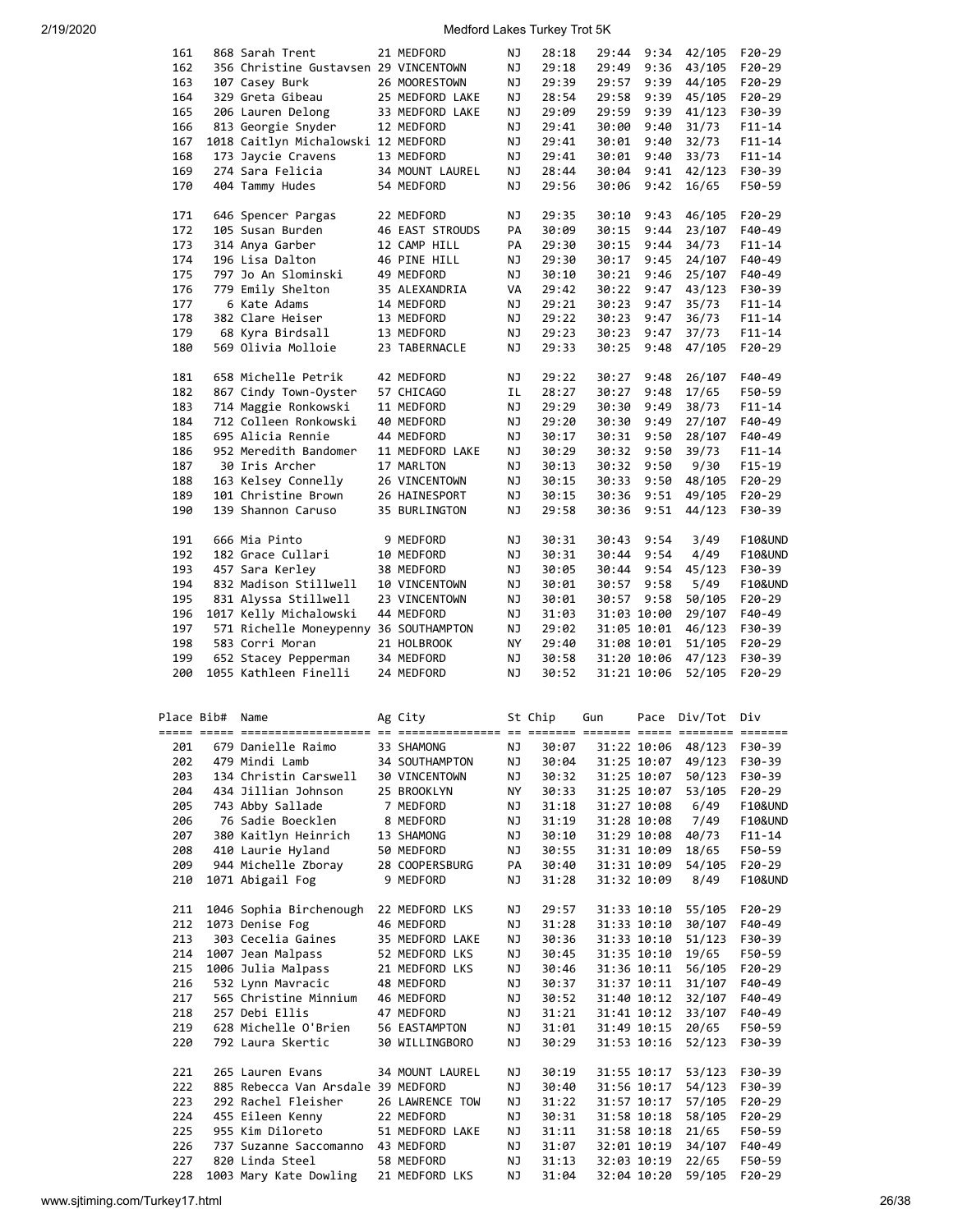| Place | Bib# | Name | Ag | City | St | Chip | Gun | Pace | Div/Tot | Div |
|---|---|---|---|---|---|---|---|---|---|---|
| 161 | 868 | Sarah Trent | 21 | MEDFORD | NJ | 28:18 | 29:44 | 9:34 | 42/105 | F20-29 |
| 162 | 356 | Christine Gustavsen | 29 | VINCENTOWN | NJ | 29:18 | 29:49 | 9:36 | 43/105 | F20-29 |
| 163 | 107 | Casey Burk | 26 | MOORESTOWN | NJ | 29:39 | 29:57 | 9:39 | 44/105 | F20-29 |
| 164 | 329 | Greta Gibeau | 25 | MEDFORD LAKE | NJ | 28:54 | 29:58 | 9:39 | 45/105 | F20-29 |
| 165 | 206 | Lauren Delong | 33 | MEDFORD LAKE | NJ | 29:09 | 29:59 | 9:39 | 41/123 | F30-39 |
| 166 | 813 | Georgie Snyder | 12 | MEDFORD | NJ | 29:41 | 30:00 | 9:40 | 31/73 | F11-14 |
| 167 | 1018 | Caitlyn Michalowski | 12 | MEDFORD | NJ | 29:41 | 30:01 | 9:40 | 32/73 | F11-14 |
| 168 | 173 | Jaycie Cravens | 13 | MEDFORD | NJ | 29:41 | 30:01 | 9:40 | 33/73 | F11-14 |
| 169 | 274 | Sara Felicia | 34 | MOUNT LAUREL | NJ | 28:44 | 30:04 | 9:41 | 42/123 | F30-39 |
| 170 | 404 | Tammy Hudes | 54 | MEDFORD | NJ | 29:56 | 30:06 | 9:42 | 16/65 | F50-59 |
| 171 | 646 | Spencer Pargas | 22 | MEDFORD | NJ | 29:35 | 30:10 | 9:43 | 46/105 | F20-29 |
| 172 | 105 | Susan Burden | 46 | EAST STROUDS | PA | 30:09 | 30:15 | 9:44 | 23/107 | F40-49 |
| 173 | 314 | Anya Garber | 12 | CAMP HILL | PA | 29:30 | 30:15 | 9:44 | 34/73 | F11-14 |
| 174 | 196 | Lisa Dalton | 46 | PINE HILL | NJ | 29:30 | 30:17 | 9:45 | 24/107 | F40-49 |
| 175 | 797 | Jo An Slominski | 49 | MEDFORD | NJ | 30:10 | 30:21 | 9:46 | 25/107 | F40-49 |
| 176 | 779 | Emily Shelton | 35 | ALEXANDRIA | VA | 29:42 | 30:22 | 9:47 | 43/123 | F30-39 |
| 177 | 6 | Kate Adams | 14 | MEDFORD | NJ | 29:21 | 30:23 | 9:47 | 35/73 | F11-14 |
| 178 | 382 | Clare Heiser | 13 | MEDFORD | NJ | 29:22 | 30:23 | 9:47 | 36/73 | F11-14 |
| 179 | 68 | Kyra Birdsall | 13 | MEDFORD | NJ | 29:23 | 30:23 | 9:47 | 37/73 | F11-14 |
| 180 | 569 | Olivia Molloie | 23 | TABERNACLE | NJ | 29:33 | 30:25 | 9:48 | 47/105 | F20-29 |
| 181 | 658 | Michelle Petrik | 42 | MEDFORD | NJ | 29:22 | 30:27 | 9:48 | 26/107 | F40-49 |
| 182 | 867 | Cindy Town-Oyster | 57 | CHICAGO | IL | 28:27 | 30:27 | 9:48 | 17/65 | F50-59 |
| 183 | 714 | Maggie Ronkowski | 11 | MEDFORD | NJ | 29:29 | 30:30 | 9:49 | 38/73 | F11-14 |
| 184 | 712 | Colleen Ronkowski | 40 | MEDFORD | NJ | 29:20 | 30:30 | 9:49 | 27/107 | F40-49 |
| 185 | 695 | Alicia Rennie | 44 | MEDFORD | NJ | 30:17 | 30:31 | 9:50 | 28/107 | F40-49 |
| 186 | 952 | Meredith Bandomer | 11 | MEDFORD LAKE | NJ | 30:29 | 30:32 | 9:50 | 39/73 | F11-14 |
| 187 | 30 | Iris Archer | 17 | MARLTON | NJ | 30:13 | 30:32 | 9:50 | 9/30 | F15-19 |
| 188 | 163 | Kelsey Connelly | 26 | VINCENTOWN | NJ | 30:15 | 30:33 | 9:50 | 48/105 | F20-29 |
| 189 | 101 | Christine Brown | 26 | HAINESPORT | NJ | 30:15 | 30:36 | 9:51 | 49/105 | F20-29 |
| 190 | 139 | Shannon Caruso | 35 | BURLINGTON | NJ | 29:58 | 30:36 | 9:51 | 44/123 | F30-39 |
| 191 | 666 | Mia Pinto | 9 | MEDFORD | NJ | 30:31 | 30:43 | 9:54 | 3/49 | F10&UND |
| 192 | 182 | Grace Cullari | 10 | MEDFORD | NJ | 30:31 | 30:44 | 9:54 | 4/49 | F10&UND |
| 193 | 457 | Sara Kerley | 38 | MEDFORD | NJ | 30:05 | 30:44 | 9:54 | 45/123 | F30-39 |
| 194 | 832 | Madison Stillwell | 10 | VINCENTOWN | NJ | 30:01 | 30:57 | 9:58 | 5/49 | F10&UND |
| 195 | 831 | Alyssa Stillwell | 23 | VINCENTOWN | NJ | 30:01 | 30:57 | 9:58 | 50/105 | F20-29 |
| 196 | 1017 | Kelly Michalowski | 44 | MEDFORD | NJ | 31:03 | 31:03 | 10:00 | 29/107 | F40-49 |
| 197 | 571 | Richelle Moneypenny | 36 | SOUTHAMPTON | NJ | 29:02 | 31:05 | 10:01 | 46/123 | F30-39 |
| 198 | 583 | Corri Moran | 21 | HOLBROOK | NY | 29:40 | 31:08 | 10:01 | 51/105 | F20-29 |
| 199 | 652 | Stacey Pepperman | 34 | MEDFORD | NJ | 30:58 | 31:20 | 10:06 | 47/123 | F30-39 |
| 200 | 1055 | Kathleen Finelli | 24 | MEDFORD | NJ | 30:52 | 31:21 | 10:06 | 52/105 | F20-29 |
| 201 | 679 | Danielle Raimo | 33 | SHAMONG | NJ | 30:07 | 31:22 | 10:06 | 48/123 | F30-39 |
| 202 | 479 | Mindi Lamb | 34 | SOUTHAMPTON | NJ | 30:04 | 31:25 | 10:07 | 49/123 | F30-39 |
| 203 | 134 | Christin Carswell | 30 | VINCENTOWN | NJ | 30:32 | 31:25 | 10:07 | 50/123 | F30-39 |
| 204 | 434 | Jillian Johnson | 25 | BROOKLYN | NY | 30:33 | 31:25 | 10:07 | 53/105 | F20-29 |
| 205 | 743 | Abby Sallade | 7 | MEDFORD | NJ | 31:18 | 31:27 | 10:08 | 6/49 | F10&UND |
| 206 | 76 | Sadie Boecklen | 8 | MEDFORD | NJ | 31:19 | 31:28 | 10:08 | 7/49 | F10&UND |
| 207 | 380 | Kaitlyn Heinrich | 13 | SHAMONG | NJ | 30:10 | 31:29 | 10:08 | 40/73 | F11-14 |
| 208 | 410 | Laurie Hyland | 50 | MEDFORD | NJ | 30:55 | 31:31 | 10:09 | 18/65 | F50-59 |
| 209 | 944 | Michelle Zboray | 28 | COOPERSBURG | PA | 30:40 | 31:31 | 10:09 | 54/105 | F20-29 |
| 210 | 1071 | Abigail Fog | 9 | MEDFORD | NJ | 31:28 | 31:32 | 10:09 | 8/49 | F10&UND |
| 211 | 1046 | Sophia Birchenough | 22 | MEDFORD LKS | NJ | 29:57 | 31:33 | 10:10 | 55/105 | F20-29 |
| 212 | 1073 | Denise Fog | 46 | MEDFORD | NJ | 31:28 | 31:33 | 10:10 | 30/107 | F40-49 |
| 213 | 303 | Cecelia Gaines | 35 | MEDFORD LAKE | NJ | 30:36 | 31:33 | 10:10 | 51/123 | F30-39 |
| 214 | 1007 | Jean Malpass | 52 | MEDFORD LKS | NJ | 30:45 | 31:35 | 10:10 | 19/65 | F50-59 |
| 215 | 1006 | Julia Malpass | 21 | MEDFORD LKS | NJ | 30:46 | 31:36 | 10:11 | 56/105 | F20-29 |
| 216 | 532 | Lynn Mavracic | 48 | MEDFORD | NJ | 30:37 | 31:37 | 10:11 | 31/107 | F40-49 |
| 217 | 565 | Christine Minnium | 46 | MEDFORD | NJ | 30:52 | 31:40 | 10:12 | 32/107 | F40-49 |
| 218 | 257 | Debi Ellis | 47 | MEDFORD | NJ | 31:21 | 31:41 | 10:12 | 33/107 | F40-49 |
| 219 | 628 | Michelle O'Brien | 56 | EASTAMPTON | NJ | 31:01 | 31:49 | 10:15 | 20/65 | F50-59 |
| 220 | 792 | Laura Skertic | 30 | WILLINGBORO | NJ | 30:29 | 31:53 | 10:16 | 52/123 | F30-39 |
| 221 | 265 | Lauren Evans | 34 | MOUNT LAUREL | NJ | 30:19 | 31:55 | 10:17 | 53/123 | F30-39 |
| 222 | 885 | Rebecca Van Arsdale | 39 | MEDFORD | NJ | 30:40 | 31:56 | 10:17 | 54/123 | F30-39 |
| 223 | 292 | Rachel Fleisher | 26 | LAWRENCE TOW | NJ | 31:22 | 31:57 | 10:17 | 57/105 | F20-29 |
| 224 | 455 | Eileen Kenny | 22 | MEDFORD | NJ | 30:31 | 31:58 | 10:18 | 58/105 | F20-29 |
| 225 | 955 | Kim Diloreto | 51 | MEDFORD LAKE | NJ | 31:11 | 31:58 | 10:18 | 21/65 | F50-59 |
| 226 | 737 | Suzanne Saccomanno | 43 | MEDFORD | NJ | 31:07 | 32:01 | 10:19 | 34/107 | F40-49 |
| 227 | 820 | Linda Steel | 58 | MEDFORD | NJ | 31:13 | 32:03 | 10:19 | 22/65 | F50-59 |
| 228 | 1003 | Mary Kate Dowling | 21 | MEDFORD LKS | NJ | 31:04 | 32:04 | 10:20 | 59/105 | F20-29 |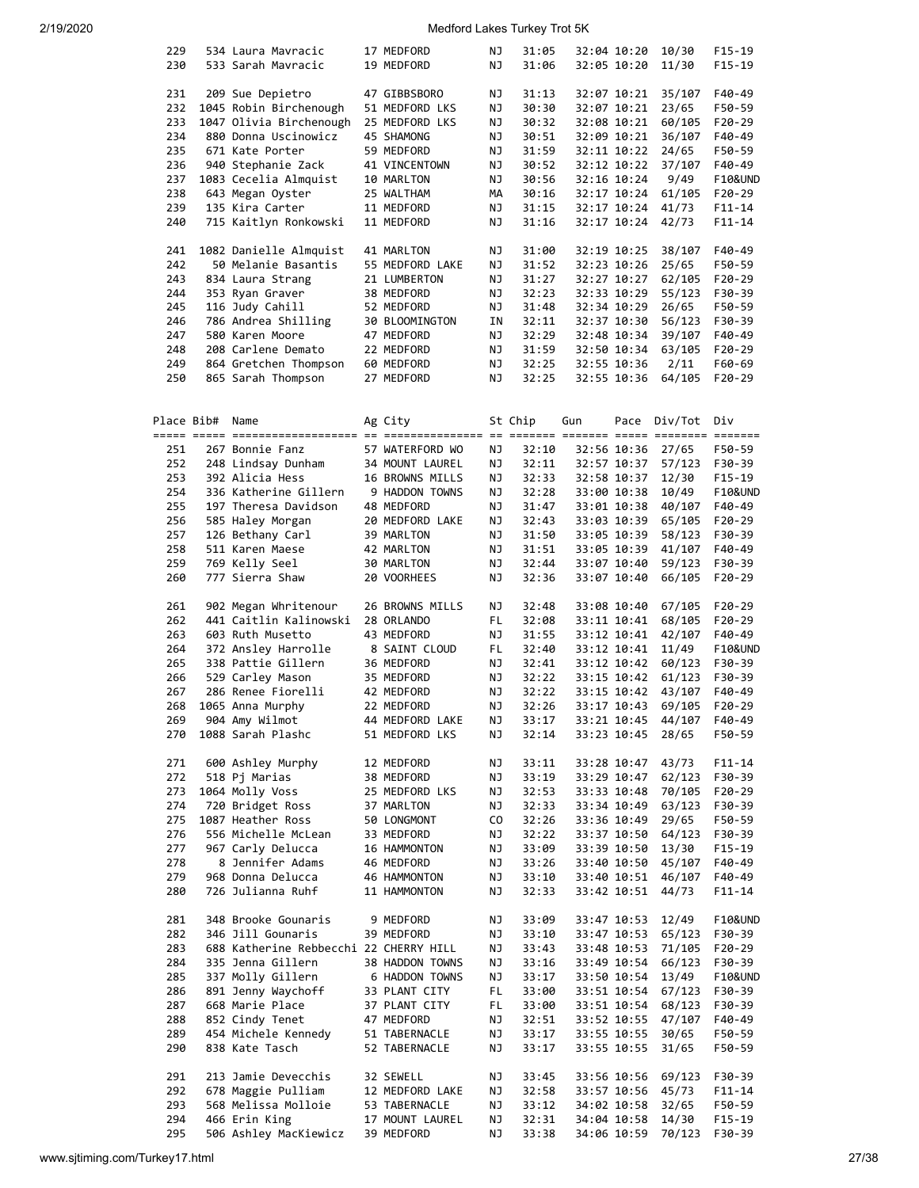| Place | Bib# | Name | Ag | City | St | Chip | Gun | Pace | Div/Tot | Div |
|---|---|---|---|---|---|---|---|---|---|---|
| 229 | 534 | Laura Mavracic | 17 | MEDFORD | NJ | 31:05 | 32:04 | 10:20 | 10/30 | F15-19 |
| 230 | 533 | Sarah Mavracic | 19 | MEDFORD | NJ | 31:06 | 32:05 | 10:20 | 11/30 | F15-19 |
| 231 | 209 | Sue Depietro | 47 | GIBBSBORO | NJ | 31:13 | 32:07 | 10:21 | 35/107 | F40-49 |
| 232 | 1045 | Robin Birchenough | 51 | MEDFORD LKS | NJ | 30:30 | 32:07 | 10:21 | 23/65 | F50-59 |
| 233 | 1047 | Olivia Birchenough | 25 | MEDFORD LKS | NJ | 30:32 | 32:08 | 10:21 | 60/105 | F20-29 |
| 234 | 880 | Donna Uscinowicz | 45 | SHAMONG | NJ | 30:51 | 32:09 | 10:21 | 36/107 | F40-49 |
| 235 | 671 | Kate Porter | 59 | MEDFORD | NJ | 31:59 | 32:11 | 10:22 | 24/65 | F50-59 |
| 236 | 940 | Stephanie Zack | 41 | VINCENTOWN | NJ | 30:52 | 32:12 | 10:22 | 37/107 | F40-49 |
| 237 | 1083 | Cecelia Almquist | 10 | MARLTON | NJ | 30:56 | 32:16 | 10:24 | 9/49 | F10&UND |
| 238 | 643 | Megan Oyster | 25 | WALTHAM | MA | 30:16 | 32:17 | 10:24 | 61/105 | F20-29 |
| 239 | 135 | Kira Carter | 11 | MEDFORD | NJ | 31:15 | 32:17 | 10:24 | 41/73 | F11-14 |
| 240 | 715 | Kaitlyn Ronkowski | 11 | MEDFORD | NJ | 31:16 | 32:17 | 10:24 | 42/73 | F11-14 |
| 241 | 1082 | Danielle Almquist | 41 | MARLTON | NJ | 31:00 | 32:19 | 10:25 | 38/107 | F40-49 |
| 242 | 50 | Melanie Basantis | 55 | MEDFORD LAKE | NJ | 31:52 | 32:23 | 10:26 | 25/65 | F50-59 |
| 243 | 834 | Laura Strang | 21 | LUMBERTON | NJ | 31:27 | 32:27 | 10:27 | 62/105 | F20-29 |
| 244 | 353 | Ryan Graver | 38 | MEDFORD | NJ | 32:23 | 32:33 | 10:29 | 55/123 | F30-39 |
| 245 | 116 | Judy Cahill | 52 | MEDFORD | NJ | 31:48 | 32:34 | 10:29 | 26/65 | F50-59 |
| 246 | 786 | Andrea Shilling | 30 | BLOOMINGTON | IN | 32:11 | 32:37 | 10:30 | 56/123 | F30-39 |
| 247 | 580 | Karen Moore | 47 | MEDFORD | NJ | 32:29 | 32:48 | 10:34 | 39/107 | F40-49 |
| 248 | 208 | Carlene Demato | 22 | MEDFORD | NJ | 31:59 | 32:50 | 10:34 | 63/105 | F20-29 |
| 249 | 864 | Gretchen Thompson | 60 | MEDFORD | NJ | 32:25 | 32:55 | 10:36 | 2/11 | F60-69 |
| 250 | 865 | Sarah Thompson | 27 | MEDFORD | NJ | 32:25 | 32:55 | 10:36 | 64/105 | F20-29 |
| 251 | 267 | Bonnie Fanz | 57 | WATERFORD WO | NJ | 32:10 | 32:56 | 10:36 | 27/65 | F50-59 |
| 252 | 248 | Lindsay Dunham | 34 | MOUNT LAUREL | NJ | 32:11 | 32:57 | 10:37 | 57/123 | F30-39 |
| 253 | 392 | Alicia Hess | 16 | BROWNS MILLS | NJ | 32:33 | 32:58 | 10:37 | 12/30 | F15-19 |
| 254 | 336 | Katherine Gillern | 9 | HADDON TOWNS | NJ | 32:28 | 33:00 | 10:38 | 10/49 | F10&UND |
| 255 | 197 | Theresa Davidson | 48 | MEDFORD | NJ | 31:47 | 33:01 | 10:38 | 40/107 | F40-49 |
| 256 | 585 | Haley Morgan | 20 | MEDFORD LAKE | NJ | 32:43 | 33:03 | 10:39 | 65/105 | F20-29 |
| 257 | 126 | Bethany Carl | 39 | MARLTON | NJ | 31:50 | 33:05 | 10:39 | 58/123 | F30-39 |
| 258 | 511 | Karen Maese | 42 | MARLTON | NJ | 31:51 | 33:05 | 10:39 | 41/107 | F40-49 |
| 259 | 769 | Kelly Seel | 30 | MARLTON | NJ | 32:44 | 33:07 | 10:40 | 59/123 | F30-39 |
| 260 | 777 | Sierra Shaw | 20 | VOORHEES | NJ | 32:36 | 33:07 | 10:40 | 66/105 | F20-29 |
| 261 | 902 | Megan Whritenour | 26 | BROWNS MILLS | NJ | 32:48 | 33:08 | 10:40 | 67/105 | F20-29 |
| 262 | 441 | Caitlin Kalinowski | 28 | ORLANDO | FL | 32:08 | 33:11 | 10:41 | 68/105 | F20-29 |
| 263 | 603 | Ruth Musetto | 43 | MEDFORD | NJ | 31:55 | 33:12 | 10:41 | 42/107 | F40-49 |
| 264 | 372 | Ansley Harrolle | 8 | SAINT CLOUD | FL | 32:40 | 33:12 | 10:41 | 11/49 | F10&UND |
| 265 | 338 | Pattie Gillern | 36 | MEDFORD | NJ | 32:41 | 33:12 | 10:42 | 60/123 | F30-39 |
| 266 | 529 | Carley Mason | 35 | MEDFORD | NJ | 32:22 | 33:15 | 10:42 | 61/123 | F30-39 |
| 267 | 286 | Renee Fiorelli | 42 | MEDFORD | NJ | 32:22 | 33:15 | 10:42 | 43/107 | F40-49 |
| 268 | 1065 | Anna Murphy | 22 | MEDFORD | NJ | 32:26 | 33:17 | 10:43 | 69/105 | F20-29 |
| 269 | 904 | Amy Wilmot | 44 | MEDFORD LAKE | NJ | 33:17 | 33:21 | 10:45 | 44/107 | F40-49 |
| 270 | 1088 | Sarah Plashc | 51 | MEDFORD LKS | NJ | 32:14 | 33:23 | 10:45 | 28/65 | F50-59 |
| 271 | 600 | Ashley Murphy | 12 | MEDFORD | NJ | 33:11 | 33:28 | 10:47 | 43/73 | F11-14 |
| 272 | 518 | Pj Marias | 38 | MEDFORD | NJ | 33:19 | 33:29 | 10:47 | 62/123 | F30-39 |
| 273 | 1064 | Molly Voss | 25 | MEDFORD LKS | NJ | 32:53 | 33:33 | 10:48 | 70/105 | F20-29 |
| 274 | 720 | Bridget Ross | 37 | MARLTON | NJ | 32:33 | 33:34 | 10:49 | 63/123 | F30-39 |
| 275 | 1087 | Heather Ross | 50 | LONGMONT | CO | 32:26 | 33:36 | 10:49 | 29/65 | F50-59 |
| 276 | 556 | Michelle McLean | 33 | MEDFORD | NJ | 32:22 | 33:37 | 10:50 | 64/123 | F30-39 |
| 277 | 967 | Carly Delucca | 16 | HAMMONTON | NJ | 33:09 | 33:39 | 10:50 | 13/30 | F15-19 |
| 278 | 8 | Jennifer Adams | 46 | MEDFORD | NJ | 33:26 | 33:40 | 10:50 | 45/107 | F40-49 |
| 279 | 968 | Donna Delucca | 46 | HAMMONTON | NJ | 33:10 | 33:40 | 10:51 | 46/107 | F40-49 |
| 280 | 726 | Julianna Ruhf | 11 | HAMMONTON | NJ | 32:33 | 33:42 | 10:51 | 44/73 | F11-14 |
| 281 | 348 | Brooke Gounaris | 9 | MEDFORD | NJ | 33:09 | 33:47 | 10:53 | 12/49 | F10&UND |
| 282 | 346 | Jill Gounaris | 39 | MEDFORD | NJ | 33:10 | 33:47 | 10:53 | 65/123 | F30-39 |
| 283 | 688 | Katherine Rebbecchi | 22 | CHERRY HILL | NJ | 33:43 | 33:48 | 10:53 | 71/105 | F20-29 |
| 284 | 335 | Jenna Gillern | 38 | HADDON TOWNS | NJ | 33:16 | 33:49 | 10:54 | 66/123 | F30-39 |
| 285 | 337 | Molly Gillern | 6 | HADDON TOWNS | NJ | 33:17 | 33:50 | 10:54 | 13/49 | F10&UND |
| 286 | 891 | Jenny Waychoff | 33 | PLANT CITY | FL | 33:00 | 33:51 | 10:54 | 67/123 | F30-39 |
| 287 | 668 | Marie Place | 37 | PLANT CITY | FL | 33:00 | 33:51 | 10:54 | 68/123 | F30-39 |
| 288 | 852 | Cindy Tenet | 47 | MEDFORD | NJ | 32:51 | 33:52 | 10:55 | 47/107 | F40-49 |
| 289 | 454 | Michele Kennedy | 51 | TABERNACLE | NJ | 33:17 | 33:55 | 10:55 | 30/65 | F50-59 |
| 290 | 838 | Kate Tasch | 52 | TABERNACLE | NJ | 33:17 | 33:55 | 10:55 | 31/65 | F50-59 |
| 291 | 213 | Jamie Devecchis | 32 | SEWELL | NJ | 33:45 | 33:56 | 10:56 | 69/123 | F30-39 |
| 292 | 678 | Maggie Pulliam | 12 | MEDFORD LAKE | NJ | 32:58 | 33:57 | 10:56 | 45/73 | F11-14 |
| 293 | 568 | Melissa Molloie | 53 | TABERNACLE | NJ | 33:12 | 34:02 | 10:58 | 32/65 | F50-59 |
| 294 | 466 | Erin King | 17 | MOUNT LAUREL | NJ | 32:31 | 34:04 | 10:58 | 14/30 | F15-19 |
| 295 | 506 | Ashley MacKiewicz | 39 | MEDFORD | NJ | 33:38 | 34:06 | 10:59 | 70/123 | F30-39 |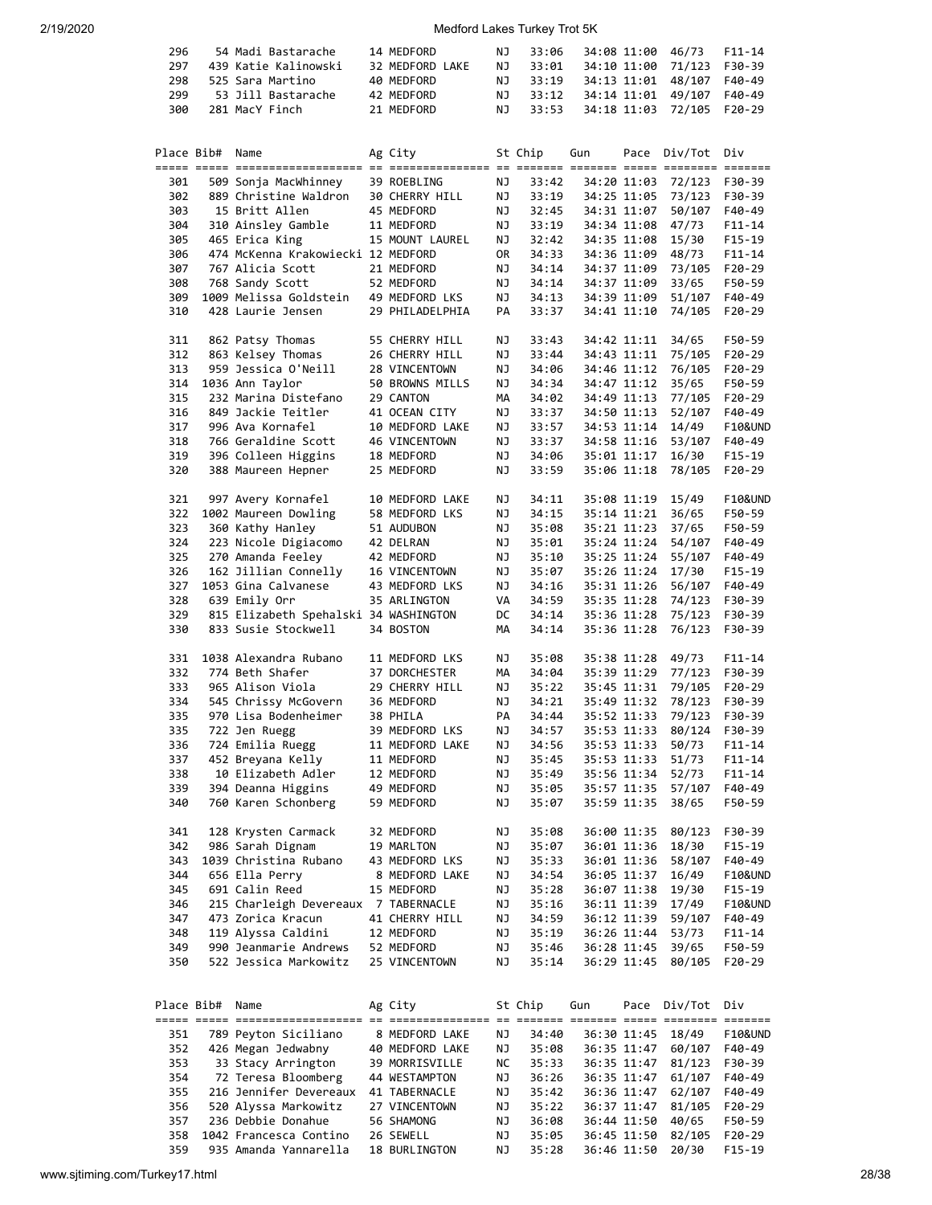| Place | Bib# | Name | Ag | City | St | Chip | Gun | Pace | Div/Tot | Div |
|---|---|---|---|---|---|---|---|---|---|---|
| 296 | 54 | Madi Bastarache | 14 | MEDFORD | NJ | 33:06 | 34:08 | 11:00 | 46/73 | F11-14 |
| 297 | 439 | Katie Kalinowski | 32 | MEDFORD LAKE | NJ | 33:01 | 34:10 | 11:00 | 71/123 | F30-39 |
| 298 | 525 | Sara Martino | 40 | MEDFORD | NJ | 33:19 | 34:13 | 11:01 | 48/107 | F40-49 |
| 299 | 53 | Jill Bastarache | 42 | MEDFORD | NJ | 33:12 | 34:14 | 11:01 | 49/107 | F40-49 |
| 300 | 281 | MacY Finch | 21 | MEDFORD | NJ | 33:53 | 34:18 | 11:03 | 72/105 | F20-29 |

| Place | Bib# | Name | Ag | City | St | Chip | Gun | Pace | Div/Tot | Div |
|---|---|---|---|---|---|---|---|---|---|---|
| 301 | 509 | Sonja MacWhinney | 39 | ROEBLING | NJ | 33:42 | 34:20 | 11:03 | 72/123 | F30-39 |
| 302 | 889 | Christine Waldron | 30 | CHERRY HILL | NJ | 33:19 | 34:25 | 11:05 | 73/123 | F30-39 |
| 303 | 15 | Britt Allen | 45 | MEDFORD | NJ | 32:45 | 34:31 | 11:07 | 50/107 | F40-49 |
| 304 | 310 | Ainsley Gamble | 11 | MEDFORD | NJ | 33:19 | 34:34 | 11:08 | 47/73 | F11-14 |
| 305 | 465 | Erica King | 15 | MOUNT LAUREL | NJ | 32:42 | 34:35 | 11:08 | 15/30 | F15-19 |
| 306 | 474 | McKenna Krakowiecki | 12 | MEDFORD | OR | 34:33 | 34:36 | 11:09 | 48/73 | F11-14 |
| 307 | 767 | Alicia Scott | 21 | MEDFORD | NJ | 34:14 | 34:37 | 11:09 | 73/105 | F20-29 |
| 308 | 768 | Sandy Scott | 52 | MEDFORD | NJ | 34:14 | 34:37 | 11:09 | 33/65 | F50-59 |
| 309 | 1009 | Melissa Goldstein | 49 | MEDFORD LKS | NJ | 34:13 | 34:39 | 11:09 | 51/107 | F40-49 |
| 310 | 428 | Laurie Jensen | 29 | PHILADELPHIA | PA | 33:37 | 34:41 | 11:10 | 74/105 | F20-29 |
| 311 | 862 | Patsy Thomas | 55 | CHERRY HILL | NJ | 33:43 | 34:42 | 11:11 | 34/65 | F50-59 |
| 312 | 863 | Kelsey Thomas | 26 | CHERRY HILL | NJ | 33:44 | 34:43 | 11:11 | 75/105 | F20-29 |
| 313 | 959 | Jessica O'Neill | 28 | VINCENTOWN | NJ | 34:06 | 34:46 | 11:12 | 76/105 | F20-29 |
| 314 | 1036 | Ann Taylor | 50 | BROWNS MILLS | NJ | 34:34 | 34:47 | 11:12 | 35/65 | F50-59 |
| 315 | 232 | Marina Distefano | 29 | CANTON | MA | 34:02 | 34:49 | 11:13 | 77/105 | F20-29 |
| 316 | 849 | Jackie Teitler | 41 | OCEAN CITY | NJ | 33:37 | 34:50 | 11:13 | 52/107 | F40-49 |
| 317 | 996 | Ava Kornafel | 10 | MEDFORD LAKE | NJ | 33:57 | 34:53 | 11:14 | 14/49 | F10&UND |
| 318 | 766 | Geraldine Scott | 46 | VINCENTOWN | NJ | 33:37 | 34:58 | 11:16 | 53/107 | F40-49 |
| 319 | 396 | Colleen Higgins | 18 | MEDFORD | NJ | 34:06 | 35:01 | 11:17 | 16/30 | F15-19 |
| 320 | 388 | Maureen Hepner | 25 | MEDFORD | NJ | 33:59 | 35:06 | 11:18 | 78/105 | F20-29 |
| 321 | 997 | Avery Kornafel | 10 | MEDFORD LAKE | NJ | 34:11 | 35:08 | 11:19 | 15/49 | F10&UND |
| 322 | 1002 | Maureen Dowling | 58 | MEDFORD LKS | NJ | 34:15 | 35:14 | 11:21 | 36/65 | F50-59 |
| 323 | 360 | Kathy Hanley | 51 | AUDUBON | NJ | 35:08 | 35:21 | 11:23 | 37/65 | F50-59 |
| 324 | 223 | Nicole Digiacomo | 42 | DELRAN | NJ | 35:01 | 35:24 | 11:24 | 54/107 | F40-49 |
| 325 | 270 | Amanda Feeley | 42 | MEDFORD | NJ | 35:10 | 35:25 | 11:24 | 55/107 | F40-49 |
| 326 | 162 | Jillian Connelly | 16 | VINCENTOWN | NJ | 35:07 | 35:26 | 11:24 | 17/30 | F15-19 |
| 327 | 1053 | Gina Calvanese | 43 | MEDFORD LKS | NJ | 34:16 | 35:31 | 11:26 | 56/107 | F40-49 |
| 328 | 639 | Emily Orr | 35 | ARLINGTON | VA | 34:59 | 35:35 | 11:28 | 74/123 | F30-39 |
| 329 | 815 | Elizabeth Spehalski | 34 | WASHINGTON | DC | 34:14 | 35:36 | 11:28 | 75/123 | F30-39 |
| 330 | 833 | Susie Stockwell | 34 | BOSTON | MA | 34:14 | 35:36 | 11:28 | 76/123 | F30-39 |
| 331 | 1038 | Alexandra Rubano | 11 | MEDFORD LKS | NJ | 35:08 | 35:38 | 11:28 | 49/73 | F11-14 |
| 332 | 774 | Beth Shafer | 37 | DORCHESTER | MA | 34:04 | 35:39 | 11:29 | 77/123 | F30-39 |
| 333 | 965 | Alison Viola | 29 | CHERRY HILL | NJ | 35:22 | 35:45 | 11:31 | 79/105 | F20-29 |
| 334 | 545 | Chrissy McGovern | 36 | MEDFORD | NJ | 34:21 | 35:49 | 11:32 | 78/123 | F30-39 |
| 335 | 970 | Lisa Bodenheimer | 38 | PHILA | PA | 34:44 | 35:52 | 11:33 | 79/123 | F30-39 |
| 335 | 722 | Jen Ruegg | 39 | MEDFORD LKS | NJ | 34:57 | 35:53 | 11:33 | 80/124 | F30-39 |
| 336 | 724 | Emilia Ruegg | 11 | MEDFORD LAKE | NJ | 34:56 | 35:53 | 11:33 | 50/73 | F11-14 |
| 337 | 452 | Breyana Kelly | 11 | MEDFORD | NJ | 35:45 | 35:53 | 11:33 | 51/73 | F11-14 |
| 338 | 10 | Elizabeth Adler | 12 | MEDFORD | NJ | 35:49 | 35:56 | 11:34 | 52/73 | F11-14 |
| 339 | 394 | Deanna Higgins | 49 | MEDFORD | NJ | 35:05 | 35:57 | 11:35 | 57/107 | F40-49 |
| 340 | 760 | Karen Schonberg | 59 | MEDFORD | NJ | 35:07 | 35:59 | 11:35 | 38/65 | F50-59 |
| 341 | 128 | Krysten Carmack | 32 | MEDFORD | NJ | 35:08 | 36:00 | 11:35 | 80/123 | F30-39 |
| 342 | 986 | Sarah Dignam | 19 | MARLTON | NJ | 35:07 | 36:01 | 11:36 | 18/30 | F15-19 |
| 343 | 1039 | Christina Rubano | 43 | MEDFORD LKS | NJ | 35:33 | 36:01 | 11:36 | 58/107 | F40-49 |
| 344 | 656 | Ella Perry | 8 | MEDFORD LAKE | NJ | 34:54 | 36:05 | 11:37 | 16/49 | F10&UND |
| 345 | 691 | Calin Reed | 15 | MEDFORD | NJ | 35:28 | 36:07 | 11:38 | 19/30 | F15-19 |
| 346 | 215 | Charleigh Devereaux | 7 | TABERNACLE | NJ | 35:16 | 36:11 | 11:39 | 17/49 | F10&UND |
| 347 | 473 | Zorica Kracun | 41 | CHERRY HILL | NJ | 34:59 | 36:12 | 11:39 | 59/107 | F40-49 |
| 348 | 119 | Alyssa Caldini | 12 | MEDFORD | NJ | 35:19 | 36:26 | 11:44 | 53/73 | F11-14 |
| 349 | 990 | Jeanmarie Andrews | 52 | MEDFORD | NJ | 35:46 | 36:28 | 11:45 | 39/65 | F50-59 |
| 350 | 522 | Jessica Markowitz | 25 | VINCENTOWN | NJ | 35:14 | 36:29 | 11:45 | 80/105 | F20-29 |

| Place | Bib# | Name | Ag | City | St | Chip | Gun | Pace | Div/Tot | Div |
|---|---|---|---|---|---|---|---|---|---|---|
| 351 | 789 | Peyton Siciliano | 8 | MEDFORD LAKE | NJ | 34:40 | 36:30 | 11:45 | 18/49 | F10&UND |
| 352 | 426 | Megan Jedwabny | 40 | MEDFORD LAKE | NJ | 35:08 | 36:35 | 11:47 | 60/107 | F40-49 |
| 353 | 33 | Stacy Arrington | 39 | MORRISVILLE | NC | 35:33 | 36:35 | 11:47 | 81/123 | F30-39 |
| 354 | 72 | Teresa Bloomberg | 44 | WESTAMPTON | NJ | 36:26 | 36:35 | 11:47 | 61/107 | F40-49 |
| 355 | 216 | Jennifer Devereaux | 41 | TABERNACLE | NJ | 35:42 | 36:36 | 11:47 | 62/107 | F40-49 |
| 356 | 520 | Alyssa Markowitz | 27 | VINCENTOWN | NJ | 35:22 | 36:37 | 11:47 | 81/105 | F20-29 |
| 357 | 236 | Debbie Donahue | 56 | SHAMONG | NJ | 36:08 | 36:44 | 11:50 | 40/65 | F50-59 |
| 358 | 1042 | Francesca Contino | 26 | SEWELL | NJ | 35:05 | 36:45 | 11:50 | 82/105 | F20-29 |
| 359 | 935 | Amanda Yannarella | 18 | BURLINGTON | NJ | 35:28 | 36:46 | 11:50 | 20/30 | F15-19 |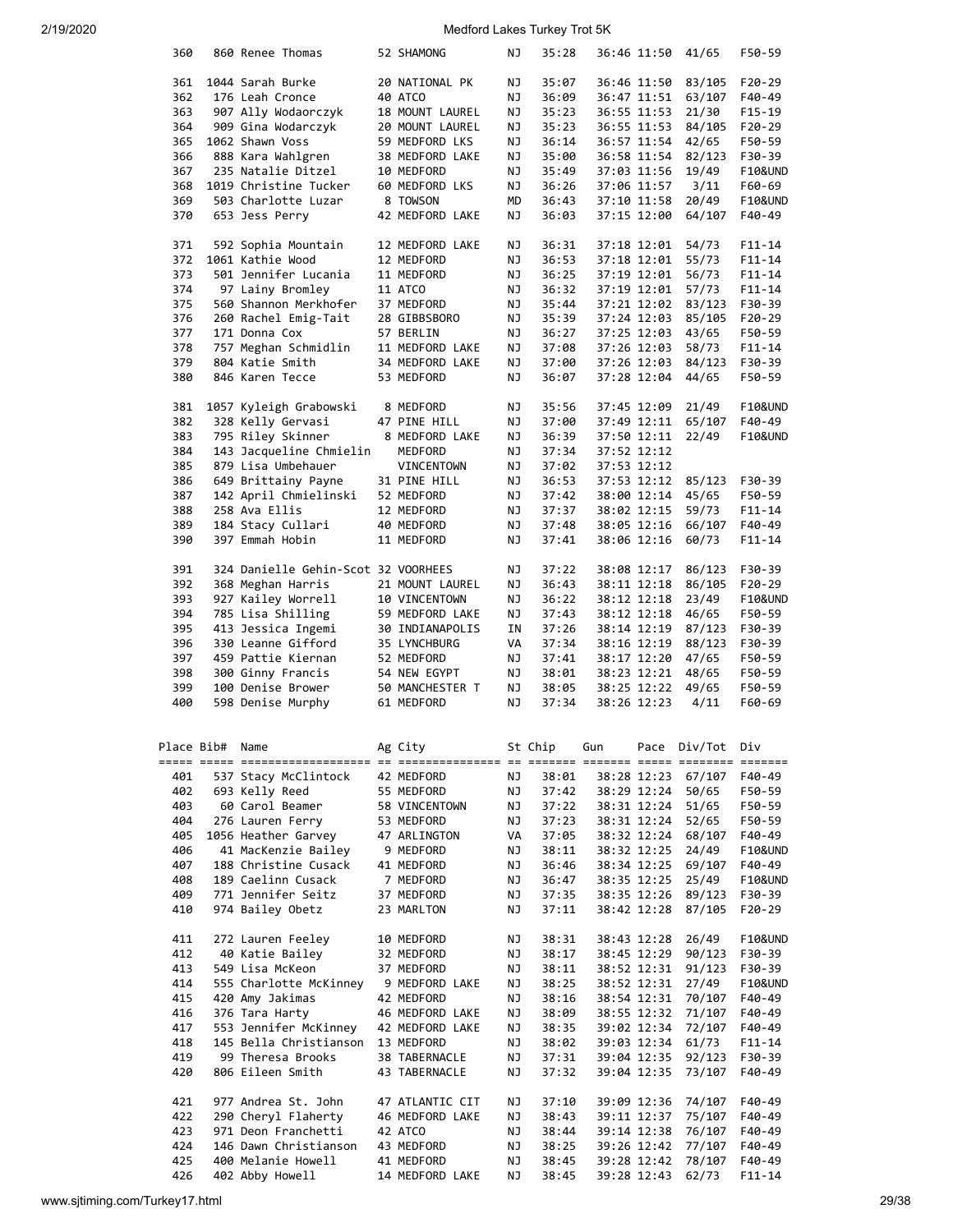| Place | Bib# | Name | Ag | City | St | Chip | Gun | Pace | Div/Tot | Div |
|---|---|---|---|---|---|---|---|---|---|---|
| 360 | 860 | Renee Thomas | 52 | SHAMONG | NJ | 35:28 | 36:46 | 11:50 | 41/65 | F50-59 |
| 361 | 1044 | Sarah Burke | 20 | NATIONAL PK | NJ | 35:07 | 36:46 | 11:50 | 83/105 | F20-29 |
| 362 | 176 | Leah Cronce | 40 | ATCO | NJ | 36:09 | 36:47 | 11:51 | 63/107 | F40-49 |
| 363 | 907 | Ally Wodaorczyk | 18 | MOUNT LAUREL | NJ | 35:23 | 36:55 | 11:53 | 21/30 | F15-19 |
| 364 | 909 | Gina Wodarczyk | 20 | MOUNT LAUREL | NJ | 35:23 | 36:55 | 11:53 | 84/105 | F20-29 |
| 365 | 1062 | Shawn Voss | 59 | MEDFORD LKS | NJ | 36:14 | 36:57 | 11:54 | 42/65 | F50-59 |
| 366 | 888 | Kara Wahlgren | 38 | MEDFORD LAKE | NJ | 35:00 | 36:58 | 11:54 | 82/123 | F30-39 |
| 367 | 235 | Natalie Ditzel | 10 | MEDFORD | NJ | 35:49 | 37:03 | 11:56 | 19/49 | F10&UND |
| 368 | 1019 | Christine Tucker | 60 | MEDFORD LKS | NJ | 36:26 | 37:06 | 11:57 | 3/11 | F60-69 |
| 369 | 503 | Charlotte Luzar | 8 | TOWSON | MD | 36:43 | 37:10 | 11:58 | 20/49 | F10&UND |
| 370 | 653 | Jess Perry | 42 | MEDFORD LAKE | NJ | 36:03 | 37:15 | 12:00 | 64/107 | F40-49 |
| 371 | 592 | Sophia Mountain | 12 | MEDFORD LAKE | NJ | 36:31 | 37:18 | 12:01 | 54/73 | F11-14 |
| 372 | 1061 | Kathie Wood | 12 | MEDFORD | NJ | 36:53 | 37:18 | 12:01 | 55/73 | F11-14 |
| 373 | 501 | Jennifer Lucania | 11 | MEDFORD | NJ | 36:25 | 37:19 | 12:01 | 56/73 | F11-14 |
| 374 | 97 | Lainy Bromley | 11 | ATCO | NJ | 36:32 | 37:19 | 12:01 | 57/73 | F11-14 |
| 375 | 560 | Shannon Merkhofer | 37 | MEDFORD | NJ | 35:44 | 37:21 | 12:02 | 83/123 | F30-39 |
| 376 | 260 | Rachel Emig-Tait | 28 | GIBBSBORO | NJ | 35:39 | 37:24 | 12:03 | 85/105 | F20-29 |
| 377 | 171 | Donna Cox | 57 | BERLIN | NJ | 36:27 | 37:25 | 12:03 | 43/65 | F50-59 |
| 378 | 757 | Meghan Schmidlin | 11 | MEDFORD LAKE | NJ | 37:08 | 37:26 | 12:03 | 58/73 | F11-14 |
| 379 | 804 | Katie Smith | 34 | MEDFORD LAKE | NJ | 37:00 | 37:26 | 12:03 | 84/123 | F30-39 |
| 380 | 846 | Karen Tecce | 53 | MEDFORD | NJ | 36:07 | 37:28 | 12:04 | 44/65 | F50-59 |
| 381 | 1057 | Kyleigh Grabowski | 8 | MEDFORD | NJ | 35:56 | 37:45 | 12:09 | 21/49 | F10&UND |
| 382 | 328 | Kelly Gervasi | 47 | PINE HILL | NJ | 37:00 | 37:49 | 12:11 | 65/107 | F40-49 |
| 383 | 795 | Riley Skinner | 8 | MEDFORD LAKE | NJ | 36:39 | 37:50 | 12:11 | 22/49 | F10&UND |
| 384 | 143 | Jacqueline Chmielin | | MEDFORD | NJ | 37:34 | 37:52 | 12:12 | | |
| 385 | 879 | Lisa Umbehauer | | VINCENTOWN | NJ | 37:02 | 37:53 | 12:12 | | |
| 386 | 649 | Brittainy Payne | 31 | PINE HILL | NJ | 36:53 | 37:53 | 12:12 | 85/123 | F30-39 |
| 387 | 142 | April Chmielinski | 52 | MEDFORD | NJ | 37:42 | 38:00 | 12:14 | 45/65 | F50-59 |
| 388 | 258 | Ava Ellis | 12 | MEDFORD | NJ | 37:37 | 38:02 | 12:15 | 59/73 | F11-14 |
| 389 | 184 | Stacy Cullari | 40 | MEDFORD | NJ | 37:48 | 38:05 | 12:16 | 66/107 | F40-49 |
| 390 | 397 | Emmah Hobin | 11 | MEDFORD | NJ | 37:41 | 38:06 | 12:16 | 60/73 | F11-14 |
| 391 | 324 | Danielle Gehin-Scot | 32 | VOORHEES | NJ | 37:22 | 38:08 | 12:17 | 86/123 | F30-39 |
| 392 | 368 | Meghan Harris | 21 | MOUNT LAUREL | NJ | 36:43 | 38:11 | 12:18 | 86/105 | F20-29 |
| 393 | 927 | Kailey Worrell | 10 | VINCENTOWN | NJ | 36:22 | 38:12 | 12:18 | 23/49 | F10&UND |
| 394 | 785 | Lisa Shilling | 59 | MEDFORD LAKE | NJ | 37:43 | 38:12 | 12:18 | 46/65 | F50-59 |
| 395 | 413 | Jessica Ingemi | 30 | INDIANAPOLIS | IN | 37:26 | 38:14 | 12:19 | 87/123 | F30-39 |
| 396 | 330 | Leanne Gifford | 35 | LYNCHBURG | VA | 37:34 | 38:16 | 12:19 | 88/123 | F30-39 |
| 397 | 459 | Pattie Kiernan | 52 | MEDFORD | NJ | 37:41 | 38:17 | 12:20 | 47/65 | F50-59 |
| 398 | 300 | Ginny Francis | 54 | NEW EGYPT | NJ | 38:01 | 38:23 | 12:21 | 48/65 | F50-59 |
| 399 | 100 | Denise Brower | 50 | MANCHESTER T | NJ | 38:05 | 38:25 | 12:22 | 49/65 | F50-59 |
| 400 | 598 | Denise Murphy | 61 | MEDFORD | NJ | 37:34 | 38:26 | 12:23 | 4/11 | F60-69 |

| Place | Bib# | Name | Ag | City | St | Chip | Gun | Pace | Div/Tot | Div |
|---|---|---|---|---|---|---|---|---|---|---|
| 401 | 537 | Stacy McClintock | 42 | MEDFORD | NJ | 38:01 | 38:28 | 12:23 | 67/107 | F40-49 |
| 402 | 693 | Kelly Reed | 55 | MEDFORD | NJ | 37:42 | 38:29 | 12:24 | 50/65 | F50-59 |
| 403 | 60 | Carol Beamer | 58 | VINCENTOWN | NJ | 37:22 | 38:31 | 12:24 | 51/65 | F50-59 |
| 404 | 276 | Lauren Ferry | 53 | MEDFORD | NJ | 37:23 | 38:31 | 12:24 | 52/65 | F50-59 |
| 405 | 1056 | Heather Garvey | 47 | ARLINGTON | VA | 37:05 | 38:32 | 12:24 | 68/107 | F40-49 |
| 406 | 41 | MacKenzie Bailey | 9 | MEDFORD | NJ | 38:11 | 38:32 | 12:25 | 24/49 | F10&UND |
| 407 | 188 | Christine Cusack | 41 | MEDFORD | NJ | 36:46 | 38:34 | 12:25 | 69/107 | F40-49 |
| 408 | 189 | Caelinn Cusack | 7 | MEDFORD | NJ | 36:47 | 38:35 | 12:25 | 25/49 | F10&UND |
| 409 | 771 | Jennifer Seitz | 37 | MEDFORD | NJ | 37:35 | 38:35 | 12:26 | 89/123 | F30-39 |
| 410 | 974 | Bailey Obetz | 23 | MARLTON | NJ | 37:11 | 38:42 | 12:28 | 87/105 | F20-29 |
| 411 | 272 | Lauren Feeley | 10 | MEDFORD | NJ | 38:31 | 38:43 | 12:28 | 26/49 | F10&UND |
| 412 | 40 | Katie Bailey | 32 | MEDFORD | NJ | 38:17 | 38:45 | 12:29 | 90/123 | F30-39 |
| 413 | 549 | Lisa McKeon | 37 | MEDFORD | NJ | 38:11 | 38:52 | 12:31 | 91/123 | F30-39 |
| 414 | 555 | Charlotte McKinney | 9 | MEDFORD LAKE | NJ | 38:25 | 38:52 | 12:31 | 27/49 | F10&UND |
| 415 | 420 | Amy Jakimas | 42 | MEDFORD | NJ | 38:16 | 38:54 | 12:31 | 70/107 | F40-49 |
| 416 | 376 | Tara Harty | 46 | MEDFORD LAKE | NJ | 38:09 | 38:55 | 12:32 | 71/107 | F40-49 |
| 417 | 553 | Jennifer McKinney | 42 | MEDFORD LAKE | NJ | 38:35 | 39:02 | 12:34 | 72/107 | F40-49 |
| 418 | 145 | Bella Christianson | 13 | MEDFORD | NJ | 38:02 | 39:03 | 12:34 | 61/73 | F11-14 |
| 419 | 99 | Theresa Brooks | 38 | TABERNACLE | NJ | 37:31 | 39:04 | 12:35 | 92/123 | F30-39 |
| 420 | 806 | Eileen Smith | 43 | TABERNACLE | NJ | 37:32 | 39:04 | 12:35 | 73/107 | F40-49 |
| 421 | 977 | Andrea St. John | 47 | ATLANTIC CIT | NJ | 37:10 | 39:09 | 12:36 | 74/107 | F40-49 |
| 422 | 290 | Cheryl Flaherty | 46 | MEDFORD LAKE | NJ | 38:43 | 39:11 | 12:37 | 75/107 | F40-49 |
| 423 | 971 | Deon Franchetti | 42 | ATCO | NJ | 38:44 | 39:14 | 12:38 | 76/107 | F40-49 |
| 424 | 146 | Dawn Christianson | 43 | MEDFORD | NJ | 38:25 | 39:26 | 12:42 | 77/107 | F40-49 |
| 425 | 400 | Melanie Howell | 41 | MEDFORD | NJ | 38:45 | 39:28 | 12:42 | 78/107 | F40-49 |
| 426 | 402 | Abby Howell | 14 | MEDFORD LAKE | NJ | 38:45 | 39:28 | 12:43 | 62/73 | F11-14 |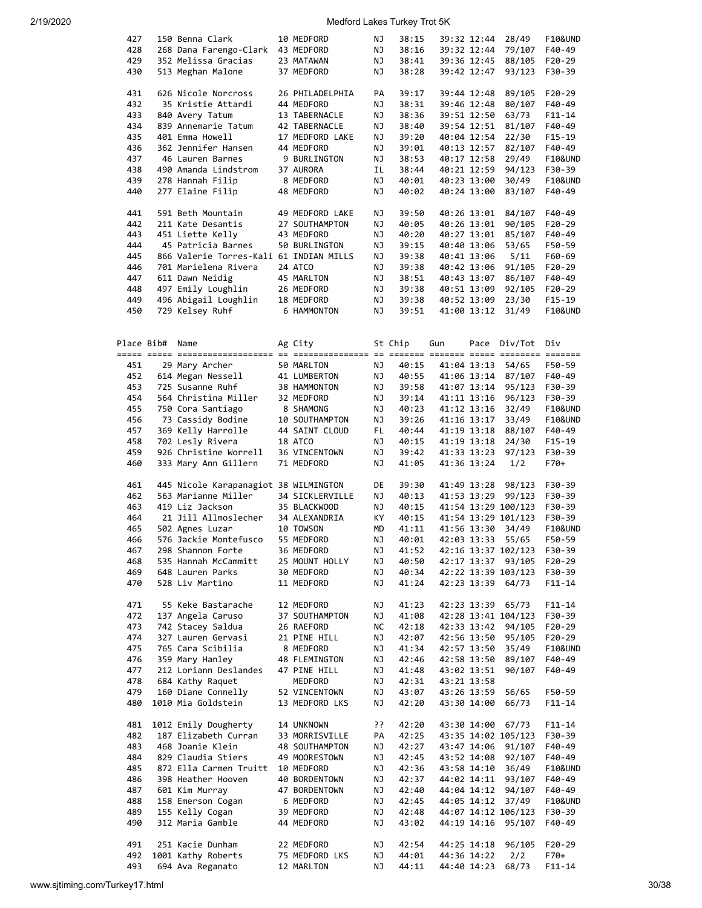| Place | Bib# | Name | Ag | City | St | Chip | Gun | Pace | Div/Tot | Div |
|---|---|---|---|---|---|---|---|---|---|---|
| 427 | 150 | Benna Clark | 10 | MEDFORD | NJ | 38:15 | 39:32 | 12:44 | 28/49 | F10&UND |
| 428 | 268 | Dana Farengo-Clark | 43 | MEDFORD | NJ | 38:16 | 39:32 | 12:44 | 79/107 | F40-49 |
| 429 | 352 | Melissa Gracias | 23 | MATAWAN | NJ | 38:41 | 39:36 | 12:45 | 88/105 | F20-29 |
| 430 | 513 | Meghan Malone | 37 | MEDFORD | NJ | 38:28 | 39:42 | 12:47 | 93/123 | F30-39 |
| 431 | 626 | Nicole Norcross | 26 | PHILADELPHIA | PA | 39:17 | 39:44 | 12:48 | 89/105 | F20-29 |
| 432 | 35 | Kristie Attardi | 44 | MEDFORD | NJ | 38:31 | 39:46 | 12:48 | 80/107 | F40-49 |
| 433 | 840 | Avery Tatum | 13 | TABERNACLE | NJ | 38:36 | 39:51 | 12:50 | 63/73 | F11-14 |
| 434 | 839 | Annemarie Tatum | 42 | TABERNACLE | NJ | 38:40 | 39:54 | 12:51 | 81/107 | F40-49 |
| 435 | 401 | Emma Howell | 17 | MEDFORD LAKE | NJ | 39:20 | 40:04 | 12:54 | 22/30 | F15-19 |
| 436 | 362 | Jennifer Hansen | 44 | MEDFORD | NJ | 39:01 | 40:13 | 12:57 | 82/107 | F40-49 |
| 437 | 46 | Lauren Barnes | 9 | BURLINGTON | NJ | 38:53 | 40:17 | 12:58 | 29/49 | F10&UND |
| 438 | 490 | Amanda Lindstrom | 37 | AURORA | IL | 38:44 | 40:21 | 12:59 | 94/123 | F30-39 |
| 439 | 278 | Hannah Filip | 8 | MEDFORD | NJ | 40:01 | 40:23 | 13:00 | 30/49 | F10&UND |
| 440 | 277 | Elaine Filip | 48 | MEDFORD | NJ | 40:02 | 40:24 | 13:00 | 83/107 | F40-49 |
| 441 | 591 | Beth Mountain | 49 | MEDFORD LAKE | NJ | 39:50 | 40:26 | 13:01 | 84/107 | F40-49 |
| 442 | 211 | Kate Desantis | 27 | SOUTHAMPTON | NJ | 40:05 | 40:26 | 13:01 | 90/105 | F20-29 |
| 443 | 451 | Liette Kelly | 43 | MEDFORD | NJ | 40:20 | 40:27 | 13:01 | 85/107 | F40-49 |
| 444 | 45 | Patricia Barnes | 50 | BURLINGTON | NJ | 39:15 | 40:40 | 13:06 | 53/65 | F50-59 |
| 445 | 866 | Valerie Torres-Kali | 61 | INDIAN MILLS | NJ | 39:38 | 40:41 | 13:06 | 5/11 | F60-69 |
| 446 | 701 | Marielena Rivera | 24 | ATCO | NJ | 39:38 | 40:42 | 13:06 | 91/105 | F20-29 |
| 447 | 611 | Dawn Neidig | 45 | MARLTON | NJ | 38:51 | 40:43 | 13:07 | 86/107 | F40-49 |
| 448 | 497 | Emily Loughlin | 26 | MEDFORD | NJ | 39:38 | 40:51 | 13:09 | 92/105 | F20-29 |
| 449 | 496 | Abigail Loughlin | 18 | MEDFORD | NJ | 39:38 | 40:52 | 13:09 | 23/30 | F15-19 |
| 450 | 729 | Kelsey Ruhf | 6 | HAMMONTON | NJ | 39:51 | 41:00 | 13:12 | 31/49 | F10&UND |

| Place | Bib# | Name | Ag | City | St | Chip | Gun | Pace | Div/Tot | Div |
|---|---|---|---|---|---|---|---|---|---|---|
| 451 | 29 | Mary Archer | 50 | MARLTON | NJ | 40:15 | 41:04 | 13:13 | 54/65 | F50-59 |
| 452 | 614 | Megan Nessell | 41 | LUMBERTON | NJ | 40:55 | 41:06 | 13:14 | 87/107 | F40-49 |
| 453 | 725 | Susanne Ruhf | 38 | HAMMONTON | NJ | 39:58 | 41:07 | 13:14 | 95/123 | F30-39 |
| 454 | 564 | Christina Miller | 32 | MEDFORD | NJ | 39:14 | 41:11 | 13:16 | 96/123 | F30-39 |
| 455 | 750 | Cora Santiago | 8 | SHAMONG | NJ | 40:23 | 41:12 | 13:16 | 32/49 | F10&UND |
| 456 | 73 | Cassidy Bodine | 10 | SOUTHAMPTON | NJ | 39:26 | 41:16 | 13:17 | 33/49 | F10&UND |
| 457 | 369 | Kelly Harrolle | 44 | SAINT CLOUD | FL | 40:44 | 41:19 | 13:18 | 88/107 | F40-49 |
| 458 | 702 | Lesly Rivera | 18 | ATCO | NJ | 40:15 | 41:19 | 13:18 | 24/30 | F15-19 |
| 459 | 926 | Christine Worrell | 36 | VINCENTOWN | NJ | 39:42 | 41:33 | 13:23 | 97/123 | F30-39 |
| 460 | 333 | Mary Ann Gillern | 71 | MEDFORD | NJ | 41:05 | 41:36 | 13:24 | 1/2 | F70+ |
| 461 | 445 | Nicole Karapanagiot | 38 | WILMINGTON | DE | 39:30 | 41:49 | 13:28 | 98/123 | F30-39 |
| 462 | 563 | Marianne Miller | 34 | SICKLERVILLE | NJ | 40:13 | 41:53 | 13:29 | 99/123 | F30-39 |
| 463 | 419 | Liz Jackson | 35 | BLACKWOOD | NJ | 40:15 | 41:54 | 13:29 | 100/123 | F30-39 |
| 464 | 21 | Jill Allmoslecher | 34 | ALEXANDRIA | KY | 40:15 | 41:54 | 13:29 | 101/123 | F30-39 |
| 465 | 502 | Agnes Luzar | 10 | TOWSON | MD | 41:11 | 41:56 | 13:30 | 34/49 | F10&UND |
| 466 | 576 | Jackie Montefusco | 55 | MEDFORD | NJ | 40:01 | 42:03 | 13:33 | 55/65 | F50-59 |
| 467 | 298 | Shannon Forte | 36 | MEDFORD | NJ | 41:52 | 42:16 | 13:37 | 102/123 | F30-39 |
| 468 | 535 | Hannah McCammitt | 25 | MOUNT HOLLY | NJ | 40:50 | 42:17 | 13:37 | 93/105 | F20-29 |
| 469 | 648 | Lauren Parks | 30 | MEDFORD | NJ | 40:34 | 42:22 | 13:39 | 103/123 | F30-39 |
| 470 | 528 | Liv Martino | 11 | MEDFORD | NJ | 41:24 | 42:23 | 13:39 | 64/73 | F11-14 |
| 471 | 55 | Keke Bastarache | 12 | MEDFORD | NJ | 41:23 | 42:23 | 13:39 | 65/73 | F11-14 |
| 472 | 137 | Angela Caruso | 37 | SOUTHAMPTON | NJ | 41:08 | 42:28 | 13:41 | 104/123 | F30-39 |
| 473 | 742 | Stacey Saldua | 26 | RAEFORD | NC | 42:18 | 42:33 | 13:42 | 94/105 | F20-29 |
| 474 | 327 | Lauren Gervasi | 21 | PINE HILL | NJ | 42:07 | 42:56 | 13:50 | 95/105 | F20-29 |
| 475 | 765 | Cara Scibilia | 8 | MEDFORD | NJ | 41:34 | 42:57 | 13:50 | 35/49 | F10&UND |
| 476 | 359 | Mary Hanley | 48 | FLEMINGTON | NJ | 42:46 | 42:58 | 13:50 | 89/107 | F40-49 |
| 477 | 212 | Loriann Deslandes | 47 | PINE HILL | NJ | 41:48 | 43:02 | 13:51 | 90/107 | F40-49 |
| 478 | 684 | Kathy Raquet | | MEDFORD | NJ | 42:31 | 43:21 | 13:58 | | |
| 479 | 160 | Diane Connelly | 52 | VINCENTOWN | NJ | 43:07 | 43:26 | 13:59 | 56/65 | F50-59 |
| 480 | 1010 | Mia Goldstein | 13 | MEDFORD LKS | NJ | 42:20 | 43:30 | 14:00 | 66/73 | F11-14 |
| 481 | 1012 | Emily Dougherty | 14 | UNKNOWN | ?? | 42:20 | 43:30 | 14:00 | 67/73 | F11-14 |
| 482 | 187 | Elizabeth Curran | 33 | MORRISVILLE | PA | 42:25 | 43:35 | 14:02 | 105/123 | F30-39 |
| 483 | 468 | Joanie Klein | 48 | SOUTHAMPTON | NJ | 42:27 | 43:47 | 14:06 | 91/107 | F40-49 |
| 484 | 829 | Claudia Stiers | 49 | MOORESTOWN | NJ | 42:45 | 43:52 | 14:08 | 92/107 | F40-49 |
| 485 | 872 | Ella Carmen Truitt | 10 | MEDFORD | NJ | 42:36 | 43:58 | 14:10 | 36/49 | F10&UND |
| 486 | 398 | Heather Hooven | 40 | BORDENTOWN | NJ | 42:37 | 44:02 | 14:11 | 93/107 | F40-49 |
| 487 | 601 | Kim Murray | 47 | BORDENTOWN | NJ | 42:40 | 44:04 | 14:12 | 94/107 | F40-49 |
| 488 | 158 | Emerson Cogan | 6 | MEDFORD | NJ | 42:45 | 44:05 | 14:12 | 37/49 | F10&UND |
| 489 | 155 | Kelly Cogan | 39 | MEDFORD | NJ | 42:48 | 44:07 | 14:12 | 106/123 | F30-39 |
| 490 | 312 | Maria Gamble | 44 | MEDFORD | NJ | 43:02 | 44:19 | 14:16 | 95/107 | F40-49 |
| 491 | 251 | Kacie Dunham | 22 | MEDFORD | NJ | 42:54 | 44:25 | 14:18 | 96/105 | F20-29 |
| 492 | 1001 | Kathy Roberts | 75 | MEDFORD LKS | NJ | 44:01 | 44:36 | 14:22 | 2/2 | F70+ |
| 493 | 694 | Ava Reganato | 12 | MARLTON | NJ | 44:11 | 44:40 | 14:23 | 68/73 | F11-14 |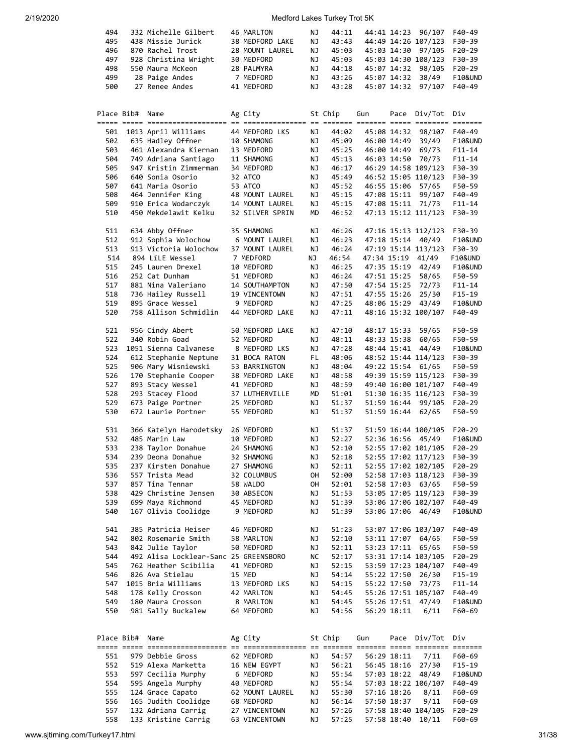| Place | Bib# | Name | Ag | City | St | Chip | Gun | Pace | Div/Tot | Div |
|---|---|---|---|---|---|---|---|---|---|---|
| 494 | 332 | Michelle Gilbert | 46 | MARLTON | NJ | 44:11 | 44:41 | 14:23 | 96/107 | F40-49 |
| 495 | 438 | Missie Jurick | 38 | MEDFORD LAKE | NJ | 43:43 | 44:49 | 14:26 | 107/123 | F30-39 |
| 496 | 870 | Rachel Trost | 28 | MOUNT LAUREL | NJ | 45:03 | 45:03 | 14:30 | 97/105 | F20-29 |
| 497 | 928 | Christina Wright | 30 | MEDFORD | NJ | 45:03 | 45:03 | 14:30 | 108/123 | F30-39 |
| 498 | 550 | Maura McKeon | 28 | PALMYRA | NJ | 44:18 | 45:07 | 14:32 | 98/105 | F20-29 |
| 499 | 28 | Paige Andes | 7 | MEDFORD | NJ | 43:26 | 45:07 | 14:32 | 38/49 | F10&UND |
| 500 | 27 | Renee Andes | 41 | MEDFORD | NJ | 43:28 | 45:07 | 14:32 | 97/107 | F40-49 |
| 501 | 1013 | April Williams | 44 | MEDFORD LKS | NJ | 44:02 | 45:08 | 14:32 | 98/107 | F40-49 |
| 502 | 635 | Hadley Offner | 10 | SHAMONG | NJ | 45:09 | 46:00 | 14:49 | 39/49 | F10&UND |
| 503 | 461 | Alexandra Kiernan | 13 | MEDFORD | NJ | 45:25 | 46:00 | 14:49 | 69/73 | F11-14 |
| 504 | 749 | Adriana Santiago | 11 | SHAMONG | NJ | 45:13 | 46:03 | 14:50 | 70/73 | F11-14 |
| 505 | 947 | Kristin Zimmerman | 34 | MEDFORD | NJ | 46:17 | 46:29 | 14:58 | 109/123 | F30-39 |
| 506 | 640 | Sonia Osorio | 32 | ATCO | NJ | 45:49 | 46:52 | 15:05 | 110/123 | F30-39 |
| 507 | 641 | Maria Osorio | 53 | ATCO | NJ | 45:52 | 46:55 | 15:06 | 57/65 | F50-59 |
| 508 | 464 | Jennifer King | 48 | MOUNT LAUREL | NJ | 45:15 | 47:08 | 15:11 | 99/107 | F40-49 |
| 509 | 910 | Erica Wodarczyk | 14 | MOUNT LAUREL | NJ | 45:15 | 47:08 | 15:11 | 71/73 | F11-14 |
| 510 | 450 | Mekdelawit Kelku | 32 | SILVER SPRIN | MD | 46:52 | 47:13 | 15:12 | 111/123 | F30-39 |
| 511 | 634 | Abby Offner | 35 | SHAMONG | NJ | 46:26 | 47:16 | 15:13 | 112/123 | F30-39 |
| 512 | 912 | Sophia Wolochow | 6 | MOUNT LAUREL | NJ | 46:23 | 47:18 | 15:14 | 40/49 | F10&UND |
| 513 | 913 | Victoria Wolochow | 37 | MOUNT LAUREL | NJ | 46:24 | 47:19 | 15:14 | 113/123 | F30-39 |
| 514 | 894 | LiLE Wessel | 7 | MEDFORD | NJ | 46:54 | 47:34 | 15:19 | 41/49 | F10&UND |
| 515 | 245 | Lauren Drexel | 10 | MEDFORD | NJ | 46:25 | 47:35 | 15:19 | 42/49 | F10&UND |
| 516 | 252 | Cat Dunham | 51 | MEDFORD | NJ | 46:24 | 47:51 | 15:25 | 58/65 | F50-59 |
| 517 | 881 | Nina Valeriano | 14 | SOUTHAMPTON | NJ | 47:50 | 47:54 | 15:25 | 72/73 | F11-14 |
| 518 | 736 | Hailey Russell | 19 | VINCENTOWN | NJ | 47:51 | 47:55 | 15:26 | 25/30 | F15-19 |
| 519 | 895 | Grace Wessel | 9 | MEDFORD | NJ | 47:25 | 48:06 | 15:29 | 43/49 | F10&UND |
| 520 | 758 | Allison Schmidlin | 44 | MEDFORD LAKE | NJ | 47:11 | 48:16 | 15:32 | 100/107 | F40-49 |
| 521 | 956 | Cindy Abert | 50 | MEDFORD LAKE | NJ | 47:10 | 48:17 | 15:33 | 59/65 | F50-59 |
| 522 | 340 | Robin Goad | 52 | MEDFORD | NJ | 48:11 | 48:33 | 15:38 | 60/65 | F50-59 |
| 523 | 1051 | Sienna Calvanese | 8 | MEDFORD LKS | NJ | 47:28 | 48:44 | 15:41 | 44/49 | F10&UND |
| 524 | 612 | Stephanie Neptune | 31 | BOCA RATON | FL | 48:06 | 48:52 | 15:44 | 114/123 | F30-39 |
| 525 | 906 | Mary Wisniewski | 53 | BARRINGTON | NJ | 48:04 | 49:22 | 15:54 | 61/65 | F50-59 |
| 526 | 170 | Stephanie Cooper | 38 | MEDFORD LAKE | NJ | 48:58 | 49:39 | 15:59 | 115/123 | F30-39 |
| 527 | 893 | Stacy Wessel | 41 | MEDFORD | NJ | 48:59 | 49:40 | 16:00 | 101/107 | F40-49 |
| 528 | 293 | Stacey Flood | 37 | LUTHERVILLE | MD | 51:01 | 51:30 | 16:35 | 116/123 | F30-39 |
| 529 | 673 | Paige Portner | 25 | MEDFORD | NJ | 51:37 | 51:59 | 16:44 | 99/105 | F20-29 |
| 530 | 672 | Laurie Portner | 55 | MEDFORD | NJ | 51:37 | 51:59 | 16:44 | 62/65 | F50-59 |
| 531 | 366 | Katelyn Harodetsky | 26 | MEDFORD | NJ | 51:37 | 51:59 | 16:44 | 100/105 | F20-29 |
| 532 | 485 | Marin Law | 10 | MEDFORD | NJ | 52:27 | 52:36 | 16:56 | 45/49 | F10&UND |
| 533 | 238 | Taylor Donahue | 24 | SHAMONG | NJ | 52:10 | 52:55 | 17:02 | 101/105 | F20-29 |
| 534 | 239 | Deona Donahue | 32 | SHAMONG | NJ | 52:18 | 52:55 | 17:02 | 117/123 | F30-39 |
| 535 | 237 | Kirsten Donahue | 27 | SHAMONG | NJ | 52:11 | 52:55 | 17:02 | 102/105 | F20-29 |
| 536 | 557 | Trista Mead | 32 | COLUMBUS | OH | 52:00 | 52:58 | 17:03 | 118/123 | F30-39 |
| 537 | 857 | Tina Tennar | 58 | WALDO | OH | 52:01 | 52:58 | 17:03 | 63/65 | F50-59 |
| 538 | 429 | Christine Jensen | 30 | ABSECON | NJ | 51:53 | 53:05 | 17:05 | 119/123 | F30-39 |
| 539 | 699 | Maya Richmond | 45 | MEDFORD | NJ | 51:39 | 53:06 | 17:06 | 102/107 | F40-49 |
| 540 | 167 | Olivia Coolidge | 9 | MEDFORD | NJ | 51:39 | 53:06 | 17:06 | 46/49 | F10&UND |
| 541 | 385 | Patricia Heiser | 46 | MEDFORD | NJ | 51:23 | 53:07 | 17:06 | 103/107 | F40-49 |
| 542 | 802 | Rosemarie Smith | 58 | MARLTON | NJ | 52:10 | 53:11 | 17:07 | 64/65 | F50-59 |
| 543 | 842 | Julie Taylor | 50 | MEDFORD | NJ | 52:11 | 53:23 | 17:11 | 65/65 | F50-59 |
| 544 | 492 | Alisa Locklear-Sanc | 25 | GREENSBORO | NC | 52:17 | 53:31 | 17:14 | 103/105 | F20-29 |
| 545 | 762 | Heather Scibilia | 41 | MEDFORD | NJ | 52:15 | 53:59 | 17:23 | 104/107 | F40-49 |
| 546 | 826 | Ava Stielau | 15 | MED | NJ | 54:14 | 55:22 | 17:50 | 26/30 | F15-19 |
| 547 | 1015 | Bria Williams | 13 | MEDFORD LKS | NJ | 54:15 | 55:22 | 17:50 | 73/73 | F11-14 |
| 548 | 178 | Kelly Crosson | 42 | MARLTON | NJ | 54:45 | 55:26 | 17:51 | 105/107 | F40-49 |
| 549 | 180 | Maura Crosson | 8 | MARLTON | NJ | 54:45 | 55:26 | 17:51 | 47/49 | F10&UND |
| 550 | 981 | Sally Buckalew | 64 | MEDFORD | NJ | 54:56 | 56:29 | 18:11 | 6/11 | F60-69 |
| 551 | 979 | Debbie Gross | 62 | MEDFORD | NJ | 54:57 | 56:29 | 18:11 | 7/11 | F60-69 |
| 552 | 519 | Alexa Marketta | 16 | NEW EGYPT | NJ | 56:21 | 56:45 | 18:16 | 27/30 | F15-19 |
| 553 | 597 | Cecilia Murphy | 6 | MEDFORD | NJ | 55:54 | 57:03 | 18:22 | 48/49 | F10&UND |
| 554 | 595 | Angela Murphy | 40 | MEDFORD | NJ | 55:54 | 57:03 | 18:22 | 106/107 | F40-49 |
| 555 | 124 | Grace Capato | 62 | MOUNT LAUREL | NJ | 55:30 | 57:16 | 18:26 | 8/11 | F60-69 |
| 556 | 165 | Judith Coolidge | 68 | MEDFORD | NJ | 56:14 | 57:50 | 18:37 | 9/11 | F60-69 |
| 557 | 132 | Adriana Carrig | 27 | VINCENTOWN | NJ | 57:26 | 57:58 | 18:40 | 104/105 | F20-29 |
| 558 | 133 | Kristine Carrig | 63 | VINCENTOWN | NJ | 57:25 | 57:58 | 18:40 | 10/11 | F60-69 |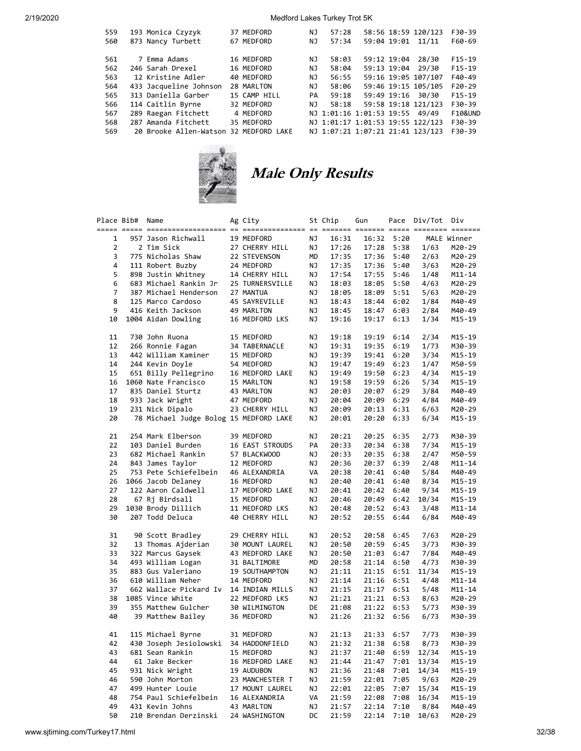| Place | Bib# | Name | Ag | City | St | Chip | Gun | Pace | Div/Tot | Div |
|---|---|---|---|---|---|---|---|---|---|---|
| 559 | 193 | Monica Czyzyk | 37 | MEDFORD | NJ | 57:28 | 58:56 | 18:59 | 120/123 | F30-39 |
| 560 | 873 | Nancy Turbett | 67 | MEDFORD | NJ | 57:34 | 59:04 | 19:01 | 11/11 | F60-69 |
| 561 | 7 | Emma Adams | 16 | MEDFORD | NJ | 58:03 | 59:12 | 19:04 | 28/30 | F15-19 |
| 562 | 246 | Sarah Drexel | 16 | MEDFORD | NJ | 58:04 | 59:13 | 19:04 | 29/30 | F15-19 |
| 563 | 12 | Kristine Adler | 40 | MEDFORD | NJ | 56:55 | 59:16 | 19:05 | 107/107 | F40-49 |
| 564 | 433 | Jacqueline Johnson | 28 | MARLTON | NJ | 58:06 | 59:46 | 19:15 | 105/105 | F20-29 |
| 565 | 313 | Daniella Garber | 15 | CAMP HILL | PA | 59:18 | 59:49 | 19:16 | 30/30 | F15-19 |
| 566 | 114 | Caitlin Byrne | 32 | MEDFORD | NJ | 58:18 | 59:58 | 19:18 | 121/123 | F30-39 |
| 567 | 289 | Raegan Fitchett | 4 | MEDFORD | NJ | 1:01:16 | 1:01:53 | 19:55 | 49/49 | F10&UND |
| 568 | 287 | Amanda Fitchett | 35 | MEDFORD | NJ | 1:01:17 | 1:01:53 | 19:55 | 122/123 | F30-39 |
| 569 | 20 | Brooke Allen-Watson | 32 | MEDFORD LAKE | NJ | 1:07:21 | 1:07:21 | 21:41 | 123/123 | F30-39 |

## *Male Only Results*

| Place | Bib# | Name | Ag | City | St | Chip | Gun | Pace | Div/Tot | Div |
|---|---|---|---|---|---|---|---|---|---|---|
| 1 | 957 | Jason Richwall | 19 | MEDFORD | NJ | 16:31 | 16:32 | 5:20 | MALE Winner | |
| 2 | 2 | Tim Sick | 27 | CHERRY HILL | NJ | 17:26 | 17:28 | 5:38 | 1/63 | M20-29 |
| 3 | 775 | Nicholas Shaw | 22 | STEVENSON | MD | 17:35 | 17:36 | 5:40 | 2/63 | M20-29 |
| 4 | 111 | Robert Buzby | 24 | MEDFORD | NJ | 17:35 | 17:36 | 5:40 | 3/63 | M20-29 |
| 5 | 898 | Justin Whitney | 14 | CHERRY HILL | NJ | 17:54 | 17:55 | 5:46 | 1/48 | M11-14 |
| 6 | 683 | Michael Rankin Jr | 25 | TURNERSVILLE | NJ | 18:03 | 18:05 | 5:50 | 4/63 | M20-29 |
| 7 | 387 | Michael Henderson | 27 | MANTUA | NJ | 18:05 | 18:09 | 5:51 | 5/63 | M20-29 |
| 8 | 125 | Marco Cardoso | 45 | SAYREVILLE | NJ | 18:43 | 18:44 | 6:02 | 1/84 | M40-49 |
| 9 | 416 | Keith Jackson | 49 | MARLTON | NJ | 18:45 | 18:47 | 6:03 | 2/84 | M40-49 |
| 10 | 1004 | Aidan Dowling | 16 | MEDFORD LKS | NJ | 19:16 | 19:17 | 6:13 | 1/34 | M15-19 |
| 11 | 730 | John Ruona | 15 | MEDFORD | NJ | 19:18 | 19:19 | 6:14 | 2/34 | M15-19 |
| 12 | 266 | Ronnie Fagan | 34 | TABERNACLE | NJ | 19:31 | 19:35 | 6:19 | 1/73 | M30-39 |
| 13 | 442 | William Kaminer | 15 | MEDFORD | NJ | 19:39 | 19:41 | 6:20 | 3/34 | M15-19 |
| 14 | 244 | Kevin Doyle | 54 | MEDFORD | NJ | 19:47 | 19:49 | 6:23 | 1/47 | M50-59 |
| 15 | 651 | Billy Pellegrino | 16 | MEDFORD LAKE | NJ | 19:49 | 19:50 | 6:23 | 4/34 | M15-19 |
| 16 | 1060 | Nate Francisco | 15 | MARLTON | NJ | 19:58 | 19:59 | 6:26 | 5/34 | M15-19 |
| 17 | 835 | Daniel Sturtz | 43 | MARLTON | NJ | 20:03 | 20:07 | 6:29 | 3/84 | M40-49 |
| 18 | 933 | Jack Wright | 47 | MEDFORD | NJ | 20:04 | 20:09 | 6:29 | 4/84 | M40-49 |
| 19 | 231 | Nick Dipalo | 23 | CHERRY HILL | NJ | 20:09 | 20:13 | 6:31 | 6/63 | M20-29 |
| 20 | 78 | Michael Judge Bolog | 15 | MEDFORD LAKE | NJ | 20:01 | 20:20 | 6:33 | 6/34 | M15-19 |
| 21 | 254 | Mark Elberson | 39 | MEDFORD | NJ | 20:21 | 20:25 | 6:35 | 2/73 | M30-39 |
| 22 | 103 | Daniel Burden | 16 | EAST STROUDS | PA | 20:33 | 20:34 | 6:38 | 7/34 | M15-19 |
| 23 | 682 | Michael Rankin | 57 | BLACKWOOD | NJ | 20:33 | 20:35 | 6:38 | 2/47 | M50-59 |
| 24 | 843 | James Taylor | 12 | MEDFORD | NJ | 20:36 | 20:37 | 6:39 | 2/48 | M11-14 |
| 25 | 753 | Pete Schiefelbein | 46 | ALEXANDRIA | VA | 20:38 | 20:41 | 6:40 | 5/84 | M40-49 |
| 26 | 1066 | Jacob Delaney | 16 | MEDFORD | NJ | 20:40 | 20:41 | 6:40 | 8/34 | M15-19 |
| 27 | 122 | Aaron Caldwell | 17 | MEDFORD LAKE | NJ | 20:41 | 20:42 | 6:40 | 9/34 | M15-19 |
| 28 | 67 | Rj Birdsall | 15 | MEDFORD | NJ | 20:46 | 20:49 | 6:42 | 10/34 | M15-19 |
| 29 | 1030 | Brody Dillich | 11 | MEDFORD LKS | NJ | 20:48 | 20:52 | 6:43 | 3/48 | M11-14 |
| 30 | 207 | Todd Deluca | 40 | CHERRY HILL | NJ | 20:52 | 20:55 | 6:44 | 6/84 | M40-49 |
| 31 | 90 | Scott Bradley | 29 | CHERRY HILL | NJ | 20:52 | 20:58 | 6:45 | 7/63 | M20-29 |
| 32 | 13 | Thomas Ajderian | 30 | MOUNT LAUREL | NJ | 20:50 | 20:59 | 6:45 | 3/73 | M30-39 |
| 33 | 322 | Marcus Gaysek | 43 | MEDFORD LAKE | NJ | 20:50 | 21:03 | 6:47 | 7/84 | M40-49 |
| 34 | 493 | William Logan | 31 | BALTIMORE | MD | 20:58 | 21:14 | 6:50 | 4/73 | M30-39 |
| 35 | 883 | Gus Valeriano | 19 | SOUTHAMPTON | NJ | 21:11 | 21:15 | 6:51 | 11/34 | M15-19 |
| 36 | 610 | William Neher | 14 | MEDFORD | NJ | 21:14 | 21:16 | 6:51 | 4/48 | M11-14 |
| 37 | 662 | Wallace Pickard Iv | 14 | INDIAN MILLS | NJ | 21:15 | 21:17 | 6:51 | 5/48 | M11-14 |
| 38 | 1085 | Vince White | 22 | MEDFORD LKS | NJ | 21:21 | 21:21 | 6:53 | 8/63 | M20-29 |
| 39 | 355 | Matthew Gulcher | 30 | WILMINGTON | DE | 21:08 | 21:22 | 6:53 | 5/73 | M30-39 |
| 40 | 39 | Matthew Bailey | 36 | MEDFORD | NJ | 21:26 | 21:32 | 6:56 | 6/73 | M30-39 |
| 41 | 115 | Michael Byrne | 31 | MEDFORD | NJ | 21:13 | 21:33 | 6:57 | 7/73 | M30-39 |
| 42 | 430 | Joseph Jesiolowski | 34 | HADDONFIELD | NJ | 21:32 | 21:38 | 6:58 | 8/73 | M30-39 |
| 43 | 681 | Sean Rankin | 15 | MEDFORD | NJ | 21:37 | 21:40 | 6:59 | 12/34 | M15-19 |
| 44 | 61 | Jake Becker | 16 | MEDFORD LAKE | NJ | 21:44 | 21:47 | 7:01 | 13/34 | M15-19 |
| 45 | 931 | Nick Wright | 19 | AUDUBON | NJ | 21:36 | 21:48 | 7:01 | 14/34 | M15-19 |
| 46 | 590 | John Morton | 23 | MANCHESTER T | NJ | 21:59 | 22:01 | 7:05 | 9/63 | M20-29 |
| 47 | 499 | Hunter Louie | 17 | MOUNT LAUREL | NJ | 22:01 | 22:05 | 7:07 | 15/34 | M15-19 |
| 48 | 754 | Paul Schiefelbein | 16 | ALEXANDRIA | VA | 21:59 | 22:08 | 7:08 | 16/34 | M15-19 |
| 49 | 431 | Kevin Johns | 43 | MARLTON | NJ | 21:57 | 22:14 | 7:10 | 8/84 | M40-49 |
| 50 | 210 | Brendan Derzinski | 24 | WASHINGTON | DC | 21:59 | 22:14 | 7:10 | 10/63 | M20-29 |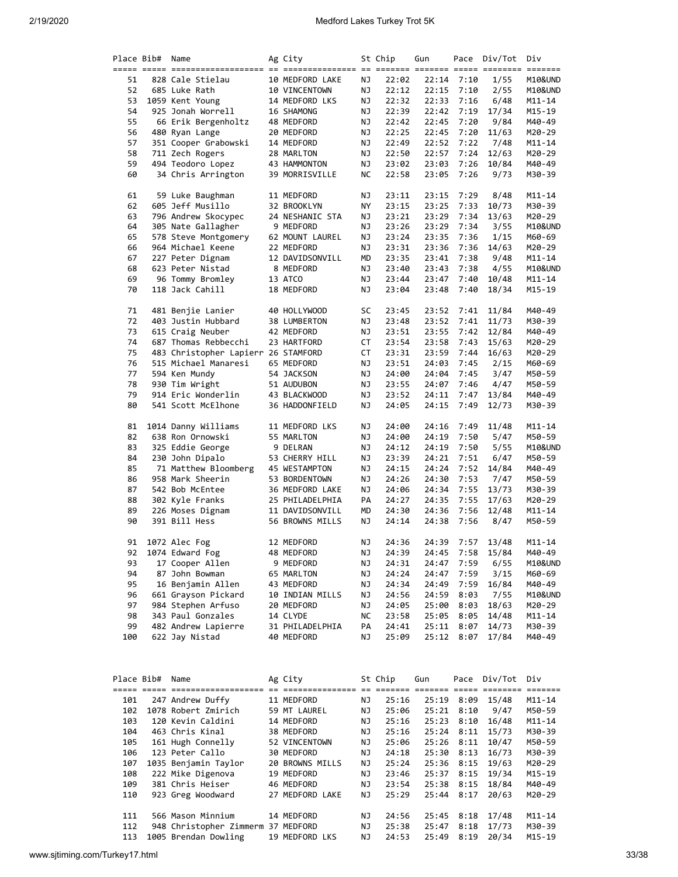| Place | Bib# | Name | Ag | City | St | Chip | Gun | Pace | Div/Tot | Div |
|---|---|---|---|---|---|---|---|---|---|---|
| 51 | 828 | Cale Stielau | 10 | MEDFORD LAKE | NJ | 22:02 | 22:14 | 7:10 | 1/55 | M10&UND |
| 52 | 685 | Luke Rath | 10 | VINCENTOWN | NJ | 22:12 | 22:15 | 7:10 | 2/55 | M10&UND |
| 53 | 1059 | Kent Young | 14 | MEDFORD LKS | NJ | 22:32 | 22:33 | 7:16 | 6/48 | M11-14 |
| 54 | 925 | Jonah Worrell | 16 | SHAMONG | NJ | 22:39 | 22:42 | 7:19 | 17/34 | M15-19 |
| 55 | 66 | Erik Bergenholtz | 48 | MEDFORD | NJ | 22:42 | 22:45 | 7:20 | 9/84 | M40-49 |
| 56 | 480 | Ryan Lange | 20 | MEDFORD | NJ | 22:25 | 22:45 | 7:20 | 11/63 | M20-29 |
| 57 | 351 | Cooper Grabowski | 14 | MEDFORD | NJ | 22:49 | 22:52 | 7:22 | 7/48 | M11-14 |
| 58 | 711 | Zech Rogers | 28 | MARLTON | NJ | 22:50 | 22:57 | 7:24 | 12/63 | M20-29 |
| 59 | 494 | Teodoro Lopez | 43 | HAMMONTON | NJ | 23:02 | 23:03 | 7:26 | 10/84 | M40-49 |
| 60 | 34 | Chris Arrington | 39 | MORRISVILLE | NC | 22:58 | 23:05 | 7:26 | 9/73 | M30-39 |
| 61 | 59 | Luke Baughman | 11 | MEDFORD | NJ | 23:11 | 23:15 | 7:29 | 8/48 | M11-14 |
| 62 | 605 | Jeff Musillo | 32 | BROOKLYN | NY | 23:15 | 23:25 | 7:33 | 10/73 | M30-39 |
| 63 | 796 | Andrew Skocypec | 24 | NESHANIC STA | NJ | 23:21 | 23:29 | 7:34 | 13/63 | M20-29 |
| 64 | 305 | Nate Gallagher | 9 | MEDFORD | NJ | 23:26 | 23:29 | 7:34 | 3/55 | M10&UND |
| 65 | 578 | Steve Montgomery | 62 | MOUNT LAUREL | NJ | 23:24 | 23:35 | 7:36 | 1/15 | M60-69 |
| 66 | 964 | Michael Keene | 22 | MEDFORD | NJ | 23:31 | 23:36 | 7:36 | 14/63 | M20-29 |
| 67 | 227 | Peter Dignam | 12 | DAVIDSONVILL | MD | 23:35 | 23:41 | 7:38 | 9/48 | M11-14 |
| 68 | 623 | Peter Nistad | 8 | MEDFORD | NJ | 23:40 | 23:43 | 7:38 | 4/55 | M10&UND |
| 69 | 96 | Tommy Bromley | 13 | ATCO | NJ | 23:44 | 23:47 | 7:40 | 10/48 | M11-14 |
| 70 | 118 | Jack Cahill | 18 | MEDFORD | NJ | 23:04 | 23:48 | 7:40 | 18/34 | M15-19 |
| 71 | 481 | Benjie Lanier | 40 | HOLLYWOOD | SC | 23:45 | 23:52 | 7:41 | 11/84 | M40-49 |
| 72 | 403 | Justin Hubbard | 38 | LUMBERTON | NJ | 23:48 | 23:52 | 7:41 | 11/73 | M30-39 |
| 73 | 615 | Craig Neuber | 42 | MEDFORD | NJ | 23:51 | 23:55 | 7:42 | 12/84 | M40-49 |
| 74 | 687 | Thomas Rebbecchi | 23 | HARTFORD | CT | 23:54 | 23:58 | 7:43 | 15/63 | M20-29 |
| 75 | 483 | Christopher Lapierr | 26 | STAMFORD | CT | 23:31 | 23:59 | 7:44 | 16/63 | M20-29 |
| 76 | 515 | Michael Manaresi | 65 | MEDFORD | NJ | 23:51 | 24:03 | 7:45 | 2/15 | M60-69 |
| 77 | 594 | Ken Mundy | 54 | JACKSON | NJ | 24:00 | 24:04 | 7:45 | 3/47 | M50-59 |
| 78 | 930 | Tim Wright | 51 | AUDUBON | NJ | 23:55 | 24:07 | 7:46 | 4/47 | M50-59 |
| 79 | 914 | Eric Wonderlin | 43 | BLACKWOOD | NJ | 23:52 | 24:11 | 7:47 | 13/84 | M40-49 |
| 80 | 541 | Scott McElhone | 36 | HADDONFIELD | NJ | 24:05 | 24:15 | 7:49 | 12/73 | M30-39 |
| 81 | 1014 | Danny Williams | 11 | MEDFORD LKS | NJ | 24:00 | 24:16 | 7:49 | 11/48 | M11-14 |
| 82 | 638 | Ron Ornowski | 55 | MARLTON | NJ | 24:00 | 24:19 | 7:50 | 5/47 | M50-59 |
| 83 | 325 | Eddie George | 9 | DELRAN | NJ | 24:12 | 24:19 | 7:50 | 5/55 | M10&UND |
| 84 | 230 | John Dipalo | 53 | CHERRY HILL | NJ | 23:39 | 24:21 | 7:51 | 6/47 | M50-59 |
| 85 | 71 | Matthew Bloomberg | 45 | WESTAMPTON | NJ | 24:15 | 24:24 | 7:52 | 14/84 | M40-49 |
| 86 | 958 | Mark Sheerin | 53 | BORDENTOWN | NJ | 24:26 | 24:30 | 7:53 | 7/47 | M50-59 |
| 87 | 542 | Bob McEntee | 36 | MEDFORD LAKE | NJ | 24:06 | 24:34 | 7:55 | 13/73 | M30-39 |
| 88 | 302 | Kyle Franks | 25 | PHILADELPHIA | PA | 24:27 | 24:35 | 7:55 | 17/63 | M20-29 |
| 89 | 226 | Moses Dignam | 11 | DAVIDSONVILL | MD | 24:30 | 24:36 | 7:56 | 12/48 | M11-14 |
| 90 | 391 | Bill Hess | 56 | BROWNS MILLS | NJ | 24:14 | 24:38 | 7:56 | 8/47 | M50-59 |
| 91 | 1072 | Alec Fog | 12 | MEDFORD | NJ | 24:36 | 24:39 | 7:57 | 13/48 | M11-14 |
| 92 | 1074 | Edward Fog | 48 | MEDFORD | NJ | 24:39 | 24:45 | 7:58 | 15/84 | M40-49 |
| 93 | 17 | Cooper Allen | 9 | MEDFORD | NJ | 24:31 | 24:47 | 7:59 | 6/55 | M10&UND |
| 94 | 87 | John Bowman | 65 | MARLTON | NJ | 24:24 | 24:47 | 7:59 | 3/15 | M60-69 |
| 95 | 16 | Benjamin Allen | 43 | MEDFORD | NJ | 24:34 | 24:49 | 7:59 | 16/84 | M40-49 |
| 96 | 661 | Grayson Pickard | 10 | INDIAN MILLS | NJ | 24:56 | 24:59 | 8:03 | 7/55 | M10&UND |
| 97 | 984 | Stephen Arfuso | 20 | MEDFORD | NJ | 24:05 | 25:00 | 8:03 | 18/63 | M20-29 |
| 98 | 343 | Paul Gonzales | 14 | CLYDE | NC | 23:58 | 25:05 | 8:05 | 14/48 | M11-14 |
| 99 | 482 | Andrew Lapierre | 31 | PHILADELPHIA | PA | 24:41 | 25:11 | 8:07 | 14/73 | M30-39 |
| 100 | 622 | Jay Nistad | 40 | MEDFORD | NJ | 25:09 | 25:12 | 8:07 | 17/84 | M40-49 |

| Place | Bib# | Name | Ag | City | St | Chip | Gun | Pace | Div/Tot | Div |
|---|---|---|---|---|---|---|---|---|---|---|
| 101 | 247 | Andrew Duffy | 11 | MEDFORD | NJ | 25:16 | 25:19 | 8:09 | 15/48 | M11-14 |
| 102 | 1078 | Robert Zmirich | 59 | MT LAUREL | NJ | 25:06 | 25:21 | 8:10 | 9/47 | M50-59 |
| 103 | 120 | Kevin Caldini | 14 | MEDFORD | NJ | 25:16 | 25:23 | 8:10 | 16/48 | M11-14 |
| 104 | 463 | Chris Kinal | 38 | MEDFORD | NJ | 25:16 | 25:24 | 8:11 | 15/73 | M30-39 |
| 105 | 161 | Hugh Connelly | 52 | VINCENTOWN | NJ | 25:06 | 25:26 | 8:11 | 10/47 | M50-59 |
| 106 | 123 | Peter Callo | 30 | MEDFORD | NJ | 24:18 | 25:30 | 8:13 | 16/73 | M30-39 |
| 107 | 1035 | Benjamin Taylor | 20 | BROWNS MILLS | NJ | 25:24 | 25:36 | 8:15 | 19/63 | M20-29 |
| 108 | 222 | Mike Digenova | 19 | MEDFORD | NJ | 23:46 | 25:37 | 8:15 | 19/34 | M15-19 |
| 109 | 381 | Chris Heiser | 46 | MEDFORD | NJ | 23:54 | 25:38 | 8:15 | 18/84 | M40-49 |
| 110 | 923 | Greg Woodward | 27 | MEDFORD LAKE | NJ | 25:29 | 25:44 | 8:17 | 20/63 | M20-29 |
| 111 | 566 | Mason Minnium | 14 | MEDFORD | NJ | 24:56 | 25:45 | 8:18 | 17/48 | M11-14 |
| 112 | 948 | Christopher Zimmerm | 37 | MEDFORD | NJ | 25:38 | 25:47 | 8:18 | 17/73 | M30-39 |
| 113 | 1005 | Brendan Dowling | 19 | MEDFORD LKS | NJ | 24:53 | 25:49 | 8:19 | 20/34 | M15-19 |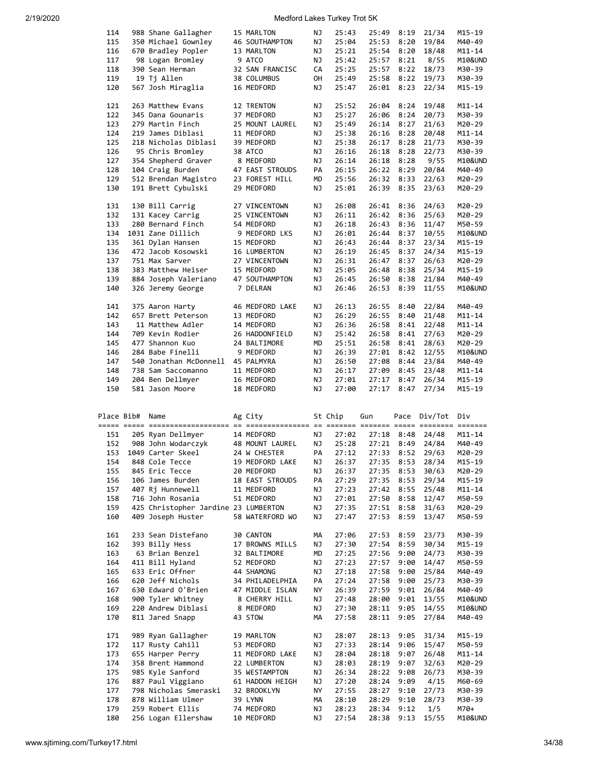| Place | Bib# | Name | Ag | City | St | Chip | Gun | Pace | Div/Tot | Div |
|---|---|---|---|---|---|---|---|---|---|---|
| 114 | 988 | Shane Gallagher | 15 | MARLTON | NJ | 25:43 | 25:49 | 8:19 | 21/34 | M15-19 |
| 115 | 350 | Michael Gownley | 46 | SOUTHAMPTON | NJ | 25:04 | 25:53 | 8:20 | 19/84 | M40-49 |
| 116 | 670 | Bradley Popler | 13 | MARLTON | NJ | 25:21 | 25:54 | 8:20 | 18/48 | M11-14 |
| 117 | 98 | Logan Bromley | 9 | ATCO | NJ | 25:42 | 25:57 | 8:21 | 8/55 | M10&UND |
| 118 | 390 | Sean Herman | 32 | SAN FRANCISC | CA | 25:25 | 25:57 | 8:22 | 18/73 | M30-39 |
| 119 | 19 | Tj Allen | 38 | COLUMBUS | OH | 25:49 | 25:58 | 8:22 | 19/73 | M30-39 |
| 120 | 567 | Josh Miraglia | 16 | MEDFORD | NJ | 25:47 | 26:01 | 8:23 | 22/34 | M15-19 |
| 121 | 263 | Matthew Evans | 12 | TRENTON | NJ | 25:52 | 26:04 | 8:24 | 19/48 | M11-14 |
| 122 | 345 | Dana Gounaris | 37 | MEDFORD | NJ | 25:27 | 26:06 | 8:24 | 20/73 | M30-39 |
| 123 | 279 | Martin Finch | 25 | MOUNT LAUREL | NJ | 25:49 | 26:14 | 8:27 | 21/63 | M20-29 |
| 124 | 219 | James Diblasi | 11 | MEDFORD | NJ | 25:38 | 26:16 | 8:28 | 20/48 | M11-14 |
| 125 | 218 | Nicholas Diblasi | 39 | MEDFORD | NJ | 25:38 | 26:17 | 8:28 | 21/73 | M30-39 |
| 126 | 95 | Chris Bromley | 38 | ATCO | NJ | 26:16 | 26:18 | 8:28 | 22/73 | M30-39 |
| 127 | 354 | Shepherd Graver | 8 | MEDFORD | NJ | 26:14 | 26:18 | 8:28 | 9/55 | M10&UND |
| 128 | 104 | Craig Burden | 47 | EAST STROUDS | PA | 26:15 | 26:22 | 8:29 | 20/84 | M40-49 |
| 129 | 512 | Brendan Magistro | 23 | FOREST HILL | MD | 25:56 | 26:32 | 8:33 | 22/63 | M20-29 |
| 130 | 191 | Brett Cybulski | 29 | MEDFORD | NJ | 25:01 | 26:39 | 8:35 | 23/63 | M20-29 |
| 131 | 130 | Bill Carrig | 27 | VINCENTOWN | NJ | 26:08 | 26:41 | 8:36 | 24/63 | M20-29 |
| 132 | 131 | Kacey Carrig | 25 | VINCENTOWN | NJ | 26:11 | 26:42 | 8:36 | 25/63 | M20-29 |
| 133 | 280 | Bernard Finch | 54 | MEDFORD | NJ | 26:18 | 26:43 | 8:36 | 11/47 | M50-59 |
| 134 | 1031 | Zane Dillich | 9 | MEDFORD LKS | NJ | 26:01 | 26:44 | 8:37 | 10/55 | M10&UND |
| 135 | 361 | Dylan Hansen | 15 | MEDFORD | NJ | 26:43 | 26:44 | 8:37 | 23/34 | M15-19 |
| 136 | 472 | Jacob Kosowski | 16 | LUMBERTON | NJ | 26:19 | 26:45 | 8:37 | 24/34 | M15-19 |
| 137 | 751 | Max Sarver | 27 | VINCENTOWN | NJ | 26:31 | 26:47 | 8:37 | 26/63 | M20-29 |
| 138 | 383 | Matthew Heiser | 15 | MEDFORD | NJ | 25:05 | 26:48 | 8:38 | 25/34 | M15-19 |
| 139 | 884 | Joseph Valeriano | 47 | SOUTHAMPTON | NJ | 26:45 | 26:50 | 8:38 | 21/84 | M40-49 |
| 140 | 326 | Jeremy George | 7 | DELRAN | NJ | 26:46 | 26:53 | 8:39 | 11/55 | M10&UND |
| 141 | 375 | Aaron Harty | 46 | MEDFORD LAKE | NJ | 26:13 | 26:55 | 8:40 | 22/84 | M40-49 |
| 142 | 657 | Brett Peterson | 13 | MEDFORD | NJ | 26:29 | 26:55 | 8:40 | 21/48 | M11-14 |
| 143 | 11 | Matthew Adler | 14 | MEDFORD | NJ | 26:36 | 26:58 | 8:41 | 22/48 | M11-14 |
| 144 | 709 | Kevin Rodier | 26 | HADDONFIELD | NJ | 25:42 | 26:58 | 8:41 | 27/63 | M20-29 |
| 145 | 477 | Shannon Kuo | 24 | BALTIMORE | MD | 25:51 | 26:58 | 8:41 | 28/63 | M20-29 |
| 146 | 284 | Babe Finelli | 9 | MEDFORD | NJ | 26:39 | 27:01 | 8:42 | 12/55 | M10&UND |
| 147 | 540 | Jonathan McDonnell | 45 | PALMYRA | NJ | 26:50 | 27:08 | 8:44 | 23/84 | M40-49 |
| 148 | 738 | Sam Saccomanno | 11 | MEDFORD | NJ | 26:17 | 27:09 | 8:45 | 23/48 | M11-14 |
| 149 | 204 | Ben Dellmyer | 16 | MEDFORD | NJ | 27:01 | 27:17 | 8:47 | 26/34 | M15-19 |
| 150 | 581 | Jason Moore | 18 | MEDFORD | NJ | 27:00 | 27:17 | 8:47 | 27/34 | M15-19 |
| 151 | 205 | Ryan Dellmyer | 14 | MEDFORD | NJ | 27:02 | 27:18 | 8:48 | 24/48 | M11-14 |
| 152 | 908 | John Wodarczyk | 48 | MOUNT LAUREL | NJ | 25:28 | 27:21 | 8:49 | 24/84 | M40-49 |
| 153 | 1049 | Carter Skeel | 24 | W CHESTER | PA | 27:12 | 27:33 | 8:52 | 29/63 | M20-29 |
| 154 | 848 | Cole Tecce | 19 | MEDFORD LAKE | NJ | 26:37 | 27:35 | 8:53 | 28/34 | M15-19 |
| 155 | 845 | Eric Tecce | 20 | MEDFORD | NJ | 26:37 | 27:35 | 8:53 | 30/63 | M20-29 |
| 156 | 106 | James Burden | 18 | EAST STROUDS | PA | 27:29 | 27:35 | 8:53 | 29/34 | M15-19 |
| 157 | 407 | Rj Hunnewell | 11 | MEDFORD | NJ | 27:23 | 27:42 | 8:55 | 25/48 | M11-14 |
| 158 | 716 | John Rosania | 51 | MEDFORD | NJ | 27:01 | 27:50 | 8:58 | 12/47 | M50-59 |
| 159 | 425 | Christopher Jardine | 23 | LUMBERTON | NJ | 27:35 | 27:51 | 8:58 | 31/63 | M20-29 |
| 160 | 409 | Joseph Huster | 58 | WATERFORD WO | NJ | 27:47 | 27:53 | 8:59 | 13/47 | M50-59 |
| 161 | 233 | Sean Distefano | 30 | CANTON | MA | 27:06 | 27:53 | 8:59 | 23/73 | M30-39 |
| 162 | 393 | Billy Hess | 17 | BROWNS MILLS | NJ | 27:30 | 27:54 | 8:59 | 30/34 | M15-19 |
| 163 | 63 | Brian Benzel | 32 | BALTIMORE | MD | 27:25 | 27:56 | 9:00 | 24/73 | M30-39 |
| 164 | 411 | Bill Hyland | 52 | MEDFORD | NJ | 27:23 | 27:57 | 9:00 | 14/47 | M50-59 |
| 165 | 633 | Eric Offner | 44 | SHAMONG | NJ | 27:18 | 27:58 | 9:00 | 25/84 | M40-49 |
| 166 | 620 | Jeff Nichols | 34 | PHILADELPHIA | PA | 27:24 | 27:58 | 9:00 | 25/73 | M30-39 |
| 167 | 630 | Edward O'Brien | 47 | MIDDLE ISLAN | NY | 26:39 | 27:59 | 9:01 | 26/84 | M40-49 |
| 168 | 900 | Tyler Whitney | 8 | CHERRY HILL | NJ | 27:48 | 28:00 | 9:01 | 13/55 | M10&UND |
| 169 | 220 | Andrew Diblasi | 8 | MEDFORD | NJ | 27:30 | 28:11 | 9:05 | 14/55 | M10&UND |
| 170 | 811 | Jared Snapp | 43 | STOW | MA | 27:58 | 28:11 | 9:05 | 27/84 | M40-49 |
| 171 | 989 | Ryan Gallagher | 19 | MARLTON | NJ | 28:07 | 28:13 | 9:05 | 31/34 | M15-19 |
| 172 | 117 | Rusty Cahill | 53 | MEDFORD | NJ | 27:33 | 28:14 | 9:06 | 15/47 | M50-59 |
| 173 | 655 | Harper Perry | 11 | MEDFORD LAKE | NJ | 28:04 | 28:18 | 9:07 | 26/48 | M11-14 |
| 174 | 358 | Brent Hammond | 22 | LUMBERTON | NJ | 28:03 | 28:19 | 9:07 | 32/63 | M20-29 |
| 175 | 985 | Kyle Sanford | 35 | WESTAMPTON | NJ | 26:34 | 28:22 | 9:08 | 26/73 | M30-39 |
| 176 | 887 | Paul Viggiano | 61 | HADDON HEIGH | NJ | 27:20 | 28:24 | 9:09 | 4/15 | M60-69 |
| 177 | 798 | Nicholas Smeraski | 32 | BROOKLYN | NY | 27:55 | 28:27 | 9:10 | 27/73 | M30-39 |
| 178 | 878 | William Ulmer | 39 | LYNN | MA | 28:10 | 28:29 | 9:10 | 28/73 | M30-39 |
| 179 | 259 | Robert Ellis | 74 | MEDFORD | NJ | 28:23 | 28:34 | 9:12 | 1/5 | M70+ |
| 180 | 256 | Logan Ellershaw | 10 | MEDFORD | NJ | 27:54 | 28:38 | 9:13 | 15/55 | M10&UND |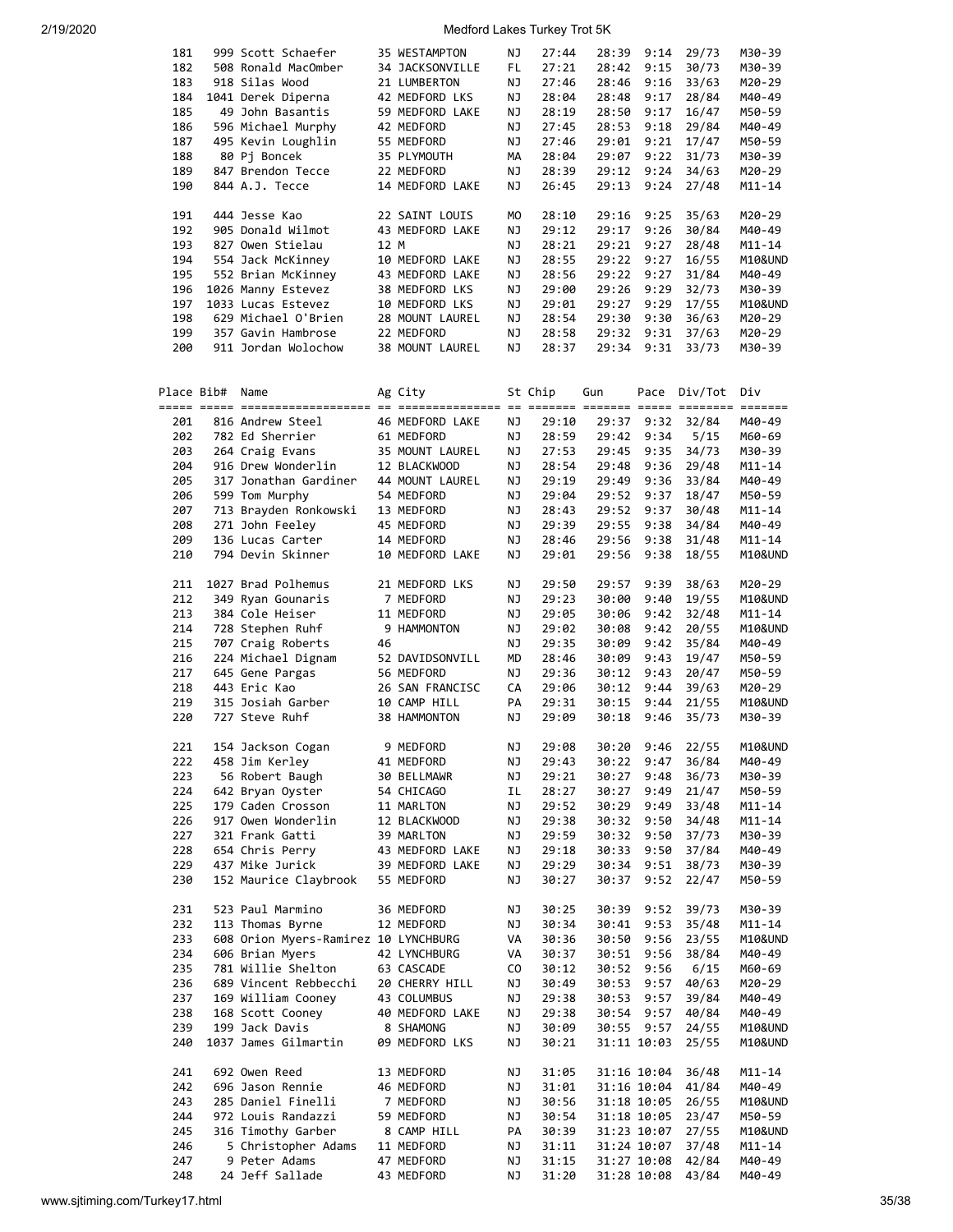| Place | Bib# | Name | Ag | City | St | Chip | Gun | Pace | Div/Tot | Div |
|---|---|---|---|---|---|---|---|---|---|---|
| 181 | 999 | Scott Schaefer | 35 | WESTAMPTON | NJ | 27:44 | 28:39 | 9:14 | 29/73 | M30-39 |
| 182 | 508 | Ronald MacOmber | 34 | JACKSONVILLE | FL | 27:21 | 28:42 | 9:15 | 30/73 | M30-39 |
| 183 | 918 | Silas Wood | 21 | LUMBERTON | NJ | 27:46 | 28:46 | 9:16 | 33/63 | M20-29 |
| 184 | 1041 | Derek Diperna | 42 | MEDFORD LKS | NJ | 28:04 | 28:48 | 9:17 | 28/84 | M40-49 |
| 185 | 49 | John Basantis | 59 | MEDFORD LAKE | NJ | 28:19 | 28:50 | 9:17 | 16/47 | M50-59 |
| 186 | 596 | Michael Murphy | 42 | MEDFORD | NJ | 27:45 | 28:53 | 9:18 | 29/84 | M40-49 |
| 187 | 495 | Kevin Loughlin | 55 | MEDFORD | NJ | 27:46 | 29:01 | 9:21 | 17/47 | M50-59 |
| 188 | 80 | Pj Boncek | 35 | PLYMOUTH | MA | 28:04 | 29:07 | 9:22 | 31/73 | M30-39 |
| 189 | 847 | Brendon Tecce | 22 | MEDFORD | NJ | 28:39 | 29:12 | 9:24 | 34/63 | M20-29 |
| 190 | 844 | A.J. Tecce | 14 | MEDFORD LAKE | NJ | 26:45 | 29:13 | 9:24 | 27/48 | M11-14 |
| 191 | 444 | Jesse Kao | 22 | SAINT LOUIS | MO | 28:10 | 29:16 | 9:25 | 35/63 | M20-29 |
| 192 | 905 | Donald Wilmot | 43 | MEDFORD LAKE | NJ | 29:12 | 29:17 | 9:26 | 30/84 | M40-49 |
| 193 | 827 | Owen Stielau | 12 | M | NJ | 28:21 | 29:21 | 9:27 | 28/48 | M11-14 |
| 194 | 554 | Jack McKinney | 10 | MEDFORD LAKE | NJ | 28:55 | 29:22 | 9:27 | 16/55 | M10&UND |
| 195 | 552 | Brian McKinney | 43 | MEDFORD LAKE | NJ | 28:56 | 29:22 | 9:27 | 31/84 | M40-49 |
| 196 | 1026 | Manny Estevez | 38 | MEDFORD LKS | NJ | 29:00 | 29:26 | 9:29 | 32/73 | M30-39 |
| 197 | 1033 | Lucas Estevez | 10 | MEDFORD LKS | NJ | 29:01 | 29:27 | 9:29 | 17/55 | M10&UND |
| 198 | 629 | Michael O'Brien | 28 | MOUNT LAUREL | NJ | 28:54 | 29:30 | 9:30 | 36/63 | M20-29 |
| 199 | 357 | Gavin Hambrose | 22 | MEDFORD | NJ | 28:58 | 29:32 | 9:31 | 37/63 | M20-29 |
| 200 | 911 | Jordan Wolochow | 38 | MOUNT LAUREL | NJ | 28:37 | 29:34 | 9:31 | 33/73 | M30-39 |

| Place | Bib# | Name | Ag | City | St | Chip | Gun | Pace | Div/Tot | Div |
|---|---|---|---|---|---|---|---|---|---|---|
| 201 | 816 | Andrew Steel | 46 | MEDFORD LAKE | NJ | 29:10 | 29:37 | 9:32 | 32/84 | M40-49 |
| 202 | 782 | Ed Sherrier | 61 | MEDFORD | NJ | 28:59 | 29:42 | 9:34 | 5/15 | M60-69 |
| 203 | 264 | Craig Evans | 35 | MOUNT LAUREL | NJ | 27:53 | 29:45 | 9:35 | 34/73 | M30-39 |
| 204 | 916 | Drew Wonderlin | 12 | BLACKWOOD | NJ | 28:54 | 29:48 | 9:36 | 29/48 | M11-14 |
| 205 | 317 | Jonathan Gardiner | 44 | MOUNT LAUREL | NJ | 29:19 | 29:49 | 9:36 | 33/84 | M40-49 |
| 206 | 599 | Tom Murphy | 54 | MEDFORD | NJ | 29:04 | 29:52 | 9:37 | 18/47 | M50-59 |
| 207 | 713 | Brayden Ronkowski | 13 | MEDFORD | NJ | 28:43 | 29:52 | 9:37 | 30/48 | M11-14 |
| 208 | 271 | John Feeley | 45 | MEDFORD | NJ | 29:39 | 29:55 | 9:38 | 34/84 | M40-49 |
| 209 | 136 | Lucas Carter | 14 | MEDFORD | NJ | 28:46 | 29:56 | 9:38 | 31/48 | M11-14 |
| 210 | 794 | Devin Skinner | 10 | MEDFORD LAKE | NJ | 29:01 | 29:56 | 9:38 | 18/55 | M10&UND |
| 211 | 1027 | Brad Polhemus | 21 | MEDFORD LKS | NJ | 29:50 | 29:57 | 9:39 | 38/63 | M20-29 |
| 212 | 349 | Ryan Gounaris | 7 | MEDFORD | NJ | 29:23 | 30:00 | 9:40 | 19/55 | M10&UND |
| 213 | 384 | Cole Heiser | 11 | MEDFORD | NJ | 29:05 | 30:06 | 9:42 | 32/48 | M11-14 |
| 214 | 728 | Stephen Ruhf | 9 | HAMMONTON | NJ | 29:02 | 30:08 | 9:42 | 20/55 | M10&UND |
| 215 | 707 | Craig Roberts | 46 | | NJ | 29:35 | 30:09 | 9:42 | 35/84 | M40-49 |
| 216 | 224 | Michael Dignam | 52 | DAVIDSONVILL | MD | 28:46 | 30:09 | 9:43 | 19/47 | M50-59 |
| 217 | 645 | Gene Pargas | 56 | MEDFORD | NJ | 29:36 | 30:12 | 9:43 | 20/47 | M50-59 |
| 218 | 443 | Eric Kao | 26 | SAN FRANCISC | CA | 29:06 | 30:12 | 9:44 | 39/63 | M20-29 |
| 219 | 315 | Josiah Garber | 10 | CAMP HILL | PA | 29:31 | 30:15 | 9:44 | 21/55 | M10&UND |
| 220 | 727 | Steve Ruhf | 38 | HAMMONTON | NJ | 29:09 | 30:18 | 9:46 | 35/73 | M30-39 |
| 221 | 154 | Jackson Cogan | 9 | MEDFORD | NJ | 29:08 | 30:20 | 9:46 | 22/55 | M10&UND |
| 222 | 458 | Jim Kerley | 41 | MEDFORD | NJ | 29:43 | 30:22 | 9:47 | 36/84 | M40-49 |
| 223 | 56 | Robert Baugh | 30 | BELLMAWR | NJ | 29:21 | 30:27 | 9:48 | 36/73 | M30-39 |
| 224 | 642 | Bryan Oyster | 54 | CHICAGO | IL | 28:27 | 30:27 | 9:49 | 21/47 | M50-59 |
| 225 | 179 | Caden Crosson | 11 | MARLTON | NJ | 29:52 | 30:29 | 9:49 | 33/48 | M11-14 |
| 226 | 917 | Owen Wonderlin | 12 | BLACKWOOD | NJ | 29:38 | 30:32 | 9:50 | 34/48 | M11-14 |
| 227 | 321 | Frank Gatti | 39 | MARLTON | NJ | 29:59 | 30:32 | 9:50 | 37/73 | M30-39 |
| 228 | 654 | Chris Perry | 43 | MEDFORD LAKE | NJ | 29:18 | 30:33 | 9:50 | 37/84 | M40-49 |
| 229 | 437 | Mike Jurick | 39 | MEDFORD LAKE | NJ | 29:29 | 30:34 | 9:51 | 38/73 | M30-39 |
| 230 | 152 | Maurice Claybrook | 55 | MEDFORD | NJ | 30:27 | 30:37 | 9:52 | 22/47 | M50-59 |
| 231 | 523 | Paul Marmino | 36 | MEDFORD | NJ | 30:25 | 30:39 | 9:52 | 39/73 | M30-39 |
| 232 | 113 | Thomas Byrne | 12 | MEDFORD | NJ | 30:34 | 30:41 | 9:53 | 35/48 | M11-14 |
| 233 | 608 | Orion Myers-Ramirez | 10 | LYNCHBURG | VA | 30:36 | 30:50 | 9:56 | 23/55 | M10&UND |
| 234 | 606 | Brian Myers | 42 | LYNCHBURG | VA | 30:37 | 30:51 | 9:56 | 38/84 | M40-49 |
| 235 | 781 | Willie Shelton | 63 | CASCADE | CO | 30:12 | 30:52 | 9:56 | 6/15 | M60-69 |
| 236 | 689 | Vincent Rebbecchi | 20 | CHERRY HILL | NJ | 30:49 | 30:53 | 9:57 | 40/63 | M20-29 |
| 237 | 169 | William Cooney | 43 | COLUMBUS | NJ | 29:38 | 30:53 | 9:57 | 39/84 | M40-49 |
| 238 | 168 | Scott Cooney | 40 | MEDFORD LAKE | NJ | 29:38 | 30:54 | 9:57 | 40/84 | M40-49 |
| 239 | 199 | Jack Davis | 8 | SHAMONG | NJ | 30:09 | 30:55 | 9:57 | 24/55 | M10&UND |
| 240 | 1037 | James Gilmartin | 09 | MEDFORD LKS | NJ | 30:21 | 31:11 | 10:03 | 25/55 | M10&UND |
| 241 | 692 | Owen Reed | 13 | MEDFORD | NJ | 31:05 | 31:16 | 10:04 | 36/48 | M11-14 |
| 242 | 696 | Jason Rennie | 46 | MEDFORD | NJ | 31:01 | 31:16 | 10:04 | 41/84 | M40-49 |
| 243 | 285 | Daniel Finelli | 7 | MEDFORD | NJ | 30:56 | 31:18 | 10:05 | 26/55 | M10&UND |
| 244 | 972 | Louis Randazzi | 59 | MEDFORD | NJ | 30:54 | 31:18 | 10:05 | 23/47 | M50-59 |
| 245 | 316 | Timothy Garber | 8 | CAMP HILL | PA | 30:39 | 31:23 | 10:07 | 27/55 | M10&UND |
| 246 | 5 | Christopher Adams | 11 | MEDFORD | NJ | 31:11 | 31:24 | 10:07 | 37/48 | M11-14 |
| 247 | 9 | Peter Adams | 47 | MEDFORD | NJ | 31:15 | 31:27 | 10:08 | 42/84 | M40-49 |
| 248 | 24 | Jeff Sallade | 43 | MEDFORD | NJ | 31:20 | 31:28 | 10:08 | 43/84 | M40-49 |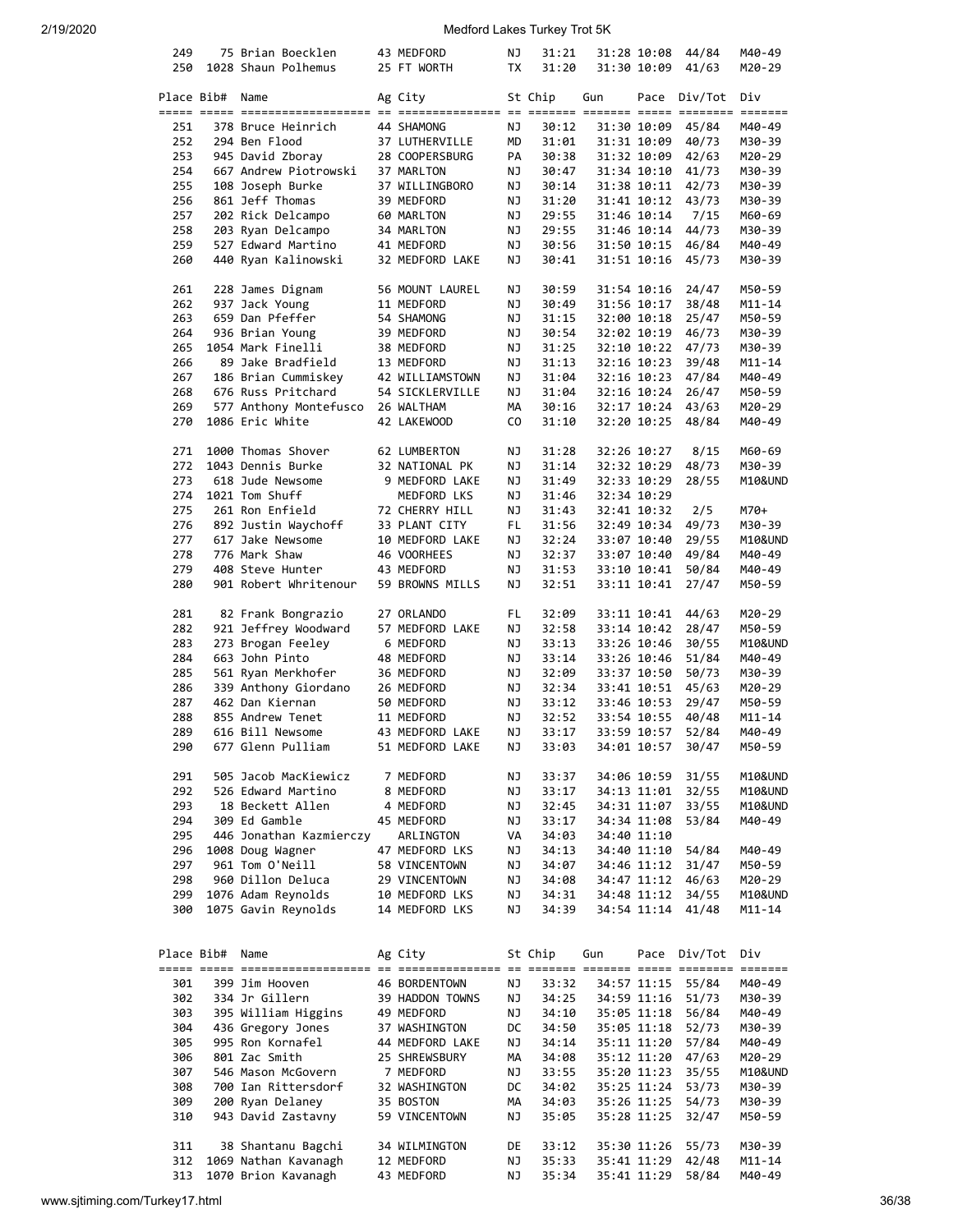| Place | Bib# | Name | Ag | City | St | Chip | Gun | Pace | Div/Tot | Div |
|---|---|---|---|---|---|---|---|---|---|---|
| 249 | 75 | Brian Boecklen | 43 | MEDFORD | NJ | 31:21 | 31:28 | 10:08 | 44/84 | M40-49 |
| 250 | 1028 | Shaun Polhemus | 25 | FT WORTH | TX | 31:20 | 31:30 | 10:09 | 41/63 | M20-29 |

| Place | Bib# | Name | Ag | City | St | Chip | Gun | Pace | Div/Tot | Div |
|---|---|---|---|---|---|---|---|---|---|---|
| 251 | 378 | Bruce Heinrich | 44 | SHAMONG | NJ | 30:12 | 31:30 | 10:09 | 45/84 | M40-49 |
| 252 | 294 | Ben Flood | 37 | LUTHERVILLE | MD | 31:01 | 31:31 | 10:09 | 40/73 | M30-39 |
| 253 | 945 | David Zboray | 28 | COOPERSBURG | PA | 30:38 | 31:32 | 10:09 | 42/63 | M20-29 |
| 254 | 667 | Andrew Piotrowski | 37 | MARLTON | NJ | 30:47 | 31:34 | 10:10 | 41/73 | M30-39 |
| 255 | 108 | Joseph Burke | 37 | WILLINGBORO | NJ | 30:14 | 31:38 | 10:11 | 42/73 | M30-39 |
| 256 | 861 | Jeff Thomas | 39 | MEDFORD | NJ | 31:20 | 31:41 | 10:12 | 43/73 | M30-39 |
| 257 | 202 | Rick Delcampo | 60 | MARLTON | NJ | 29:55 | 31:46 | 10:14 | 7/15 | M60-69 |
| 258 | 203 | Ryan Delcampo | 34 | MARLTON | NJ | 29:55 | 31:46 | 10:14 | 44/73 | M30-39 |
| 259 | 527 | Edward Martino | 41 | MEDFORD | NJ | 30:56 | 31:50 | 10:15 | 46/84 | M40-49 |
| 260 | 440 | Ryan Kalinowski | 32 | MEDFORD LAKE | NJ | 30:41 | 31:51 | 10:16 | 45/73 | M30-39 |
| 261 | 228 | James Dignam | 56 | MOUNT LAUREL | NJ | 30:59 | 31:54 | 10:16 | 24/47 | M50-59 |
| 262 | 937 | Jack Young | 11 | MEDFORD | NJ | 30:49 | 31:56 | 10:17 | 38/48 | M11-14 |
| 263 | 659 | Dan Pfeffer | 54 | SHAMONG | NJ | 31:15 | 32:00 | 10:18 | 25/47 | M50-59 |
| 264 | 936 | Brian Young | 39 | MEDFORD | NJ | 30:54 | 32:02 | 10:19 | 46/73 | M30-39 |
| 265 | 1054 | Mark Finelli | 38 | MEDFORD | NJ | 31:25 | 32:10 | 10:22 | 47/73 | M30-39 |
| 266 | 89 | Jake Bradfield | 13 | MEDFORD | NJ | 31:13 | 32:16 | 10:23 | 39/48 | M11-14 |
| 267 | 186 | Brian Cummiskey | 42 | WILLIAMSTOWN | NJ | 31:04 | 32:16 | 10:23 | 47/84 | M40-49 |
| 268 | 676 | Russ Pritchard | 54 | SICKLERVILLE | NJ | 31:04 | 32:16 | 10:24 | 26/47 | M50-59 |
| 269 | 577 | Anthony Montefusco | 26 | WALTHAM | MA | 30:16 | 32:17 | 10:24 | 43/63 | M20-29 |
| 270 | 1086 | Eric White | 42 | LAKEWOOD | CO | 31:10 | 32:20 | 10:25 | 48/84 | M40-49 |
| 271 | 1000 | Thomas Shover | 62 | LUMBERTON | NJ | 31:28 | 32:26 | 10:27 | 8/15 | M60-69 |
| 272 | 1043 | Dennis Burke | 32 | NATIONAL PK | NJ | 31:14 | 32:32 | 10:29 | 48/73 | M30-39 |
| 273 | 618 | Jude Newsome | 9 | MEDFORD LAKE | NJ | 31:49 | 32:33 | 10:29 | 28/55 | M10&UND |
| 274 | 1021 | Tom Shuff | | MEDFORD LKS | NJ | 31:46 | 32:34 | 10:29 | | |
| 275 | 261 | Ron Enfield | 72 | CHERRY HILL | NJ | 31:43 | 32:41 | 10:32 | 2/5 | M70+ |
| 276 | 892 | Justin Waychoff | 33 | PLANT CITY | FL | 31:56 | 32:49 | 10:34 | 49/73 | M30-39 |
| 277 | 617 | Jake Newsome | 10 | MEDFORD LAKE | NJ | 32:24 | 33:07 | 10:40 | 29/55 | M10&UND |
| 278 | 776 | Mark Shaw | 46 | VOORHEES | NJ | 32:37 | 33:07 | 10:40 | 49/84 | M40-49 |
| 279 | 408 | Steve Hunter | 43 | MEDFORD | NJ | 31:53 | 33:10 | 10:41 | 50/84 | M40-49 |
| 280 | 901 | Robert Whritenour | 59 | BROWNS MILLS | NJ | 32:51 | 33:11 | 10:41 | 27/47 | M50-59 |
| 281 | 82 | Frank Bongrazio | 27 | ORLANDO | FL | 32:09 | 33:11 | 10:41 | 44/63 | M20-29 |
| 282 | 921 | Jeffrey Woodward | 57 | MEDFORD LAKE | NJ | 32:58 | 33:14 | 10:42 | 28/47 | M50-59 |
| 283 | 273 | Brogan Feeley | 6 | MEDFORD | NJ | 33:13 | 33:26 | 10:46 | 30/55 | M10&UND |
| 284 | 663 | John Pinto | 48 | MEDFORD | NJ | 33:14 | 33:26 | 10:46 | 51/84 | M40-49 |
| 285 | 561 | Ryan Merkhofer | 36 | MEDFORD | NJ | 32:09 | 33:37 | 10:50 | 50/73 | M30-39 |
| 286 | 339 | Anthony Giordano | 26 | MEDFORD | NJ | 32:34 | 33:41 | 10:51 | 45/63 | M20-29 |
| 287 | 462 | Dan Kiernan | 50 | MEDFORD | NJ | 33:12 | 33:46 | 10:53 | 29/47 | M50-59 |
| 288 | 855 | Andrew Tenet | 11 | MEDFORD | NJ | 32:52 | 33:54 | 10:55 | 40/48 | M11-14 |
| 289 | 616 | Bill Newsome | 43 | MEDFORD LAKE | NJ | 33:17 | 33:59 | 10:57 | 52/84 | M40-49 |
| 290 | 677 | Glenn Pulliam | 51 | MEDFORD LAKE | NJ | 33:03 | 34:01 | 10:57 | 30/47 | M50-59 |
| 291 | 505 | Jacob MacKiewicz | 7 | MEDFORD | NJ | 33:37 | 34:06 | 10:59 | 31/55 | M10&UND |
| 292 | 526 | Edward Martino | 8 | MEDFORD | NJ | 33:17 | 34:13 | 11:01 | 32/55 | M10&UND |
| 293 | 18 | Beckett Allen | 4 | MEDFORD | NJ | 32:45 | 34:31 | 11:07 | 33/55 | M10&UND |
| 294 | 309 | Ed Gamble | 45 | MEDFORD | NJ | 33:17 | 34:34 | 11:08 | 53/84 | M40-49 |
| 295 | 446 | Jonathan Kazmierczy | | ARLINGTON | VA | 34:03 | 34:40 | 11:10 | | |
| 296 | 1008 | Doug Wagner | 47 | MEDFORD LKS | NJ | 34:13 | 34:40 | 11:10 | 54/84 | M40-49 |
| 297 | 961 | Tom O'Neill | 58 | VINCENTOWN | NJ | 34:07 | 34:46 | 11:12 | 31/47 | M50-59 |
| 298 | 960 | Dillon Deluca | 29 | VINCENTOWN | NJ | 34:08 | 34:47 | 11:12 | 46/63 | M20-29 |
| 299 | 1076 | Adam Reynolds | 10 | MEDFORD LKS | NJ | 34:31 | 34:48 | 11:12 | 34/55 | M10&UND |
| 300 | 1075 | Gavin Reynolds | 14 | MEDFORD LKS | NJ | 34:39 | 34:54 | 11:14 | 41/48 | M11-14 |

| Place | Bib# | Name | Ag | City | St | Chip | Gun | Pace | Div/Tot | Div |
|---|---|---|---|---|---|---|---|---|---|---|
| 301 | 399 | Jim Hooven | 46 | BORDENTOWN | NJ | 33:32 | 34:57 | 11:15 | 55/84 | M40-49 |
| 302 | 334 | Jr Gillern | 39 | HADDON TOWNS | NJ | 34:25 | 34:59 | 11:16 | 51/73 | M30-39 |
| 303 | 395 | William Higgins | 49 | MEDFORD | NJ | 34:10 | 35:05 | 11:18 | 56/84 | M40-49 |
| 304 | 436 | Gregory Jones | 37 | WASHINGTON | DC | 34:50 | 35:05 | 11:18 | 52/73 | M30-39 |
| 305 | 995 | Ron Kornafel | 44 | MEDFORD LAKE | NJ | 34:14 | 35:11 | 11:20 | 57/84 | M40-49 |
| 306 | 801 | Zac Smith | 25 | SHREWSBURY | MA | 34:08 | 35:12 | 11:20 | 47/63 | M20-29 |
| 307 | 546 | Mason McGovern | 7 | MEDFORD | NJ | 33:55 | 35:20 | 11:23 | 35/55 | M10&UND |
| 308 | 700 | Ian Rittersdorf | 32 | WASHINGTON | DC | 34:02 | 35:25 | 11:24 | 53/73 | M30-39 |
| 309 | 200 | Ryan Delaney | 35 | BOSTON | MA | 34:03 | 35:26 | 11:25 | 54/73 | M30-39 |
| 310 | 943 | David Zastavny | 59 | VINCENTOWN | NJ | 35:05 | 35:28 | 11:25 | 32/47 | M50-59 |
| 311 | 38 | Shantanu Bagchi | 34 | WILMINGTON | DE | 33:12 | 35:30 | 11:26 | 55/73 | M30-39 |
| 312 | 1069 | Nathan Kavanagh | 12 | MEDFORD | NJ | 35:33 | 35:41 | 11:29 | 42/48 | M11-14 |
| 313 | 1070 | Brion Kavanagh | 43 | MEDFORD | NJ | 35:34 | 35:41 | 11:29 | 58/84 | M40-49 |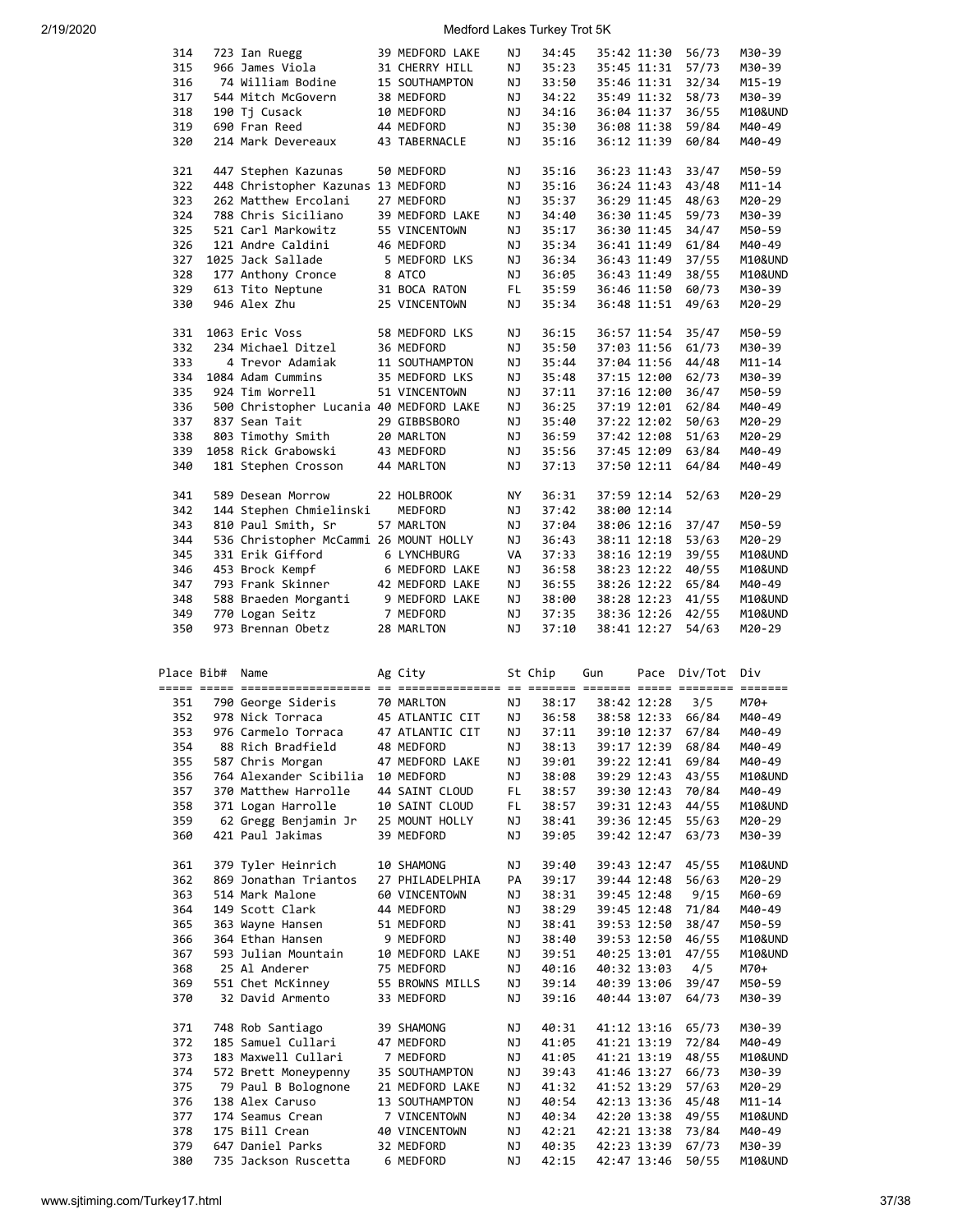| Place | Bib# | Name | Ag | City | St | Chip | Gun | Pace | Div/Tot | Div |
|---|---|---|---|---|---|---|---|---|---|---|
| 314 | 723 | Ian Ruegg | 39 | MEDFORD LAKE | NJ | 34:45 | 35:42 | 11:30 | 56/73 | M30-39 |
| 315 | 966 | James Viola | 31 | CHERRY HILL | NJ | 35:23 | 35:45 | 11:31 | 57/73 | M30-39 |
| 316 | 74 | William Bodine | 15 | SOUTHAMPTON | NJ | 33:50 | 35:46 | 11:31 | 32/34 | M15-19 |
| 317 | 544 | Mitch McGovern | 38 | MEDFORD | NJ | 34:22 | 35:49 | 11:32 | 58/73 | M30-39 |
| 318 | 190 | Tj Cusack | 10 | MEDFORD | NJ | 34:16 | 36:04 | 11:37 | 36/55 | M10&UND |
| 319 | 690 | Fran Reed | 44 | MEDFORD | NJ | 35:30 | 36:08 | 11:38 | 59/84 | M40-49 |
| 320 | 214 | Mark Devereaux | 43 | TABERNACLE | NJ | 35:16 | 36:12 | 11:39 | 60/84 | M40-49 |
| 321 | 447 | Stephen Kazunas | 50 | MEDFORD | NJ | 35:16 | 36:23 | 11:43 | 33/47 | M50-59 |
| 322 | 448 | Christopher Kazunas | 13 | MEDFORD | NJ | 35:16 | 36:24 | 11:43 | 43/48 | M11-14 |
| 323 | 262 | Matthew Ercolani | 27 | MEDFORD | NJ | 35:37 | 36:29 | 11:45 | 48/63 | M20-29 |
| 324 | 788 | Chris Siciliano | 39 | MEDFORD LAKE | NJ | 34:40 | 36:30 | 11:45 | 59/73 | M30-39 |
| 325 | 521 | Carl Markowitz | 55 | VINCENTOWN | NJ | 35:17 | 36:30 | 11:45 | 34/47 | M50-59 |
| 326 | 121 | Andre Caldini | 46 | MEDFORD | NJ | 35:34 | 36:41 | 11:49 | 61/84 | M40-49 |
| 327 | 1025 | Jack Sallade | 5 | MEDFORD LKS | NJ | 36:34 | 36:43 | 11:49 | 37/55 | M10&UND |
| 328 | 177 | Anthony Cronce | 8 | ATCO | NJ | 36:05 | 36:43 | 11:49 | 38/55 | M10&UND |
| 329 | 613 | Tito Neptune | 31 | BOCA RATON | FL | 35:59 | 36:46 | 11:50 | 60/73 | M30-39 |
| 330 | 946 | Alex Zhu | 25 | VINCENTOWN | NJ | 35:34 | 36:48 | 11:51 | 49/63 | M20-29 |
| 331 | 1063 | Eric Voss | 58 | MEDFORD LKS | NJ | 36:15 | 36:57 | 11:54 | 35/47 | M50-59 |
| 332 | 234 | Michael Ditzel | 36 | MEDFORD | NJ | 35:50 | 37:03 | 11:56 | 61/73 | M30-39 |
| 333 | 4 | Trevor Adamiak | 11 | SOUTHAMPTON | NJ | 35:44 | 37:04 | 11:56 | 44/48 | M11-14 |
| 334 | 1084 | Adam Cummins | 35 | MEDFORD LKS | NJ | 35:48 | 37:15 | 12:00 | 62/73 | M30-39 |
| 335 | 924 | Tim Worrell | 51 | VINCENTOWN | NJ | 37:11 | 37:16 | 12:00 | 36/47 | M50-59 |
| 336 | 500 | Christopher Lucania | 40 | MEDFORD LAKE | NJ | 36:25 | 37:19 | 12:01 | 62/84 | M40-49 |
| 337 | 837 | Sean Tait | 29 | GIBBSBORO | NJ | 35:40 | 37:22 | 12:02 | 50/63 | M20-29 |
| 338 | 803 | Timothy Smith | 20 | MARLTON | NJ | 36:59 | 37:42 | 12:08 | 51/63 | M20-29 |
| 339 | 1058 | Rick Grabowski | 43 | MEDFORD | NJ | 35:56 | 37:45 | 12:09 | 63/84 | M40-49 |
| 340 | 181 | Stephen Crosson | 44 | MARLTON | NJ | 37:13 | 37:50 | 12:11 | 64/84 | M40-49 |
| 341 | 589 | Desean Morrow | 22 | HOLBROOK | NY | 36:31 | 37:59 | 12:14 | 52/63 | M20-29 |
| 342 | 144 | Stephen Chmielinski | | MEDFORD | NJ | 37:42 | 38:00 | 12:14 | | |
| 343 | 810 | Paul Smith, Sr | 57 | MARLTON | NJ | 37:04 | 38:06 | 12:16 | 37/47 | M50-59 |
| 344 | 536 | Christopher McCammi | 26 | MOUNT HOLLY | NJ | 36:43 | 38:11 | 12:18 | 53/63 | M20-29 |
| 345 | 331 | Erik Gifford | 6 | LYNCHBURG | VA | 37:33 | 38:16 | 12:19 | 39/55 | M10&UND |
| 346 | 453 | Brock Kempf | 6 | MEDFORD LAKE | NJ | 36:58 | 38:23 | 12:22 | 40/55 | M10&UND |
| 347 | 793 | Frank Skinner | 42 | MEDFORD LAKE | NJ | 36:55 | 38:26 | 12:22 | 65/84 | M40-49 |
| 348 | 588 | Braeden Morganti | 9 | MEDFORD LAKE | NJ | 38:00 | 38:28 | 12:23 | 41/55 | M10&UND |
| 349 | 770 | Logan Seitz | 7 | MEDFORD | NJ | 37:35 | 38:36 | 12:26 | 42/55 | M10&UND |
| 350 | 973 | Brennan Obetz | 28 | MARLTON | NJ | 37:10 | 38:41 | 12:27 | 54/63 | M20-29 |
| 351 | 790 | George Sideris | 70 | MARLTON | NJ | 38:17 | 38:42 | 12:28 | 3/5 | M70+ |
| 352 | 978 | Nick Torraca | 45 | ATLANTIC CIT | NJ | 36:58 | 38:58 | 12:33 | 66/84 | M40-49 |
| 353 | 976 | Carmelo Torraca | 47 | ATLANTIC CIT | NJ | 37:11 | 39:10 | 12:37 | 67/84 | M40-49 |
| 354 | 88 | Rich Bradfield | 48 | MEDFORD | NJ | 38:13 | 39:17 | 12:39 | 68/84 | M40-49 |
| 355 | 587 | Chris Morgan | 47 | MEDFORD LAKE | NJ | 39:01 | 39:22 | 12:41 | 69/84 | M40-49 |
| 356 | 764 | Alexander Scibilia | 10 | MEDFORD | NJ | 38:08 | 39:29 | 12:43 | 43/55 | M10&UND |
| 357 | 370 | Matthew Harrolle | 44 | SAINT CLOUD | FL | 38:57 | 39:30 | 12:43 | 70/84 | M40-49 |
| 358 | 371 | Logan Harrolle | 10 | SAINT CLOUD | FL | 38:57 | 39:31 | 12:43 | 44/55 | M10&UND |
| 359 | 62 | Gregg Benjamin Jr | 25 | MOUNT HOLLY | NJ | 38:41 | 39:36 | 12:45 | 55/63 | M20-29 |
| 360 | 421 | Paul Jakimas | 39 | MEDFORD | NJ | 39:05 | 39:42 | 12:47 | 63/73 | M30-39 |
| 361 | 379 | Tyler Heinrich | 10 | SHAMONG | NJ | 39:40 | 39:43 | 12:47 | 45/55 | M10&UND |
| 362 | 869 | Jonathan Triantos | 27 | PHILADELPHIA | PA | 39:17 | 39:44 | 12:48 | 56/63 | M20-29 |
| 363 | 514 | Mark Malone | 60 | VINCENTOWN | NJ | 38:31 | 39:45 | 12:48 | 9/15 | M60-69 |
| 364 | 149 | Scott Clark | 44 | MEDFORD | NJ | 38:29 | 39:45 | 12:48 | 71/84 | M40-49 |
| 365 | 363 | Wayne Hansen | 51 | MEDFORD | NJ | 38:41 | 39:53 | 12:50 | 38/47 | M50-59 |
| 366 | 364 | Ethan Hansen | 9 | MEDFORD | NJ | 38:40 | 39:53 | 12:50 | 46/55 | M10&UND |
| 367 | 593 | Julian Mountain | 10 | MEDFORD LAKE | NJ | 39:51 | 40:25 | 13:01 | 47/55 | M10&UND |
| 368 | 25 | Al Anderer | 75 | MEDFORD | NJ | 40:16 | 40:32 | 13:03 | 4/5 | M70+ |
| 369 | 551 | Chet McKinney | 55 | BROWNS MILLS | NJ | 39:14 | 40:39 | 13:06 | 39/47 | M50-59 |
| 370 | 32 | David Armento | 33 | MEDFORD | NJ | 39:16 | 40:44 | 13:07 | 64/73 | M30-39 |
| 371 | 748 | Rob Santiago | 39 | SHAMONG | NJ | 40:31 | 41:12 | 13:16 | 65/73 | M30-39 |
| 372 | 185 | Samuel Cullari | 47 | MEDFORD | NJ | 41:05 | 41:21 | 13:19 | 72/84 | M40-49 |
| 373 | 183 | Maxwell Cullari | 7 | MEDFORD | NJ | 41:05 | 41:21 | 13:19 | 48/55 | M10&UND |
| 374 | 572 | Brett Moneypenny | 35 | SOUTHAMPTON | NJ | 39:43 | 41:46 | 13:27 | 66/73 | M30-39 |
| 375 | 79 | Paul B Bolognone | 21 | MEDFORD LAKE | NJ | 41:32 | 41:52 | 13:29 | 57/63 | M20-29 |
| 376 | 138 | Alex Caruso | 13 | SOUTHAMPTON | NJ | 40:54 | 42:13 | 13:36 | 45/48 | M11-14 |
| 377 | 174 | Seamus Crean | 7 | VINCENTOWN | NJ | 40:34 | 42:20 | 13:38 | 49/55 | M10&UND |
| 378 | 175 | Bill Crean | 40 | VINCENTOWN | NJ | 42:21 | 42:21 | 13:38 | 73/84 | M40-49 |
| 379 | 647 | Daniel Parks | 32 | MEDFORD | NJ | 40:35 | 42:23 | 13:39 | 67/73 | M30-39 |
| 380 | 735 | Jackson Ruscetta | 6 | MEDFORD | NJ | 42:15 | 42:47 | 13:46 | 50/55 | M10&UND |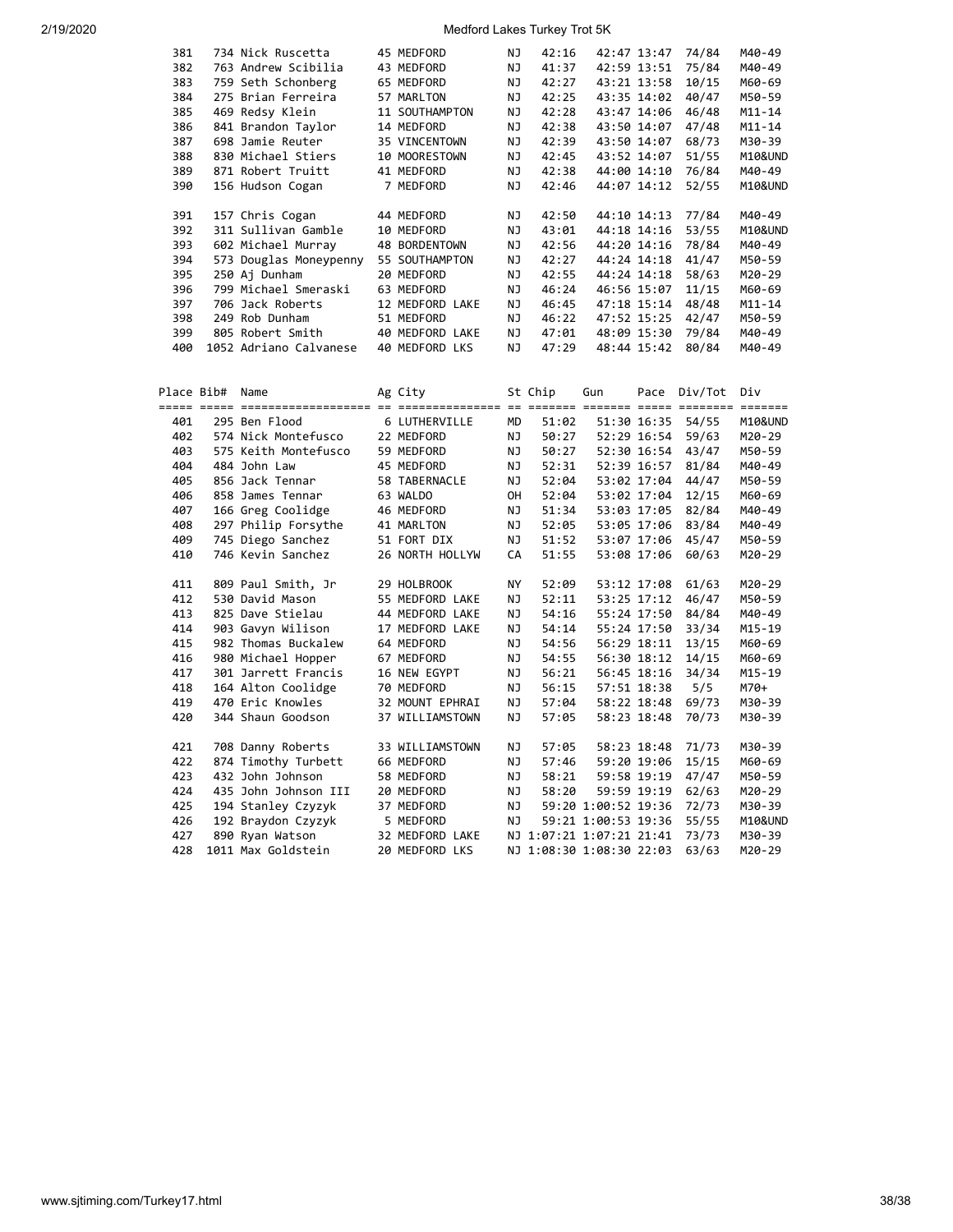| Place | Bib# | Name | Ag | City | St | Chip | Gun | Pace | Div/Tot | Div |
|---|---|---|---|---|---|---|---|---|---|---|
| 381 | 734 | Nick Ruscetta | 45 | MEDFORD | NJ | 42:16 | 42:47 | 13:47 | 74/84 | M40-49 |
| 382 | 763 | Andrew Scibilia | 43 | MEDFORD | NJ | 41:37 | 42:59 | 13:51 | 75/84 | M40-49 |
| 383 | 759 | Seth Schonberg | 65 | MEDFORD | NJ | 42:27 | 43:21 | 13:58 | 10/15 | M60-69 |
| 384 | 275 | Brian Ferreira | 57 | MARLTON | NJ | 42:25 | 43:35 | 14:02 | 40/47 | M50-59 |
| 385 | 469 | Redsy Klein | 11 | SOUTHAMPTON | NJ | 42:28 | 43:47 | 14:06 | 46/48 | M11-14 |
| 386 | 841 | Brandon Taylor | 14 | MEDFORD | NJ | 42:38 | 43:50 | 14:07 | 47/48 | M11-14 |
| 387 | 698 | Jamie Reuter | 35 | VINCENTOWN | NJ | 42:39 | 43:50 | 14:07 | 68/73 | M30-39 |
| 388 | 830 | Michael Stiers | 10 | MOORESTOWN | NJ | 42:45 | 43:52 | 14:07 | 51/55 | M10&UND |
| 389 | 871 | Robert Truitt | 41 | MEDFORD | NJ | 42:38 | 44:00 | 14:10 | 76/84 | M40-49 |
| 390 | 156 | Hudson Cogan | 7 | MEDFORD | NJ | 42:46 | 44:07 | 14:12 | 52/55 | M10&UND |
| 391 | 157 | Chris Cogan | 44 | MEDFORD | NJ | 42:50 | 44:10 | 14:13 | 77/84 | M40-49 |
| 392 | 311 | Sullivan Gamble | 10 | MEDFORD | NJ | 43:01 | 44:18 | 14:16 | 53/55 | M10&UND |
| 393 | 602 | Michael Murray | 48 | BORDENTOWN | NJ | 42:56 | 44:20 | 14:16 | 78/84 | M40-49 |
| 394 | 573 | Douglas Moneypenny | 55 | SOUTHAMPTON | NJ | 42:27 | 44:24 | 14:18 | 41/47 | M50-59 |
| 395 | 250 | Aj Dunham | 20 | MEDFORD | NJ | 42:55 | 44:24 | 14:18 | 58/63 | M20-29 |
| 396 | 799 | Michael Smeraski | 63 | MEDFORD | NJ | 46:24 | 46:56 | 15:07 | 11/15 | M60-69 |
| 397 | 706 | Jack Roberts | 12 | MEDFORD LAKE | NJ | 46:45 | 47:18 | 15:14 | 48/48 | M11-14 |
| 398 | 249 | Rob Dunham | 51 | MEDFORD | NJ | 46:22 | 47:52 | 15:25 | 42/47 | M50-59 |
| 399 | 805 | Robert Smith | 40 | MEDFORD LAKE | NJ | 47:01 | 48:09 | 15:30 | 79/84 | M40-49 |
| 400 | 1052 | Adriano Calvanese | 40 | MEDFORD LKS | NJ | 47:29 | 48:44 | 15:42 | 80/84 | M40-49 |
| 401 | 295 | Ben Flood | 6 | LUTHERVILLE | MD | 51:02 | 51:30 | 16:35 | 54/55 | M10&UND |
| 402 | 574 | Nick Montefusco | 22 | MEDFORD | NJ | 50:27 | 52:29 | 16:54 | 59/63 | M20-29 |
| 403 | 575 | Keith Montefusco | 59 | MEDFORD | NJ | 50:27 | 52:30 | 16:54 | 43/47 | M50-59 |
| 404 | 484 | John Law | 45 | MEDFORD | NJ | 52:31 | 52:39 | 16:57 | 81/84 | M40-49 |
| 405 | 856 | Jack Tennar | 58 | TABERNACLE | NJ | 52:04 | 53:02 | 17:04 | 44/47 | M50-59 |
| 406 | 858 | James Tennar | 63 | WALDO | OH | 52:04 | 53:02 | 17:04 | 12/15 | M60-69 |
| 407 | 166 | Greg Coolidge | 46 | MEDFORD | NJ | 51:34 | 53:03 | 17:05 | 82/84 | M40-49 |
| 408 | 297 | Philip Forsythe | 41 | MARLTON | NJ | 52:05 | 53:05 | 17:06 | 83/84 | M40-49 |
| 409 | 745 | Diego Sanchez | 51 | FORT DIX | NJ | 51:52 | 53:07 | 17:06 | 45/47 | M50-59 |
| 410 | 746 | Kevin Sanchez | 26 | NORTH HOLLYW | CA | 51:55 | 53:08 | 17:06 | 60/63 | M20-29 |
| 411 | 809 | Paul Smith, Jr | 29 | HOLBROOK | NY | 52:09 | 53:12 | 17:08 | 61/63 | M20-29 |
| 412 | 530 | David Mason | 55 | MEDFORD LAKE | NJ | 52:11 | 53:25 | 17:12 | 46/47 | M50-59 |
| 413 | 825 | Dave Stielau | 44 | MEDFORD LAKE | NJ | 54:16 | 55:24 | 17:50 | 84/84 | M40-49 |
| 414 | 903 | Gavyn Wilison | 17 | MEDFORD LAKE | NJ | 54:14 | 55:24 | 17:50 | 33/34 | M15-19 |
| 415 | 982 | Thomas Buckalew | 64 | MEDFORD | NJ | 54:56 | 56:29 | 18:11 | 13/15 | M60-69 |
| 416 | 980 | Michael Hopper | 67 | MEDFORD | NJ | 54:55 | 56:30 | 18:12 | 14/15 | M60-69 |
| 417 | 301 | Jarrett Francis | 16 | NEW EGYPT | NJ | 56:21 | 56:45 | 18:16 | 34/34 | M15-19 |
| 418 | 164 | Alton Coolidge | 70 | MEDFORD | NJ | 56:15 | 57:51 | 18:38 | 5/5 | M70+ |
| 419 | 470 | Eric Knowles | 32 | MOUNT EPHRAI | NJ | 57:04 | 58:22 | 18:48 | 69/73 | M30-39 |
| 420 | 344 | Shaun Goodson | 37 | WILLIAMSTOWN | NJ | 57:05 | 58:23 | 18:48 | 70/73 | M30-39 |
| 421 | 708 | Danny Roberts | 33 | WILLIAMSTOWN | NJ | 57:05 | 58:23 | 18:48 | 71/73 | M30-39 |
| 422 | 874 | Timothy Turbett | 66 | MEDFORD | NJ | 57:46 | 59:20 | 19:06 | 15/15 | M60-69 |
| 423 | 432 | John Johnson | 58 | MEDFORD | NJ | 58:21 | 59:58 | 19:19 | 47/47 | M50-59 |
| 424 | 435 | John Johnson III | 20 | MEDFORD | NJ | 58:20 | 59:59 | 19:19 | 62/63 | M20-29 |
| 425 | 194 | Stanley Czyzyk | 37 | MEDFORD | NJ | 59:20 | 1:00:52 | 19:36 | 72/73 | M30-39 |
| 426 | 192 | Braydon Czyzyk | 5 | MEDFORD | NJ | 59:21 | 1:00:53 | 19:36 | 55/55 | M10&UND |
| 427 | 890 | Ryan Watson | 32 | MEDFORD LAKE | NJ | 1:07:21 | 1:07:21 | 21:41 | 73/73 | M30-39 |
| 428 | 1011 | Max Goldstein | 20 | MEDFORD LKS | NJ | 1:08:30 | 1:08:30 | 22:03 | 63/63 | M20-29 |